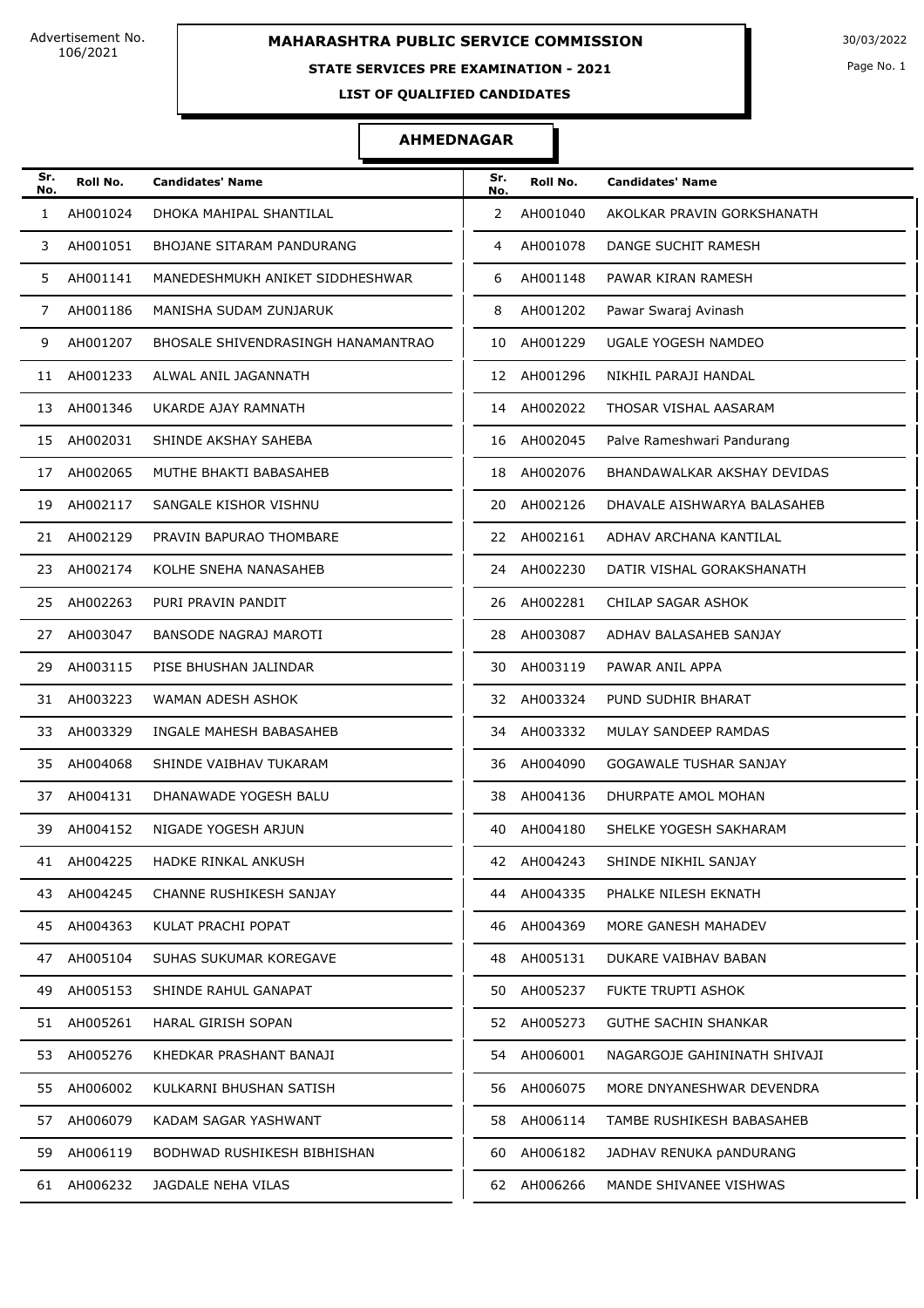Advertisement No. 106/2021

30/03/2022

# MAHARASHTRA PUBLIC SERVICE COMMISSION

**STATE SERVICES PRE EXAMINATION - 2021**

**LIST OF QUALIFIED CANDIDATES**

## AHMEDNAGAR

| Sr. No. | Roll No. | Candidates' Name | Sr. No. | Roll No. | Candidates' Name |
|---|---|---|---|---|---|
| 1 | AH001024 | DHOKA MAHIPAL SHANTILAL | 2 | AH001040 | AKOLKAR PRAVIN GORKSHANATH |
| 3 | AH001051 | BHOJANE SITARAM PANDURANG | 4 | AH001078 | DANGE SUCHIT RAMESH |
| 5 | AH001141 | MANEDESHMUKH ANIKET SIDDHESHWAR | 6 | AH001148 | PAWAR KIRAN RAMESH |
| 7 | AH001186 | MANISHA SUDAM ZUNJARUK | 8 | AH001202 | Pawar Swaraj Avinash |
| 9 | AH001207 | BHOSALE SHIVENDRASINGH HANAMANTRAO | 10 | AH001229 | UGALE YOGESH NAMDEO |
| 11 | AH001233 | ALWAL ANIL JAGANNATH | 12 | AH001296 | NIKHIL PARAJI HANDAL |
| 13 | AH001346 | UKARDE AJAY RAMNATH | 14 | AH002022 | THOSAR VISHAL AASARAM |
| 15 | AH002031 | SHINDE AKSHAY SAHEBA | 16 | AH002045 | Palve Rameshwari Pandurang |
| 17 | AH002065 | MUTHE BHAKTI BABASAHEB | 18 | AH002076 | BHANDAWALKAR AKSHAY DEVIDAS |
| 19 | AH002117 | SANGALE KISHOR VISHNU | 20 | AH002126 | DHAVALE AISHWARYA BALASAHEB |
| 21 | AH002129 | PRAVIN BAPURAO THOMBARE | 22 | AH002161 | ADHAV ARCHANA KANTILAL |
| 23 | AH002174 | KOLHE SNEHA NANASAHEB | 24 | AH002230 | DATIR VISHAL GORAKSHANATH |
| 25 | AH002263 | PURI PRAVIN PANDIT | 26 | AH002281 | CHILAP SAGAR ASHOK |
| 27 | AH003047 | BANSODE NAGRAJ MAROTI | 28 | AH003087 | ADHAV BALASAHEB SANJAY |
| 29 | AH003115 | PISE BHUSHAN JALINDAR | 30 | AH003119 | PAWAR ANIL APPA |
| 31 | AH003223 | WAMAN ADESH ASHOK | 32 | AH003324 | PUND SUDHIR BHARAT |
| 33 | AH003329 | INGALE MAHESH BABASAHEB | 34 | AH003332 | MULAY SANDEEP RAMDAS |
| 35 | AH004068 | SHINDE VAIBHAV TUKARAM | 36 | AH004090 | GOGAWALE TUSHAR SANJAY |
| 37 | AH004131 | DHANAWADE YOGESH BALU | 38 | AH004136 | DHURPATE AMOL MOHAN |
| 39 | AH004152 | NIGADE YOGESH ARJUN | 40 | AH004180 | SHELKE YOGESH SAKHARAM |
| 41 | AH004225 | HADKE RINKAL ANKUSH | 42 | AH004243 | SHINDE NIKHIL SANJAY |
| 43 | AH004245 | CHANNE RUSHIKESH SANJAY | 44 | AH004335 | PHALKE NILESH EKNATH |
| 45 | AH004363 | KULAT PRACHI POPAT | 46 | AH004369 | MORE GANESH MAHADEV |
| 47 | AH005104 | SUHAS SUKUMAR KOREGAVE | 48 | AH005131 | DUKARE VAIBHAV BABAN |
| 49 | AH005153 | SHINDE RAHUL GANAPAT | 50 | AH005237 | FUKTE TRUPTI ASHOK |
| 51 | AH005261 | HARAL GIRISH SOPAN | 52 | AH005273 | GUTHE SACHIN SHANKAR |
| 53 | AH005276 | KHEDKAR PRASHANT BANAJI | 54 | AH006001 | NAGARGOJE GAHININATH SHIVAJI |
| 55 | AH006002 | KULKARNI BHUSHAN SATISH | 56 | AH006075 | MORE DNYANESHWAR DEVENDRA |
| 57 | AH006079 | KADAM SAGAR YASHWANT | 58 | AH006114 | TAMBE RUSHIKESH BABASAHEB |
| 59 | AH006119 | BODHWAD RUSHIKESH BIBHISHAN | 60 | AH006182 | JADHAV RENUKA pANDURANG |
| 61 | AH006232 | JAGDALE NEHA VILAS | 62 | AH006266 | MANDE SHIVANEE VISHWAS |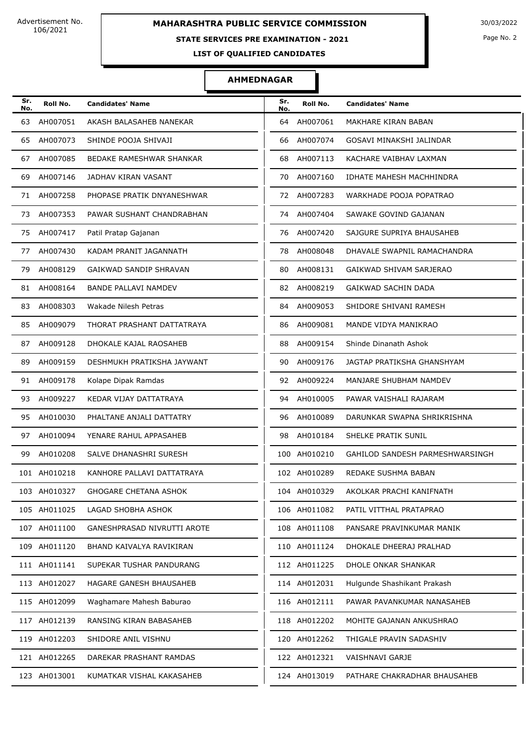Advertisement No. 106/2021

# MAHARASHTRA PUBLIC SERVICE COMMISSION

**STATE SERVICES PRE EXAMINATION - 2021**

**LIST OF QUALIFIED CANDIDATES**

30/03/2022

## AHMEDNAGAR

| Sr. No. | Roll No. | Candidates' Name | Sr. No. | Roll No. | Candidates' Name |
|---|---|---|---|---|---|
| 63 | AH007051 | AKASH BALASAHEB NANEKAR | 64 | AH007061 | MAKHARE KIRAN BABAN |
| 65 | AH007073 | SHINDE POOJA SHIVAJI | 66 | AH007074 | GOSAVI MINAKSHI JALINDAR |
| 67 | AH007085 | BEDAKE RAMESHWAR SHANKAR | 68 | AH007113 | KACHARE VAIBHAV LAXMAN |
| 69 | AH007146 | JADHAV KIRAN VASANT | 70 | AH007160 | IDHATE MAHESH MACHHINDRA |
| 71 | AH007258 | PHOPASE PRATIK DNYANESHWAR | 72 | AH007283 | WARKHADE POOJA POPATRAO |
| 73 | AH007353 | PAWAR SUSHANT CHANDRABHAN | 74 | AH007404 | SAWAKE GOVIND GAJANAN |
| 75 | AH007417 | Patil Pratap Gajanan | 76 | AH007420 | SAJGURE SUPRIYA BHAUSAHEB |
| 77 | AH007430 | KADAM PRANIT JAGANNATH | 78 | AH008048 | DHAVALE SWAPNIL RAMACHANDRA |
| 79 | AH008129 | GAIKWAD SANDIP SHRAVAN | 80 | AH008131 | GAIKWAD SHIVAM SARJERAO |
| 81 | AH008164 | BANDE PALLAVI NAMDEV | 82 | AH008219 | GAIKWAD SACHIN DADA |
| 83 | AH008303 | Wakade Nilesh Petras | 84 | AH009053 | SHIDORE SHIVANI RAMESH |
| 85 | AH009079 | THORAT PRASHANT DATTATRAYA | 86 | AH009081 | MANDE VIDYA MANIKRAO |
| 87 | AH009128 | DHOKALE KAJAL RAOSAHEB | 88 | AH009154 | Shinde Dinanath Ashok |
| 89 | AH009159 | DESHMUKH PRATIKSHA JAYWANT | 90 | AH009176 | JAGTAP PRATIKSHA GHANSHYAM |
| 91 | AH009178 | Kolape Dipak Ramdas | 92 | AH009224 | MANJARE SHUBHAM NAMDEV |
| 93 | AH009227 | KEDAR VIJAY DATTATRAYA | 94 | AH010005 | PAWAR VAISHALI RAJARAM |
| 95 | AH010030 | PHALTANE ANJALI DATTATRY | 96 | AH010089 | DARUNKAR SWAPNA SHRIKRISHNA |
| 97 | AH010094 | YENARE RAHUL APPASAHEB | 98 | AH010184 | SHELKE PRATIK SUNIL |
| 99 | AH010208 | SALVE DHANASHRI SURESH | 100 | AH010210 | GAHILOD SANDESH PARMESHWARSINGH |
| 101 | AH010218 | KANHORE PALLAVI DATTATRAYA | 102 | AH010289 | REDAKE SUSHMA BABAN |
| 103 | AH010327 | GHOGARE CHETANA ASHOK | 104 | AH010329 | AKOLKAR PRACHI KANIFNATH |
| 105 | AH011025 | LAGAD SHOBHA ASHOK | 106 | AH011082 | PATIL VITTHAL PRATAPRAO |
| 107 | AH011100 | GANESHPRASAD NIVRUTTI AROTE | 108 | AH011108 | PANSARE PRAVINKUMAR MANIK |
| 109 | AH011120 | BHAND KAIVALYA RAVIKIRAN | 110 | AH011124 | DHOKALE DHEERAJ PRALHAD |
| 111 | AH011141 | SUPEKAR TUSHAR PANDURANG | 112 | AH011225 | DHOLE ONKAR SHANKAR |
| 113 | AH012027 | HAGARE GANESH BHAUSAHEB | 114 | AH012031 | Hulgunde Shashikant Prakash |
| 115 | AH012099 | Waghamare Mahesh Baburao | 116 | AH012111 | PAWAR PAVANKUMAR NANASAHEB |
| 117 | AH012139 | RANSING KIRAN BABASAHEB | 118 | AH012202 | MOHITE GAJANAN ANKUSHRAO |
| 119 | AH012203 | SHIDORE ANIL VISHNU | 120 | AH012262 | THIGALE PRAVIN SADASHIV |
| 121 | AH012265 | DAREKAR PRASHANT RAMDAS | 122 | AH012321 | VAISHNAVI GARJE |
| 123 | AH013001 | KUMATKAR VISHAL KAKASAHEB | 124 | AH013019 | PATHARE CHAKRADHAR BHAUSAHEB |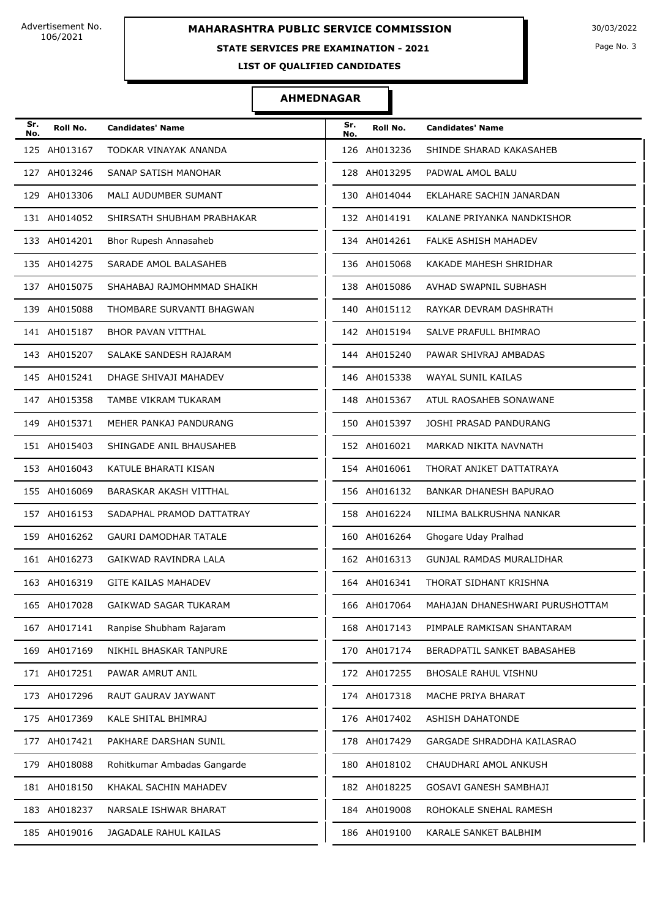Advertisement No. 106/2021

# MAHARASHTRA PUBLIC SERVICE COMMISSION

30/03/2022

## STATE SERVICES PRE EXAMINATION - 2021

### LIST OF QUALIFIED CANDIDATES

### AHMEDNAGAR

| Sr. No. | Roll No. | Candidates' Name | Sr. No. | Roll No. | Candidates' Name |
|---|---|---|---|---|---|
| 125 | AH013167 | TODKAR VINAYAK ANANDA | 126 | AH013236 | SHINDE SHARAD KAKASAHEB |
| 127 | AH013246 | SANAP SATISH MANOHAR | 128 | AH013295 | PADWAL AMOL BALU |
| 129 | AH013306 | MALI AUDUMBER SUMANT | 130 | AH014044 | EKLAHARE SACHIN JANARDAN |
| 131 | AH014052 | SHIRSATH SHUBHAM PRABHAKAR | 132 | AH014191 | KALANE PRIYANKA NANDKISHOR |
| 133 | AH014201 | Bhor Rupesh Annasaheb | 134 | AH014261 | FALKE ASHISH MAHADEV |
| 135 | AH014275 | SARADE AMOL BALASAHEB | 136 | AH015068 | KAKADE MAHESH SHRIDHAR |
| 137 | AH015075 | SHAHABAJ RAJMOHMMAD SHAIKH | 138 | AH015086 | AVHAD SWAPNIL SUBHASH |
| 139 | AH015088 | THOMBARE SURVANTI BHAGWAN | 140 | AH015112 | RAYKAR DEVRAM DASHRATH |
| 141 | AH015187 | BHOR PAVAN VITTHAL | 142 | AH015194 | SALVE PRAFULL BHIMRAO |
| 143 | AH015207 | SALAKE SANDESH RAJARAM | 144 | AH015240 | PAWAR SHIVRAJ AMBADAS |
| 145 | AH015241 | DHAGE SHIVAJI MAHADEV | 146 | AH015338 | WAYAL SUNIL KAILAS |
| 147 | AH015358 | TAMBE VIKRAM TUKARAM | 148 | AH015367 | ATUL RAOSAHEB SONAWANE |
| 149 | AH015371 | MEHER PANKAJ PANDURANG | 150 | AH015397 | JOSHI PRASAD PANDURANG |
| 151 | AH015403 | SHINGADE ANIL BHAUSAHEB | 152 | AH016021 | MARKAD NIKITA NAVNATH |
| 153 | AH016043 | KATULE BHARATI KISAN | 154 | AH016061 | THORAT ANIKET DATTATRAYA |
| 155 | AH016069 | BARASKAR AKASH VITTHAL | 156 | AH016132 | BANKAR DHANESH BAPURAO |
| 157 | AH016153 | SADAPHAL PRAMOD DATTATRAY | 158 | AH016224 | NILIMA BALKRUSHNA NANKAR |
| 159 | AH016262 | GAURI DAMODHAR TATALE | 160 | AH016264 | Ghogare Uday Pralhad |
| 161 | AH016273 | GAIKWAD RAVINDRA LALA | 162 | AH016313 | GUNJAL RAMDAS MURALIDHAR |
| 163 | AH016319 | GITE KAILAS MAHADEV | 164 | AH016341 | THORAT SIDHANT KRISHNA |
| 165 | AH017028 | GAIKWAD SAGAR TUKARAM | 166 | AH017064 | MAHAJAN DHANESHWARI PURUSHOTTAM |
| 167 | AH017141 | Ranpise Shubham Rajaram | 168 | AH017143 | PIMPALE RAMKISAN SHANTARAM |
| 169 | AH017169 | NIKHIL BHASKAR TANPURE | 170 | AH017174 | BERADPATIL SANKET BABASAHEB |
| 171 | AH017251 | PAWAR AMRUT ANIL | 172 | AH017255 | BHOSALE RAHUL VISHNU |
| 173 | AH017296 | RAUT GAURAV JAYWANT | 174 | AH017318 | MACHE PRIYA BHARAT |
| 175 | AH017369 | KALE SHITAL BHIMRAJ | 176 | AH017402 | ASHISH DAHATONDE |
| 177 | AH017421 | PAKHARE DARSHAN SUNIL | 178 | AH017429 | GARGADE SHRADDHA KAILASRAO |
| 179 | AH018088 | Rohitkumar Ambadas Gangarde | 180 | AH018102 | CHAUDHARI AMOL ANKUSH |
| 181 | AH018150 | KHAKAL SACHIN MAHADEV | 182 | AH018225 | GOSAVI GANESH SAMBHAJI |
| 183 | AH018237 | NARSALE ISHWAR BHARAT | 184 | AH019008 | ROHOKALE SNEHAL RAMESH |
| 185 | AH019016 | JAGADALE RAHUL KAILAS | 186 | AH019100 | KARALE SANKET BALBHIM |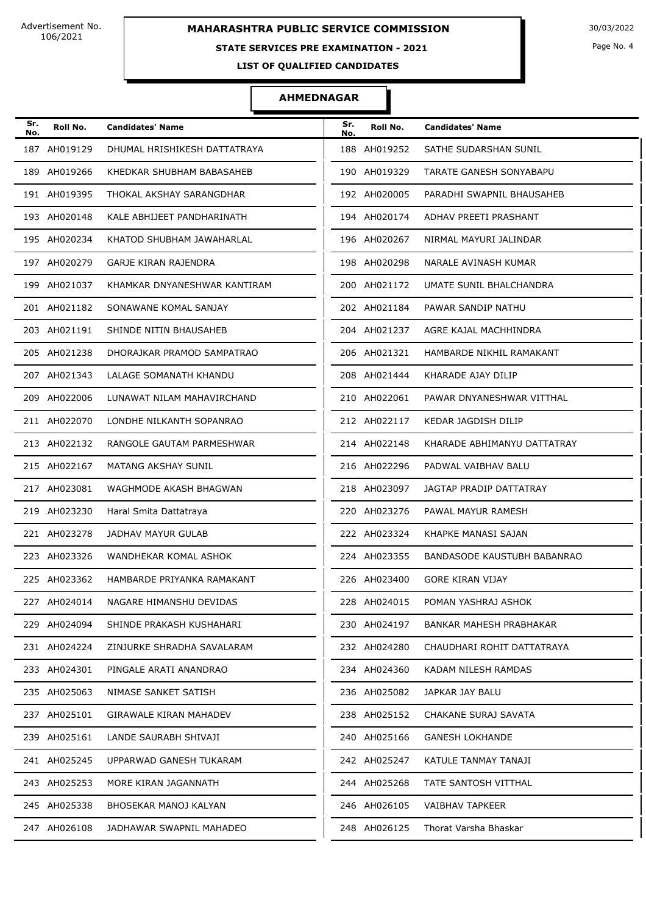Advertisement No. 106/2021

**MAHARASHTRA PUBLIC SERVICE COMMISSION**

**STATE SERVICES PRE EXAMINATION - 2021**

**LIST OF QUALIFIED CANDIDATES**

30/03/2022

## AHMEDNAGAR

| Sr. No. | Roll No. | Candidates' Name | Sr. No. | Roll No. | Candidates' Name |
|---|---|---|---|---|---|
| 187 | AH019129 | DHUMAL HRISHIKESH DATTATRAYA | 188 | AH019252 | SATHE SUDARSHAN SUNIL |
| 189 | AH019266 | KHEDKAR SHUBHAM BABASAHEB | 190 | AH019329 | TARATE GANESH SONYABAPU |
| 191 | AH019395 | THOKAL AKSHAY SARANGDHAR | 192 | AH020005 | PARADHI SWAPNIL BHAUSAHEB |
| 193 | AH020148 | KALE ABHIJEET PANDHARINATH | 194 | AH020174 | ADHAV PREETI PRASHANT |
| 195 | AH020234 | KHATOD SHUBHAM JAWAHARLAL | 196 | AH020267 | NIRMAL MAYURI JALINDAR |
| 197 | AH020279 | GARJE KIRAN RAJENDRA | 198 | AH020298 | NARALE AVINASH KUMAR |
| 199 | AH021037 | KHAMKAR DNYANESHWAR KANTIRAM | 200 | AH021172 | UMATE SUNIL BHALCHANDRA |
| 201 | AH021182 | SONAWANE KOMAL SANJAY | 202 | AH021184 | PAWAR SANDIP NATHU |
| 203 | AH021191 | SHINDE NITIN BHAUSAHEB | 204 | AH021237 | AGRE KAJAL MACHHINDRA |
| 205 | AH021238 | DHORAJKAR PRAMOD SAMPATRAO | 206 | AH021321 | HAMBARDE NIKHIL RAMAKANT |
| 207 | AH021343 | LALAGE SOMANATH KHANDU | 208 | AH021444 | KHARADE AJAY DILIP |
| 209 | AH022006 | LUNAWAT NILAM MAHAVIRCHAND | 210 | AH022061 | PAWAR DNYANESHWAR VITTHAL |
| 211 | AH022070 | LONDHE NILKANTH SOPANRAO | 212 | AH022117 | KEDAR JAGDISH DILIP |
| 213 | AH022132 | RANGOLE GAUTAM PARMESHWAR | 214 | AH022148 | KHARADE ABHIMANYU DATTATRAY |
| 215 | AH022167 | MATANG AKSHAY SUNIL | 216 | AH022296 | PADWAL VAIBHAV BALU |
| 217 | AH023081 | WAGHMODE AKASH BHAGWAN | 218 | AH023097 | JAGTAP PRADIP DATTATRAY |
| 219 | AH023230 | Haral Smita Dattatraya | 220 | AH023276 | PAWAL MAYUR RAMESH |
| 221 | AH023278 | JADHAV MAYUR GULAB | 222 | AH023324 | KHAPKE MANASI SAJAN |
| 223 | AH023326 | WANDHEKAR KOMAL ASHOK | 224 | AH023355 | BANDASODE KAUSTUBH BABANRAO |
| 225 | AH023362 | HAMBARDE PRIYANKA RAMAKANT | 226 | AH023400 | GORE KIRAN VIJAY |
| 227 | AH024014 | NAGARE HIMANSHU DEVIDAS | 228 | AH024015 | POMAN YASHRAJ ASHOK |
| 229 | AH024094 | SHINDE PRAKASH KUSHAHARI | 230 | AH024197 | BANKAR MAHESH PRABHAKAR |
| 231 | AH024224 | ZINJURKE SHRADHA SAVALARAM | 232 | AH024280 | CHAUDHARI ROHIT DATTATRAYA |
| 233 | AH024301 | PINGALE ARATI ANANDRAO | 234 | AH024360 | KADAM NILESH RAMDAS |
| 235 | AH025063 | NIMASE SANKET SATISH | 236 | AH025082 | JAPKAR JAY BALU |
| 237 | AH025101 | GIRAWALE KIRAN MAHADEV | 238 | AH025152 | CHAKANE SURAJ SAVATA |
| 239 | AH025161 | LANDE SAURABH SHIVAJI | 240 | AH025166 | GANESH LOKHANDE |
| 241 | AH025245 | UPPARWAD GANESH TUKARAM | 242 | AH025247 | KATULE TANMAY TANAJI |
| 243 | AH025253 | MORE KIRAN JAGANNATH | 244 | AH025268 | TATE SANTOSH VITTHAL |
| 245 | AH025338 | BHOSEKAR MANOJ KALYAN | 246 | AH026105 | VAIBHAV TAPKEER |
| 247 | AH026108 | JADHAWAR SWAPNIL MAHADEO | 248 | AH026125 | Thorat Varsha Bhaskar |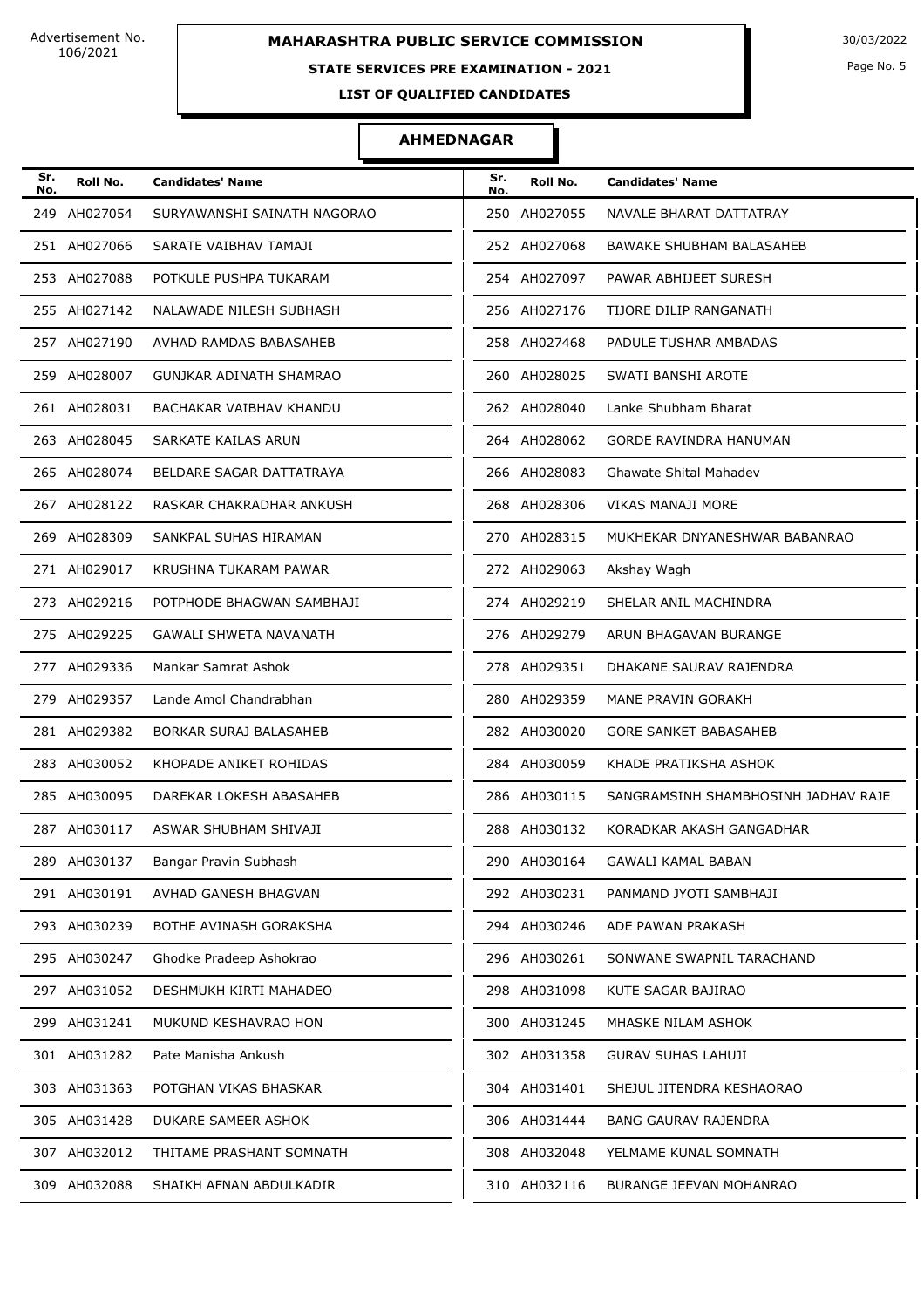Advertisement No. 106/2021

# MAHARASHTRA PUBLIC SERVICE COMMISSION

30/03/2022

**STATE SERVICES PRE EXAMINATION - 2021**

**LIST OF QUALIFIED CANDIDATES**

## AHMEDNAGAR

| Sr. No. | Roll No. | Candidates' Name | Sr. No. | Roll No. | Candidates' Name |
|---|---|---|---|---|---|
| 249 | AH027054 | SURYAWANSHI SAINATH NAGORAO | 250 | AH027055 | NAVALE BHARAT DATTATRAY |
| 251 | AH027066 | SARATE VAIBHAV TAMAJI | 252 | AH027068 | BAWAKE SHUBHAM BALASAHEB |
| 253 | AH027088 | POTKULE PUSHPA TUKARAM | 254 | AH027097 | PAWAR ABHIJEET SURESH |
| 255 | AH027142 | NALAWADE NILESH SUBHASH | 256 | AH027176 | TIJORE DILIP RANGANATH |
| 257 | AH027190 | AVHAD RAMDAS BABASAHEB | 258 | AH027468 | PADULE TUSHAR AMBADAS |
| 259 | AH028007 | GUNJKAR ADINATH SHAMRAO | 260 | AH028025 | SWATI BANSHI AROTE |
| 261 | AH028031 | BACHAKAR VAIBHAV KHANDU | 262 | AH028040 | Lanke Shubham Bharat |
| 263 | AH028045 | SARKATE KAILAS ARUN | 264 | AH028062 | GORDE RAVINDRA HANUMAN |
| 265 | AH028074 | BELDARE SAGAR DATTATRAYA | 266 | AH028083 | Ghawate Shital Mahadev |
| 267 | AH028122 | RASKAR CHAKRADHAR ANKUSH | 268 | AH028306 | VIKAS MANAJI MORE |
| 269 | AH028309 | SANKPAL SUHAS HIRAMAN | 270 | AH028315 | MUKHEKAR DNYANESHWAR BABANRAO |
| 271 | AH029017 | KRUSHNA TUKARAM PAWAR | 272 | AH029063 | Akshay Wagh |
| 273 | AH029216 | POTPHODE BHAGWAN SAMBHAJI | 274 | AH029219 | SHELAR ANIL MACHINDRA |
| 275 | AH029225 | GAWALI SHWETA NAVANATH | 276 | AH029279 | ARUN BHAGAVAN BURANGE |
| 277 | AH029336 | Mankar Samrat Ashok | 278 | AH029351 | DHAKANE SAURAV RAJENDRA |
| 279 | AH029357 | Lande Amol Chandrabhan | 280 | AH029359 | MANE PRAVIN GORAKH |
| 281 | AH029382 | BORKAR SURAJ BALASAHEB | 282 | AH030020 | GORE SANKET BABASAHEB |
| 283 | AH030052 | KHOPADE ANIKET ROHIDAS | 284 | AH030059 | KHADE PRATIKSHA ASHOK |
| 285 | AH030095 | DAREKAR LOKESH ABASAHEB | 286 | AH030115 | SANGRAMSINH SHAMBHOSINH JADHAV RAJE |
| 287 | AH030117 | ASWAR SHUBHAM SHIVAJI | 288 | AH030132 | KORADKAR AKASH GANGADHAR |
| 289 | AH030137 | Bangar Pravin Subhash | 290 | AH030164 | GAWALI KAMAL BABAN |
| 291 | AH030191 | AVHAD GANESH BHAGVAN | 292 | AH030231 | PANMAND JYOTI SAMBHAJI |
| 293 | AH030239 | BOTHE AVINASH GORAKSHA | 294 | AH030246 | ADE PAWAN PRAKASH |
| 295 | AH030247 | Ghodke Pradeep Ashokrao | 296 | AH030261 | SONWANE SWAPNIL TARACHAND |
| 297 | AH031052 | DESHMUKH KIRTI MAHADEO | 298 | AH031098 | KUTE SAGAR BAJIRAO |
| 299 | AH031241 | MUKUND KESHAVRAO HON | 300 | AH031245 | MHASKE NILAM ASHOK |
| 301 | AH031282 | Pate Manisha Ankush | 302 | AH031358 | GURAV SUHAS LAHUJI |
| 303 | AH031363 | POTGHAN VIKAS BHASKAR | 304 | AH031401 | SHEJUL JITENDRA KESHAORAO |
| 305 | AH031428 | DUKARE SAMEER ASHOK | 306 | AH031444 | BANG GAURAV RAJENDRA |
| 307 | AH032012 | THITAME PRASHANT SOMNATH | 308 | AH032048 | YELMAME KUNAL SOMNATH |
| 309 | AH032088 | SHAIKH AFNAN ABDULKADIR | 310 | AH032116 | BURANGE JEEVAN MOHANRAO |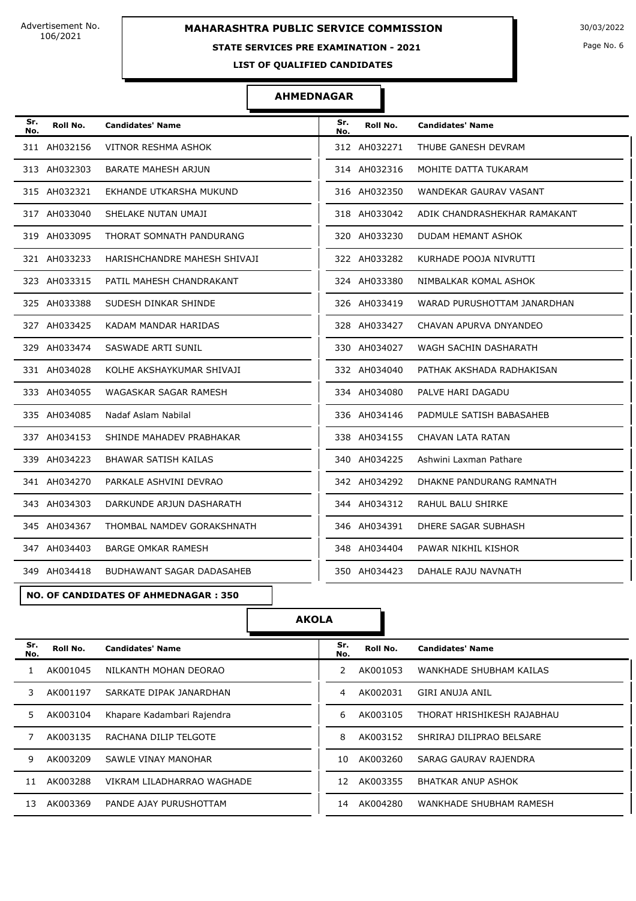Advertisement No. 106/2021

**MAHARASHTRA PUBLIC SERVICE COMMISSION**

**STATE SERVICES PRE EXAMINATION - 2021**

**LIST OF QUALIFIED CANDIDATES**

30/03/2022

## AHMEDNAGAR

| Sr. No. | Roll No. | Candidates' Name | Sr. No. | Roll No. | Candidates' Name |
|---|---|---|---|---|---|
| 311 | AH032156 | VITNOR RESHMA ASHOK | 312 | AH032271 | THUBE GANESH DEVRAM |
| 313 | AH032303 | BARATE MAHESH ARJUN | 314 | AH032316 | MOHITE DATTA TUKARAM |
| 315 | AH032321 | EKHANDE UTKARSHA MUKUND | 316 | AH032350 | WANDEKAR GAURAV VASANT |
| 317 | AH033040 | SHELAKE NUTAN UMAJI | 318 | AH033042 | ADIK CHANDRASHEKHAR RAMAKANT |
| 319 | AH033095 | THORAT SOMNATH PANDURANG | 320 | AH033230 | DUDAM HEMANT ASHOK |
| 321 | AH033233 | HARISHCHANDRE MAHESH SHIVAJI | 322 | AH033282 | KURHADE POOJA NIVRUTTI |
| 323 | AH033315 | PATIL MAHESH CHANDRAKANT | 324 | AH033380 | NIMBALKAR KOMAL ASHOK |
| 325 | AH033388 | SUDESH DINKAR SHINDE | 326 | AH033419 | WARAD PURUSHOTTAM JANARDHAN |
| 327 | AH033425 | KADAM MANDAR HARIDAS | 328 | AH033427 | CHAVAN APURVA DNYANDEO |
| 329 | AH033474 | SASWADE ARTI SUNIL | 330 | AH034027 | WAGH SACHIN DASHARATH |
| 331 | AH034028 | KOLHE AKSHAYKUMAR SHIVAJI | 332 | AH034040 | PATHAK AKSHADA RADHAKISAN |
| 333 | AH034055 | WAGASKAR SAGAR RAMESH | 334 | AH034080 | PALVE HARI DAGADU |
| 335 | AH034085 | Nadaf Aslam Nabilal | 336 | AH034146 | PADMULE SATISH BABASAHEB |
| 337 | AH034153 | SHINDE MAHADEV PRABHAKAR | 338 | AH034155 | CHAVAN LATA RATAN |
| 339 | AH034223 | BHAWAR SATISH KAILAS | 340 | AH034225 | Ashwini Laxman Pathare |
| 341 | AH034270 | PARKALE ASHVINI DEVRAO | 342 | AH034292 | DHAKNE PANDURANG RAMNATH |
| 343 | AH034303 | DARKUNDE ARJUN DASHARATH | 344 | AH034312 | RAHUL BALU SHIRKE |
| 345 | AH034367 | THOMBAL NAMDEV GORAKSHNATH | 346 | AH034391 | DHERE SAGAR SUBHASH |
| 347 | AH034403 | BARGE OMKAR RAMESH | 348 | AH034404 | PAWAR NIKHIL KISHOR |
| 349 | AH034418 | BUDHAWANT SAGAR DADASAHEB | 350 | AH034423 | DAHALE RAJU NAVNATH |

**NO. OF CANDIDATES OF AHMEDNAGAR : 350**

## AKOLA

| Sr. No. | Roll No. | Candidates' Name | Sr. No. | Roll No. | Candidates' Name |
|---|---|---|---|---|---|
| 1 | AK001045 | NILKANTH MOHAN DEORAO | 2 | AK001053 | WANKHADE SHUBHAM KAILAS |
| 3 | AK001197 | SARKATE DIPAK JANARDHAN | 4 | AK002031 | GIRI ANUJA ANIL |
| 5 | AK003104 | Khapare Kadambari Rajendra | 6 | AK003105 | THORAT HRISHIKESH RAJABHAU |
| 7 | AK003135 | RACHANA DILIP TELGOTE | 8 | AK003152 | SHRIRAJ DILIPRAO BELSARE |
| 9 | AK003209 | SAWLE VINAY MANOHAR | 10 | AK003260 | SARAG GAURAV RAJENDRA |
| 11 | AK003288 | VIKRAM LILADHARRAO WAGHADE | 12 | AK003355 | BHATKAR ANUP ASHOK |
| 13 | AK003369 | PANDE AJAY PURUSHOTTAM | 14 | AK004280 | WANKHADE SHUBHAM RAMESH |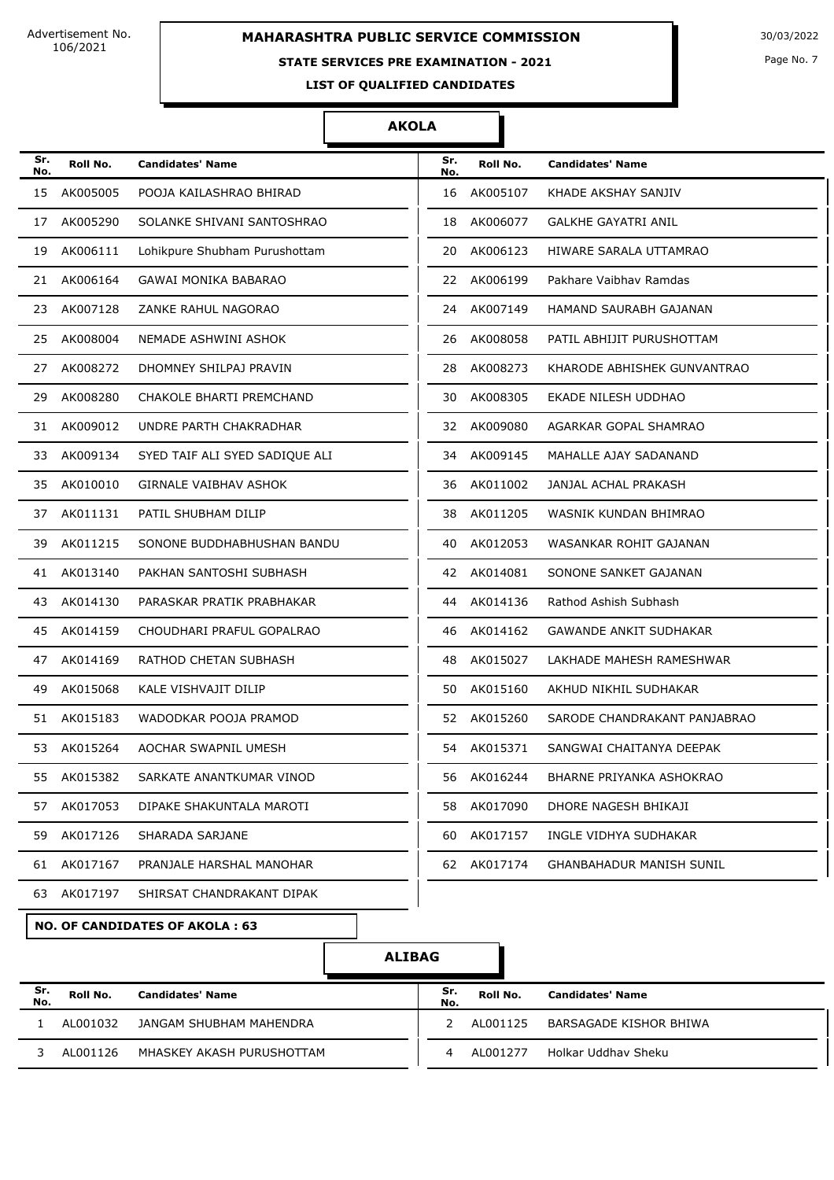Advertisement No. 106/2021

# MAHARASHTRA PUBLIC SERVICE COMMISSION

## STATE SERVICES PRE EXAMINATION - 2021

### LIST OF QUALIFIED CANDIDATES

30/03/2022

## AKOLA

| Sr. No. | Roll No. | Candidates' Name | Sr. No. | Roll No. | Candidates' Name |
|---|---|---|---|---|---|
| 15 | AK005005 | POOJA KAILASHRAO BHIRAD | 16 | AK005107 | KHADE AKSHAY SANJIV |
| 17 | AK005290 | SOLANKE SHIVANI SANTOSHRAO | 18 | AK006077 | GALKHE GAYATRI ANIL |
| 19 | AK006111 | Lohikpure Shubham Purushottam | 20 | AK006123 | HIWARE SARALA UTTAMRAO |
| 21 | AK006164 | GAWAI MONIKA BABARAO | 22 | AK006199 | Pakhare Vaibhav Ramdas |
| 23 | AK007128 | ZANKE RAHUL NAGORAO | 24 | AK007149 | HAMAND SAURABH GAJANAN |
| 25 | AK008004 | NEMADE ASHWINI ASHOK | 26 | AK008058 | PATIL ABHIJIT PURUSHOTTAM |
| 27 | AK008272 | DHOMNEY SHILPAJ PRAVIN | 28 | AK008273 | KHARODE ABHISHEK GUNVANTRAO |
| 29 | AK008280 | CHAKOLE BHARTI PREMCHAND | 30 | AK008305 | EKADE NILESH UDDHAO |
| 31 | AK009012 | UNDRE PARTH CHAKRADHAR | 32 | AK009080 | AGARKAR GOPAL SHAMRAO |
| 33 | AK009134 | SYED TAIF ALI SYED SADIQUE ALI | 34 | AK009145 | MAHALLE AJAY SADANAND |
| 35 | AK010010 | GIRNALE VAIBHAV ASHOK | 36 | AK011002 | JANJAL ACHAL PRAKASH |
| 37 | AK011131 | PATIL SHUBHAM DILIP | 38 | AK011205 | WASNIK KUNDAN BHIMRAO |
| 39 | AK011215 | SONONE BUDDHABHUSHAN BANDU | 40 | AK012053 | WASANKAR ROHIT GAJANAN |
| 41 | AK013140 | PAKHAN SANTOSHI SUBHASH | 42 | AK014081 | SONONE SANKET GAJANAN |
| 43 | AK014130 | PARASKAR PRATIK PRABHAKAR | 44 | AK014136 | Rathod Ashish Subhash |
| 45 | AK014159 | CHOUDHARI PRAFUL GOPALRAO | 46 | AK014162 | GAWANDE ANKIT SUDHAKAR |
| 47 | AK014169 | RATHOD CHETAN SUBHASH | 48 | AK015027 | LAKHADE MAHESH RAMESHWAR |
| 49 | AK015068 | KALE VISHVAJIT DILIP | 50 | AK015160 | AKHUD NIKHIL SUDHAKAR |
| 51 | AK015183 | WADODKAR POOJA PRAMOD | 52 | AK015260 | SARODE CHANDRAKANT PANJABRAO |
| 53 | AK015264 | AOCHAR SWAPNIL UMESH | 54 | AK015371 | SANGWAI CHAITANYA DEEPAK |
| 55 | AK015382 | SARKATE ANANTKUMAR VINOD | 56 | AK016244 | BHARNE PRIYANKA ASHOKRAO |
| 57 | AK017053 | DIPAKE SHAKUNTALA MAROTI | 58 | AK017090 | DHORE NAGESH BHIKAJI |
| 59 | AK017126 | SHARADA SARJANE | 60 | AK017157 | INGLE VIDHYA SUDHAKAR |
| 61 | AK017167 | PRANJALE HARSHAL MANOHAR | 62 | AK017174 | GHANBAHADUR MANISH SUNIL |
| 63 | AK017197 | SHIRSAT CHANDRAKANT DIPAK | | | |

**NO. OF CANDIDATES OF AKOLA : 63**

## ALIBAG

| Sr. No. | Roll No. | Candidates' Name | Sr. No. | Roll No. | Candidates' Name |
|---|---|---|---|---|---|
| 1 | AL001032 | JANGAM SHUBHAM MAHENDRA | 2 | AL001125 | BARSAGADE KISHOR BHIWA |
| 3 | AL001126 | MHASKEY AKASH PURUSHOTTAM | 4 | AL001277 | Holkar Uddhav Sheku |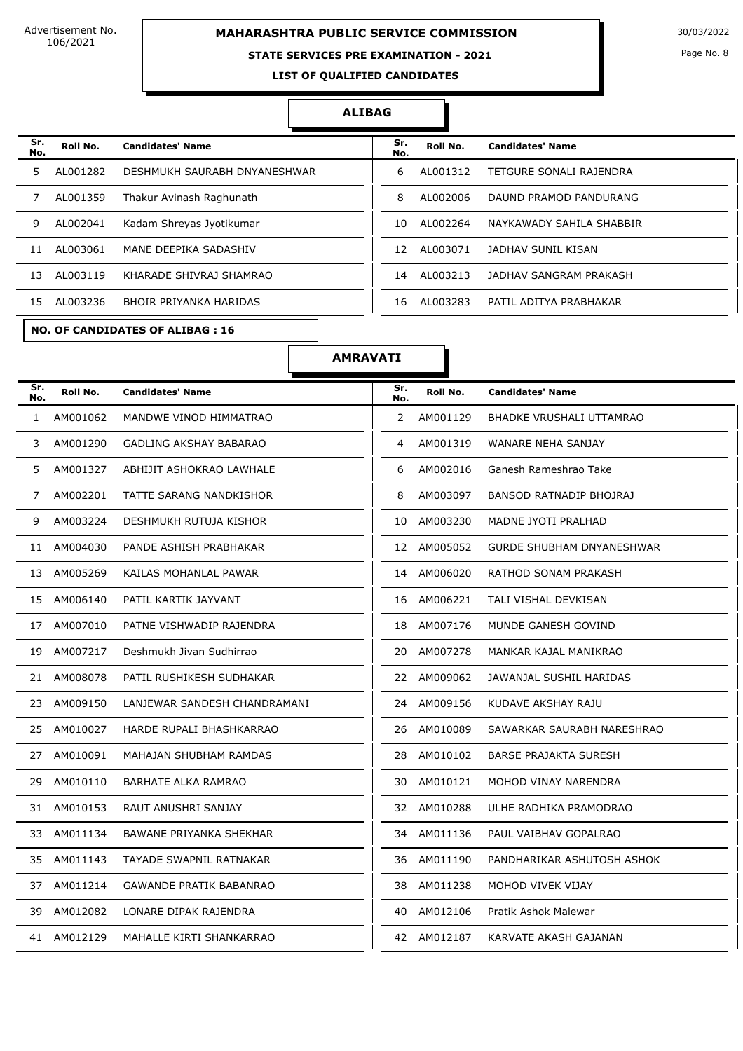# MAHARASHTRA PUBLIC SERVICE COMMISSION

Advertisement No. 106/2021

30/03/2022

**STATE SERVICES PRE EXAMINATION - 2021**

**LIST OF QUALIFIED CANDIDATES**

## ALIBAG

| Sr. No. | Roll No. | Candidates' Name | Sr. No. | Roll No. | Candidates' Name |
|---|---|---|---|---|---|
| 5 | AL001282 | DESHMUKH SAURABH DNYANESHWAR | 6 | AL001312 | TETGURE SONALI RAJENDRA |
| 7 | AL001359 | Thakur Avinash Raghunath | 8 | AL002006 | DAUND PRAMOD PANDURANG |
| 9 | AL002041 | Kadam Shreyas Jyotikumar | 10 | AL002264 | NAYKAWADY SAHILA SHABBIR |
| 11 | AL003061 | MANE DEEPIKA SADASHIV | 12 | AL003071 | JADHAV SUNIL KISAN |
| 13 | AL003119 | KHARADE SHIVRAJ SHAMRAO | 14 | AL003213 | JADHAV SANGRAM PRAKASH |
| 15 | AL003236 | BHOIR PRIYANKA HARIDAS | 16 | AL003283 | PATIL ADITYA PRABHAKAR |

**NO. OF CANDIDATES OF ALIBAG : 16**

## AMRAVATI

| Sr. No. | Roll No. | Candidates' Name | Sr. No. | Roll No. | Candidates' Name |
|---|---|---|---|---|---|
| 1 | AM001062 | MANDWE VINOD HIMMATRAO | 2 | AM001129 | BHADKE VRUSHALI UTTAMRAO |
| 3 | AM001290 | GADLING AKSHAY BABARAO | 4 | AM001319 | WANARE NEHA SANJAY |
| 5 | AM001327 | ABHIJIT ASHOKRAO LAWHALE | 6 | AM002016 | Ganesh Rameshrao Take |
| 7 | AM002201 | TATTE SARANG NANDKISHOR | 8 | AM003097 | BANSOD RATNADIP BHOJRAJ |
| 9 | AM003224 | DESHMUKH RUTUJA KISHOR | 10 | AM003230 | MADNE JYOTI PRALHAD |
| 11 | AM004030 | PANDE ASHISH PRABHAKAR | 12 | AM005052 | GURDE SHUBHAM DNYANESHWAR |
| 13 | AM005269 | KAILAS MOHANLAL PAWAR | 14 | AM006020 | RATHOD SONAM PRAKASH |
| 15 | AM006140 | PATIL KARTIK JAYVANT | 16 | AM006221 | TALI VISHAL DEVKISAN |
| 17 | AM007010 | PATNE VISHWADIP RAJENDRA | 18 | AM007176 | MUNDE GANESH GOVIND |
| 19 | AM007217 | Deshmukh Jivan Sudhirrao | 20 | AM007278 | MANKAR KAJAL MANIKRAO |
| 21 | AM008078 | PATIL RUSHIKESH SUDHAKAR | 22 | AM009062 | JAWANJAL SUSHIL HARIDAS |
| 23 | AM009150 | LANJEWAR SANDESH CHANDRAMANI | 24 | AM009156 | KUDAVE AKSHAY RAJU |
| 25 | AM010027 | HARDE RUPALI BHASHKARRAO | 26 | AM010089 | SAWARKAR SAURABH NARESHRAO |
| 27 | AM010091 | MAHAJAN SHUBHAM RAMDAS | 28 | AM010102 | BARSE PRAJAKTA SURESH |
| 29 | AM010110 | BARHATE ALKA RAMRAO | 30 | AM010121 | MOHOD VINAY NARENDRA |
| 31 | AM010153 | RAUT ANUSHRI SANJAY | 32 | AM010288 | ULHE RADHIKA PRAMODRAO |
| 33 | AM011134 | BAWANE PRIYANKA SHEKHAR | 34 | AM011136 | PAUL VAIBHAV GOPALRAO |
| 35 | AM011143 | TAYADE SWAPNIL RATNAKAR | 36 | AM011190 | PANDHARIKAR ASHUTOSH ASHOK |
| 37 | AM011214 | GAWANDE PRATIK BABANRAO | 38 | AM011238 | MOHOD VIVEK VIJAY |
| 39 | AM012082 | LONARE DIPAK RAJENDRA | 40 | AM012106 | Pratik Ashok Malewar |
| 41 | AM012129 | MAHALLE KIRTI SHANKARRAO | 42 | AM012187 | KARVATE AKASH GAJANAN |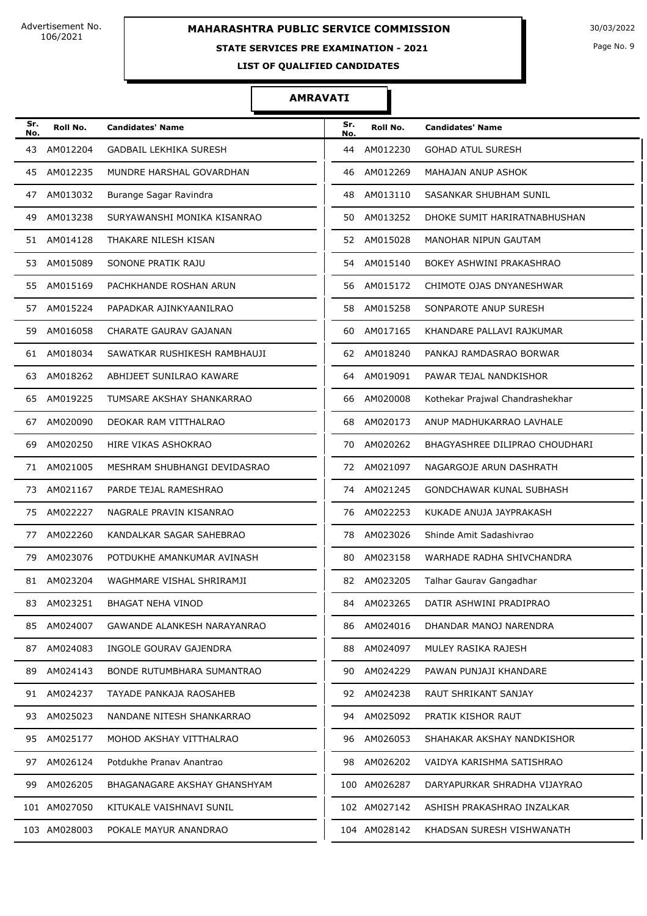Advertisement No. 106/2021

# MAHARASHTRA PUBLIC SERVICE COMMISSION

30/03/2022

## STATE SERVICES PRE EXAMINATION - 2021

### LIST OF QUALIFIED CANDIDATES

### AMRAVATI

| Sr. No. | Roll No. | Candidates' Name | Sr. No. | Roll No. | Candidates' Name |
|---|---|---|---|---|---|
| 43 | AM012204 | GADBAIL LEKHIKA SURESH | 44 | AM012230 | GOHAD ATUL SURESH |
| 45 | AM012235 | MUNDRE HARSHAL GOVARDHAN | 46 | AM012269 | MAHAJAN ANUP ASHOK |
| 47 | AM013032 | Burange Sagar Ravindra | 48 | AM013110 | SASANKAR SHUBHAM SUNIL |
| 49 | AM013238 | SURYAWANSHI MONIKA KISANRAO | 50 | AM013252 | DHOKE SUMIT HARIRATNABHUSHAN |
| 51 | AM014128 | THAKARE NILESH KISAN | 52 | AM015028 | MANOHAR NIPUN GAUTAM |
| 53 | AM015089 | SONONE PRATIK RAJU | 54 | AM015140 | BOKEY ASHWINI PRAKASHRAO |
| 55 | AM015169 | PACHKHANDE ROSHAN ARUN | 56 | AM015172 | CHIMOTE OJAS DNYANESHWAR |
| 57 | AM015224 | PAPADKAR AJINKYAANILRAO | 58 | AM015258 | SONPAROTE ANUP SURESH |
| 59 | AM016058 | CHARATE GAURAV GAJANAN | 60 | AM017165 | KHANDARE PALLAVI RAJKUMAR |
| 61 | AM018034 | SAWATKAR RUSHIKESH RAMBHAUJI | 62 | AM018240 | PANKAJ RAMDASRAO BORWAR |
| 63 | AM018262 | ABHIJEET SUNILRAO KAWARE | 64 | AM019091 | PAWAR TEJAL NANDKISHOR |
| 65 | AM019225 | TUMSARE AKSHAY SHANKARRAO | 66 | AM020008 | Kothekar Prajwal Chandrashekhar |
| 67 | AM020090 | DEOKAR RAM VITTHALRAO | 68 | AM020173 | ANUP MADHUKARRAO LAVHALE |
| 69 | AM020250 | HIRE VIKAS ASHOKRAO | 70 | AM020262 | BHAGYASHREE DILIPRAO CHOUDHARI |
| 71 | AM021005 | MESHRAM SHUBHANGI DEVIDASRAO | 72 | AM021097 | NAGARGOJE ARUN DASHRATH |
| 73 | AM021167 | PARDE TEJAL RAMESHRAO | 74 | AM021245 | GONDCHAWAR KUNAL SUBHASH |
| 75 | AM022227 | NAGRALE PRAVIN KISANRAO | 76 | AM022253 | KUKADE ANUJA JAYPRAKASH |
| 77 | AM022260 | KANDALKAR SAGAR SAHEBRAO | 78 | AM023026 | Shinde Amit Sadashivrao |
| 79 | AM023076 | POTDUKHE AMANKUMAR AVINASH | 80 | AM023158 | WARHADE RADHA SHIVCHANDRA |
| 81 | AM023204 | WAGHMARE VISHAL SHRIRAMJI | 82 | AM023205 | Talhar Gaurav Gangadhar |
| 83 | AM023251 | BHAGAT NEHA VINOD | 84 | AM023265 | DATIR ASHWINI PRADIPRAO |
| 85 | AM024007 | GAWANDE ALANKESH NARAYANRAO | 86 | AM024016 | DHANDAR MANOJ NARENDRA |
| 87 | AM024083 | INGOLE GOURAV GAJENDRA | 88 | AM024097 | MULEY RASIKA RAJESH |
| 89 | AM024143 | BONDE RUTUMBHARA SUMANTRAO | 90 | AM024229 | PAWAN PUNJAJI KHANDARE |
| 91 | AM024237 | TAYADE PANKAJA RAOSAHEB | 92 | AM024238 | RAUT SHRIKANT SANJAY |
| 93 | AM025023 | NANDANE NITESH SHANKARRAO | 94 | AM025092 | PRATIK KISHOR RAUT |
| 95 | AM025177 | MOHOD AKSHAY VITTHALRAO | 96 | AM026053 | SHAHAKAR AKSHAY NANDKISHOR |
| 97 | AM026124 | Potdukhe Pranav Anantrao | 98 | AM026202 | VAIDYA KARISHMA SATISHRAO |
| 99 | AM026205 | BHAGANAGARE AKSHAY GHANSHYAM | 100 | AM026287 | DARYAPURKAR SHRADHA VIJAYRAO |
| 101 | AM027050 | KITUKALE VAISHNAVI SUNIL | 102 | AM027142 | ASHISH PRAKASHRAO INZALKAR |
| 103 | AM028003 | POKALE MAYUR ANANDRAO | 104 | AM028142 | KHADSAN SURESH VISHWANATH |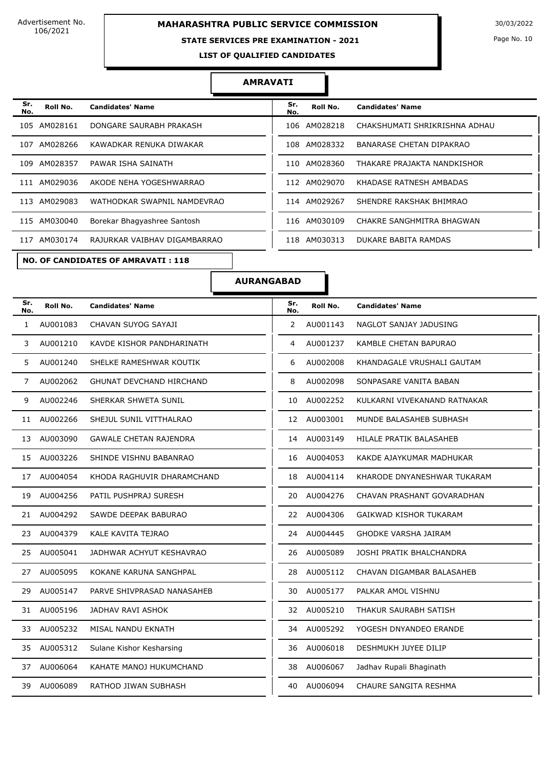Advertisement No. 106/2021

**MAHARASHTRA PUBLIC SERVICE COMMISSION**

**STATE SERVICES PRE EXAMINATION - 2021**

**LIST OF QUALIFIED CANDIDATES**

30/03/2022

## AMRAVATI

| Sr. No. | Roll No. | Candidates' Name | Sr. No. | Roll No. | Candidates' Name |
|---|---|---|---|---|---|
| 105 | AM028161 | DONGARE SAURABH PRAKASH | 106 | AM028218 | CHAKSHUMATI SHRIKRISHNA ADHAU |
| 107 | AM028266 | KAWADKAR RENUKA DIWAKAR | 108 | AM028332 | BANARASE CHETAN DIPAKRAO |
| 109 | AM028357 | PAWAR ISHA SAINATH | 110 | AM028360 | THAKARE PRAJAKTA NANDKISHOR |
| 111 | AM029036 | AKODE NEHA YOGESHWARRAO | 112 | AM029070 | KHADASE RATNESH AMBADAS |
| 113 | AM029083 | WATHODKAR SWAPNIL NAMDEVRAO | 114 | AM029267 | SHENDRE RAKSHAK BHIMRAO |
| 115 | AM030040 | Borekar Bhagyashree Santosh | 116 | AM030109 | CHAKRE SANGHMITRA BHAGWAN |
| 117 | AM030174 | RAJURKAR VAIBHAV DIGAMBARRAO | 118 | AM030313 | DUKARE BABITA RAMDAS |

**NO. OF CANDIDATES OF AMRAVATI : 118**

## AURANGABAD

| Sr. No. | Roll No. | Candidates' Name | Sr. No. | Roll No. | Candidates' Name |
|---|---|---|---|---|---|
| 1 | AU001083 | CHAVAN SUYOG SAYAJI | 2 | AU001143 | NAGLOT SANJAY JADUSING |
| 3 | AU001210 | KAVDE KISHOR PANDHARINATH | 4 | AU001237 | KAMBLE CHETAN BAPURAO |
| 5 | AU001240 | SHELKE RAMESHWAR KOUTIK | 6 | AU002008 | KHANDAGALE VRUSHALI GAUTAM |
| 7 | AU002062 | GHUNAT DEVCHAND HIRCHAND | 8 | AU002098 | SONPASARE VANITA BABAN |
| 9 | AU002246 | SHERKAR SHWETA SUNIL | 10 | AU002252 | KULKARNI VIVEKANAND RATNAKAR |
| 11 | AU002266 | SHEJUL SUNIL VITTHALRAO | 12 | AU003001 | MUNDE BALASAHEB SUBHASH |
| 13 | AU003090 | GAWALE CHETAN RAJENDRA | 14 | AU003149 | HILALE PRATIK BALASAHEB |
| 15 | AU003226 | SHINDE VISHNU BABANRAO | 16 | AU004053 | KAKDE AJAYKUMAR MADHUKAR |
| 17 | AU004054 | KHODA RAGHUVIR DHARAMCHAND | 18 | AU004114 | KHARODE DNYANESHWAR TUKARAM |
| 19 | AU004256 | PATIL PUSHPRAJ SURESH | 20 | AU004276 | CHAVAN PRASHANT GOVARADHAN |
| 21 | AU004292 | SAWDE DEEPAK BABURAO | 22 | AU004306 | GAIKWAD KISHOR TUKARAM |
| 23 | AU004379 | KALE KAVITA TEJRAO | 24 | AU004445 | GHODKE VARSHA JAIRAM |
| 25 | AU005041 | JADHWAR ACHYUT KESHAVRAO | 26 | AU005089 | JOSHI PRATIK BHALCHANDRA |
| 27 | AU005095 | KOKANE KARUNA SANGHPAL | 28 | AU005112 | CHAVAN DIGAMBAR BALASAHEB |
| 29 | AU005147 | PARVE SHIVPRASAD NANASAHEB | 30 | AU005177 | PALKAR AMOL VISHNU |
| 31 | AU005196 | JADHAV RAVI ASHOK | 32 | AU005210 | THAKUR SAURABH SATISH |
| 33 | AU005232 | MISAL NANDU EKNATH | 34 | AU005292 | YOGESH DNYANDEO ERANDE |
| 35 | AU005312 | Sulane Kishor Kesharsing | 36 | AU006018 | DESHMUKH JUYEE DILIP |
| 37 | AU006064 | KAHATE MANOJ HUKUMCHAND | 38 | AU006067 | Jadhav Rupali Bhaginath |
| 39 | AU006089 | RATHOD JIWAN SUBHASH | 40 | AU006094 | CHAURE SANGITA RESHMA |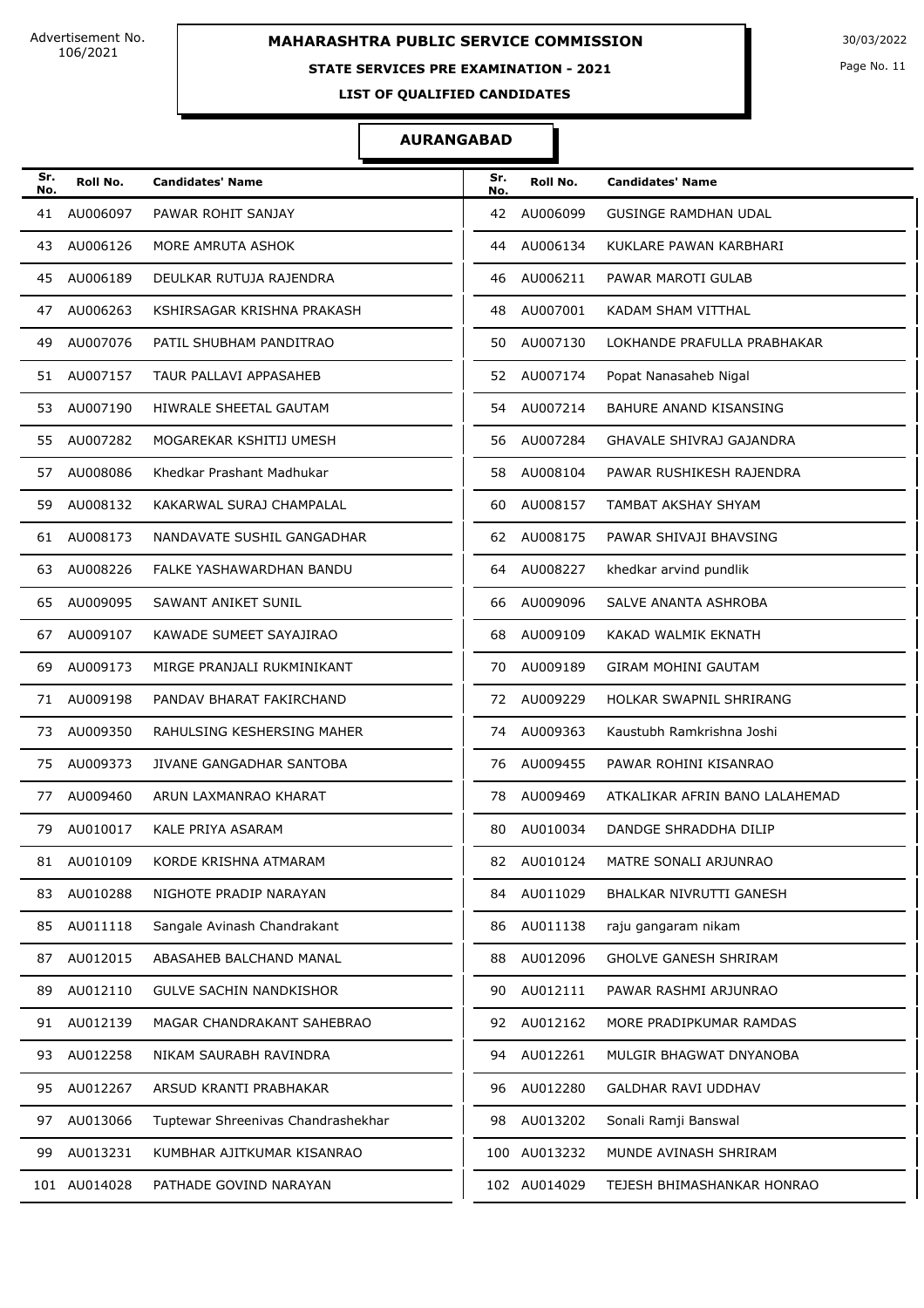Advertisement No. 106/2021

# MAHARASHTRA PUBLIC SERVICE COMMISSION

30/03/2022

## STATE SERVICES PRE EXAMINATION - 2021

### LIST OF QUALIFIED CANDIDATES

### AURANGABAD

| Sr. No. | Roll No. | Candidates' Name | Sr. No. | Roll No. | Candidates' Name |
|---|---|---|---|---|---|
| 41 | AU006097 | PAWAR ROHIT SANJAY | 42 | AU006099 | GUSINGE RAMDHAN UDAL |
| 43 | AU006126 | MORE AMRUTA ASHOK | 44 | AU006134 | KUKLARE PAWAN KARBHARI |
| 45 | AU006189 | DEULKAR RUTUJA RAJENDRA | 46 | AU006211 | PAWAR MAROTI GULAB |
| 47 | AU006263 | KSHIRSAGAR KRISHNA PRAKASH | 48 | AU007001 | KADAM SHAM VITTHAL |
| 49 | AU007076 | PATIL SHUBHAM PANDITRAO | 50 | AU007130 | LOKHANDE PRAFULLA PRABHAKAR |
| 51 | AU007157 | TAUR PALLAVI APPASAHEB | 52 | AU007174 | Popat Nanasaheb Nigal |
| 53 | AU007190 | HIWRALE SHEETAL GAUTAM | 54 | AU007214 | BAHURE ANAND KISANSING |
| 55 | AU007282 | MOGAREKAR KSHITIJ UMESH | 56 | AU007284 | GHAVALE SHIVRAJ GAJANDRA |
| 57 | AU008086 | Khedkar Prashant Madhukar | 58 | AU008104 | PAWAR RUSHIKESH RAJENDRA |
| 59 | AU008132 | KAKARWAL SURAJ CHAMPALAL | 60 | AU008157 | TAMBAT AKSHAY SHYAM |
| 61 | AU008173 | NANDAVATE SUSHIL GANGADHAR | 62 | AU008175 | PAWAR SHIVAJI BHAVSING |
| 63 | AU008226 | FALKE YASHAWARDHAN BANDU | 64 | AU008227 | khedkar arvind pundlik |
| 65 | AU009095 | SAWANT ANIKET SUNIL | 66 | AU009096 | SALVE ANANTA ASHROBA |
| 67 | AU009107 | KAWADE SUMEET SAYAJIRAO | 68 | AU009109 | KAKAD WALMIK EKNATH |
| 69 | AU009173 | MIRGE PRANJALI RUKMINIKANT | 70 | AU009189 | GIRAM MOHINI GAUTAM |
| 71 | AU009198 | PANDAV BHARAT FAKIRCHAND | 72 | AU009229 | HOLKAR SWAPNIL SHRIRANG |
| 73 | AU009350 | RAHULSING KESHERSING MAHER | 74 | AU009363 | Kaustubh Ramkrishna Joshi |
| 75 | AU009373 | JIVANE GANGADHAR SANTOBA | 76 | AU009455 | PAWAR ROHINI KISANRAO |
| 77 | AU009460 | ARUN LAXMANRAO KHARAT | 78 | AU009469 | ATKALIKAR AFRIN BANO LALAHEMAD |
| 79 | AU010017 | KALE PRIYA ASARAM | 80 | AU010034 | DANDGE SHRADDHA DILIP |
| 81 | AU010109 | KORDE KRISHNA ATMARAM | 82 | AU010124 | MATRE SONALI ARJUNRAO |
| 83 | AU010288 | NIGHOTE PRADIP NARAYAN | 84 | AU011029 | BHALKAR NIVRUTTI GANESH |
| 85 | AU011118 | Sangale Avinash Chandrakant | 86 | AU011138 | raju gangaram nikam |
| 87 | AU012015 | ABASAHEB BALCHAND MANAL | 88 | AU012096 | GHOLVE GANESH SHRIRAM |
| 89 | AU012110 | GULVE SACHIN NANDKISHOR | 90 | AU012111 | PAWAR RASHMI ARJUNRAO |
| 91 | AU012139 | MAGAR CHANDRAKANT SAHEBRAO | 92 | AU012162 | MORE PRADIPKUMAR RAMDAS |
| 93 | AU012258 | NIKAM SAURABH RAVINDRA | 94 | AU012261 | MULGIR BHAGWAT DNYANOBA |
| 95 | AU012267 | ARSUD KRANTI PRABHAKAR | 96 | AU012280 | GALDHAR RAVI UDDHAV |
| 97 | AU013066 | Tuptewar Shreenivas Chandrashekhar | 98 | AU013202 | Sonali Ramji Banswal |
| 99 | AU013231 | KUMBHAR AJITKUMAR KISANRAO | 100 | AU013232 | MUNDE AVINASH SHRIRAM |
| 101 | AU014028 | PATHADE GOVIND NARAYAN | 102 | AU014029 | TEJESH BHIMASHANKAR HONRAO |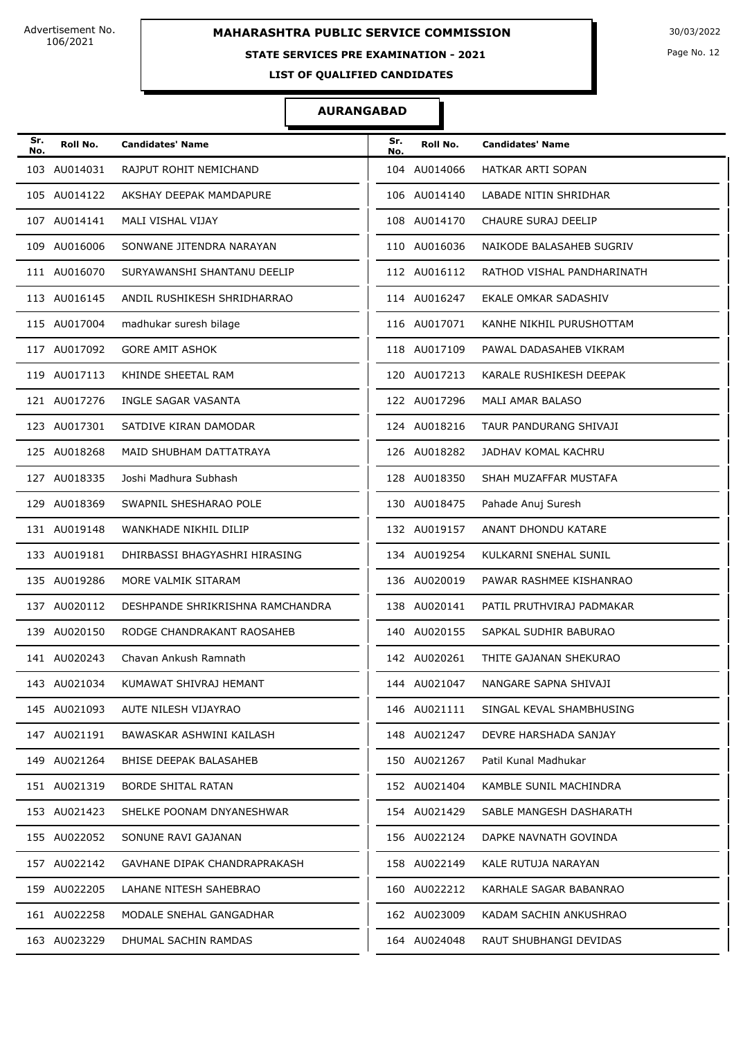Advertisement No. 106/2021

# MAHARASHTRA PUBLIC SERVICE COMMISSION

30/03/2022

## STATE SERVICES PRE EXAMINATION - 2021

### LIST OF QUALIFIED CANDIDATES

### AURANGABAD

| Sr. No. | Roll No. | Candidates' Name | Sr. No. | Roll No. | Candidates' Name |
|---|---|---|---|---|---|
| 103 | AU014031 | RAJPUT ROHIT NEMICHAND | 104 | AU014066 | HATKAR ARTI SOPAN |
| 105 | AU014122 | AKSHAY DEEPAK MAMDAPURE | 106 | AU014140 | LABADE NITIN SHRIDHAR |
| 107 | AU014141 | MALI VISHAL VIJAY | 108 | AU014170 | CHAURE SURAJ DEELIP |
| 109 | AU016006 | SONWANE JITENDRA NARAYAN | 110 | AU016036 | NAIKODE BALASAHEB SUGRIV |
| 111 | AU016070 | SURYAWANSHI SHANTANU DEELIP | 112 | AU016112 | RATHOD VISHAL PANDHARINATH |
| 113 | AU016145 | ANDIL RUSHIKESH SHRIDHARRAO | 114 | AU016247 | EKALE OMKAR SADASHIV |
| 115 | AU017004 | madhukar suresh bilage | 116 | AU017071 | KANHE NIKHIL PURUSHOTTAM |
| 117 | AU017092 | GORE AMIT ASHOK | 118 | AU017109 | PAWAL DADASAHEB VIKRAM |
| 119 | AU017113 | KHINDE SHEETAL RAM | 120 | AU017213 | KARALE RUSHIKESH DEEPAK |
| 121 | AU017276 | INGLE SAGAR VASANTA | 122 | AU017296 | MALI AMAR BALASO |
| 123 | AU017301 | SATDIVE KIRAN DAMODAR | 124 | AU018216 | TAUR PANDURANG SHIVAJI |
| 125 | AU018268 | MAID SHUBHAM DATTATRAYA | 126 | AU018282 | JADHAV KOMAL KACHRU |
| 127 | AU018335 | Joshi Madhura Subhash | 128 | AU018350 | SHAH MUZAFFAR MUSTAFA |
| 129 | AU018369 | SWAPNIL SHESHARAO POLE | 130 | AU018475 | Pahade Anuj Suresh |
| 131 | AU019148 | WANKHADE NIKHIL DILIP | 132 | AU019157 | ANANT DHONDU KATARE |
| 133 | AU019181 | DHIRBASSI BHAGYASHRI HIRASING | 134 | AU019254 | KULKARNI SNEHAL SUNIL |
| 135 | AU019286 | MORE VALMIK SITARAM | 136 | AU020019 | PAWAR RASHMEE KISHANRAO |
| 137 | AU020112 | DESHPANDE SHRIKRISHNA RAMCHANDRA | 138 | AU020141 | PATIL PRUTHVIRAJ PADMAKAR |
| 139 | AU020150 | RODGE CHANDRAKANT RAOSAHEB | 140 | AU020155 | SAPKAL SUDHIR BABURAO |
| 141 | AU020243 | Chavan Ankush Ramnath | 142 | AU020261 | THITE GAJANAN SHEKURAO |
| 143 | AU021034 | KUMAWAT SHIVRAJ HEMANT | 144 | AU021047 | NANGARE SAPNA SHIVAJI |
| 145 | AU021093 | AUTE NILESH VIJAYRAO | 146 | AU021111 | SINGAL KEVAL SHAMBHUSING |
| 147 | AU021191 | BAWASKAR ASHWINI KAILASH | 148 | AU021247 | DEVRE HARSHADA SANJAY |
| 149 | AU021264 | BHISE DEEPAK BALASAHEB | 150 | AU021267 | Patil Kunal Madhukar |
| 151 | AU021319 | BORDE SHITAL RATAN | 152 | AU021404 | KAMBLE SUNIL MACHINDRA |
| 153 | AU021423 | SHELKE POONAM DNYANESHWAR | 154 | AU021429 | SABLE MANGESH DASHARATH |
| 155 | AU022052 | SONUNE RAVI GAJANAN | 156 | AU022124 | DAPKE NAVNATH GOVINDA |
| 157 | AU022142 | GAVHANE DIPAK CHANDRAPRAKASH | 158 | AU022149 | KALE RUTUJA NARAYAN |
| 159 | AU022205 | LAHANE NITESH SAHEBRAO | 160 | AU022212 | KARHALE SAGAR BABANRAO |
| 161 | AU022258 | MODALE SNEHAL GANGADHAR | 162 | AU023009 | KADAM SACHIN ANKUSHRAO |
| 163 | AU023229 | DHUMAL SACHIN RAMDAS | 164 | AU024048 | RAUT SHUBHANGI DEVIDAS |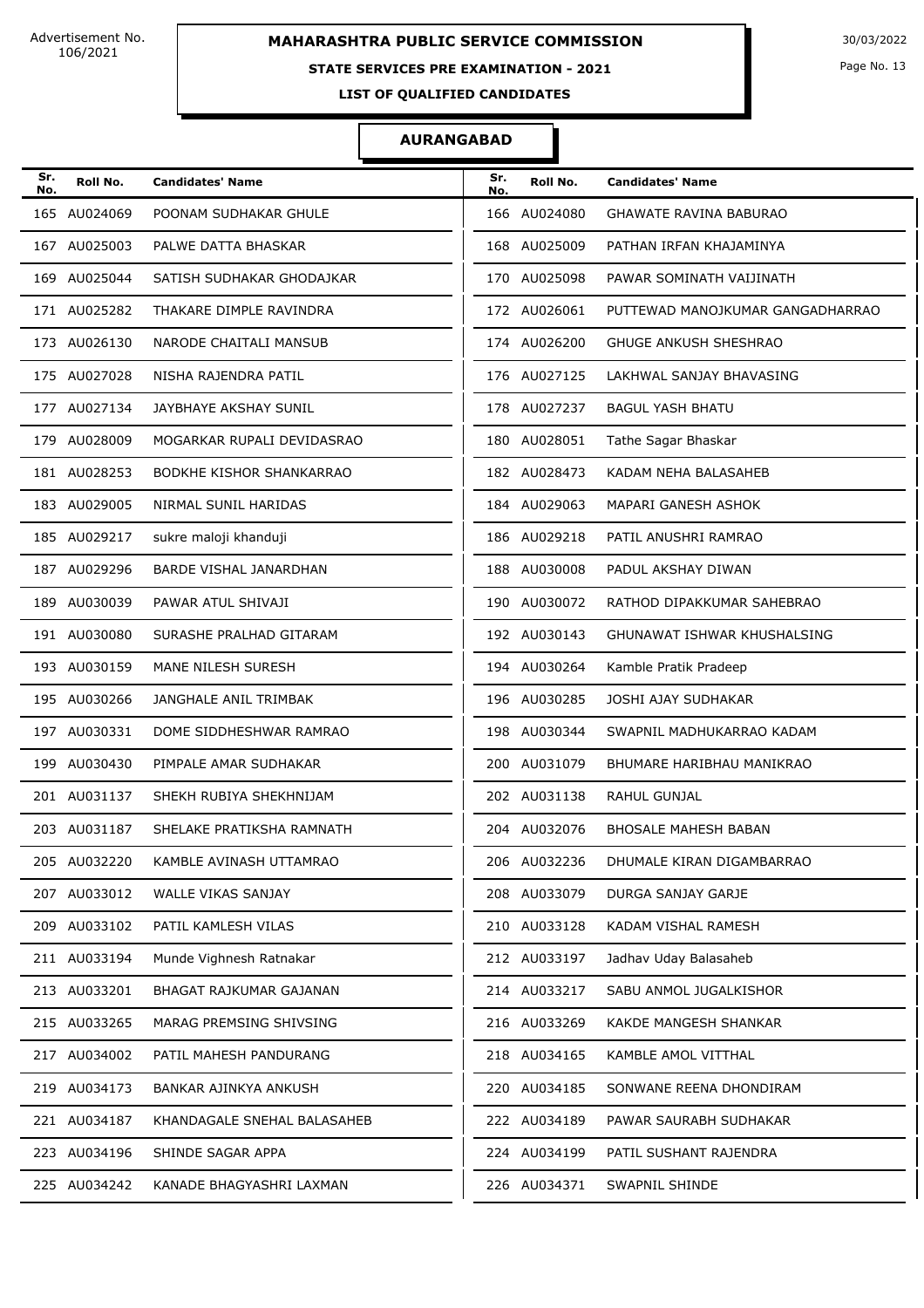Advertisement No. 106/2021

# MAHARASHTRA PUBLIC SERVICE COMMISSION

30/03/2022

## STATE SERVICES PRE EXAMINATION - 2021

### LIST OF QUALIFIED CANDIDATES

### AURANGABAD

| Sr. No. | Roll No. | Candidates' Name | Sr. No. | Roll No. | Candidates' Name |
|---|---|---|---|---|---|
| 165 | AU024069 | POONAM SUDHAKAR GHULE | 166 | AU024080 | GHAWATE RAVINA BABURAO |
| 167 | AU025003 | PALWE DATTA BHASKAR | 168 | AU025009 | PATHAN IRFAN KHAJAMINYA |
| 169 | AU025044 | SATISH SUDHAKAR GHODAJKAR | 170 | AU025098 | PAWAR SOMINATH VAIJINATH |
| 171 | AU025282 | THAKARE DIMPLE RAVINDRA | 172 | AU026061 | PUTTEWAD MANOJKUMAR GANGADHARRAO |
| 173 | AU026130 | NARODE CHAITALI MANSUB | 174 | AU026200 | GHUGE ANKUSH SHESHRAO |
| 175 | AU027028 | NISHA RAJENDRA PATIL | 176 | AU027125 | LAKHWAL SANJAY BHAVASING |
| 177 | AU027134 | JAYBHAYE AKSHAY SUNIL | 178 | AU027237 | BAGUL YASH BHATU |
| 179 | AU028009 | MOGARKAR RUPALI DEVIDASRAO | 180 | AU028051 | Tathe Sagar Bhaskar |
| 181 | AU028253 | BODKHE KISHOR SHANKARRAO | 182 | AU028473 | KADAM NEHA BALASAHEB |
| 183 | AU029005 | NIRMAL SUNIL HARIDAS | 184 | AU029063 | MAPARI GANESH ASHOK |
| 185 | AU029217 | sukre maloji khanduji | 186 | AU029218 | PATIL ANUSHRI RAMRAO |
| 187 | AU029296 | BARDE VISHAL JANARDHAN | 188 | AU030008 | PADUL AKSHAY DIWAN |
| 189 | AU030039 | PAWAR ATUL SHIVAJI | 190 | AU030072 | RATHOD DIPAKKUMAR SAHEBRAO |
| 191 | AU030080 | SURASHE PRALHAD GITARAM | 192 | AU030143 | GHUNAWAT ISHWAR KHUSHALSING |
| 193 | AU030159 | MANE NILESH SURESH | 194 | AU030264 | Kamble Pratik Pradeep |
| 195 | AU030266 | JANGHALE ANIL TRIMBAK | 196 | AU030285 | JOSHI AJAY SUDHAKAR |
| 197 | AU030331 | DOME SIDDHESHWAR RAMRAO | 198 | AU030344 | SWAPNIL MADHUKARRAO KADAM |
| 199 | AU030430 | PIMPALE AMAR SUDHAKAR | 200 | AU031079 | BHUMARE HARIBHAU MANIKRAO |
| 201 | AU031137 | SHEKH RUBIYA SHEKHNIJAM | 202 | AU031138 | RAHUL GUNJAL |
| 203 | AU031187 | SHELAKE PRATIKSHA RAMNATH | 204 | AU032076 | BHOSALE MAHESH BABAN |
| 205 | AU032220 | KAMBLE AVINASH UTTAMRAO | 206 | AU032236 | DHUMALE KIRAN DIGAMBARRAO |
| 207 | AU033012 | WALLE VIKAS SANJAY | 208 | AU033079 | DURGA SANJAY GARJE |
| 209 | AU033102 | PATIL KAMLESH VILAS | 210 | AU033128 | KADAM VISHAL RAMESH |
| 211 | AU033194 | Munde Vighnesh Ratnakar | 212 | AU033197 | Jadhav Uday Balasaheb |
| 213 | AU033201 | BHAGAT RAJKUMAR GAJANAN | 214 | AU033217 | SABU ANMOL JUGALKISHOR |
| 215 | AU033265 | MARAG PREMSING SHIVSING | 216 | AU033269 | KAKDE MANGESH SHANKAR |
| 217 | AU034002 | PATIL MAHESH PANDURANG | 218 | AU034165 | KAMBLE AMOL VITTHAL |
| 219 | AU034173 | BANKAR AJINKYA ANKUSH | 220 | AU034185 | SONWANE REENA DHONDIRAM |
| 221 | AU034187 | KHANDAGALE SNEHAL BALASAHEB | 222 | AU034189 | PAWAR SAURABH SUDHAKAR |
| 223 | AU034196 | SHINDE SAGAR APPA | 224 | AU034199 | PATIL SUSHANT RAJENDRA |
| 225 | AU034242 | KANADE BHAGYASHRI LAXMAN | 226 | AU034371 | SWAPNIL SHINDE |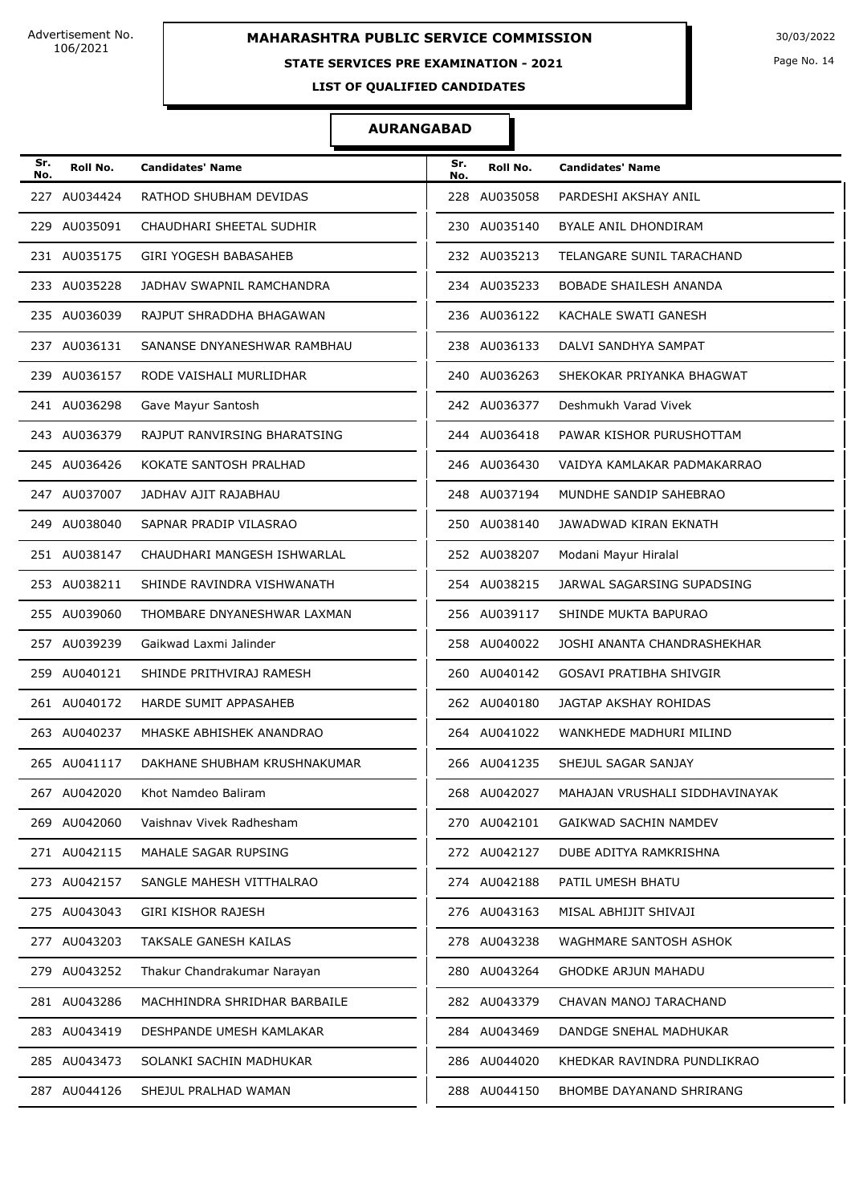Advertisement No. 106/2021

# MAHARASHTRA PUBLIC SERVICE COMMISSION

30/03/2022

## STATE SERVICES PRE EXAMINATION - 2021

### LIST OF QUALIFIED CANDIDATES

### AURANGABAD

| Sr. No. | Roll No. | Candidates' Name | Sr. No. | Roll No. | Candidates' Name |
|---|---|---|---|---|---|
| 227 | AU034424 | RATHOD SHUBHAM DEVIDAS | 228 | AU035058 | PARDESHI AKSHAY ANIL |
| 229 | AU035091 | CHAUDHARI SHEETAL SUDHIR | 230 | AU035140 | BYALE ANIL DHONDIRAM |
| 231 | AU035175 | GIRI YOGESH BABASAHEB | 232 | AU035213 | TELANGARE SUNIL TARACHAND |
| 233 | AU035228 | JADHAV SWAPNIL RAMCHANDRA | 234 | AU035233 | BOBADE SHAILESH ANANDA |
| 235 | AU036039 | RAJPUT SHRADDHA BHAGAWAN | 236 | AU036122 | KACHALE SWATI GANESH |
| 237 | AU036131 | SANANSE DNYANESHWAR RAMBHAU | 238 | AU036133 | DALVI SANDHYA SAMPAT |
| 239 | AU036157 | RODE VAISHALI MURLIDHAR | 240 | AU036263 | SHEKOKAR PRIYANKA BHAGWAT |
| 241 | AU036298 | Gave Mayur Santosh | 242 | AU036377 | Deshmukh Varad Vivek |
| 243 | AU036379 | RAJPUT RANVIRSING BHARATSING | 244 | AU036418 | PAWAR KISHOR PURUSHOTTAM |
| 245 | AU036426 | KOKATE SANTOSH PRALHAD | 246 | AU036430 | VAIDYA KAMLAKAR PADMAKARRAO |
| 247 | AU037007 | JADHAV AJIT RAJABHAU | 248 | AU037194 | MUNDHE SANDIP SAHEBRAO |
| 249 | AU038040 | SAPNAR PRADIP VILASRAO | 250 | AU038140 | JAWADWAD KIRAN EKNATH |
| 251 | AU038147 | CHAUDHARI MANGESH ISHWARLAL | 252 | AU038207 | Modani Mayur Hiralal |
| 253 | AU038211 | SHINDE RAVINDRA VISHWANATH | 254 | AU038215 | JARWAL SAGARSING SUPADSING |
| 255 | AU039060 | THOMBARE DNYANESHWAR LAXMAN | 256 | AU039117 | SHINDE MUKTA BAPURAO |
| 257 | AU039239 | Gaikwad Laxmi Jalinder | 258 | AU040022 | JOSHI ANANTA CHANDRASHEKHAR |
| 259 | AU040121 | SHINDE PRITHVIRAJ RAMESH | 260 | AU040142 | GOSAVI PRATIBHA SHIVGIR |
| 261 | AU040172 | HARDE SUMIT APPASAHEB | 262 | AU040180 | JAGTAP AKSHAY ROHIDAS |
| 263 | AU040237 | MHASKE ABHISHEK ANANDRAO | 264 | AU041022 | WANKHEDE MADHURI MILIND |
| 265 | AU041117 | DAKHANE SHUBHAM KRUSHNAKUMAR | 266 | AU041235 | SHEJUL SAGAR SANJAY |
| 267 | AU042020 | Khot Namdeo Baliram | 268 | AU042027 | MAHAJAN VRUSHALI SIDDHAVINAYAK |
| 269 | AU042060 | Vaishnav Vivek Radhesham | 270 | AU042101 | GAIKWAD SACHIN NAMDEV |
| 271 | AU042115 | MAHALE SAGAR RUPSING | 272 | AU042127 | DUBE ADITYA RAMKRISHNA |
| 273 | AU042157 | SANGLE MAHESH VITTHALRAO | 274 | AU042188 | PATIL UMESH BHATU |
| 275 | AU043043 | GIRI KISHOR RAJESH | 276 | AU043163 | MISAL ABHIJIT SHIVAJI |
| 277 | AU043203 | TAKSALE GANESH KAILAS | 278 | AU043238 | WAGHMARE SANTOSH ASHOK |
| 279 | AU043252 | Thakur Chandrakumar Narayan | 280 | AU043264 | GHODKE ARJUN MAHADU |
| 281 | AU043286 | MACHHINDRA SHRIDHAR BARBAILE | 282 | AU043379 | CHAVAN MANOJ TARACHAND |
| 283 | AU043419 | DESHPANDE UMESH KAMLAKAR | 284 | AU043469 | DANDGE SNEHAL MADHUKAR |
| 285 | AU043473 | SOLANKI SACHIN MADHUKAR | 286 | AU044020 | KHEDKAR RAVINDRA PUNDLIKRAO |
| 287 | AU044126 | SHEJUL PRALHAD WAMAN | 288 | AU044150 | BHOMBE DAYANAND SHRIRANG |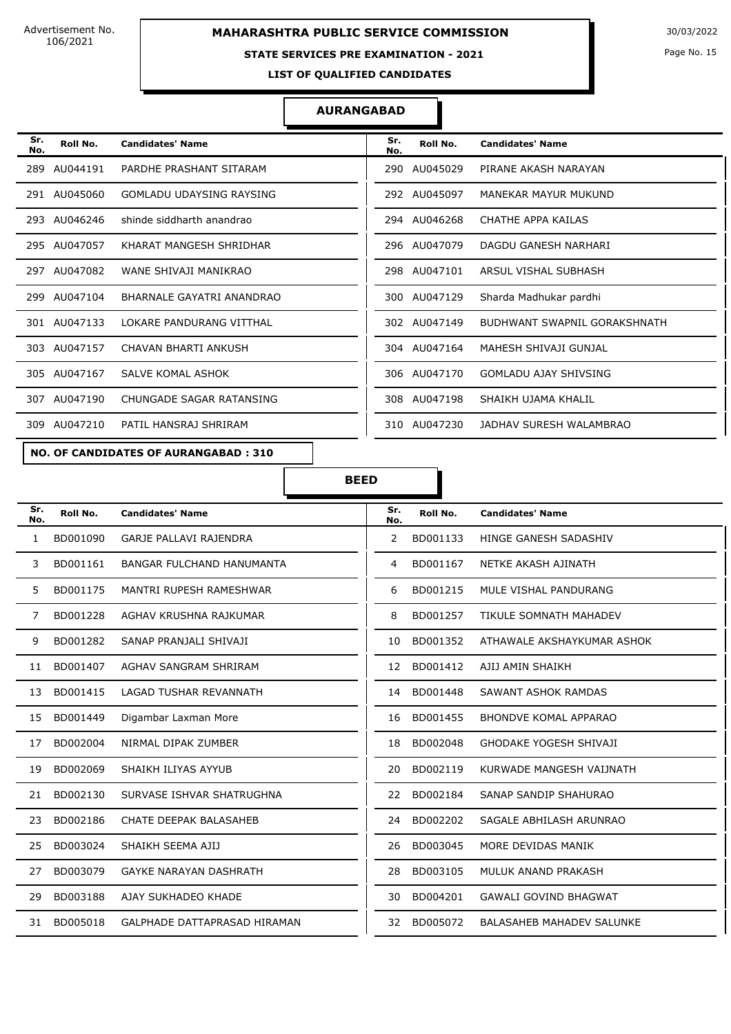Advertisement No. 106/2021

# MAHARASHTRA PUBLIC SERVICE COMMISSION

30/03/2022

## STATE SERVICES PRE EXAMINATION - 2021

### LIST OF QUALIFIED CANDIDATES

### AURANGABAD

| Sr. No. | Roll No. | Candidates' Name | Sr. No. | Roll No. | Candidates' Name |
|---|---|---|---|---|---|
| 289 | AU044191 | PARDHE PRASHANT SITARAM | 290 | AU045029 | PIRANE AKASH NARAYAN |
| 291 | AU045060 | GOMLADU UDAYSING RAYSING | 292 | AU045097 | MANEKAR MAYUR MUKUND |
| 293 | AU046246 | shinde siddharth anandrao | 294 | AU046268 | CHATHE APPA KAILAS |
| 295 | AU047057 | KHARAT MANGESH SHRIDHAR | 296 | AU047079 | DAGDU GANESH NARHARI |
| 297 | AU047082 | WANE SHIVAJI MANIKRAO | 298 | AU047101 | ARSUL VISHAL SUBHASH |
| 299 | AU047104 | BHARNALE GAYATRI ANANDRAO | 300 | AU047129 | Sharda Madhukar pardhi |
| 301 | AU047133 | LOKARE PANDURANG VITTHAL | 302 | AU047149 | BUDHWANT SWAPNIL GORAKSHNATH |
| 303 | AU047157 | CHAVAN BHARTI ANKUSH | 304 | AU047164 | MAHESH SHIVAJI GUNJAL |
| 305 | AU047167 | SALVE KOMAL ASHOK | 306 | AU047170 | GOMLADU AJAY SHIVSING |
| 307 | AU047190 | CHUNGADE SAGAR RATANSING | 308 | AU047198 | SHAIKH UJAMA KHALIL |
| 309 | AU047210 | PATIL HANSRAJ SHRIRAM | 310 | AU047230 | JADHAV SURESH WALAMBRAO |

**NO. OF CANDIDATES OF AURANGABAD : 310**

### BEED

| Sr. No. | Roll No. | Candidates' Name | Sr. No. | Roll No. | Candidates' Name |
|---|---|---|---|---|---|
| 1 | BD001090 | GARJE PALLAVI RAJENDRA | 2 | BD001133 | HINGE GANESH SADASHIV |
| 3 | BD001161 | BANGAR FULCHAND HANUMANTA | 4 | BD001167 | NETKE AKASH AJINATH |
| 5 | BD001175 | MANTRI RUPESH RAMESHWAR | 6 | BD001215 | MULE VISHAL PANDURANG |
| 7 | BD001228 | AGHAV KRUSHNA RAJKUMAR | 8 | BD001257 | TIKULE SOMNATH MAHADEV |
| 9 | BD001282 | SANAP PRANJALI SHIVAJI | 10 | BD001352 | ATHAWALE AKSHAYKUMAR ASHOK |
| 11 | BD001407 | AGHAV SANGRAM SHRIRAM | 12 | BD001412 | AJIJ AMIN SHAIKH |
| 13 | BD001415 | LAGAD TUSHAR REVANNATH | 14 | BD001448 | SAWANT ASHOK RAMDAS |
| 15 | BD001449 | Digambar Laxman More | 16 | BD001455 | BHONDVE KOMAL APPARAO |
| 17 | BD002004 | NIRMAL DIPAK ZUMBER | 18 | BD002048 | GHODAKE YOGESH SHIVAJI |
| 19 | BD002069 | SHAIKH ILIYAS AYYUB | 20 | BD002119 | KURWADE MANGESH VAIJNATH |
| 21 | BD002130 | SURVASE ISHVAR SHATRUGHNA | 22 | BD002184 | SANAP SANDIP SHAHURAO |
| 23 | BD002186 | CHATE DEEPAK BALASAHEB | 24 | BD002202 | SAGALE ABHILASH ARUNRAO |
| 25 | BD003024 | SHAIKH SEEMA AJIJ | 26 | BD003045 | MORE DEVIDAS MANIK |
| 27 | BD003079 | GAYKE NARAYAN DASHRATH | 28 | BD003105 | MULUK ANAND PRAKASH |
| 29 | BD003188 | AJAY SUKHADEO KHADE | 30 | BD004201 | GAWALI GOVIND BHAGWAT |
| 31 | BD005018 | GALPHADE DATTAPRASAD HIRAMAN | 32 | BD005072 | BALASAHEB MAHADEV SALUNKE |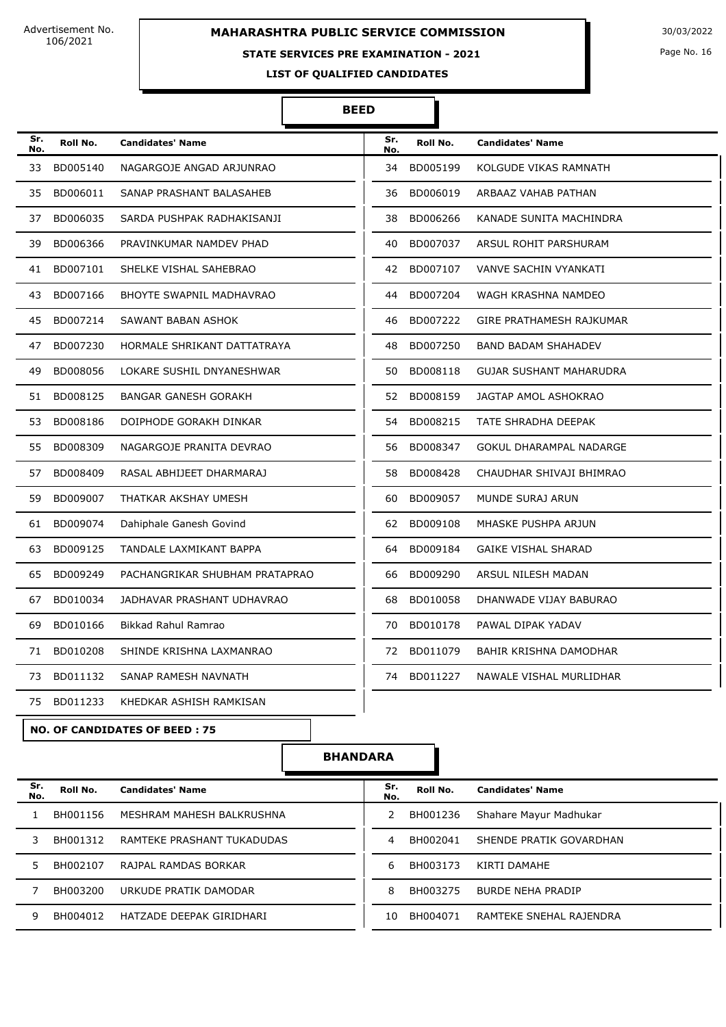Advertisement No. 106/2021

# MAHARASHTRA PUBLIC SERVICE COMMISSION

**STATE SERVICES PRE EXAMINATION - 2021**

**LIST OF QUALIFIED CANDIDATES**

30/03/2022

## BEED

| Sr. No. | Roll No. | Candidates' Name | Sr. No. | Roll No. | Candidates' Name |
|---|---|---|---|---|---|
| 33 | BD005140 | NAGARGOJE ANGAD ARJUNRAO | 34 | BD005199 | KOLGUDE VIKAS RAMNATH |
| 35 | BD006011 | SANAP PRASHANT BALASAHEB | 36 | BD006019 | ARBAAZ VAHAB PATHAN |
| 37 | BD006035 | SARDA PUSHPAK RADHAKISANJI | 38 | BD006266 | KANADE SUNITA MACHINDRA |
| 39 | BD006366 | PRAVINKUMAR NAMDEV PHAD | 40 | BD007037 | ARSUL ROHIT PARSHURAM |
| 41 | BD007101 | SHELKE VISHAL SAHEBRAO | 42 | BD007107 | VANVE SACHIN VYANKATI |
| 43 | BD007166 | BHOYTE SWAPNIL MADHAVRAO | 44 | BD007204 | WAGH KRASHNA NAMDEO |
| 45 | BD007214 | SAWANT BABAN ASHOK | 46 | BD007222 | GIRE PRATHAMESH RAJKUMAR |
| 47 | BD007230 | HORMALE SHRIKANT DATTATRAYA | 48 | BD007250 | BAND BADAM SHAHADEV |
| 49 | BD008056 | LOKARE SUSHIL DNYANESHWAR | 50 | BD008118 | GUJAR SUSHANT MAHARUDRA |
| 51 | BD008125 | BANGAR GANESH GORAKH | 52 | BD008159 | JAGTAP AMOL ASHOKRAO |
| 53 | BD008186 | DOIPHODE GORAKH DINKAR | 54 | BD008215 | TATE SHRADHA DEEPAK |
| 55 | BD008309 | NAGARGOJE PRANITA DEVRAO | 56 | BD008347 | GOKUL DHARAMPAL NADARGE |
| 57 | BD008409 | RASAL ABHIJEET DHARMARAJ | 58 | BD008428 | CHAUDHAR SHIVAJI BHIMRAO |
| 59 | BD009007 | THATKAR AKSHAY UMESH | 60 | BD009057 | MUNDE SURAJ ARUN |
| 61 | BD009074 | Dahiphale Ganesh Govind | 62 | BD009108 | MHASKE PUSHPA ARJUN |
| 63 | BD009125 | TANDALE LAXMIKANT BAPPA | 64 | BD009184 | GAIKE VISHAL SHARAD |
| 65 | BD009249 | PACHANGRIKAR SHUBHAM PRATAPRAO | 66 | BD009290 | ARSUL NILESH MADAN |
| 67 | BD010034 | JADHAVAR PRASHANT UDHAVRAO | 68 | BD010058 | DHANWADE VIJAY BABURAO |
| 69 | BD010166 | Bikkad Rahul Ramrao | 70 | BD010178 | PAWAL DIPAK YADAV |
| 71 | BD010208 | SHINDE KRISHNA LAXMANRAO | 72 | BD011079 | BAHIR KRISHNA DAMODHAR |
| 73 | BD011132 | SANAP RAMESH NAVNATH | 74 | BD011227 | NAWALE VISHAL MURLIDHAR |
| 75 | BD011233 | KHEDKAR ASHISH RAMKISAN | | | |

**NO. OF CANDIDATES OF BEED : 75**

## BHANDARA

| Sr. No. | Roll No. | Candidates' Name | Sr. No. | Roll No. | Candidates' Name |
|---|---|---|---|---|---|
| 1 | BH001156 | MESHRAM MAHESH BALKRUSHNA | 2 | BH001236 | Shahare Mayur Madhukar |
| 3 | BH001312 | RAMTEKE PRASHANT TUKADUDAS | 4 | BH002041 | SHENDE PRATIK GOVARDHAN |
| 5 | BH002107 | RAJPAL RAMDAS BORKAR | 6 | BH003173 | KIRTI DAMAHE |
| 7 | BH003200 | URKUDE PRATIK DAMODAR | 8 | BH003275 | BURDE NEHA PRADIP |
| 9 | BH004012 | HATZADE DEEPAK GIRIDHARI | 10 | BH004071 | RAMTEKE SNEHAL RAJENDRA |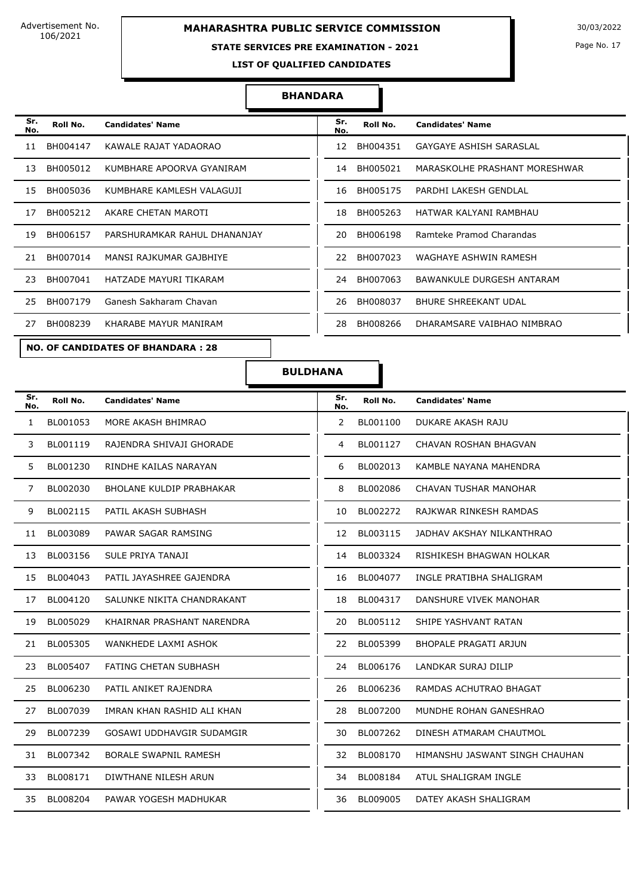Advertisement No. 106/2021

## MAHARASHTRA PUBLIC SERVICE COMMISSION

### STATE SERVICES PRE EXAMINATION - 2021

### LIST OF QUALIFIED CANDIDATES

30/03/2022

### BHANDARA

| Sr. No. | Roll No. | Candidates' Name | Sr. No. | Roll No. | Candidates' Name |
|---|---|---|---|---|---|
| 11 | BH004147 | KAWALE RAJAT YADAORAO | 12 | BH004351 | GAYGAYE ASHISH SARASLAL |
| 13 | BH005012 | KUMBHARE APOORVA GYANIRAM | 14 | BH005021 | MARASKOLHE PRASHANT MORESHWAR |
| 15 | BH005036 | KUMBHARE KAMLESH VALAGUJI | 16 | BH005175 | PARDHI LAKESH GENDLAL |
| 17 | BH005212 | AKARE CHETAN MAROTI | 18 | BH005263 | HATWAR KALYANI RAMBHAU |
| 19 | BH006157 | PARSHURAMKAR RAHUL DHANANJAY | 20 | BH006198 | Ramteke Pramod Charandas |
| 21 | BH007014 | MANSI RAJKUMAR GAJBHIYE | 22 | BH007023 | WAGHAYE ASHWIN RAMESH |
| 23 | BH007041 | HATZADE MAYURI TIKARAM | 24 | BH007063 | BAWANKULE DURGESH ANTARAM |
| 25 | BH007179 | Ganesh Sakharam Chavan | 26 | BH008037 | BHURE SHREEKANT UDAL |
| 27 | BH008239 | KHARABE MAYUR MANIRAM | 28 | BH008266 | DHARAMSARE VAIBHAO NIMBRAO |

**NO. OF CANDIDATES OF BHANDARA : 28**

### BULDHANA

| Sr. No. | Roll No. | Candidates' Name | Sr. No. | Roll No. | Candidates' Name |
|---|---|---|---|---|---|
| 1 | BL001053 | MORE AKASH BHIMRAO | 2 | BL001100 | DUKARE AKASH RAJU |
| 3 | BL001119 | RAJENDRA SHIVAJI GHORADE | 4 | BL001127 | CHAVAN ROSHAN BHAGVAN |
| 5 | BL001230 | RINDHE KAILAS NARAYAN | 6 | BL002013 | KAMBLE NAYANA MAHENDRA |
| 7 | BL002030 | BHOLANE KULDIP PRABHAKAR | 8 | BL002086 | CHAVAN TUSHAR MANOHAR |
| 9 | BL002115 | PATIL AKASH SUBHASH | 10 | BL002272 | RAJKWAR RINKESH RAMDAS |
| 11 | BL003089 | PAWAR SAGAR RAMSING | 12 | BL003115 | JADHAV AKSHAY NILKANTHRAO |
| 13 | BL003156 | SULE PRIYA TANAJI | 14 | BL003324 | RISHIKESH BHAGWAN HOLKAR |
| 15 | BL004043 | PATIL JAYASHREE GAJENDRA | 16 | BL004077 | INGLE PRATIBHA SHALIGRAM |
| 17 | BL004120 | SALUNKE NIKITA CHANDRAKANT | 18 | BL004317 | DANSHURE VIVEK MANOHAR |
| 19 | BL005029 | KHAIRNAR PRASHANT NARENDRA | 20 | BL005112 | SHIPE YASHVANT RATAN |
| 21 | BL005305 | WANKHEDE LAXMI ASHOK | 22 | BL005399 | BHOPALE PRAGATI ARJUN |
| 23 | BL005407 | FATING CHETAN SUBHASH | 24 | BL006176 | LANDKAR SURAJ DILIP |
| 25 | BL006230 | PATIL ANIKET RAJENDRA | 26 | BL006236 | RAMDAS ACHUTRAO BHAGAT |
| 27 | BL007039 | IMRAN KHAN RASHID ALI KHAN | 28 | BL007200 | MUNDHE ROHAN GANESHRAO |
| 29 | BL007239 | GOSAWI UDDHAVGIR SUDAMGIR | 30 | BL007262 | DINESH ATMARAM CHAUTMOL |
| 31 | BL007342 | BORALE SWAPNIL RAMESH | 32 | BL008170 | HIMANSHU JASWANT SINGH CHAUHAN |
| 33 | BL008171 | DIWTHANE NILESH ARUN | 34 | BL008184 | ATUL SHALIGRAM INGLE |
| 35 | BL008204 | PAWAR YOGESH MADHUKAR | 36 | BL009005 | DATEY AKASH SHALIGRAM |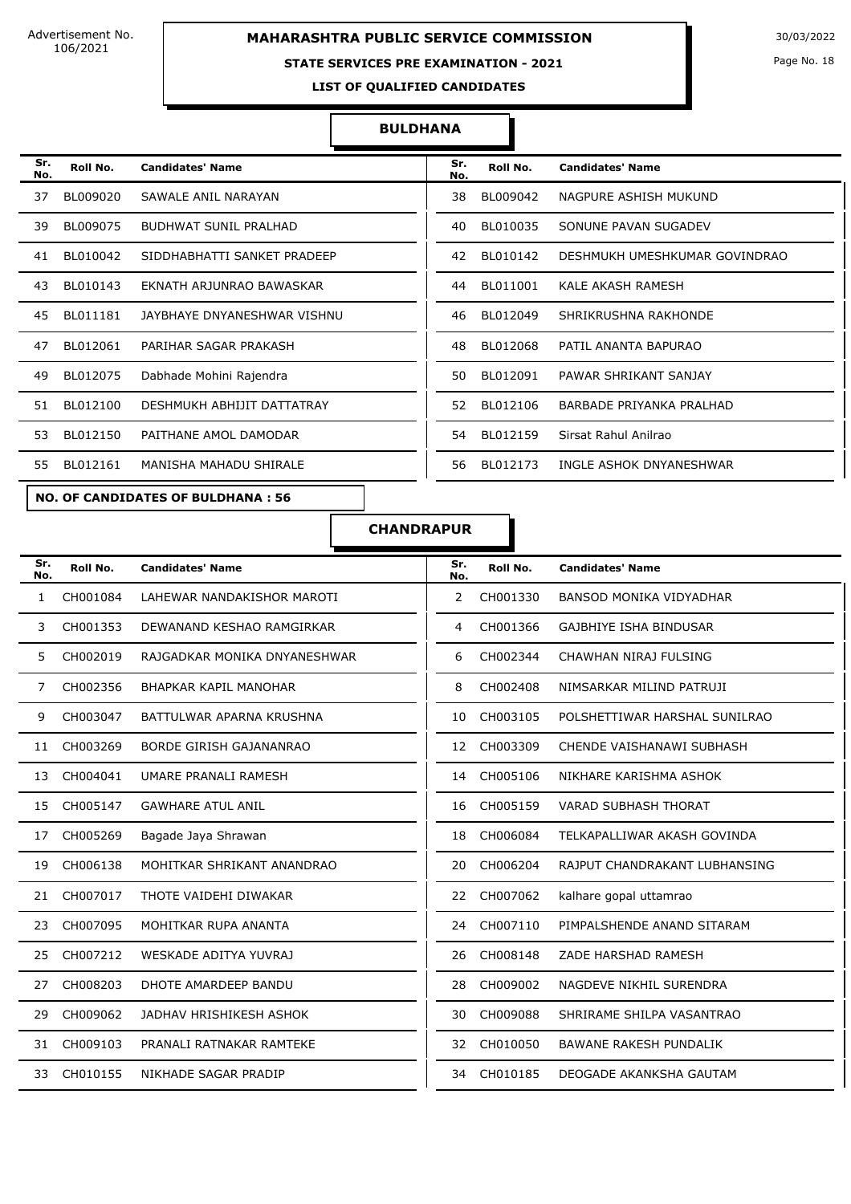Advertisement No. 106/2021

# MAHARASHTRA PUBLIC SERVICE COMMISSION

30/03/2022

## STATE SERVICES PRE EXAMINATION - 2021

### LIST OF QUALIFIED CANDIDATES

### BULDHANA

| Sr. No. | Roll No. | Candidates' Name | Sr. No. | Roll No. | Candidates' Name |
|---|---|---|---|---|---|
| 37 | BL009020 | SAWALE ANIL NARAYAN | 38 | BL009042 | NAGPURE ASHISH MUKUND |
| 39 | BL009075 | BUDHWAT SUNIL PRALHAD | 40 | BL010035 | SONUNE PAVAN SUGADEV |
| 41 | BL010042 | SIDDHABHATTI SANKET PRADEEP | 42 | BL010142 | DESHMUKH UMESHKUMAR GOVINDRAO |
| 43 | BL010143 | EKNATH ARJUNRAO BAWASKAR | 44 | BL011001 | KALE AKASH RAMESH |
| 45 | BL011181 | JAYBHAYE DNYANESHWAR VISHNU | 46 | BL012049 | SHRIKRUSHNA RAKHONDE |
| 47 | BL012061 | PARIHAR SAGAR PRAKASH | 48 | BL012068 | PATIL ANANTA BAPURAO |
| 49 | BL012075 | Dabhade Mohini Rajendra | 50 | BL012091 | PAWAR SHRIKANT SANJAY |
| 51 | BL012100 | DESHMUKH ABHIJIT DATTATRAY | 52 | BL012106 | BARBADE PRIYANKA PRALHAD |
| 53 | BL012150 | PAITHANE AMOL DAMODAR | 54 | BL012159 | Sirsat Rahul Anilrao |
| 55 | BL012161 | MANISHA MAHADU SHIRALE | 56 | BL012173 | INGLE ASHOK DNYANESHWAR |

**NO. OF CANDIDATES OF BULDHANA : 56**

### CHANDRAPUR

| Sr. No. | Roll No. | Candidates' Name | Sr. No. | Roll No. | Candidates' Name |
|---|---|---|---|---|---|
| 1 | CH001084 | LAHEWAR NANDAKISHOR MAROTI | 2 | CH001330 | BANSOD MONIKA VIDYADHAR |
| 3 | CH001353 | DEWANAND KESHAO RAMGIRKAR | 4 | CH001366 | GAJBHIYE ISHA BINDUSAR |
| 5 | CH002019 | RAJGADKAR MONIKA DNYANESHWAR | 6 | CH002344 | CHAWHAN NIRAJ FULSING |
| 7 | CH002356 | BHAPKAR KAPIL MANOHAR | 8 | CH002408 | NIMSARKAR MILIND PATRUJI |
| 9 | CH003047 | BATTULWAR APARNA KRUSHNA | 10 | CH003105 | POLSHETTIWAR HARSHAL SUNILRAO |
| 11 | CH003269 | BORDE GIRISH GAJANANRAO | 12 | CH003309 | CHENDE VAISHANAWI SUBHASH |
| 13 | CH004041 | UMARE PRANALI RAMESH | 14 | CH005106 | NIKHARE KARISHMA ASHOK |
| 15 | CH005147 | GAWHARE ATUL ANIL | 16 | CH005159 | VARAD SUBHASH THORAT |
| 17 | CH005269 | Bagade Jaya Shrawan | 18 | CH006084 | TELKAPALLIWAR AKASH GOVINDA |
| 19 | CH006138 | MOHITKAR SHRIKANT ANANDRAO | 20 | CH006204 | RAJPUT CHANDRAKANT LUBHANSING |
| 21 | CH007017 | THOTE VAIDEHI DIWAKAR | 22 | CH007062 | kalhare gopal uttamrao |
| 23 | CH007095 | MOHITKAR RUPA ANANTA | 24 | CH007110 | PIMPALSHENDE ANAND SITARAM |
| 25 | CH007212 | WESKADE ADITYA YUVRAJ | 26 | CH008148 | ZADE HARSHAD RAMESH |
| 27 | CH008203 | DHOTE AMARDEEP BANDU | 28 | CH009002 | NAGDEVE NIKHIL SURENDRA |
| 29 | CH009062 | JADHAV HRISHIKESH ASHOK | 30 | CH009088 | SHRIRAME SHILPA VASANTRAO |
| 31 | CH009103 | PRANALI RATNAKAR RAMTEKE | 32 | CH010050 | BAWANE RAKESH PUNDALIK |
| 33 | CH010155 | NIKHADE SAGAR PRADIP | 34 | CH010185 | DEOGADE AKANKSHA GAUTAM |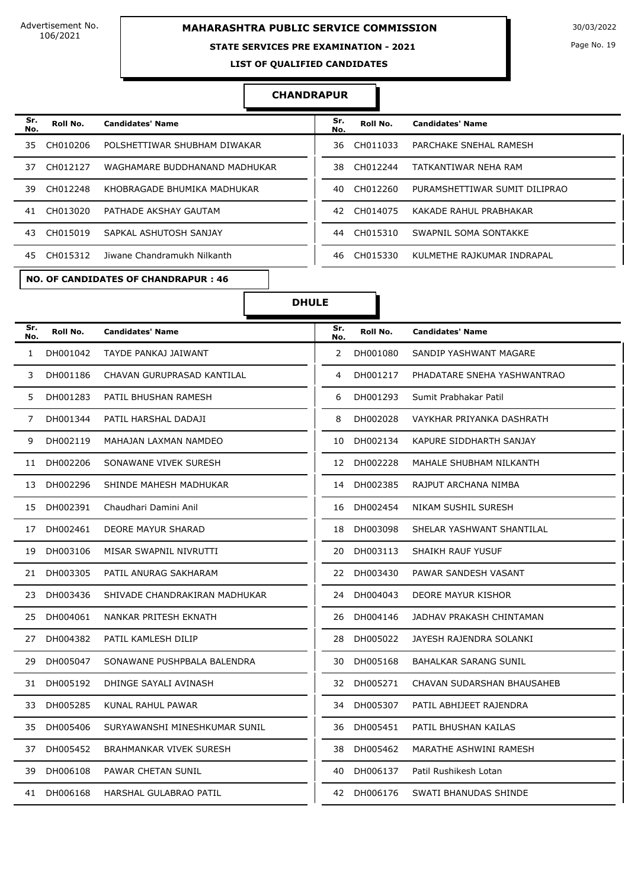Advertisement No. 106/2021

# MAHARASHTRA PUBLIC SERVICE COMMISSION

30/03/2022

## STATE SERVICES PRE EXAMINATION - 2021

### LIST OF QUALIFIED CANDIDATES

### CHANDRAPUR

| Sr. No. | Roll No. | Candidates' Name | Sr. No. | Roll No. | Candidates' Name |
|---|---|---|---|---|---|
| 35 | CH010206 | POLSHETTIWAR SHUBHAM DIWAKAR | 36 | CH011033 | PARCHAKE SNEHAL RAMESH |
| 37 | CH012127 | WAGHAMARE BUDDHANAND MADHUKAR | 38 | CH012244 | TATKANTIWAR NEHA RAM |
| 39 | CH012248 | KHOBRAGADE BHUMIKA MADHUKAR | 40 | CH012260 | PURAMSHETTIWAR SUMIT DILIPRAO |
| 41 | CH013020 | PATHADE AKSHAY GAUTAM | 42 | CH014075 | KAKADE RAHUL PRABHAKAR |
| 43 | CH015019 | SAPKAL ASHUTOSH SANJAY | 44 | CH015310 | SWAPNIL SOMA SONTAKKE |
| 45 | CH015312 | Jiwane Chandramukh Nilkanth | 46 | CH015330 | KULMETHE RAJKUMAR INDRAPAL |

**NO. OF CANDIDATES OF CHANDRAPUR : 46**

### DHULE

| Sr. No. | Roll No. | Candidates' Name | Sr. No. | Roll No. | Candidates' Name |
|---|---|---|---|---|---|
| 1 | DH001042 | TAYDE PANKAJ JAIWANT | 2 | DH001080 | SANDIP YASHWANT MAGARE |
| 3 | DH001186 | CHAVAN GURUPRASAD KANTILAL | 4 | DH001217 | PHADATARE SNEHA YASHWANTRAO |
| 5 | DH001283 | PATIL BHUSHAN RAMESH | 6 | DH001293 | Sumit Prabhakar Patil |
| 7 | DH001344 | PATIL HARSHAL DADAJI | 8 | DH002028 | VAYKHAR PRIYANKA DASHRATH |
| 9 | DH002119 | MAHAJAN LAXMAN NAMDEO | 10 | DH002134 | KAPURE SIDDHARTH SANJAY |
| 11 | DH002206 | SONAWANE VIVEK SURESH | 12 | DH002228 | MAHALE SHUBHAM NILKANTH |
| 13 | DH002296 | SHINDE MAHESH MADHUKAR | 14 | DH002385 | RAJPUT ARCHANA NIMBA |
| 15 | DH002391 | Chaudhari Damini Anil | 16 | DH002454 | NIKAM SUSHIL SURESH |
| 17 | DH002461 | DEORE MAYUR SHARAD | 18 | DH003098 | SHELAR YASHWANT SHANTILAL |
| 19 | DH003106 | MISAR SWAPNIL NIVRUTTI | 20 | DH003113 | SHAIKH RAUF YUSUF |
| 21 | DH003305 | PATIL ANURAG SAKHARAM | 22 | DH003430 | PAWAR SANDESH VASANT |
| 23 | DH003436 | SHIVADE CHANDRAKIRAN MADHUKAR | 24 | DH004043 | DEORE MAYUR KISHOR |
| 25 | DH004061 | NANKAR PRITESH EKNATH | 26 | DH004146 | JADHAV PRAKASH CHINTAMAN |
| 27 | DH004382 | PATIL KAMLESH DILIP | 28 | DH005022 | JAYESH RAJENDRA SOLANKI |
| 29 | DH005047 | SONAWANE PUSHPBALA BALENDRA | 30 | DH005168 | BAHALKAR SARANG SUNIL |
| 31 | DH005192 | DHINGE SAYALI AVINASH | 32 | DH005271 | CHAVAN SUDARSHAN BHAUSAHEB |
| 33 | DH005285 | KUNAL RAHUL PAWAR | 34 | DH005307 | PATIL ABHIJEET RAJENDRA |
| 35 | DH005406 | SURYAWANSHI MINESHKUMAR SUNIL | 36 | DH005451 | PATIL BHUSHAN KAILAS |
| 37 | DH005452 | BRAHMANKAR VIVEK SURESH | 38 | DH005462 | MARATHE ASHWINI RAMESH |
| 39 | DH006108 | PAWAR CHETAN SUNIL | 40 | DH006137 | Patil Rushikesh Lotan |
| 41 | DH006168 | HARSHAL GULABRAO PATIL | 42 | DH006176 | SWATI BHANUDAS SHINDE |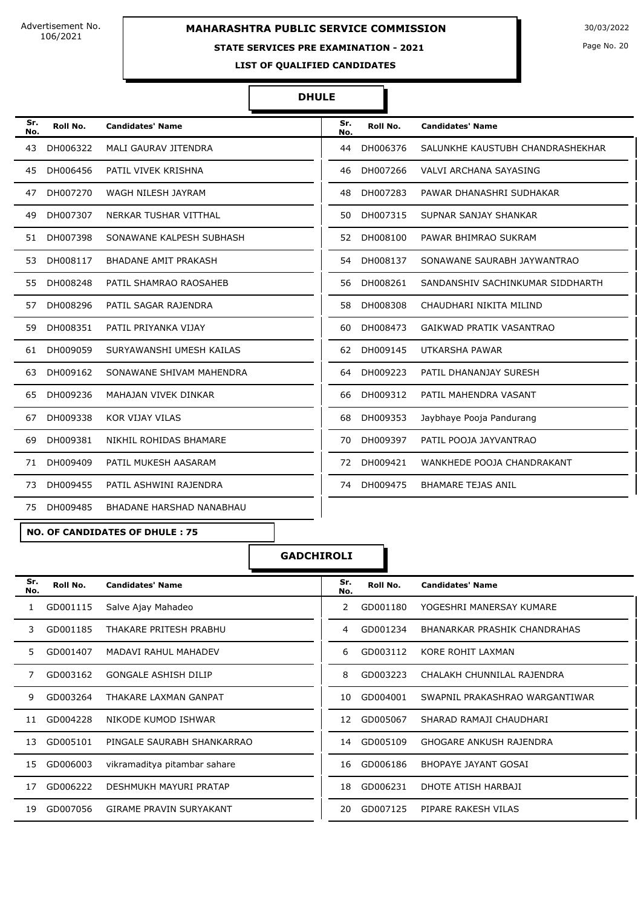Advertisement No. 106/2021

# MAHARASHTRA PUBLIC SERVICE COMMISSION

30/03/2022

## STATE SERVICES PRE EXAMINATION - 2021

### LIST OF QUALIFIED CANDIDATES

### DHULE

| Sr. No. | Roll No. | Candidates' Name | Sr. No. | Roll No. | Candidates' Name |
|---|---|---|---|---|---|
| 43 | DH006322 | MALI GAURAV JITENDRA | 44 | DH006376 | SALUNKHE KAUSTUBH CHANDRASHEKHAR |
| 45 | DH006456 | PATIL VIVEK KRISHNA | 46 | DH007266 | VALVI ARCHANA SAYASING |
| 47 | DH007270 | WAGH NILESH JAYRAM | 48 | DH007283 | PAWAR DHANASHRI SUDHAKAR |
| 49 | DH007307 | NERKAR TUSHAR VITTHAL | 50 | DH007315 | SUPNAR SANJAY SHANKAR |
| 51 | DH007398 | SONAWANE KALPESH SUBHASH | 52 | DH008100 | PAWAR BHIMRAO SUKRAM |
| 53 | DH008117 | BHADANE AMIT PRAKASH | 54 | DH008137 | SONAWANE SAURABH JAYWANTRAO |
| 55 | DH008248 | PATIL SHAMRAO RAOSAHEB | 56 | DH008261 | SANDANSHIV SACHINKUMAR SIDDHARTH |
| 57 | DH008296 | PATIL SAGAR RAJENDRA | 58 | DH008308 | CHAUDHARI NIKITA MILIND |
| 59 | DH008351 | PATIL PRIYANKA VIJAY | 60 | DH008473 | GAIKWAD PRATIK VASANTRAO |
| 61 | DH009059 | SURYAWANSHI UMESH KAILAS | 62 | DH009145 | UTKARSHA PAWAR |
| 63 | DH009162 | SONAWANE SHIVAM MAHENDRA | 64 | DH009223 | PATIL DHANANJAY SURESH |
| 65 | DH009236 | MAHAJAN VIVEK DINKAR | 66 | DH009312 | PATIL MAHENDRA VASANT |
| 67 | DH009338 | KOR VIJAY VILAS | 68 | DH009353 | Jaybhaye Pooja Pandurang |
| 69 | DH009381 | NIKHIL ROHIDAS BHAMARE | 70 | DH009397 | PATIL POOJA JAYVANTRAO |
| 71 | DH009409 | PATIL MUKESH AASARAM | 72 | DH009421 | WANKHEDE POOJA CHANDRAKANT |
| 73 | DH009455 | PATIL ASHWINI RAJENDRA | 74 | DH009475 | BHAMARE TEJAS ANIL |
| 75 | DH009485 | BHADANE HARSHAD NANABHAU | | | |

**NO. OF CANDIDATES OF DHULE : 75**

### GADCHIROLI

| Sr. No. | Roll No. | Candidates' Name | Sr. No. | Roll No. | Candidates' Name |
|---|---|---|---|---|---|
| 1 | GD001115 | Salve Ajay Mahadeo | 2 | GD001180 | YOGESHRI MANERSAY KUMARE |
| 3 | GD001185 | THAKARE PRITESH PRABHU | 4 | GD001234 | BHANARKAR PRASHIK CHANDRAHAS |
| 5 | GD001407 | MADAVI RAHUL MAHADEV | 6 | GD003112 | KORE ROHIT LAXMAN |
| 7 | GD003162 | GONGALE ASHISH DILIP | 8 | GD003223 | CHALAKH CHUNNILAL RAJENDRA |
| 9 | GD003264 | THAKARE LAXMAN GANPAT | 10 | GD004001 | SWAPNIL PRAKASHRAO WARGANTIWAR |
| 11 | GD004228 | NIKODE KUMOD ISHWAR | 12 | GD005067 | SHARAD RAMAJI CHAUDHARI |
| 13 | GD005101 | PINGALE SAURABH SHANKARRAO | 14 | GD005109 | GHOGARE ANKUSH RAJENDRA |
| 15 | GD006003 | vikramaditya pitambar sahare | 16 | GD006186 | BHOPAYE JAYANT GOSAI |
| 17 | GD006222 | DESHMUKH MAYURI PRATAP | 18 | GD006231 | DHOTE ATISH HARBAJI |
| 19 | GD007056 | GIRAME PRAVIN SURYAKANT | 20 | GD007125 | PIPARE RAKESH VILAS |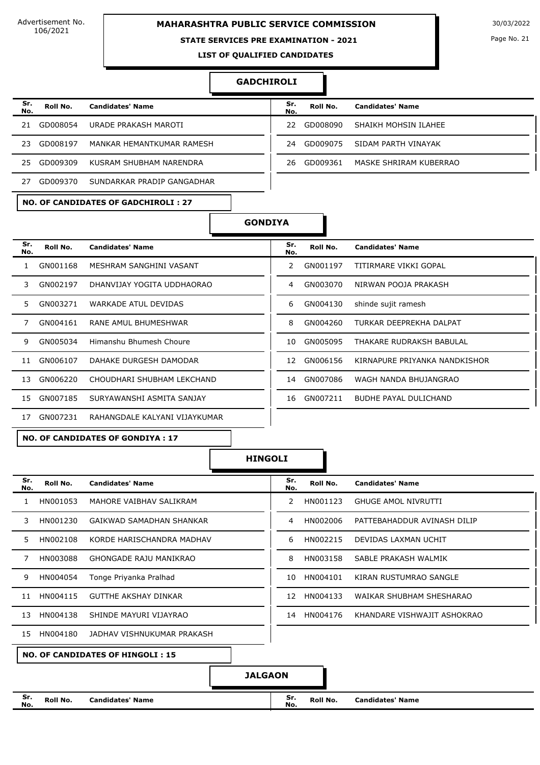Advertisement No. 106/2021

**MAHARASHTRA PUBLIC SERVICE COMMISSION**

**STATE SERVICES PRE EXAMINATION - 2021**

**LIST OF QUALIFIED CANDIDATES**

30/03/2022

## GADCHIROLI

| Sr. No. | Roll No. | Candidates' Name | Sr. No. | Roll No. | Candidates' Name |
|---|---|---|---|---|---|
| 21 | GD008054 | URADE PRAKASH MAROTI | 22 | GD008090 | SHAIKH MOHSIN ILAHEE |
| 23 | GD008197 | MANKAR HEMANTKUMAR RAMESH | 24 | GD009075 | SIDAM PARTH VINAYAK |
| 25 | GD009309 | KUSRAM SHUBHAM NARENDRA | 26 | GD009361 | MASKE SHRIRAM KUBERRAO |
| 27 | GD009370 | SUNDARKAR PRADIP GANGADHAR | | | |

**NO. OF CANDIDATES OF GADCHIROLI : 27**

## GONDIYA

| Sr. No. | Roll No. | Candidates' Name | Sr. No. | Roll No. | Candidates' Name |
|---|---|---|---|---|---|
| 1 | GN001168 | MESHRAM SANGHINI VASANT | 2 | GN001197 | TITIRMARE VIKKI GOPAL |
| 3 | GN002197 | DHANVIJAY YOGITA UDDHAORAO | 4 | GN003070 | NIRWAN POOJA PRAKASH |
| 5 | GN003271 | WARKADE ATUL DEVIDAS | 6 | GN004130 | shinde sujit ramesh |
| 7 | GN004161 | RANE AMUL BHUMESHWAR | 8 | GN004260 | TURKAR DEEPREKHA DALPAT |
| 9 | GN005034 | Himanshu Bhumesh Choure | 10 | GN005095 | THAKARE RUDRAKSH BABULAL |
| 11 | GN006107 | DAHAKE DURGESH DAMODAR | 12 | GN006156 | KIRNAPURE PRIYANKA NANDKISHOR |
| 13 | GN006220 | CHOUDHARI SHUBHAM LEKCHAND | 14 | GN007086 | WAGH NANDA BHUJANGRAO |
| 15 | GN007185 | SURYAWANSHI ASMITA SANJAY | 16 | GN007211 | BUDHE PAYAL DULICHAND |
| 17 | GN007231 | RAHANGDALE KALYANI VIJAYKUMAR | | | |

**NO. OF CANDIDATES OF GONDIYA : 17**

## HINGOLI

| Sr. No. | Roll No. | Candidates' Name | Sr. No. | Roll No. | Candidates' Name |
|---|---|---|---|---|---|
| 1 | HN001053 | MAHORE VAIBHAV SALIKRAM | 2 | HN001123 | GHUGE AMOL NIVRUTTI |
| 3 | HN001230 | GAIKWAD SAMADHAN SHANKAR | 4 | HN002006 | PATTEBAHADDUR AVINASH DILIP |
| 5 | HN002108 | KORDE HARISCHANDRA MADHAV | 6 | HN002215 | DEVIDAS LAXMAN UCHIT |
| 7 | HN003088 | GHONGADE RAJU MANIKRAO | 8 | HN003158 | SABLE PRAKASH WALMIK |
| 9 | HN004054 | Tonge Priyanka Pralhad | 10 | HN004101 | KIRAN RUSTUMRAO SANGLE |
| 11 | HN004115 | GUTTHE AKSHAY DINKAR | 12 | HN004133 | WAIKAR SHUBHAM SHESHARAO |
| 13 | HN004138 | SHINDE MAYURI VIJAYRAO | 14 | HN004176 | KHANDARE VISHWAJIT ASHOKRAO |
| 15 | HN004180 | JADHAV VISHNUKUMAR PRAKASH | | | |

**NO. OF CANDIDATES OF HINGOLI : 15**

## JALGAON

| Sr. No. | Roll No. | Candidates' Name | Sr. No. | Roll No. | Candidates' Name |
|---|---|---|---|---|---|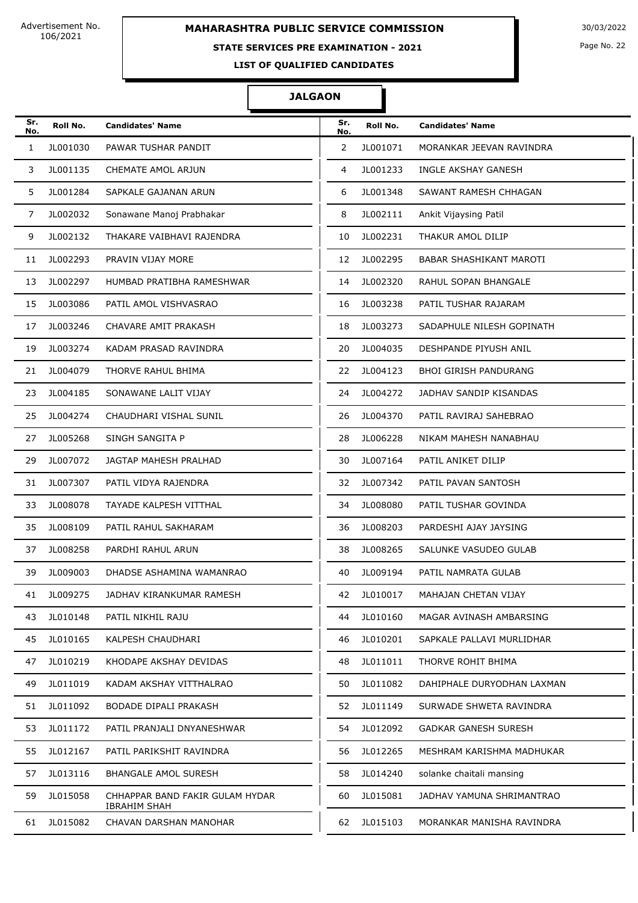Advertisement No. 106/2021

30/03/2022

# MAHARASHTRA PUBLIC SERVICE COMMISSION

## STATE SERVICES PRE EXAMINATION - 2021

### LIST OF QUALIFIED CANDIDATES

### JALGAON

| Sr. No. | Roll No. | Candidates' Name | Sr. No. | Roll No. | Candidates' Name |
|---|---|---|---|---|---|
| 1 | JL001030 | PAWAR TUSHAR PANDIT | 2 | JL001071 | MORANKAR JEEVAN RAVINDRA |
| 3 | JL001135 | CHEMATE AMOL ARJUN | 4 | JL001233 | INGLE AKSHAY GANESH |
| 5 | JL001284 | SAPKALE GAJANAN ARUN | 6 | JL001348 | SAWANT RAMESH CHHAGAN |
| 7 | JL002032 | Sonawane Manoj Prabhakar | 8 | JL002111 | Ankit Vijaysing Patil |
| 9 | JL002132 | THAKARE VAIBHAVI RAJENDRA | 10 | JL002231 | THAKUR AMOL DILIP |
| 11 | JL002293 | PRAVIN VIJAY MORE | 12 | JL002295 | BABAR SHASHIKANT MAROTI |
| 13 | JL002297 | HUMBAD PRATIBHA RAMESHWAR | 14 | JL002320 | RAHUL SOPAN BHANGALE |
| 15 | JL003086 | PATIL AMOL VISHVASRAO | 16 | JL003238 | PATIL TUSHAR RAJARAM |
| 17 | JL003246 | CHAVARE AMIT PRAKASH | 18 | JL003273 | SADAPHULE NILESH GOPINATH |
| 19 | JL003274 | KADAM PRASAD RAVINDRA | 20 | JL004035 | DESHPANDE PIYUSH ANIL |
| 21 | JL004079 | THORVE RAHUL BHIMA | 22 | JL004123 | BHOI GIRISH PANDURANG |
| 23 | JL004185 | SONAWANE LALIT VIJAY | 24 | JL004272 | JADHAV SANDIP KISANDAS |
| 25 | JL004274 | CHAUDHARI VISHAL SUNIL | 26 | JL004370 | PATIL RAVIRAJ SAHEBRAO |
| 27 | JL005268 | SINGH SANGITA P | 28 | JL006228 | NIKAM MAHESH NANABHAU |
| 29 | JL007072 | JAGTAP MAHESH PRALHAD | 30 | JL007164 | PATIL ANIKET DILIP |
| 31 | JL007307 | PATIL VIDYA RAJENDRA | 32 | JL007342 | PATIL PAVAN SANTOSH |
| 33 | JL008078 | TAYADE KALPESH VITTHAL | 34 | JL008080 | PATIL TUSHAR GOVINDA |
| 35 | JL008109 | PATIL RAHUL SAKHARAM | 36 | JL008203 | PARDESHI AJAY JAYSING |
| 37 | JL008258 | PARDHI RAHUL ARUN | 38 | JL008265 | SALUNKE VASUDEO GULAB |
| 39 | JL009003 | DHADSE ASHAMINA WAMANRAO | 40 | JL009194 | PATIL NAMRATA GULAB |
| 41 | JL009275 | JADHAV KIRANKUMAR RAMESH | 42 | JL010017 | MAHAJAN CHETAN VIJAY |
| 43 | JL010148 | PATIL NIKHIL RAJU | 44 | JL010160 | MAGAR AVINASH AMBARSING |
| 45 | JL010165 | KALPESH CHAUDHARI | 46 | JL010201 | SAPKALE PALLAVI MURLIDHAR |
| 47 | JL010219 | KHODAPE AKSHAY DEVIDAS | 48 | JL011011 | THORVE ROHIT BHIMA |
| 49 | JL011019 | KADAM AKSHAY VITTHALRAO | 50 | JL011082 | DAHIPHALE DURYODHAN LAXMAN |
| 51 | JL011092 | BODADE DIPALI PRAKASH | 52 | JL011149 | SURWADE SHWETA RAVINDRA |
| 53 | JL011172 | PATIL PRANJALI DNYANESHWAR | 54 | JL012092 | GADKAR GANESH SURESH |
| 55 | JL012167 | PATIL PARIKSHIT RAVINDRA | 56 | JL012265 | MESHRAM KARISHMA MADHUKAR |
| 57 | JL013116 | BHANGALE AMOL SURESH | 58 | JL014240 | solanke chaitali mansing |
| 59 | JL015058 | CHHAPPAR BAND FAKIR GULAM HYDAR IBRAHIM SHAH | 60 | JL015081 | JADHAV YAMUNA SHRIMANTRAO |
| 61 | JL015082 | CHAVAN DARSHAN MANOHAR | 62 | JL015103 | MORANKAR MANISHA RAVINDRA |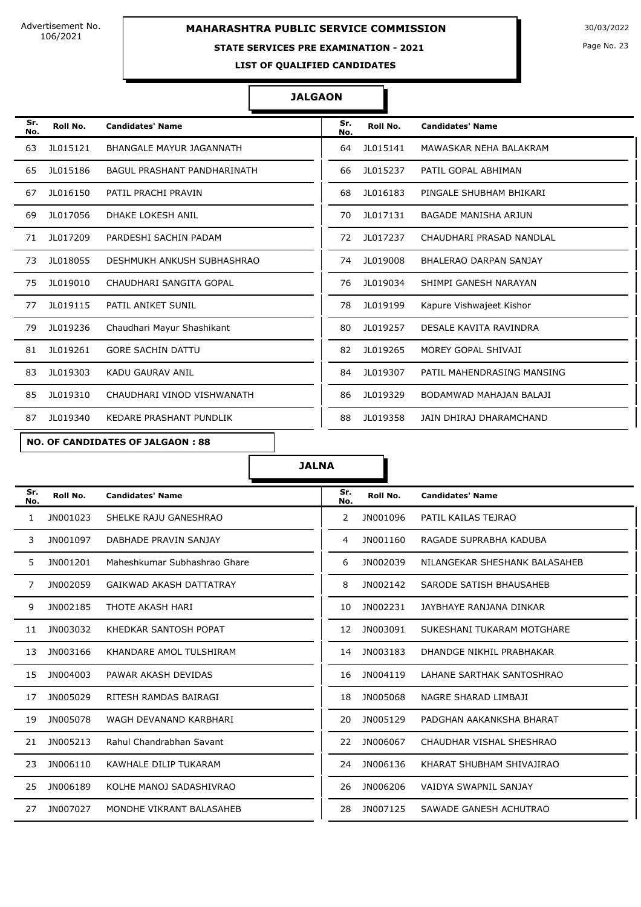**MAHARASHTRA PUBLIC SERVICE COMMISSION**

Advertisement No. 106/2021

30/03/2022

**STATE SERVICES PRE EXAMINATION - 2021**

**LIST OF QUALIFIED CANDIDATES**

## JALGAON

| Sr. No. | Roll No. | Candidates' Name | Sr. No. | Roll No. | Candidates' Name |
|---|---|---|---|---|---|
| 63 | JL015121 | BHANGALE MAYUR JAGANNATH | 64 | JL015141 | MAWASKAR NEHA BALAKRAM |
| 65 | JL015186 | BAGUL PRASHANT PANDHARINATH | 66 | JL015237 | PATIL GOPAL ABHIMAN |
| 67 | JL016150 | PATIL PRACHI PRAVIN | 68 | JL016183 | PINGALE SHUBHAM BHIKARI |
| 69 | JL017056 | DHAKE LOKESH ANIL | 70 | JL017131 | BAGADE MANISHA ARJUN |
| 71 | JL017209 | PARDESHI SACHIN PADAM | 72 | JL017237 | CHAUDHARI PRASAD NANDLAL |
| 73 | JL018055 | DESHMUKH ANKUSH SUBHASHRAO | 74 | JL019008 | BHALERAO DARPAN SANJAY |
| 75 | JL019010 | CHAUDHARI SANGITA GOPAL | 76 | JL019034 | SHIMPI GANESH NARAYAN |
| 77 | JL019115 | PATIL ANIKET SUNIL | 78 | JL019199 | Kapure Vishwajeet Kishor |
| 79 | JL019236 | Chaudhari Mayur Shashikant | 80 | JL019257 | DESALE KAVITA RAVINDRA |
| 81 | JL019261 | GORE SACHIN DATTU | 82 | JL019265 | MOREY GOPAL SHIVAJI |
| 83 | JL019303 | KADU GAURAV ANIL | 84 | JL019307 | PATIL MAHENDRASING MANSING |
| 85 | JL019310 | CHAUDHARI VINOD VISHWANATH | 86 | JL019329 | BODAMWAD MAHAJAN BALAJI |
| 87 | JL019340 | KEDARE PRASHANT PUNDLIK | 88 | JL019358 | JAIN DHIRAJ DHARAMCHAND |

**NO. OF CANDIDATES OF JALGAON : 88**

## JALNA

| Sr. No. | Roll No. | Candidates' Name | Sr. No. | Roll No. | Candidates' Name |
|---|---|---|---|---|---|
| 1 | JN001023 | SHELKE RAJU GANESHRAO | 2 | JN001096 | PATIL KAILAS TEJRAO |
| 3 | JN001097 | DABHADE PRAVIN SANJAY | 4 | JN001160 | RAGADE SUPRABHA KADUBA |
| 5 | JN001201 | Maheshkumar Subhashrao Ghare | 6 | JN002039 | NILANGEKAR SHESHANK BALASAHEB |
| 7 | JN002059 | GAIKWAD AKASH DATTATRAY | 8 | JN002142 | SARODE SATISH BHAUSAHEB |
| 9 | JN002185 | THOTE AKASH HARI | 10 | JN002231 | JAYBHAYE RANJANA DINKAR |
| 11 | JN003032 | KHEDKAR SANTOSH POPAT | 12 | JN003091 | SUKESHANI TUKARAM MOTGHARE |
| 13 | JN003166 | KHANDARE AMOL TULSHIRAM | 14 | JN003183 | DHANDGE NIKHIL PRABHAKAR |
| 15 | JN004003 | PAWAR AKASH DEVIDAS | 16 | JN004119 | LAHANE SARTHAK SANTOSHRAO |
| 17 | JN005029 | RITESH RAMDAS BAIRAGI | 18 | JN005068 | NAGRE SHARAD LIMBAJI |
| 19 | JN005078 | WAGH DEVANAND KARBHARI | 20 | JN005129 | PADGHAN AAKANKSHA BHARAT |
| 21 | JN005213 | Rahul Chandrabhan Savant | 22 | JN006067 | CHAUDHAR VISHAL SHESHRAO |
| 23 | JN006110 | KAWHALE DILIP TUKARAM | 24 | JN006136 | KHARAT SHUBHAM SHIVAJIRAO |
| 25 | JN006189 | KOLHE MANOJ SADASHIVRAO | 26 | JN006206 | VAIDYA SWAPNIL SANJAY |
| 27 | JN007027 | MONDHE VIKRANT BALASAHEB | 28 | JN007125 | SAWADE GANESH ACHUTRAO |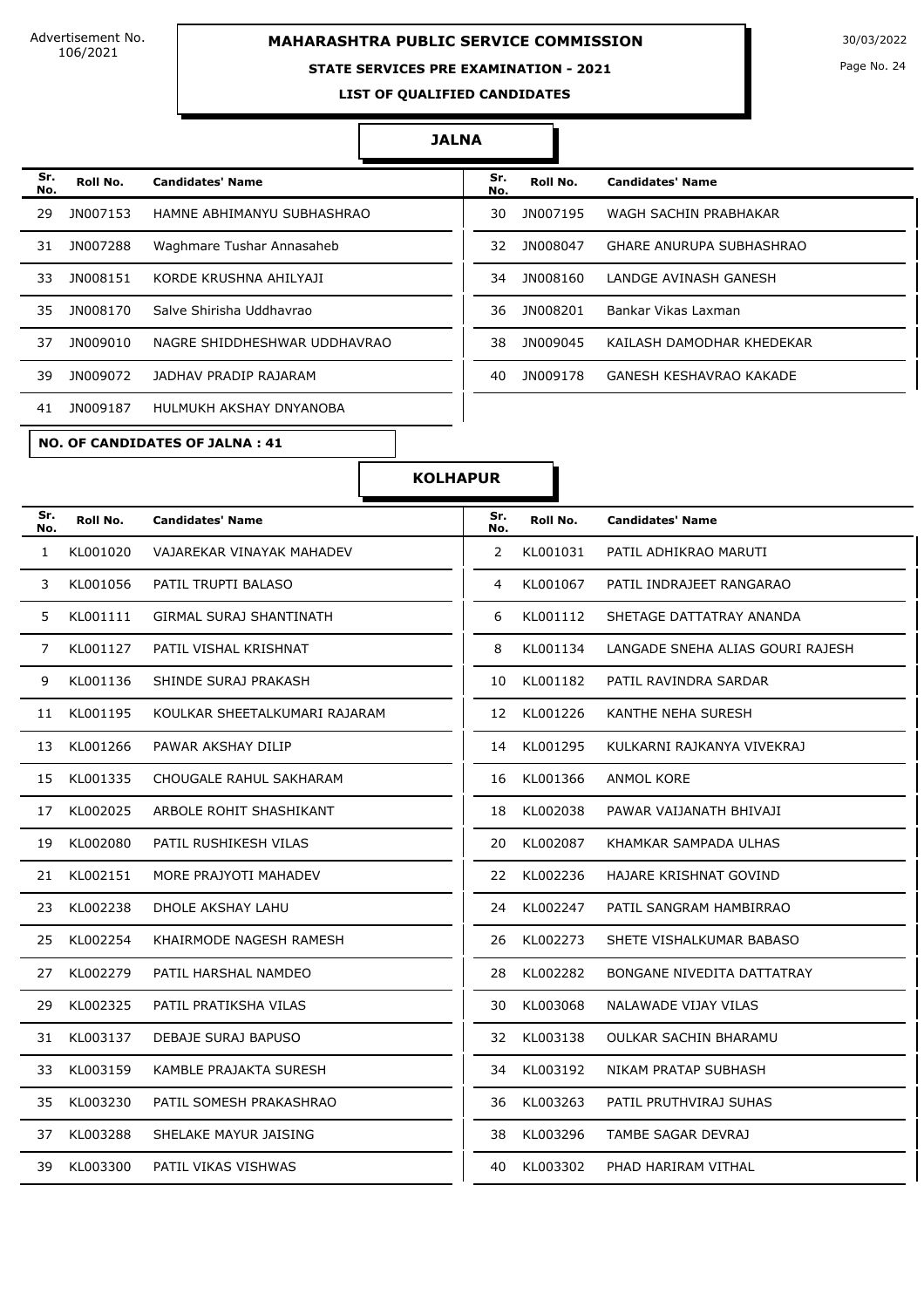## JALNA

| Sr. No. | Roll No. | Candidates' Name | Sr. No. | Roll No. | Candidates' Name |
|---|---|---|---|---|---|
| 29 | JN007153 | HAMNE ABHIMANYU SUBHASHRAO | 30 | JN007195 | WAGH SACHIN PRABHAKAR |
| 31 | JN007288 | Waghmare Tushar Annasaheb | 32 | JN008047 | GHARE ANURUPA SUBHASHRAO |
| 33 | JN008151 | KORDE KRUSHNA AHILYAJI | 34 | JN008160 | LANDGE AVINASH GANESH |
| 35 | JN008170 | Salve Shirisha Uddhavrao | 36 | JN008201 | Bankar Vikas Laxman |
| 37 | JN009010 | NAGRE SHIDDHESHWAR UDDHAVRAO | 38 | JN009045 | KAILASH DAMODHAR KHEDEKAR |
| 39 | JN009072 | JADHAV PRADIP RAJARAM | 40 | JN009178 | GANESH KESHAVRAO KAKADE |
| 41 | JN009187 | HULMUKH AKSHAY DNYANOBA | | | |

**NO. OF CANDIDATES OF JALNA : 41**

## KOLHAPUR

| Sr. No. | Roll No. | Candidates' Name | Sr. No. | Roll No. | Candidates' Name |
|---|---|---|---|---|---|
| 1 | KL001020 | VAJAREKAR VINAYAK MAHADEV | 2 | KL001031 | PATIL ADHIKRAO MARUTI |
| 3 | KL001056 | PATIL TRUPTI BALASO | 4 | KL001067 | PATIL INDRAJEET RANGARAO |
| 5 | KL001111 | GIRMAL SURAJ SHANTINATH | 6 | KL001112 | SHETAGE DATTATRAY ANANDA |
| 7 | KL001127 | PATIL VISHAL KRISHNAT | 8 | KL001134 | LANGADE SNEHA ALIAS GOURI RAJESH |
| 9 | KL001136 | SHINDE SURAJ PRAKASH | 10 | KL001182 | PATIL RAVINDRA SARDAR |
| 11 | KL001195 | KOULKAR SHEETALKUMARI RAJARAM | 12 | KL001226 | KANTHE NEHA SURESH |
| 13 | KL001266 | PAWAR AKSHAY DILIP | 14 | KL001295 | KULKARNI RAJKANYA VIVEKRAJ |
| 15 | KL001335 | CHOUGALE RAHUL SAKHARAM | 16 | KL001366 | ANMOL KORE |
| 17 | KL002025 | ARBOLE ROHIT SHASHIKANT | 18 | KL002038 | PAWAR VAIJANATH BHIVAJI |
| 19 | KL002080 | PATIL RUSHIKESH VILAS | 20 | KL002087 | KHAMKAR SAMPADA ULHAS |
| 21 | KL002151 | MORE PRAJYOTI MAHADEV | 22 | KL002236 | HAJARE KRISHNAT GOVIND |
| 23 | KL002238 | DHOLE AKSHAY LAHU | 24 | KL002247 | PATIL SANGRAM HAMBIRRAO |
| 25 | KL002254 | KHAIRMODE NAGESH RAMESH | 26 | KL002273 | SHETE VISHALKUMAR BABASO |
| 27 | KL002279 | PATIL HARSHAL NAMDEO | 28 | KL002282 | BONGANE NIVEDITA DATTATRAY |
| 29 | KL002325 | PATIL PRATIKSHA VILAS | 30 | KL003068 | NALAWADE VIJAY VILAS |
| 31 | KL003137 | DEBAJE SURAJ BAPUSO | 32 | KL003138 | OULKAR SACHIN BHARAMU |
| 33 | KL003159 | KAMBLE PRAJAKTA SURESH | 34 | KL003192 | NIKAM PRATAP SUBHASH |
| 35 | KL003230 | PATIL SOMESH PRAKASHRAO | 36 | KL003263 | PATIL PRUTHVIRAJ SUHAS |
| 37 | KL003288 | SHELAKE MAYUR JAISING | 38 | KL003296 | TAMBE SAGAR DEVRAJ |
| 39 | KL003300 | PATIL VIKAS VISHWAS | 40 | KL003302 | PHAD HARIRAM VITHAL |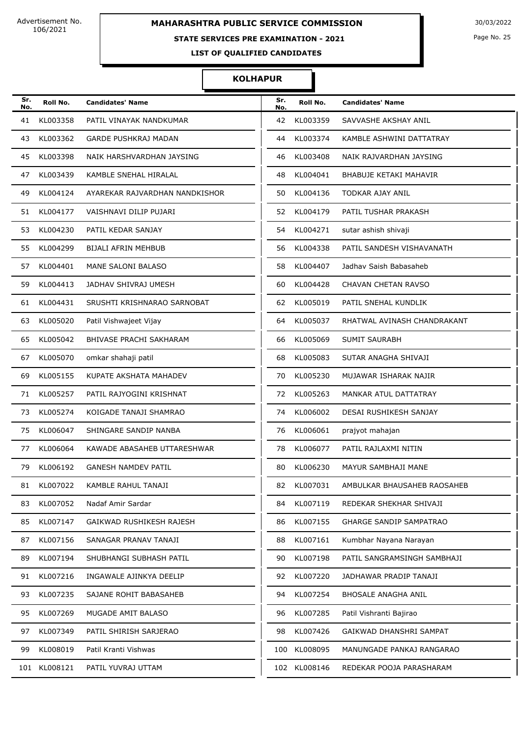Advertisement No. 106/2021

# MAHARASHTRA PUBLIC SERVICE COMMISSION

30/03/2022

## STATE SERVICES PRE EXAMINATION - 2021

### LIST OF QUALIFIED CANDIDATES

### KOLHAPUR

| Sr. No. | Roll No. | Candidates' Name | Sr. No. | Roll No. | Candidates' Name |
|---|---|---|---|---|---|
| 41 | KL003358 | PATIL VINAYAK NANDKUMAR | 42 | KL003359 | SAVVASHE AKSHAY ANIL |
| 43 | KL003362 | GARDE PUSHKRAJ MADAN | 44 | KL003374 | KAMBLE ASHWINI DATTATRAY |
| 45 | KL003398 | NAIK HARSHVARDHAN JAYSING | 46 | KL003408 | NAIK RAJVARDHAN JAYSING |
| 47 | KL003439 | KAMBLE SNEHAL HIRALAL | 48 | KL004041 | BHABUJE KETAKI MAHAVIR |
| 49 | KL004124 | AYAREKAR RAJVARDHAN NANDKISHOR | 50 | KL004136 | TODKAR AJAY ANIL |
| 51 | KL004177 | VAISHNAVI DILIP PUJARI | 52 | KL004179 | PATIL TUSHAR PRAKASH |
| 53 | KL004230 | PATIL KEDAR SANJAY | 54 | KL004271 | sutar ashish shivaji |
| 55 | KL004299 | BIJALI AFRIN MEHBUB | 56 | KL004338 | PATIL SANDESH VISHAVANATH |
| 57 | KL004401 | MANE SALONI BALASO | 58 | KL004407 | Jadhav Saish Babasaheb |
| 59 | KL004413 | JADHAV SHIVRAJ UMESH | 60 | KL004428 | CHAVAN CHETAN RAVSO |
| 61 | KL004431 | SRUSHTI KRISHNARAO SARNOBAT | 62 | KL005019 | PATIL SNEHAL KUNDLIK |
| 63 | KL005020 | Patil Vishwajeet Vijay | 64 | KL005037 | RHATWAL AVINASH CHANDRAKANT |
| 65 | KL005042 | BHIVASE PRACHI SAKHARAM | 66 | KL005069 | SUMIT SAURABH |
| 67 | KL005070 | omkar shahaji patil | 68 | KL005083 | SUTAR ANAGHA SHIVAJI |
| 69 | KL005155 | KUPATE AKSHATA MAHADEV | 70 | KL005230 | MUJAWAR ISHARAK NAJIR |
| 71 | KL005257 | PATIL RAJYOGINI KRISHNAT | 72 | KL005263 | MANKAR ATUL DATTATRAY |
| 73 | KL005274 | KOIGADE TANAJI SHAMRAO | 74 | KL006002 | DESAI RUSHIKESH SANJAY |
| 75 | KL006047 | SHINGARE SANDIP NANBA | 76 | KL006061 | prajyot mahajan |
| 77 | KL006064 | KAWADE ABASAHEB UTTARESHWAR | 78 | KL006077 | PATIL RAJLAXMI NITIN |
| 79 | KL006192 | GANESH NAMDEV PATIL | 80 | KL006230 | MAYUR SAMBHAJI MANE |
| 81 | KL007022 | KAMBLE RAHUL TANAJI | 82 | KL007031 | AMBULKAR BHAUSAHEB RAOSAHEB |
| 83 | KL007052 | Nadaf Amir Sardar | 84 | KL007119 | REDEKAR SHEKHAR SHIVAJI |
| 85 | KL007147 | GAIKWAD RUSHIKESH RAJESH | 86 | KL007155 | GHARGE SANDIP SAMPATRAO |
| 87 | KL007156 | SANAGAR PRANAV TANAJI | 88 | KL007161 | Kumbhar Nayana Narayan |
| 89 | KL007194 | SHUBHANGI SUBHASH PATIL | 90 | KL007198 | PATIL SANGRAMSINGH SAMBHAJI |
| 91 | KL007216 | INGAWALE AJINKYA DEELIP | 92 | KL007220 | JADHAWAR PRADIP TANAJI |
| 93 | KL007235 | SAJANE ROHIT BABASAHEB | 94 | KL007254 | BHOSALE ANAGHA ANIL |
| 95 | KL007269 | MUGADE AMIT BALASO | 96 | KL007285 | Patil Vishranti Bajirao |
| 97 | KL007349 | PATIL SHIRISH SARJERAO | 98 | KL007426 | GAIKWAD DHANSHRI SAMPAT |
| 99 | KL008019 | Patil Kranti Vishwas | 100 | KL008095 | MANUNGADE PANKAJ RANGARAO |
| 101 | KL008121 | PATIL YUVRAJ UTTAM | 102 | KL008146 | REDEKAR POOJA PARASHARAM |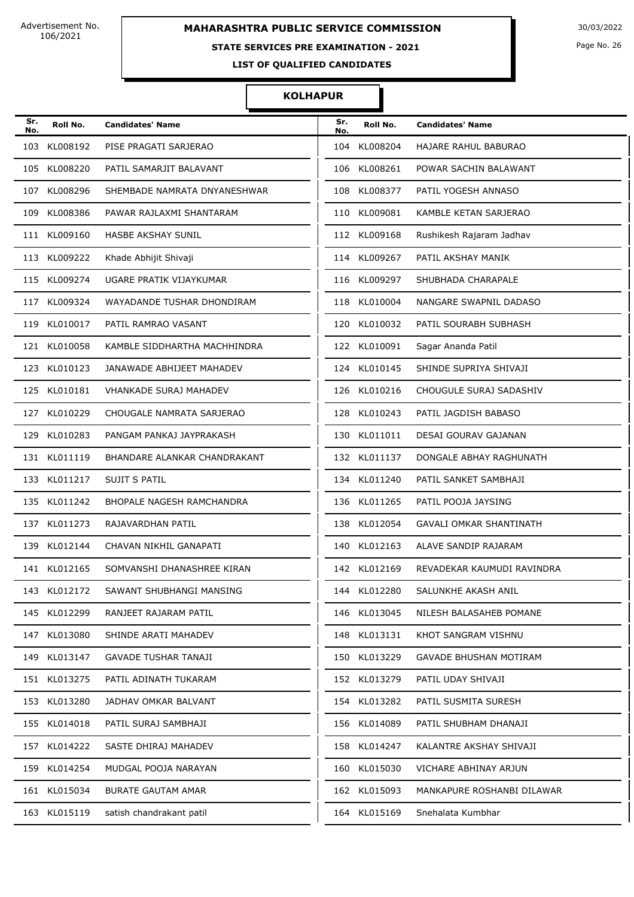Advertisement No. 106/2021

# MAHARASHTRA PUBLIC SERVICE COMMISSION

30/03/2022

**STATE SERVICES PRE EXAMINATION - 2021**

**LIST OF QUALIFIED CANDIDATES**

## KOLHAPUR

| Sr. No. | Roll No. | Candidates' Name | Sr. No. | Roll No. | Candidates' Name |
|---|---|---|---|---|---|
| 103 | KL008192 | PISE PRAGATI SARJERAO | 104 | KL008204 | HAJARE RAHUL BABURAO |
| 105 | KL008220 | PATIL SAMARJIT BALAVANT | 106 | KL008261 | POWAR SACHIN BALAWANT |
| 107 | KL008296 | SHEMBADE NAMRATA DNYANESHWAR | 108 | KL008377 | PATIL YOGESH ANNASO |
| 109 | KL008386 | PAWAR RAJLAXMI SHANTARAM | 110 | KL009081 | KAMBLE KETAN SARJERAO |
| 111 | KL009160 | HASBE AKSHAY SUNIL | 112 | KL009168 | Rushikesh Rajaram Jadhav |
| 113 | KL009222 | Khade Abhijit Shivaji | 114 | KL009267 | PATIL AKSHAY MANIK |
| 115 | KL009274 | UGARE PRATIK VIJAYKUMAR | 116 | KL009297 | SHUBHADA CHARAPALE |
| 117 | KL009324 | WAYADANDE TUSHAR DHONDIRAM | 118 | KL010004 | NANGARE SWAPNIL DADASO |
| 119 | KL010017 | PATIL RAMRAO VASANT | 120 | KL010032 | PATIL SOURABH SUBHASH |
| 121 | KL010058 | KAMBLE SIDDHARTHA MACHHINDRA | 122 | KL010091 | Sagar Ananda Patil |
| 123 | KL010123 | JANAWADE ABHIJEET MAHADEV | 124 | KL010145 | SHINDE SUPRIYA SHIVAJI |
| 125 | KL010181 | VHANKADE SURAJ MAHADEV | 126 | KL010216 | CHOUGULE SURAJ SADASHIV |
| 127 | KL010229 | CHOUGALE NAMRATA SARJERAO | 128 | KL010243 | PATIL JAGDISH BABASO |
| 129 | KL010283 | PANGAM PANKAJ JAYPRAKASH | 130 | KL011011 | DESAI GOURAV GAJANAN |
| 131 | KL011119 | BHANDARE ALANKAR CHANDRAKANT | 132 | KL011137 | DONGALE ABHAY RAGHUNATH |
| 133 | KL011217 | SUJIT S PATIL | 134 | KL011240 | PATIL SANKET SAMBHAJI |
| 135 | KL011242 | BHOPALE NAGESH RAMCHANDRA | 136 | KL011265 | PATIL POOJA JAYSING |
| 137 | KL011273 | RAJAVARDHAN PATIL | 138 | KL012054 | GAVALI OMKAR SHANTINATH |
| 139 | KL012144 | CHAVAN NIKHIL GANAPATI | 140 | KL012163 | ALAVE SANDIP RAJARAM |
| 141 | KL012165 | SOMVANSHI DHANASHREE KIRAN | 142 | KL012169 | REVADEKAR KAUMUDI RAVINDRA |
| 143 | KL012172 | SAWANT SHUBHANGI MANSING | 144 | KL012280 | SALUNKHE AKASH ANIL |
| 145 | KL012299 | RANJEET RAJARAM PATIL | 146 | KL013045 | NILESH BALASAHEB POMANE |
| 147 | KL013080 | SHINDE ARATI MAHADEV | 148 | KL013131 | KHOT SANGRAM VISHNU |
| 149 | KL013147 | GAVADE TUSHAR TANAJI | 150 | KL013229 | GAVADE BHUSHAN MOTIRAM |
| 151 | KL013275 | PATIL ADINATH TUKARAM | 152 | KL013279 | PATIL UDAY SHIVAJI |
| 153 | KL013280 | JADHAV OMKAR BALVANT | 154 | KL013282 | PATIL SUSMITA SURESH |
| 155 | KL014018 | PATIL SURAJ SAMBHAJI | 156 | KL014089 | PATIL SHUBHAM DHANAJI |
| 157 | KL014222 | SASTE DHIRAJ MAHADEV | 158 | KL014247 | KALANTRE AKSHAY SHIVAJI |
| 159 | KL014254 | MUDGAL POOJA NARAYAN | 160 | KL015030 | VICHARE ABHINAY ARJUN |
| 161 | KL015034 | BURATE GAUTAM AMAR | 162 | KL015093 | MANKAPURE ROSHANBI DILAWAR |
| 163 | KL015119 | satish chandrakant patil | 164 | KL015169 | Snehalata Kumbhar |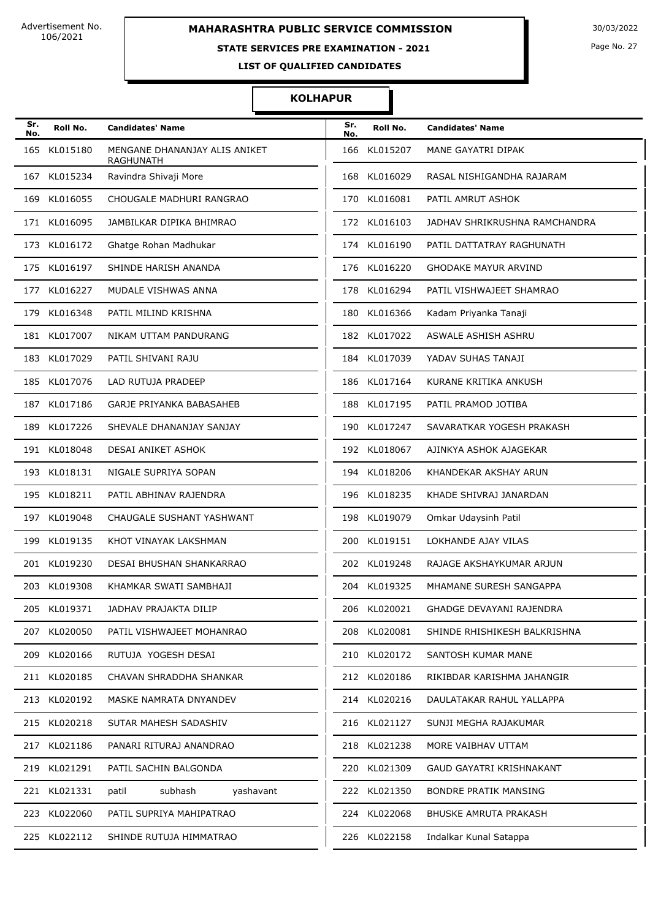# MAHARASHTRA PUBLIC SERVICE COMMISSION

Advertisement No. 106/2021

30/03/2022

**STATE SERVICES PRE EXAMINATION - 2021**

**LIST OF QUALIFIED CANDIDATES**

## KOLHAPUR

| Sr. No. | Roll No. | Candidates' Name | Sr. No. | Roll No. | Candidates' Name |
|---|---|---|---|---|---|
| 165 | KL015180 | MENGANE DHANANJAY ALIS ANIKET RAGHUNATH | 166 | KL015207 | MANE GAYATRI DIPAK |
| 167 | KL015234 | Ravindra Shivaji More | 168 | KL016029 | RASAL NISHIGANDHA RAJARAM |
| 169 | KL016055 | CHOUGALE MADHURI RANGRAO | 170 | KL016081 | PATIL AMRUT ASHOK |
| 171 | KL016095 | JAMBILKAR DIPIKA BHIMRAO | 172 | KL016103 | JADHAV SHRIKRUSHNA RAMCHANDRA |
| 173 | KL016172 | Ghatge Rohan Madhukar | 174 | KL016190 | PATIL DATTATRAY RAGHUNATH |
| 175 | KL016197 | SHINDE HARISH ANANDA | 176 | KL016220 | GHODAKE MAYUR ARVIND |
| 177 | KL016227 | MUDALE VISHWAS ANNA | 178 | KL016294 | PATIL VISHWAJEET SHAMRAO |
| 179 | KL016348 | PATIL MILIND KRISHNA | 180 | KL016366 | Kadam Priyanka Tanaji |
| 181 | KL017007 | NIKAM UTTAM PANDURANG | 182 | KL017022 | ASWALE ASHISH ASHRU |
| 183 | KL017029 | PATIL SHIVANI RAJU | 184 | KL017039 | YADAV SUHAS TANAJI |
| 185 | KL017076 | LAD RUTUJA PRADEEP | 186 | KL017164 | KURANE KRITIKA ANKUSH |
| 187 | KL017186 | GARJE PRIYANKA BABASAHEB | 188 | KL017195 | PATIL PRAMOD JOTIBA |
| 189 | KL017226 | SHEVALE DHANANJAY SANJAY | 190 | KL017247 | SAVARATKAR YOGESH PRAKASH |
| 191 | KL018048 | DESAI ANIKET ASHOK | 192 | KL018067 | AJINKYA ASHOK AJAGEKAR |
| 193 | KL018131 | NIGALE SUPRIYA SOPAN | 194 | KL018206 | KHANDEKAR AKSHAY ARUN |
| 195 | KL018211 | PATIL ABHINAV RAJENDRA | 196 | KL018235 | KHADE SHIVRAJ JANARDAN |
| 197 | KL019048 | CHAUGALE SUSHANT YASHWANT | 198 | KL019079 | Omkar Udaysinh Patil |
| 199 | KL019135 | KHOT VINAYAK LAKSHMAN | 200 | KL019151 | LOKHANDE AJAY VILAS |
| 201 | KL019230 | DESAI BHUSHAN SHANKARRAO | 202 | KL019248 | RAJAGE AKSHAYKUMAR ARJUN |
| 203 | KL019308 | KHAMKAR SWATI SAMBHAJI | 204 | KL019325 | MHAMANE SURESH SANGAPPA |
| 205 | KL019371 | JADHAV PRAJAKTA DILIP | 206 | KL020021 | GHADGE DEVAYANI RAJENDRA |
| 207 | KL020050 | PATIL VISHWAJEET MOHANRAO | 208 | KL020081 | SHINDE RHISHIKESH BALKRISHNA |
| 209 | KL020166 | RUTUJA YOGESH DESAI | 210 | KL020172 | SANTOSH KUMAR MANE |
| 211 | KL020185 | CHAVAN SHRADDHA SHANKAR | 212 | KL020186 | RIKIBDAR KARISHMA JAHANGIR |
| 213 | KL020192 | MASKE NAMRATA DNYANDEV | 214 | KL020216 | DAULATAKAR RAHUL YALLAPPA |
| 215 | KL020218 | SUTAR MAHESH SADASHIV | 216 | KL021127 | SUNJI MEGHA RAJAKUMAR |
| 217 | KL021186 | PANARI RITURAJ ANANDRAO | 218 | KL021238 | MORE VAIBHAV UTTAM |
| 219 | KL021291 | PATIL SACHIN BALGONDA | 220 | KL021309 | GAUD GAYATRI KRISHNAKANT |
| 221 | KL021331 | patil subhash yashavant | 222 | KL021350 | BONDRE PRATIK MANSING |
| 223 | KL022060 | PATIL SUPRIYA MAHIPATRAO | 224 | KL022068 | BHUSKE AMRUTA PRAKASH |
| 225 | KL022112 | SHINDE RUTUJA HIMMATRAO | 226 | KL022158 | Indalkar Kunal Satappa |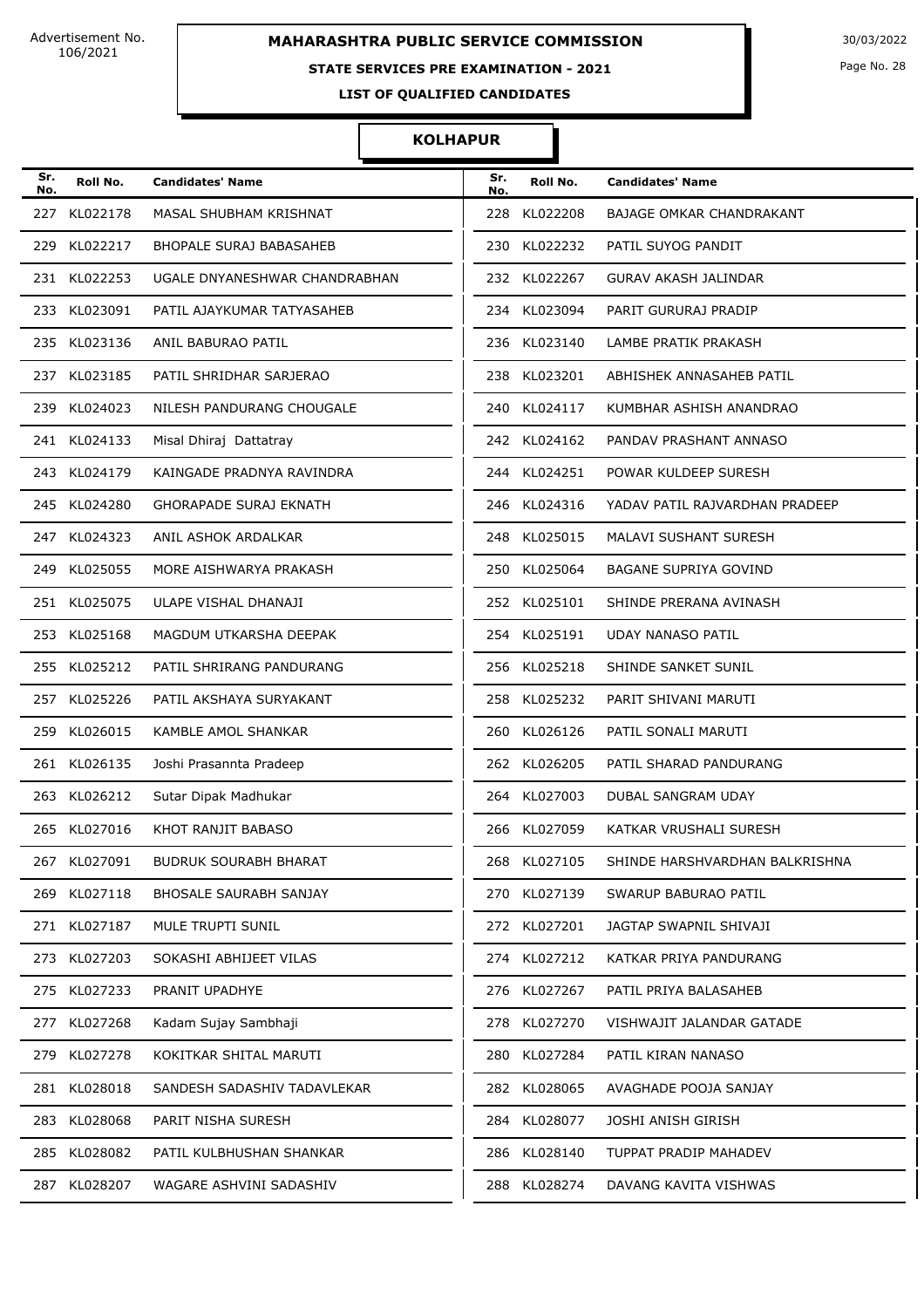Advertisement No. 106/2021

# MAHARASHTRA PUBLIC SERVICE COMMISSION

30/03/2022

## STATE SERVICES PRE EXAMINATION - 2021

### LIST OF QUALIFIED CANDIDATES

### KOLHAPUR

| Sr. No. | Roll No. | Candidates' Name |
|---|---|---|
| 227 | KL022178 | MASAL SHUBHAM KRISHNAT |
| 228 | KL022208 | BAJAGE OMKAR CHANDRAKANT |
| 229 | KL022217 | BHOPALE SURAJ BABASAHEB |
| 230 | KL022232 | PATIL SUYOG PANDIT |
| 231 | KL022253 | UGALE DNYANESHWAR CHANDRABHAN |
| 232 | KL022267 | GURAV AKASH JALINDAR |
| 233 | KL023091 | PATIL AJAYKUMAR TATYASAHEB |
| 234 | KL023094 | PARIT GURURAJ PRADIP |
| 235 | KL023136 | ANIL BABURAO PATIL |
| 236 | KL023140 | LAMBE PRATIK PRAKASH |
| 237 | KL023185 | PATIL SHRIDHAR SARJERAO |
| 238 | KL023201 | ABHISHEK ANNASAHEB PATIL |
| 239 | KL024023 | NILESH PANDURANG CHOUGALE |
| 240 | KL024117 | KUMBHAR ASHISH ANANDRAO |
| 241 | KL024133 | Misal Dhiraj Dattatray |
| 242 | KL024162 | PANDAV PRASHANT ANNASO |
| 243 | KL024179 | KAINGADE PRADNYA RAVINDRA |
| 244 | KL024251 | POWAR KULDEEP SURESH |
| 245 | KL024280 | GHORAPADE SURAJ EKNATH |
| 246 | KL024316 | YADAV PATIL RAJVARDHAN PRADEEP |
| 247 | KL024323 | ANIL ASHOK ARDALKAR |
| 248 | KL025015 | MALAVI SUSHANT SURESH |
| 249 | KL025055 | MORE AISHWARYA PRAKASH |
| 250 | KL025064 | BAGANE SUPRIYA GOVIND |
| 251 | KL025075 | ULAPE VISHAL DHANAJI |
| 252 | KL025101 | SHINDE PRERANA AVINASH |
| 253 | KL025168 | MAGDUM UTKARSHA DEEPAK |
| 254 | KL025191 | UDAY NANASO PATIL |
| 255 | KL025212 | PATIL SHRIRANG PANDURANG |
| 256 | KL025218 | SHINDE SANKET SUNIL |
| 257 | KL025226 | PATIL AKSHAYA SURYAKANT |
| 258 | KL025232 | PARIT SHIVANI MARUTI |
| 259 | KL026015 | KAMBLE AMOL SHANKAR |
| 260 | KL026126 | PATIL SONALI MARUTI |
| 261 | KL026135 | Joshi Prasannta Pradeep |
| 262 | KL026205 | PATIL SHARAD PANDURANG |
| 263 | KL026212 | Sutar Dipak Madhukar |
| 264 | KL027003 | DUBAL SANGRAM UDAY |
| 265 | KL027016 | KHOT RANJIT BABASO |
| 266 | KL027059 | KATKAR VRUSHALI SURESH |
| 267 | KL027091 | BUDRUK SOURABH BHARAT |
| 268 | KL027105 | SHINDE HARSHVARDHAN BALKRISHNA |
| 269 | KL027118 | BHOSALE SAURABH SANJAY |
| 270 | KL027139 | SWARUP BABURAO PATIL |
| 271 | KL027187 | MULE TRUPTI SUNIL |
| 272 | KL027201 | JAGTAP SWAPNIL SHIVAJI |
| 273 | KL027203 | SOKASHI ABHIJEET VILAS |
| 274 | KL027212 | KATKAR PRIYA PANDURANG |
| 275 | KL027233 | PRANIT UPADHYE |
| 276 | KL027267 | PATIL PRIYA BALASAHEB |
| 277 | KL027268 | Kadam Sujay Sambhaji |
| 278 | KL027270 | VISHWAJIT JALANDAR GATADE |
| 279 | KL027278 | KOKITKAR SHITAL MARUTI |
| 280 | KL027284 | PATIL KIRAN NANASO |
| 281 | KL028018 | SANDESH SADASHIV TADAVLEKAR |
| 282 | KL028065 | AVAGHADE POOJA SANJAY |
| 283 | KL028068 | PARIT NISHA SURESH |
| 284 | KL028077 | JOSHI ANISH GIRISH |
| 285 | KL028082 | PATIL KULBHUSHAN SHANKAR |
| 286 | KL028140 | TUPPAT PRADIP MAHADEV |
| 287 | KL028207 | WAGARE ASHVINI SADASHIV |
| 288 | KL028274 | DAVANG KAVITA VISHWAS |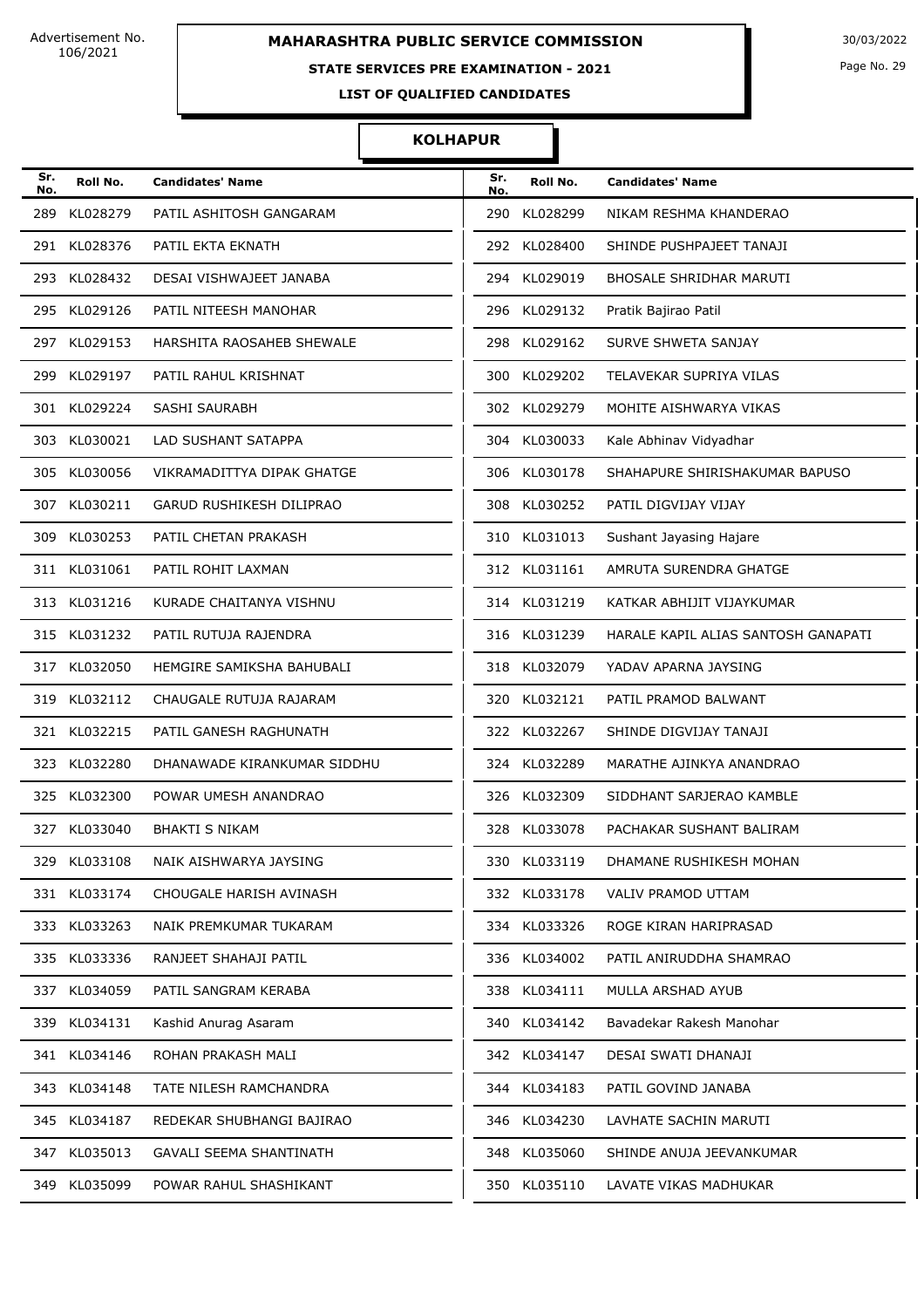Advertisement No. 106/2021

# MAHARASHTRA PUBLIC SERVICE COMMISSION

30/03/2022

## STATE SERVICES PRE EXAMINATION - 2021

### LIST OF QUALIFIED CANDIDATES

### KOLHAPUR

| Sr. No. | Roll No. | Candidates' Name | Sr. No. | Roll No. | Candidates' Name |
|---|---|---|---|---|---|
| 289 | KL028279 | PATIL ASHITOSH GANGARAM | 290 | KL028299 | NIKAM RESHMA KHANDERAO |
| 291 | KL028376 | PATIL EKTA EKNATH | 292 | KL028400 | SHINDE PUSHPAJEET TANAJI |
| 293 | KL028432 | DESAI VISHWAJEET JANABA | 294 | KL029019 | BHOSALE SHRIDHAR MARUTI |
| 295 | KL029126 | PATIL NITEESH MANOHAR | 296 | KL029132 | Pratik Bajirao Patil |
| 297 | KL029153 | HARSHITA RAOSAHEB SHEWALE | 298 | KL029162 | SURVE SHWETA SANJAY |
| 299 | KL029197 | PATIL RAHUL KRISHNAT | 300 | KL029202 | TELAVEKAR SUPRIYA VILAS |
| 301 | KL029224 | SASHI SAURABH | 302 | KL029279 | MOHITE AISHWARYA VIKAS |
| 303 | KL030021 | LAD SUSHANT SATAPPA | 304 | KL030033 | Kale Abhinav Vidyadhar |
| 305 | KL030056 | VIKRAMADITTYA DIPAK GHATGE | 306 | KL030178 | SHAHAPURE SHIRISHAKUMAR BAPUSO |
| 307 | KL030211 | GARUD RUSHIKESH DILIPRAO | 308 | KL030252 | PATIL DIGVIJAY VIJAY |
| 309 | KL030253 | PATIL CHETAN PRAKASH | 310 | KL031013 | Sushant Jayasing Hajare |
| 311 | KL031061 | PATIL ROHIT LAXMAN | 312 | KL031161 | AMRUTA SURENDRA GHATGE |
| 313 | KL031216 | KURADE CHAITANYA VISHNU | 314 | KL031219 | KATKAR ABHIJIT VIJAYKUMAR |
| 315 | KL031232 | PATIL RUTUJA RAJENDRA | 316 | KL031239 | HARALE KAPIL ALIAS SANTOSH GANAPATI |
| 317 | KL032050 | HEMGIRE SAMIKSHA BAHUBALI | 318 | KL032079 | YADAV APARNA JAYSING |
| 319 | KL032112 | CHAUGALE RUTUJA RAJARAM | 320 | KL032121 | PATIL PRAMOD BALWANT |
| 321 | KL032215 | PATIL GANESH RAGHUNATH | 322 | KL032267 | SHINDE DIGVIJAY TANAJI |
| 323 | KL032280 | DHANAWADE KIRANKUMAR SIDDHU | 324 | KL032289 | MARATHE AJINKYA ANANDRAO |
| 325 | KL032300 | POWAR UMESH ANANDRAO | 326 | KL032309 | SIDDHANT SARJERAO KAMBLE |
| 327 | KL033040 | BHAKTI S NIKAM | 328 | KL033078 | PACHAKAR SUSHANT BALIRAM |
| 329 | KL033108 | NAIK AISHWARYA JAYSING | 330 | KL033119 | DHAMANE RUSHIKESH MOHAN |
| 331 | KL033174 | CHOUGALE HARISH AVINASH | 332 | KL033178 | VALIV PRAMOD UTTAM |
| 333 | KL033263 | NAIK PREMKUMAR TUKARAM | 334 | KL033326 | ROGE KIRAN HARIPRASAD |
| 335 | KL033336 | RANJEET SHAHAJI PATIL | 336 | KL034002 | PATIL ANIRUDDHA SHAMRAO |
| 337 | KL034059 | PATIL SANGRAM KERABA | 338 | KL034111 | MULLA ARSHAD AYUB |
| 339 | KL034131 | Kashid Anurag Asaram | 340 | KL034142 | Bavadekar Rakesh Manohar |
| 341 | KL034146 | ROHAN PRAKASH MALI | 342 | KL034147 | DESAI SWATI DHANAJI |
| 343 | KL034148 | TATE NILESH RAMCHANDRA | 344 | KL034183 | PATIL GOVIND JANABA |
| 345 | KL034187 | REDEKAR SHUBHANGI BAJIRAO | 346 | KL034230 | LAVHATE SACHIN MARUTI |
| 347 | KL035013 | GAVALI SEEMA SHANTINATH | 348 | KL035060 | SHINDE ANUJA JEEVANKUMAR |
| 349 | KL035099 | POWAR RAHUL SHASHIKANT | 350 | KL035110 | LAVATE VIKAS MADHUKAR |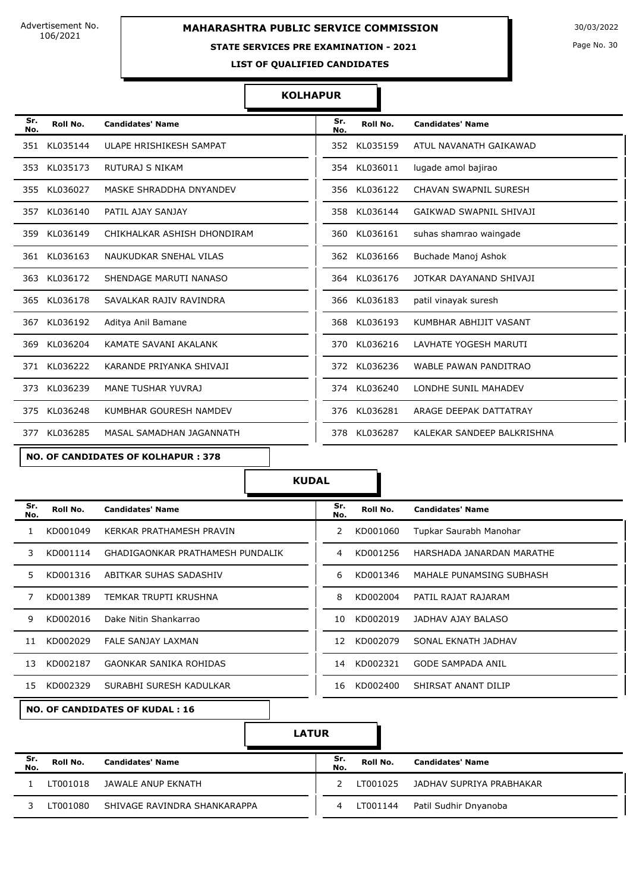Advertisement No. 106/2021

**MAHARASHTRA PUBLIC SERVICE COMMISSION**

**STATE SERVICES PRE EXAMINATION - 2021**

**LIST OF QUALIFIED CANDIDATES**

30/03/2022

## KOLHAPUR

| Sr. No. | Roll No. | Candidates' Name | Sr. No. | Roll No. | Candidates' Name |
|---|---|---|---|---|---|
| 351 | KL035144 | ULAPE HRISHIKESH SAMPAT | 352 | KL035159 | ATUL NAVANATH GAIKAWAD |
| 353 | KL035173 | RUTURAJ S NIKAM | 354 | KL036011 | lugade amol bajirao |
| 355 | KL036027 | MASKE SHRADDHA DNYANDEV | 356 | KL036122 | CHAVAN SWAPNIL SURESH |
| 357 | KL036140 | PATIL AJAY SANJAY | 358 | KL036144 | GAIKWAD SWAPNIL SHIVAJI |
| 359 | KL036149 | CHIKHALKAR ASHISH DHONDIRAM | 360 | KL036161 | suhas shamrao waingade |
| 361 | KL036163 | NAUKUDKAR SNEHAL VILAS | 362 | KL036166 | Buchade Manoj Ashok |
| 363 | KL036172 | SHENDAGE MARUTI NANASO | 364 | KL036176 | JOTKAR DAYANAND SHIVAJI |
| 365 | KL036178 | SAVALKAR RAJIV RAVINDRA | 366 | KL036183 | patil vinayak suresh |
| 367 | KL036192 | Aditya Anil Bamane | 368 | KL036193 | KUMBHAR ABHIJIT VASANT |
| 369 | KL036204 | KAMATE SAVANI AKALANK | 370 | KL036216 | LAVHATE YOGESH MARUTI |
| 371 | KL036222 | KARANDE PRIYANKA SHIVAJI | 372 | KL036236 | WABLE PAWAN PANDITRAO |
| 373 | KL036239 | MANE TUSHAR YUVRAJ | 374 | KL036240 | LONDHE SUNIL MAHADEV |
| 375 | KL036248 | KUMBHAR GOURESH NAMDEV | 376 | KL036281 | ARAGE DEEPAK DATTATRAY |
| 377 | KL036285 | MASAL SAMADHAN JAGANNATH | 378 | KL036287 | KALEKAR SANDEEP BALKRISHNA |

**NO. OF CANDIDATES OF KOLHAPUR : 378**

## KUDAL

| Sr. No. | Roll No. | Candidates' Name | Sr. No. | Roll No. | Candidates' Name |
|---|---|---|---|---|---|
| 1 | KD001049 | KERKAR PRATHAMESH PRAVIN | 2 | KD001060 | Tupkar Saurabh Manohar |
| 3 | KD001114 | GHADIGAONKAR PRATHAMESH PUNDALIK | 4 | KD001256 | HARSHADA JANARDAN MARATHE |
| 5 | KD001316 | ABITKAR SUHAS SADASHIV | 6 | KD001346 | MAHALE PUNAMSING SUBHASH |
| 7 | KD001389 | TEMKAR TRUPTI KRUSHNA | 8 | KD002004 | PATIL RAJAT RAJARAM |
| 9 | KD002016 | Dake Nitin Shankarrao | 10 | KD002019 | JADHAV AJAY BALASO |
| 11 | KD002029 | FALE SANJAY LAXMAN | 12 | KD002079 | SONAL EKNATH JADHAV |
| 13 | KD002187 | GAONKAR SANIKA ROHIDAS | 14 | KD002321 | GODE SAMPADA ANIL |
| 15 | KD002329 | SURABHI SURESH KADULKAR | 16 | KD002400 | SHIRSAT ANANT DILIP |

**NO. OF CANDIDATES OF KUDAL : 16**

## LATUR

| Sr. No. | Roll No. | Candidates' Name | Sr. No. | Roll No. | Candidates' Name |
|---|---|---|---|---|---|
| 1 | LT001018 | JAWALE ANUP EKNATH | 2 | LT001025 | JADHAV SUPRIYA PRABHAKAR |
| 3 | LT001080 | SHIVAGE RAVINDRA SHANKARAPPA | 4 | LT001144 | Patil Sudhir Dnyanoba |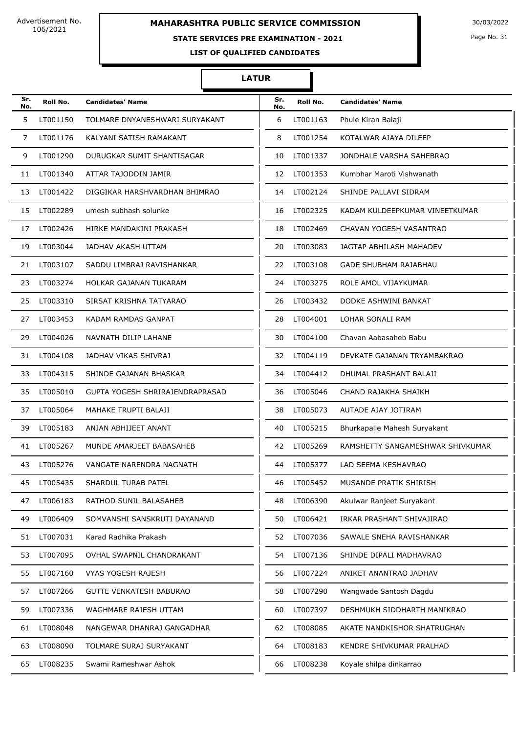Advertisement No. 106/2021

# MAHARASHTRA PUBLIC SERVICE COMMISSION

30/03/2022

## STATE SERVICES PRE EXAMINATION - 2021

### LIST OF QUALIFIED CANDIDATES

### LATUR

| Sr. No. | Roll No. | Candidates' Name | Sr. No. | Roll No. | Candidates' Name |
|---|---|---|---|---|---|
| 5 | LT001150 | TOLMARE DNYANESHWARI SURYAKANT | 6 | LT001163 | Phule Kiran Balaji |
| 7 | LT001176 | KALYANI SATISH RAMAKANT | 8 | LT001254 | KOTALWAR AJAYA DILEEP |
| 9 | LT001290 | DURUGKAR SUMIT SHANTISAGAR | 10 | LT001337 | JONDHALE VARSHA SAHEBRAO |
| 11 | LT001340 | ATTAR TAJODDIN JAMIR | 12 | LT001353 | Kumbhar Maroti Vishwanath |
| 13 | LT001422 | DIGGIKAR HARSHVARDHAN BHIMRAO | 14 | LT002124 | SHINDE PALLAVI SIDRAM |
| 15 | LT002289 | umesh subhash solunke | 16 | LT002325 | KADAM KULDEEPKUMAR VINEETKUMAR |
| 17 | LT002426 | HIRKE MANDAKINI PRAKASH | 18 | LT002469 | CHAVAN YOGESH VASANTRAO |
| 19 | LT003044 | JADHAV AKASH UTTAM | 20 | LT003083 | JAGTAP ABHILASH MAHADEV |
| 21 | LT003107 | SADDU LIMBRAJ RAVISHANKAR | 22 | LT003108 | GADE SHUBHAM RAJABHAU |
| 23 | LT003274 | HOLKAR GAJANAN TUKARAM | 24 | LT003275 | ROLE AMOL VIJAYKUMAR |
| 25 | LT003310 | SIRSAT KRISHNA TATYARAO | 26 | LT003432 | DODKE ASHWINI BANKAT |
| 27 | LT003453 | KADAM RAMDAS GANPAT | 28 | LT004001 | LOHAR SONALI RAM |
| 29 | LT004026 | NAVNATH DILIP LAHANE | 30 | LT004100 | Chavan Aabasaheb Babu |
| 31 | LT004108 | JADHAV VIKAS SHIVRAJ | 32 | LT004119 | DEVKATE GAJANAN TRYAMBAKRAO |
| 33 | LT004315 | SHINDE GAJANAN BHASKAR | 34 | LT004412 | DHUMAL PRASHANT BALAJI |
| 35 | LT005010 | GUPTA YOGESH SHRIRAJENDRAPRASAD | 36 | LT005046 | CHAND RAJAKHA SHAIKH |
| 37 | LT005064 | MAHAKE TRUPTI BALAJI | 38 | LT005073 | AUTADE AJAY JOTIRAM |
| 39 | LT005183 | ANJAN ABHIJEET ANANT | 40 | LT005215 | Bhurkapalle Mahesh Suryakant |
| 41 | LT005267 | MUNDE AMARJEET BABASAHEB | 42 | LT005269 | RAMSHETTY SANGAMESHWAR SHIVKUMAR |
| 43 | LT005276 | VANGATE NARENDRA NAGNATH | 44 | LT005377 | LAD SEEMA KESHAVRAO |
| 45 | LT005435 | SHARDUL TURAB PATEL | 46 | LT005452 | MUSANDE PRATIK SHIRISH |
| 47 | LT006183 | RATHOD SUNIL BALASAHEB | 48 | LT006390 | Akulwar Ranjeet Suryakant |
| 49 | LT006409 | SOMVANSHI SANSKRUTI DAYANAND | 50 | LT006421 | IRKAR PRASHANT SHIVAJIRAO |
| 51 | LT007031 | Karad Radhika Prakash | 52 | LT007036 | SAWALE SNEHA RAVISHANKAR |
| 53 | LT007095 | OVHAL SWAPNIL CHANDRAKANT | 54 | LT007136 | SHINDE DIPALI MADHAVRAO |
| 55 | LT007160 | VYAS YOGESH RAJESH | 56 | LT007224 | ANIKET ANANTRAO JADHAV |
| 57 | LT007266 | GUTTE VENKATESH BABURAO | 58 | LT007290 | Wangwade Santosh Dagdu |
| 59 | LT007336 | WAGHMARE RAJESH UTTAM | 60 | LT007397 | DESHMUKH SIDDHARTH MANIKRAO |
| 61 | LT008048 | NANGEWAR DHANRAJ GANGADHAR | 62 | LT008085 | AKATE NANDKISHOR SHATRUGHAN |
| 63 | LT008090 | TOLMARE SURAJ SURYAKANT | 64 | LT008183 | KENDRE SHIVKUMAR PRALHAD |
| 65 | LT008235 | Swami Rameshwar Ashok | 66 | LT008238 | Koyale shilpa dinkarrao |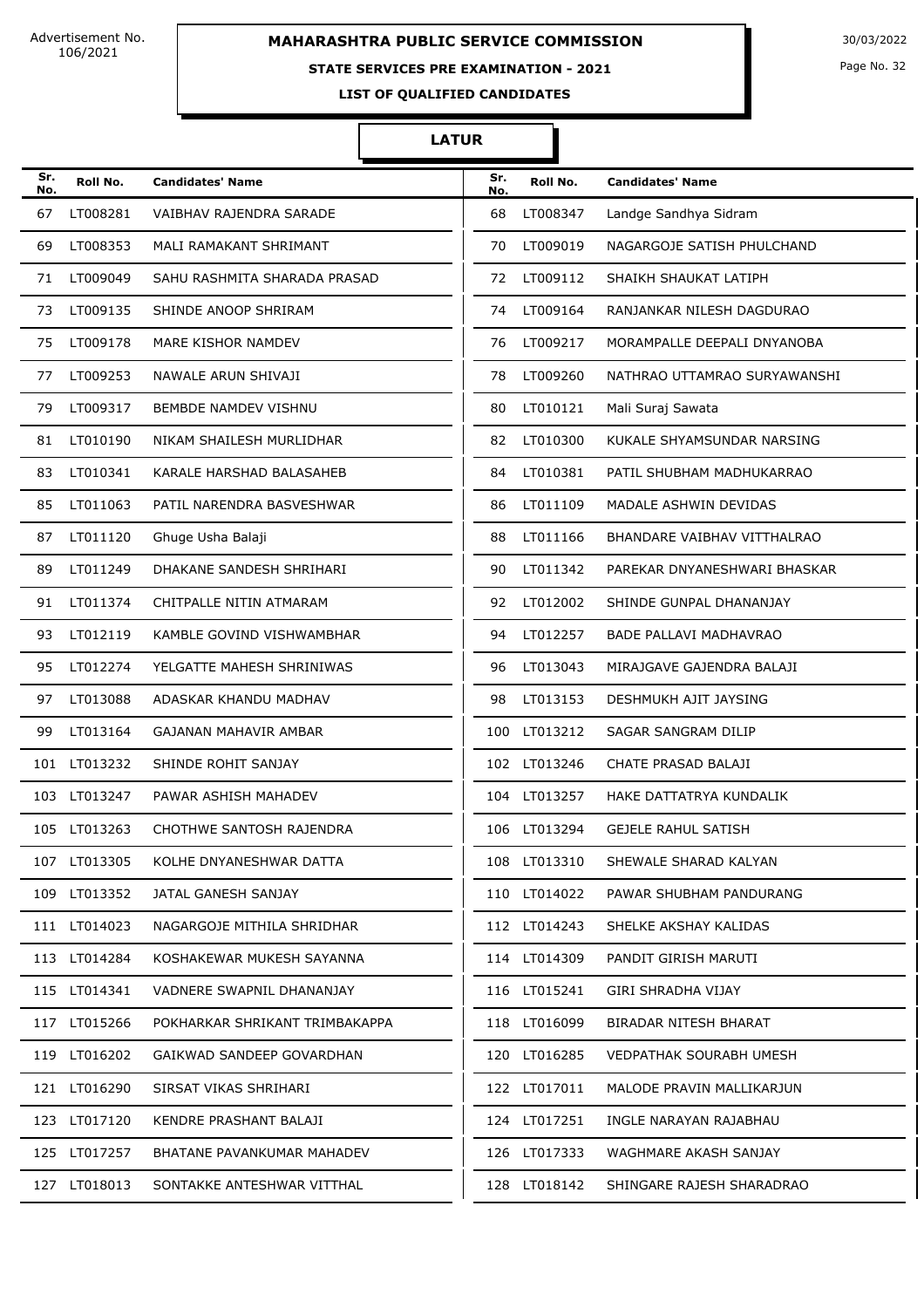Advertisement No. 106/2021

# MAHARASHTRA PUBLIC SERVICE COMMISSION

30/03/2022

## STATE SERVICES PRE EXAMINATION - 2021

### LIST OF QUALIFIED CANDIDATES

### LATUR

| Sr. No. | Roll No. | Candidates' Name | Sr. No. | Roll No. | Candidates' Name |
|---|---|---|---|---|---|
| 67 | LT008281 | VAIBHAV RAJENDRA SARADE | 68 | LT008347 | Landge Sandhya Sidram |
| 69 | LT008353 | MALI RAMAKANT SHRIMANT | 70 | LT009019 | NAGARGOJE SATISH PHULCHAND |
| 71 | LT009049 | SAHU RASHMITA SHARADA PRASAD | 72 | LT009112 | SHAIKH SHAUKAT LATIPH |
| 73 | LT009135 | SHINDE ANOOP SHRIRAM | 74 | LT009164 | RANJANKAR NILESH DAGDURAO |
| 75 | LT009178 | MARE KISHOR NAMDEV | 76 | LT009217 | MORAMPALLE DEEPALI DNYANOBA |
| 77 | LT009253 | NAWALE ARUN SHIVAJI | 78 | LT009260 | NATHRAO UTTAMRAO SURYAWANSHI |
| 79 | LT009317 | BEMBDE NAMDEV VISHNU | 80 | LT010121 | Mali Suraj Sawata |
| 81 | LT010190 | NIKAM SHAILESH MURLIDHAR | 82 | LT010300 | KUKALE SHYAMSUNDAR NARSING |
| 83 | LT010341 | KARALE HARSHAD BALASAHEB | 84 | LT010381 | PATIL SHUBHAM MADHUKARRAO |
| 85 | LT011063 | PATIL NARENDRA BASVESHWAR | 86 | LT011109 | MADALE ASHWIN DEVIDAS |
| 87 | LT011120 | Ghuge Usha Balaji | 88 | LT011166 | BHANDARE VAIBHAV VITTHALRAO |
| 89 | LT011249 | DHAKANE SANDESH SHRIHARI | 90 | LT011342 | PAREKAR DNYANESHWARI BHASKAR |
| 91 | LT011374 | CHITPALLE NITIN ATMARAM | 92 | LT012002 | SHINDE GUNPAL DHANANJAY |
| 93 | LT012119 | KAMBLE GOVIND VISHWAMBHAR | 94 | LT012257 | BADE PALLAVI MADHAVRAO |
| 95 | LT012274 | YELGATTE MAHESH SHRINIWAS | 96 | LT013043 | MIRAJGAVE GAJENDRA BALAJI |
| 97 | LT013088 | ADASKAR KHANDU MADHAV | 98 | LT013153 | DESHMUKH AJIT JAYSING |
| 99 | LT013164 | GAJANAN MAHAVIR AMBAR | 100 | LT013212 | SAGAR SANGRAM DILIP |
| 101 | LT013232 | SHINDE ROHIT SANJAY | 102 | LT013246 | CHATE PRASAD BALAJI |
| 103 | LT013247 | PAWAR ASHISH MAHADEV | 104 | LT013257 | HAKE DATTATRYA KUNDALIK |
| 105 | LT013263 | CHOTHWE SANTOSH RAJENDRA | 106 | LT013294 | GEJELE RAHUL SATISH |
| 107 | LT013305 | KOLHE DNYANESHWAR DATTA | 108 | LT013310 | SHEWALE SHARAD KALYAN |
| 109 | LT013352 | JATAL GANESH SANJAY | 110 | LT014022 | PAWAR SHUBHAM PANDURANG |
| 111 | LT014023 | NAGARGOJE MITHILA SHRIDHAR | 112 | LT014243 | SHELKE AKSHAY KALIDAS |
| 113 | LT014284 | KOSHAKEWAR MUKESH SAYANNA | 114 | LT014309 | PANDIT GIRISH MARUTI |
| 115 | LT014341 | VADNERE SWAPNIL DHANANJAY | 116 | LT015241 | GIRI SHRADHA VIJAY |
| 117 | LT015266 | POKHARKAR SHRIKANT TRIMBAKAPPA | 118 | LT016099 | BIRADAR NITESH BHARAT |
| 119 | LT016202 | GAIKWAD SANDEEP GOVARDHAN | 120 | LT016285 | VEDPATHAK SOURABH UMESH |
| 121 | LT016290 | SIRSAT VIKAS SHRIHARI | 122 | LT017011 | MALODE PRAVIN MALLIKARJUN |
| 123 | LT017120 | KENDRE PRASHANT BALAJI | 124 | LT017251 | INGLE NARAYAN RAJABHAU |
| 125 | LT017257 | BHATANE PAVANKUMAR MAHADEV | 126 | LT017333 | WAGHMARE AKASH SANJAY |
| 127 | LT018013 | SONTAKKE ANTESHWAR VITTHAL | 128 | LT018142 | SHINGARE RAJESH SHARADRAO |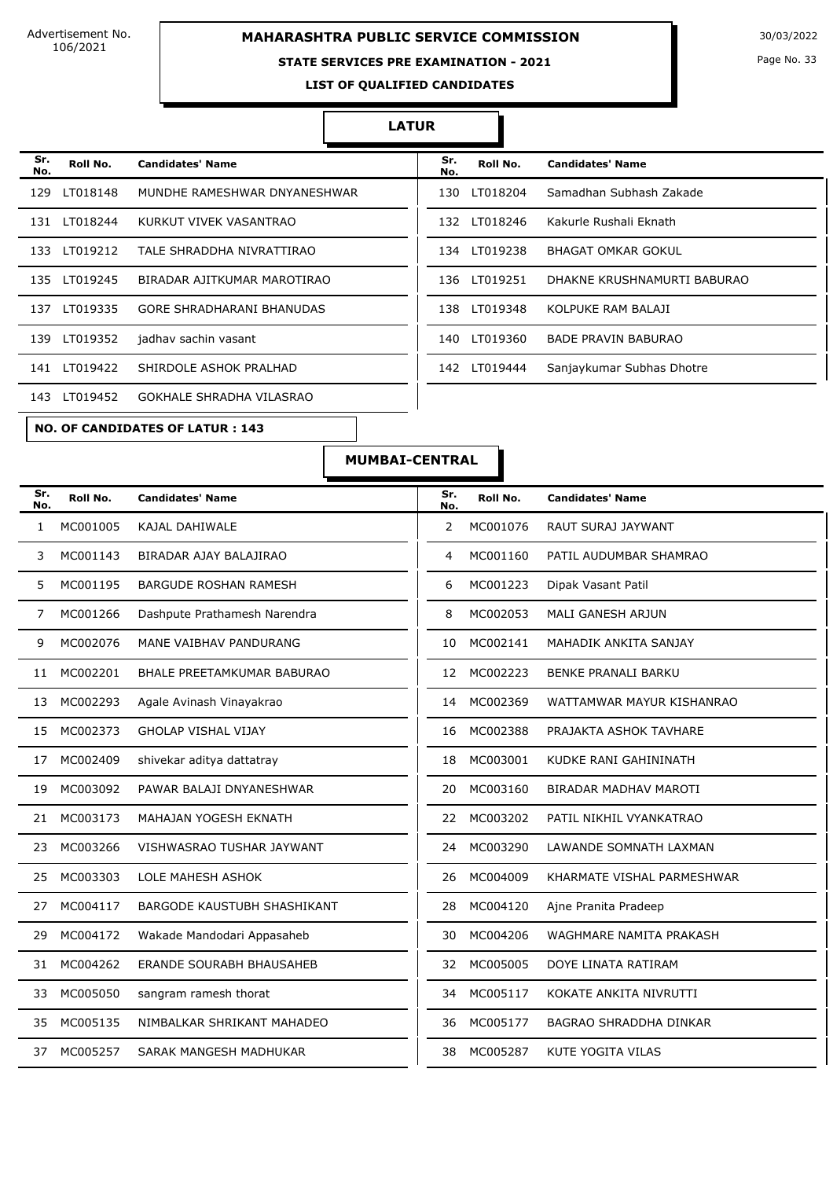Advertisement No. 106/2021

# MAHARASHTRA PUBLIC SERVICE COMMISSION

30/03/2022

## STATE SERVICES PRE EXAMINATION - 2021

### LIST OF QUALIFIED CANDIDATES

### LATUR

| Sr. No. | Roll No. | Candidates' Name | Sr. No. | Roll No. | Candidates' Name |
|---|---|---|---|---|---|
| 129 | LT018148 | MUNDHE RAMESHWAR DNYANESHWAR | 130 | LT018204 | Samadhan Subhash Zakade |
| 131 | LT018244 | KURKUT VIVEK VASANTRAO | 132 | LT018246 | Kakurle Rushali Eknath |
| 133 | LT019212 | TALE SHRADDHA NIVRATTIRAO | 134 | LT019238 | BHAGAT OMKAR GOKUL |
| 135 | LT019245 | BIRADAR AJITKUMAR MAROTIRAO | 136 | LT019251 | DHAKNE KRUSHNAMURTI BABURAO |
| 137 | LT019335 | GORE SHRADHARANI BHANUDAS | 138 | LT019348 | KOLPUKE RAM BALAJI |
| 139 | LT019352 | jadhav sachin vasant | 140 | LT019360 | BADE PRAVIN BABURAO |
| 141 | LT019422 | SHIRDOLE ASHOK PRALHAD | 142 | LT019444 | Sanjaykumar Subhas Dhotre |
| 143 | LT019452 | GOKHALE SHRADHA VILASRAO | | | |

**NO. OF CANDIDATES OF LATUR : 143**

### MUMBAI-CENTRAL

| Sr. No. | Roll No. | Candidates' Name | Sr. No. | Roll No. | Candidates' Name |
|---|---|---|---|---|---|
| 1 | MC001005 | KAJAL DAHIWALE | 2 | MC001076 | RAUT SURAJ JAYWANT |
| 3 | MC001143 | BIRADAR AJAY BALAJIRAO | 4 | MC001160 | PATIL AUDUMBAR SHAMRAO |
| 5 | MC001195 | BARGUDE ROSHAN RAMESH | 6 | MC001223 | Dipak Vasant Patil |
| 7 | MC001266 | Dashpute Prathamesh Narendra | 8 | MC002053 | MALI GANESH ARJUN |
| 9 | MC002076 | MANE VAIBHAV PANDURANG | 10 | MC002141 | MAHADIK ANKITA SANJAY |
| 11 | MC002201 | BHALE PREETAMKUMAR BABURAO | 12 | MC002223 | BENKE PRANALI BARKU |
| 13 | MC002293 | Agale Avinash Vinayakrao | 14 | MC002369 | WATTAMWAR MAYUR KISHANRAO |
| 15 | MC002373 | GHOLAP VISHAL VIJAY | 16 | MC002388 | PRAJAKTA ASHOK TAVHARE |
| 17 | MC002409 | shivekar aditya dattatray | 18 | MC003001 | KUDKE RANI GAHININATH |
| 19 | MC003092 | PAWAR BALAJI DNYANESHWAR | 20 | MC003160 | BIRADAR MADHAV MAROTI |
| 21 | MC003173 | MAHAJAN YOGESH EKNATH | 22 | MC003202 | PATIL NIKHIL VYANKATRAO |
| 23 | MC003266 | VISHWASRAO TUSHAR JAYWANT | 24 | MC003290 | LAWANDE SOMNATH LAXMAN |
| 25 | MC003303 | LOLE MAHESH ASHOK | 26 | MC004009 | KHARMATE VISHAL PARMESHWAR |
| 27 | MC004117 | BARGODE KAUSTUBH SHASHIKANT | 28 | MC004120 | Ajne Pranita Pradeep |
| 29 | MC004172 | Wakade Mandodari Appasaheb | 30 | MC004206 | WAGHMARE NAMITA PRAKASH |
| 31 | MC004262 | ERANDE SOURABH BHAUSAHEB | 32 | MC005005 | DOYE LINATA RATIRAM |
| 33 | MC005050 | sangram ramesh thorat | 34 | MC005117 | KOKATE ANKITA NIVRUTTI |
| 35 | MC005135 | NIMBALKAR SHRIKANT MAHADEO | 36 | MC005177 | BAGRAO SHRADDHA DINKAR |
| 37 | MC005257 | SARAK MANGESH MADHUKAR | 38 | MC005287 | KUTE YOGITA VILAS |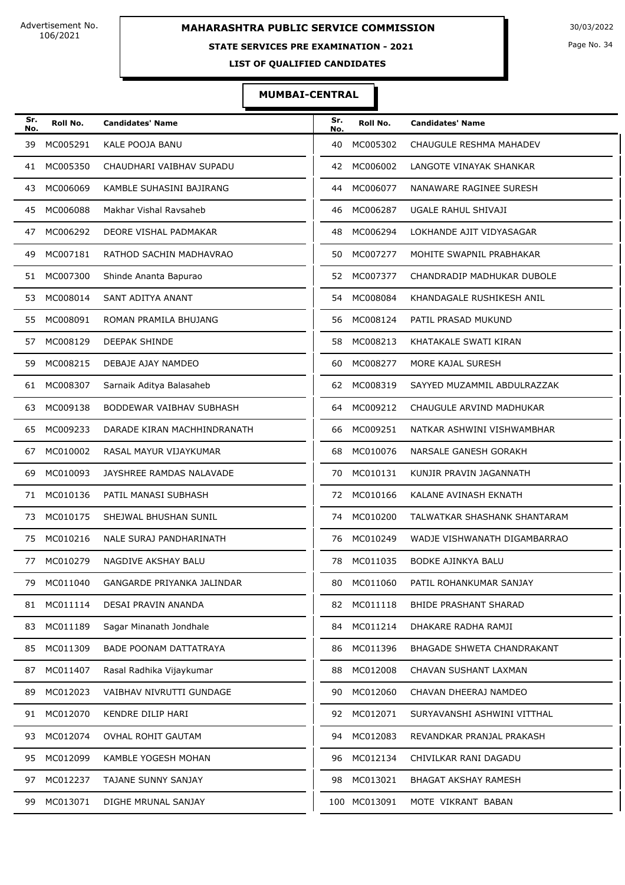Advertisement No. 106/2021

**MAHARASHTRA PUBLIC SERVICE COMMISSION**

**STATE SERVICES PRE EXAMINATION - 2021**

**LIST OF QUALIFIED CANDIDATES**

30/03/2022

**MUMBAI-CENTRAL**

| Sr. No. | Roll No. | Candidates' Name | Sr. No. | Roll No. | Candidates' Name |
|---|---|---|---|---|---|
| 39 | MC005291 | KALE POOJA BANU | 40 | MC005302 | CHAUGULE RESHMA MAHADEV |
| 41 | MC005350 | CHAUDHARI VAIBHAV SUPADU | 42 | MC006002 | LANGOTE VINAYAK SHANKAR |
| 43 | MC006069 | KAMBLE SUHASINI BAJIRANG | 44 | MC006077 | NANAWARE RAGINEE SURESH |
| 45 | MC006088 | Makhar Vishal Ravsaheb | 46 | MC006287 | UGALE RAHUL SHIVAJI |
| 47 | MC006292 | DEORE VISHAL PADMAKAR | 48 | MC006294 | LOKHANDE AJIT VIDYASAGAR |
| 49 | MC007181 | RATHOD SACHIN MADHAVRAO | 50 | MC007277 | MOHITE SWAPNIL PRABHAKAR |
| 51 | MC007300 | Shinde Ananta Bapurao | 52 | MC007377 | CHANDRADIP MADHUKAR DUBOLE |
| 53 | MC008014 | SANT ADITYA ANANT | 54 | MC008084 | KHANDAGALE RUSHIKESH ANIL |
| 55 | MC008091 | ROMAN PRAMILA BHUJANG | 56 | MC008124 | PATIL PRASAD MUKUND |
| 57 | MC008129 | DEEPAK SHINDE | 58 | MC008213 | KHATAKALE SWATI KIRAN |
| 59 | MC008215 | DEBAJE AJAY NAMDEO | 60 | MC008277 | MORE KAJAL SURESH |
| 61 | MC008307 | Sarnaik Aditya Balasaheb | 62 | MC008319 | SAYYED MUZAMMIL ABDULRAZZAK |
| 63 | MC009138 | BODDEWAR VAIBHAV SUBHASH | 64 | MC009212 | CHAUGULE ARVIND MADHUKAR |
| 65 | MC009233 | DARADE KIRAN MACHHINDRANATH | 66 | MC009251 | NATKAR ASHWINI VISHWAMBHAR |
| 67 | MC010002 | RASAL MAYUR VIJAYKUMAR | 68 | MC010076 | NARSALE GANESH GORAKH |
| 69 | MC010093 | JAYSHREE RAMDAS NALAVADE | 70 | MC010131 | KUNJIR PRAVIN JAGANNATH |
| 71 | MC010136 | PATIL MANASI SUBHASH | 72 | MC010166 | KALANE AVINASH EKNATH |
| 73 | MC010175 | SHEJWAL BHUSHAN SUNIL | 74 | MC010200 | TALWATKAR SHASHANK SHANTARAM |
| 75 | MC010216 | NALE SURAJ PANDHARINATH | 76 | MC010249 | WADJE VISHWANATH DIGAMBARRAO |
| 77 | MC010279 | NAGDIVE AKSHAY BALU | 78 | MC011035 | BODKE AJINKYA BALU |
| 79 | MC011040 | GANGARDE PRIYANKA JALINDAR | 80 | MC011060 | PATIL ROHANKUMAR SANJAY |
| 81 | MC011114 | DESAI PRAVIN ANANDA | 82 | MC011118 | BHIDE PRASHANT SHARAD |
| 83 | MC011189 | Sagar Minanath Jondhale | 84 | MC011214 | DHAKARE RADHA RAMJI |
| 85 | MC011309 | BADE POONAM DATTATRAYA | 86 | MC011396 | BHAGADE SHWETA CHANDRAKANT |
| 87 | MC011407 | Rasal Radhika Vijaykumar | 88 | MC012008 | CHAVAN SUSHANT LAXMAN |
| 89 | MC012023 | VAIBHAV NIVRUTTI GUNDAGE | 90 | MC012060 | CHAVAN DHEERAJ NAMDEO |
| 91 | MC012070 | KENDRE DILIP HARI | 92 | MC012071 | SURYAVANSHI ASHWINI VITTHAL |
| 93 | MC012074 | OVHAL ROHIT GAUTAM | 94 | MC012083 | REVANDKAR PRANJAL PRAKASH |
| 95 | MC012099 | KAMBLE YOGESH MOHAN | 96 | MC012134 | CHIVILKAR RANI DAGADU |
| 97 | MC012237 | TAJANE SUNNY SANJAY | 98 | MC013021 | BHAGAT AKSHAY RAMESH |
| 99 | MC013071 | DIGHE MRUNAL SANJAY | 100 | MC013091 | MOTE VIKRANT BABAN |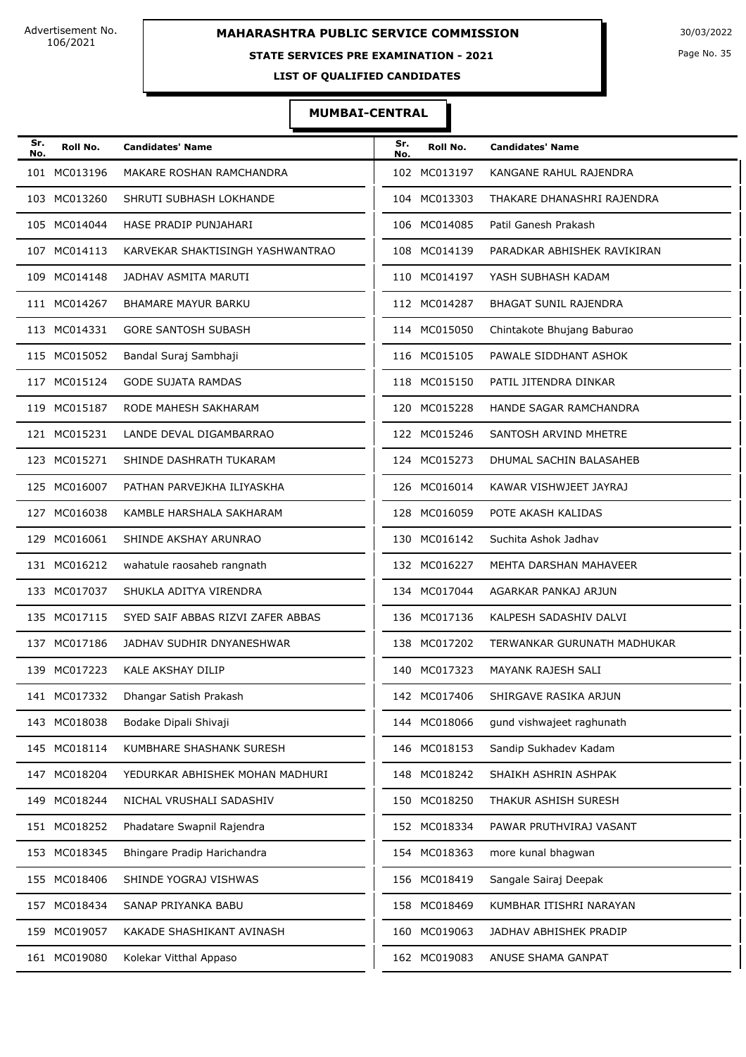Advertisement No. 106/2021

# MAHARASHTRA PUBLIC SERVICE COMMISSION

30/03/2022

**STATE SERVICES PRE EXAMINATION - 2021**

**LIST OF QUALIFIED CANDIDATES**

## MUMBAI-CENTRAL

| Sr. No. | Roll No. | Candidates' Name | Sr. No. | Roll No. | Candidates' Name |
|---|---|---|---|---|---|
| 101 | MC013196 | MAKARE ROSHAN RAMCHANDRA | 102 | MC013197 | KANGANE RAHUL RAJENDRA |
| 103 | MC013260 | SHRUTI SUBHASH LOKHANDE | 104 | MC013303 | THAKARE DHANASHRI RAJENDRA |
| 105 | MC014044 | HASE PRADIP PUNJAHARI | 106 | MC014085 | Patil Ganesh Prakash |
| 107 | MC014113 | KARVEKAR SHAKTISINGH YASHWANTRAO | 108 | MC014139 | PARADKAR ABHISHEK RAVIKIRAN |
| 109 | MC014148 | JADHAV ASMITA MARUTI | 110 | MC014197 | YASH SUBHASH KADAM |
| 111 | MC014267 | BHAMARE MAYUR BARKU | 112 | MC014287 | BHAGAT SUNIL RAJENDRA |
| 113 | MC014331 | GORE SANTOSH SUBASH | 114 | MC015050 | Chintakote Bhujang Baburao |
| 115 | MC015052 | Bandal Suraj Sambhaji | 116 | MC015105 | PAWALE SIDDHANT ASHOK |
| 117 | MC015124 | GODE SUJATA RAMDAS | 118 | MC015150 | PATIL JITENDRA DINKAR |
| 119 | MC015187 | RODE MAHESH SAKHARAM | 120 | MC015228 | HANDE SAGAR RAMCHANDRA |
| 121 | MC015231 | LANDE DEVAL DIGAMBARRAO | 122 | MC015246 | SANTOSH ARVIND MHETRE |
| 123 | MC015271 | SHINDE DASHRATH TUKARAM | 124 | MC015273 | DHUMAL SACHIN BALASAHEB |
| 125 | MC016007 | PATHAN PARVEJKHA ILIYASKHA | 126 | MC016014 | KAWAR VISHWJEET JAYRAJ |
| 127 | MC016038 | KAMBLE HARSHALA SAKHARAM | 128 | MC016059 | POTE AKASH KALIDAS |
| 129 | MC016061 | SHINDE AKSHAY ARUNRAO | 130 | MC016142 | Suchita Ashok Jadhav |
| 131 | MC016212 | wahatule raosaheb rangnath | 132 | MC016227 | MEHTA DARSHAN MAHAVEER |
| 133 | MC017037 | SHUKLA ADITYA VIRENDRA | 134 | MC017044 | AGARKAR PANKAJ ARJUN |
| 135 | MC017115 | SYED SAIF ABBAS RIZVI ZAFER ABBAS | 136 | MC017136 | KALPESH SADASHIV DALVI |
| 137 | MC017186 | JADHAV SUDHIR DNYANESHWAR | 138 | MC017202 | TERWANKAR GURUNATH MADHUKAR |
| 139 | MC017223 | KALE AKSHAY DILIP | 140 | MC017323 | MAYANK RAJESH SALI |
| 141 | MC017332 | Dhangar Satish Prakash | 142 | MC017406 | SHIRGAVE RASIKA ARJUN |
| 143 | MC018038 | Bodake Dipali Shivaji | 144 | MC018066 | gund vishwajeet raghunath |
| 145 | MC018114 | KUMBHARE SHASHANK SURESH | 146 | MC018153 | Sandip Sukhadev Kadam |
| 147 | MC018204 | YEDURKAR ABHISHEK MOHAN MADHURI | 148 | MC018242 | SHAIKH ASHRIN ASHPAK |
| 149 | MC018244 | NICHAL VRUSHALI SADASHIV | 150 | MC018250 | THAKUR ASHISH SURESH |
| 151 | MC018252 | Phadatare Swapnil Rajendra | 152 | MC018334 | PAWAR PRUTHVIRAJ VASANT |
| 153 | MC018345 | Bhingare Pradip Harichandra | 154 | MC018363 | more kunal bhagwan |
| 155 | MC018406 | SHINDE YOGRAJ VISHWAS | 156 | MC018419 | Sangale Sairaj Deepak |
| 157 | MC018434 | SANAP PRIYANKA BABU | 158 | MC018469 | KUMBHAR ITISHRI NARAYAN |
| 159 | MC019057 | KAKADE SHASHIKANT AVINASH | 160 | MC019063 | JADHAV ABHISHEK PRADIP |
| 161 | MC019080 | Kolekar Vitthal Appaso | 162 | MC019083 | ANUSE SHAMA GANPAT |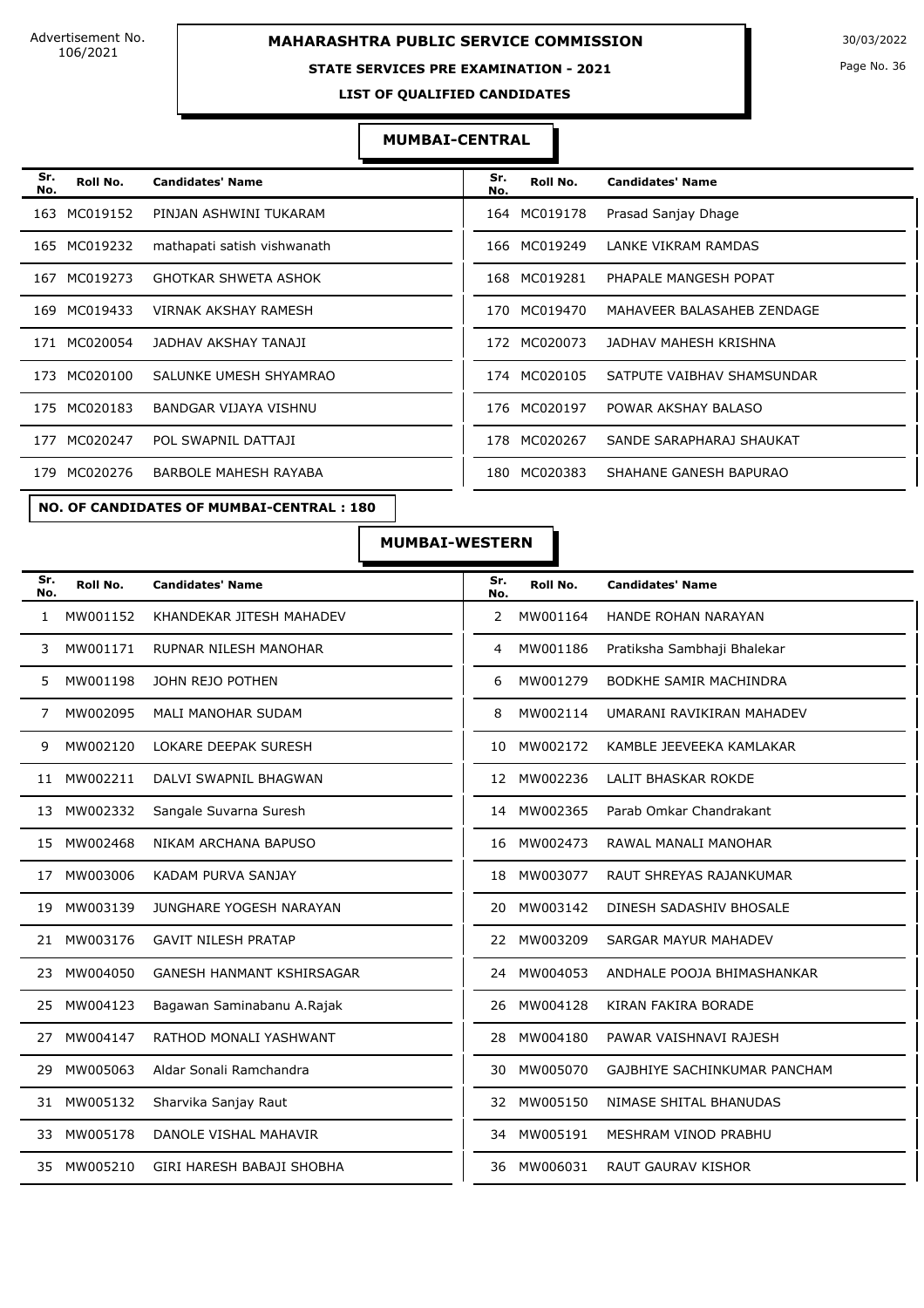Advertisement No. 106/2021

# MAHARASHTRA PUBLIC SERVICE COMMISSION

30/03/2022

## STATE SERVICES PRE EXAMINATION - 2021

### LIST OF QUALIFIED CANDIDATES

### MUMBAI-CENTRAL

| Sr. No. | Roll No. | Candidates' Name | Sr. No. | Roll No. | Candidates' Name |
|---|---|---|---|---|---|
| 163 | MC019152 | PINJAN ASHWINI TUKARAM | 164 | MC019178 | Prasad Sanjay Dhage |
| 165 | MC019232 | mathapati satish vishwanath | 166 | MC019249 | LANKE VIKRAM RAMDAS |
| 167 | MC019273 | GHOTKAR SHWETA ASHOK | 168 | MC019281 | PHAPALE MANGESH POPAT |
| 169 | MC019433 | VIRNAK AKSHAY RAMESH | 170 | MC019470 | MAHAVEER BALASAHEB ZENDAGE |
| 171 | MC020054 | JADHAV AKSHAY TANAJI | 172 | MC020073 | JADHAV MAHESH KRISHNA |
| 173 | MC020100 | SALUNKE UMESH SHYAMRAO | 174 | MC020105 | SATPUTE VAIBHAV SHAMSUNDAR |
| 175 | MC020183 | BANDGAR VIJAYA VISHNU | 176 | MC020197 | POWAR AKSHAY BALASO |
| 177 | MC020247 | POL SWAPNIL DATTAJI | 178 | MC020267 | SANDE SARAPHARAJ SHAUKAT |
| 179 | MC020276 | BARBOLE MAHESH RAYABA | 180 | MC020383 | SHAHANE GANESH BAPURAO |

**NO. OF CANDIDATES OF MUMBAI-CENTRAL : 180**

### MUMBAI-WESTERN

| Sr. No. | Roll No. | Candidates' Name | Sr. No. | Roll No. | Candidates' Name |
|---|---|---|---|---|---|
| 1 | MW001152 | KHANDEKAR JITESH MAHADEV | 2 | MW001164 | HANDE ROHAN NARAYAN |
| 3 | MW001171 | RUPNAR NILESH MANOHAR | 4 | MW001186 | Pratiksha Sambhaji Bhalekar |
| 5 | MW001198 | JOHN REJO POTHEN | 6 | MW001279 | BODKHE SAMIR MACHINDRA |
| 7 | MW002095 | MALI MANOHAR SUDAM | 8 | MW002114 | UMARANI RAVIKIRAN MAHADEV |
| 9 | MW002120 | LOKARE DEEPAK SURESH | 10 | MW002172 | KAMBLE JEEVEEKA KAMLAKAR |
| 11 | MW002211 | DALVI SWAPNIL BHAGWAN | 12 | MW002236 | LALIT BHASKAR ROKDE |
| 13 | MW002332 | Sangale Suvarna Suresh | 14 | MW002365 | Parab Omkar Chandrakant |
| 15 | MW002468 | NIKAM ARCHANA BAPUSO | 16 | MW002473 | RAWAL MANALI MANOHAR |
| 17 | MW003006 | KADAM PURVA SANJAY | 18 | MW003077 | RAUT SHREYAS RAJANKUMAR |
| 19 | MW003139 | JUNGHARE YOGESH NARAYAN | 20 | MW003142 | DINESH SADASHIV BHOSALE |
| 21 | MW003176 | GAVIT NILESH PRATAP | 22 | MW003209 | SARGAR MAYUR MAHADEV |
| 23 | MW004050 | GANESH HANMANT KSHIRSAGAR | 24 | MW004053 | ANDHALE POOJA BHIMASHANKAR |
| 25 | MW004123 | Bagawan Saminabanu A.Rajak | 26 | MW004128 | KIRAN FAKIRA BORADE |
| 27 | MW004147 | RATHOD MONALI YASHWANT | 28 | MW004180 | PAWAR VAISHNAVI RAJESH |
| 29 | MW005063 | Aldar Sonali Ramchandra | 30 | MW005070 | GAJBHIYE SACHINKUMAR PANCHAM |
| 31 | MW005132 | Sharvika Sanjay Raut | 32 | MW005150 | NIMASE SHITAL BHANUDAS |
| 33 | MW005178 | DANOLE VISHAL MAHAVIR | 34 | MW005191 | MESHRAM VINOD PRABHU |
| 35 | MW005210 | GIRI HARESH BABAJI SHOBHA | 36 | MW006031 | RAUT GAURAV KISHOR |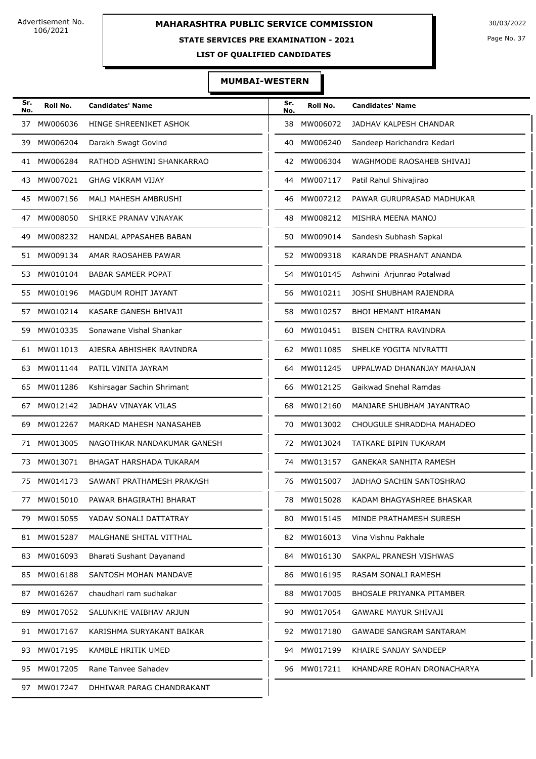# MAHARASHTRA PUBLIC SERVICE COMMISSION

Advertisement No. 106/2021

30/03/2022

**STATE SERVICES PRE EXAMINATION - 2021**

**LIST OF QUALIFIED CANDIDATES**

## MUMBAI-WESTERN

| Sr. No. | Roll No. | Candidates' Name | Sr. No. | Roll No. | Candidates' Name |
|---|---|---|---|---|---|
| 37 | MW006036 | HINGE SHREENIKET ASHOK | 38 | MW006072 | JADHAV KALPESH CHANDAR |
| 39 | MW006204 | Darakh Swagt Govind | 40 | MW006240 | Sandeep Harichandra Kedari |
| 41 | MW006284 | RATHOD ASHWINI SHANKARRAO | 42 | MW006304 | WAGHMODE RAOSAHEB SHIVAJI |
| 43 | MW007021 | GHAG VIKRAM VIJAY | 44 | MW007117 | Patil Rahul Shivajirao |
| 45 | MW007156 | MALI MAHESH AMBRUSHI | 46 | MW007212 | PAWAR GURUPRASAD MADHUKAR |
| 47 | MW008050 | SHIRKE PRANAV VINAYAK | 48 | MW008212 | MISHRA MEENA MANOJ |
| 49 | MW008232 | HANDAL APPASAHEB BABAN | 50 | MW009014 | Sandesh Subhash Sapkal |
| 51 | MW009134 | AMAR RAOSAHEB PAWAR | 52 | MW009318 | KARANDE PRASHANT ANANDA |
| 53 | MW010104 | BABAR SAMEER POPAT | 54 | MW010145 | Ashwini Arjunrao Potalwad |
| 55 | MW010196 | MAGDUM ROHIT JAYANT | 56 | MW010211 | JOSHI SHUBHAM RAJENDRA |
| 57 | MW010214 | KASARE GANESH BHIVAJI | 58 | MW010257 | BHOI HEMANT HIRAMAN |
| 59 | MW010335 | Sonawane Vishal Shankar | 60 | MW010451 | BISEN CHITRA RAVINDRA |
| 61 | MW011013 | AJESRA ABHISHEK RAVINDRA | 62 | MW011085 | SHELKE YOGITA NIVRATTI |
| 63 | MW011144 | PATIL VINITA JAYRAM | 64 | MW011245 | UPPALWAD DHANANJAY MAHAJAN |
| 65 | MW011286 | Kshirsagar Sachin Shrimant | 66 | MW012125 | Gaikwad Snehal Ramdas |
| 67 | MW012142 | JADHAV VINAYAK VILAS | 68 | MW012160 | MANJARE SHUBHAM JAYANTRAO |
| 69 | MW012267 | MARKAD MAHESH NANASAHEB | 70 | MW013002 | CHOUGULE SHRADDHA MAHADEO |
| 71 | MW013005 | NAGOTHKAR NANDAKUMAR GANESH | 72 | MW013024 | TATKARE BIPIN TUKARAM |
| 73 | MW013071 | BHAGAT HARSHADA TUKARAM | 74 | MW013157 | GANEKAR SANHITA RAMESH |
| 75 | MW014173 | SAWANT PRATHAMESH PRAKASH | 76 | MW015007 | JADHAO SACHIN SANTOSHRAO |
| 77 | MW015010 | PAWAR BHAGIRATHI BHARAT | 78 | MW015028 | KADAM BHAGYASHREE BHASKAR |
| 79 | MW015055 | YADAV SONALI DATTATRAY | 80 | MW015145 | MINDE PRATHAMESH SURESH |
| 81 | MW015287 | MALGHANE SHITAL VITTHAL | 82 | MW016013 | Vina Vishnu Pakhale |
| 83 | MW016093 | Bharati Sushant Dayanand | 84 | MW016130 | SAKPAL PRANESH VISHWAS |
| 85 | MW016188 | SANTOSH MOHAN MANDAVE | 86 | MW016195 | RASAM SONALI RAMESH |
| 87 | MW016267 | chaudhari ram sudhakar | 88 | MW017005 | BHOSALE PRIYANKA PITAMBER |
| 89 | MW017052 | SALUNKHE VAIBHAV ARJUN | 90 | MW017054 | GAWARE MAYUR SHIVAJI |
| 91 | MW017167 | KARISHMA SURYAKANT BAIKAR | 92 | MW017180 | GAWADE SANGRAM SANTARAM |
| 93 | MW017195 | KAMBLE HRITIK UMED | 94 | MW017199 | KHAIRE SANJAY SANDEEP |
| 95 | MW017205 | Rane Tanvee Sahadev | 96 | MW017211 | KHANDARE ROHAN DRONACHARYA |
| 97 | MW017247 | DHHIWAR PARAG CHANDRAKANT | | | |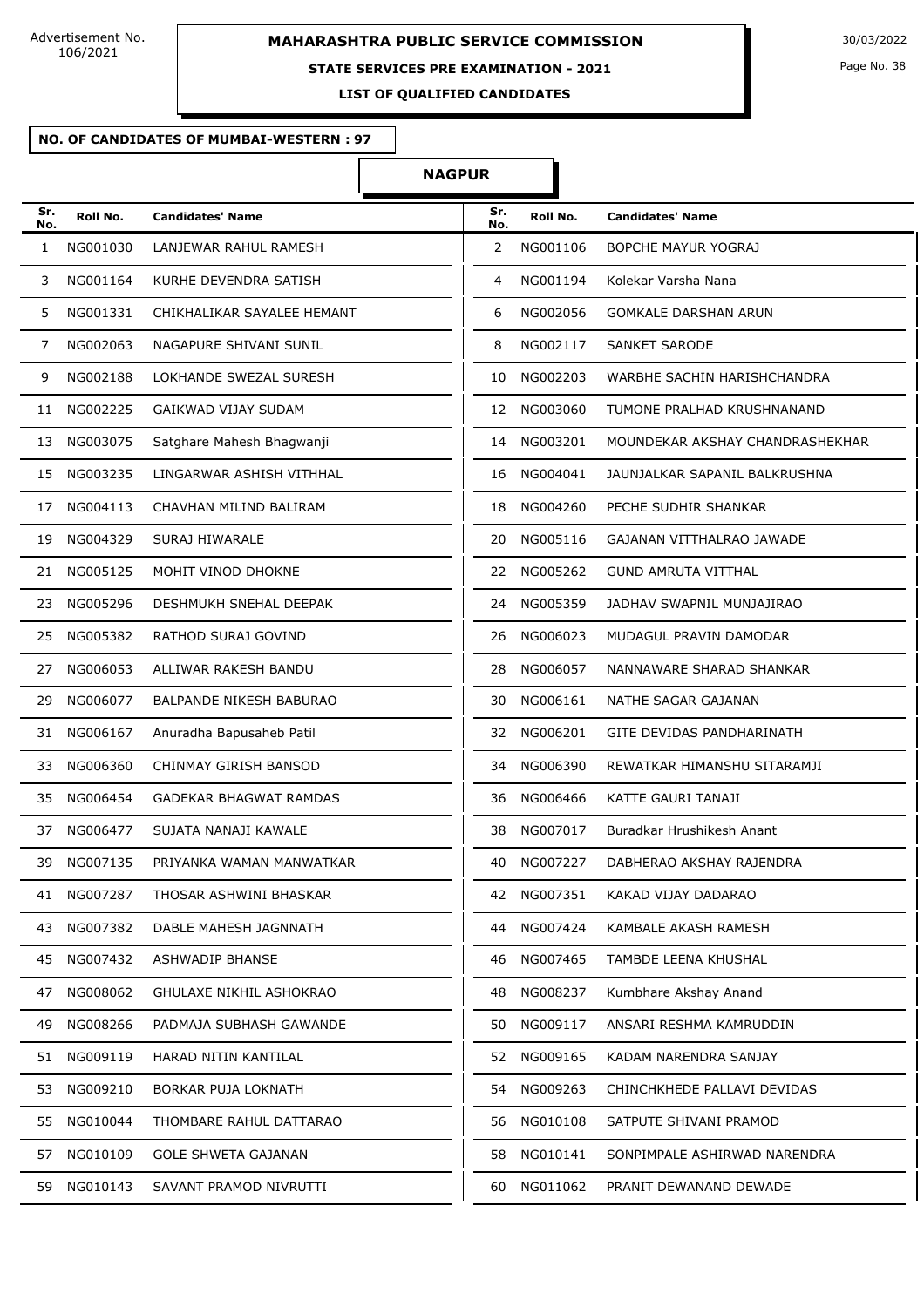Advertisement No. 106/2021

# MAHARASHTRA PUBLIC SERVICE COMMISSION

30/03/2022

## STATE SERVICES PRE EXAMINATION - 2021

### LIST OF QUALIFIED CANDIDATES

**NO. OF CANDIDATES OF MUMBAI-WESTERN : 97**

## NAGPUR

| Sr. No. | Roll No. | Candidates' Name | Sr. No. | Roll No. | Candidates' Name |
|---|---|---|---|---|---|
| 1 | NG001030 | LANJEWAR RAHUL RAMESH | 2 | NG001106 | BOPCHE MAYUR YOGRAJ |
| 3 | NG001164 | KURHE DEVENDRA SATISH | 4 | NG001194 | Kolekar Varsha Nana |
| 5 | NG001331 | CHIKHALIKAR SAYALEE HEMANT | 6 | NG002056 | GOMKALE DARSHAN ARUN |
| 7 | NG002063 | NAGAPURE SHIVANI SUNIL | 8 | NG002117 | SANKET SARODE |
| 9 | NG002188 | LOKHANDE SWEZAL SURESH | 10 | NG002203 | WARBHE SACHIN HARISHCHANDRA |
| 11 | NG002225 | GAIKWAD VIJAY SUDAM | 12 | NG003060 | TUMONE PRALHAD KRUSHNANAND |
| 13 | NG003075 | Satghare Mahesh Bhagwanji | 14 | NG003201 | MOUNDEKAR AKSHAY CHANDRASHEKHAR |
| 15 | NG003235 | LINGARWAR ASHISH VITHHAL | 16 | NG004041 | JAUNJALKAR SAPANIL BALKRUSHNA |
| 17 | NG004113 | CHAVHAN MILIND BALIRAM | 18 | NG004260 | PECHE SUDHIR SHANKAR |
| 19 | NG004329 | SURAJ HIWARALE | 20 | NG005116 | GAJANAN VITTHALRAO JAWADE |
| 21 | NG005125 | MOHIT VINOD DHOKNE | 22 | NG005262 | GUND AMRUTA VITTHAL |
| 23 | NG005296 | DESHMUKH SNEHAL DEEPAK | 24 | NG005359 | JADHAV SWAPNIL MUNJAJIRAO |
| 25 | NG005382 | RATHOD SURAJ GOVIND | 26 | NG006023 | MUDAGUL PRAVIN DAMODAR |
| 27 | NG006053 | ALLIWAR RAKESH BANDU | 28 | NG006057 | NANNAWARE SHARAD SHANKAR |
| 29 | NG006077 | BALPANDE NIKESH BABURAO | 30 | NG006161 | NATHE SAGAR GAJANAN |
| 31 | NG006167 | Anuradha Bapusaheb Patil | 32 | NG006201 | GITE DEVIDAS PANDHARINATH |
| 33 | NG006360 | CHINMAY GIRISH BANSOD | 34 | NG006390 | REWATKAR HIMANSHU SITARAMJI |
| 35 | NG006454 | GADEKAR BHAGWAT RAMDAS | 36 | NG006466 | KATTE GAURI TANAJI |
| 37 | NG006477 | SUJATA NANAJI KAWALE | 38 | NG007017 | Buradkar Hrushikesh Anant |
| 39 | NG007135 | PRIYANKA WAMAN MANWATKAR | 40 | NG007227 | DABHERAO AKSHAY RAJENDRA |
| 41 | NG007287 | THOSAR ASHWINI BHASKAR | 42 | NG007351 | KAKAD VIJAY DADARAO |
| 43 | NG007382 | DABLE MAHESH JAGNNATH | 44 | NG007424 | KAMBALE AKASH RAMESH |
| 45 | NG007432 | ASHWADIP BHANSE | 46 | NG007465 | TAMBDE LEENA KHUSHAL |
| 47 | NG008062 | GHULAXE NIKHIL ASHOKRAO | 48 | NG008237 | Kumbhare Akshay Anand |
| 49 | NG008266 | PADMAJA SUBHASH GAWANDE | 50 | NG009117 | ANSARI RESHMA KAMRUDDIN |
| 51 | NG009119 | HARAD NITIN KANTILAL | 52 | NG009165 | KADAM NARENDRA SANJAY |
| 53 | NG009210 | BORKAR PUJA LOKNATH | 54 | NG009263 | CHINCHKHEDE PALLAVI DEVIDAS |
| 55 | NG010044 | THOMBARE RAHUL DATTARAO | 56 | NG010108 | SATPUTE SHIVANI PRAMOD |
| 57 | NG010109 | GOLE SHWETA GAJANAN | 58 | NG010141 | SONPIMPALE ASHIRWAD NARENDRA |
| 59 | NG010143 | SAVANT PRAMOD NIVRUTTI | 60 | NG011062 | PRANIT DEWANAND DEWADE |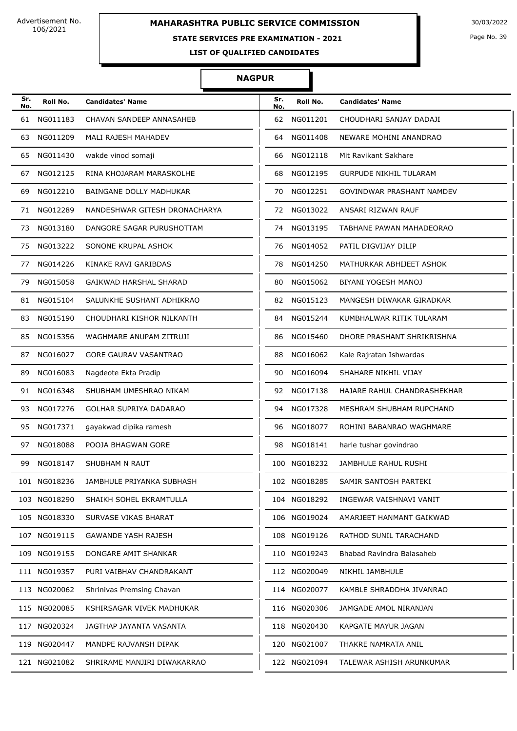Advertisement No. 106/2021

# MAHARASHTRA PUBLIC SERVICE COMMISSION

30/03/2022

## STATE SERVICES PRE EXAMINATION - 2021

### LIST OF QUALIFIED CANDIDATES

### NAGPUR

| Sr. No. | Roll No. | Candidates' Name | Sr. No. | Roll No. | Candidates' Name |
|---|---|---|---|---|---|
| 61 | NG011183 | CHAVAN SANDEEP ANNASAHEB | 62 | NG011201 | CHOUDHARI SANJAY DADAJI |
| 63 | NG011209 | MALI RAJESH MAHADEV | 64 | NG011408 | NEWARE MOHINI ANANDRAO |
| 65 | NG011430 | wakde vinod somaji | 66 | NG012118 | Mit Ravikant Sakhare |
| 67 | NG012125 | RINA KHOJARAM MARASKOLHE | 68 | NG012195 | GURPUDE NIKHIL TULARAM |
| 69 | NG012210 | BAINGANE DOLLY MADHUKAR | 70 | NG012251 | GOVINDWAR PRASHANT NAMDEV |
| 71 | NG012289 | NANDESHWAR GITESH DRONACHARYA | 72 | NG013022 | ANSARI RIZWAN RAUF |
| 73 | NG013180 | DANGORE SAGAR PURUSHOTTAM | 74 | NG013195 | TABHANE PAWAN MAHADEORAO |
| 75 | NG013222 | SONONE KRUPAL ASHOK | 76 | NG014052 | PATIL DIGVIJAY DILIP |
| 77 | NG014226 | KINAKE RAVI GARIBDAS | 78 | NG014250 | MATHURKAR ABHIJEET ASHOK |
| 79 | NG015058 | GAIKWAD HARSHAL SHARAD | 80 | NG015062 | BIYANI YOGESH MANOJ |
| 81 | NG015104 | SALUNKHE SUSHANT ADHIKRAO | 82 | NG015123 | MANGESH DIWAKAR GIRADKAR |
| 83 | NG015190 | CHOUDHARI KISHOR NILKANTH | 84 | NG015244 | KUMBHALWAR RITIK TULARAM |
| 85 | NG015356 | WAGHMARE ANUPAM ZITRUJI | 86 | NG015460 | DHORE PRASHANT SHRIKRISHNA |
| 87 | NG016027 | GORE GAURAV VASANTRAO | 88 | NG016062 | Kale Rajratan Ishwardas |
| 89 | NG016083 | Nagdeote Ekta Pradip | 90 | NG016094 | SHAHARE NIKHIL VIJAY |
| 91 | NG016348 | SHUBHAM UMESHRAO NIKAM | 92 | NG017138 | HAJARE RAHUL CHANDRASHEKHAR |
| 93 | NG017276 | GOLHAR SUPRIYA DADARAO | 94 | NG017328 | MESHRAM SHUBHAM RUPCHAND |
| 95 | NG017371 | gayakwad dipika ramesh | 96 | NG018077 | ROHINI BABANRAO WAGHMARE |
| 97 | NG018088 | POOJA BHAGWAN GORE | 98 | NG018141 | harle tushar govindrao |
| 99 | NG018147 | SHUBHAM N RAUT | 100 | NG018232 | JAMBHULE RAHUL RUSHI |
| 101 | NG018236 | JAMBHULE PRIYANKA SUBHASH | 102 | NG018285 | SAMIR SANTOSH PARTEKI |
| 103 | NG018290 | SHAIKH SOHEL EKRAMTULLA | 104 | NG018292 | INGEWAR VAISHNAVI VANIT |
| 105 | NG018330 | SURVASE VIKAS BHARAT | 106 | NG019024 | AMARJEET HANMANT GAIKWAD |
| 107 | NG019115 | GAWANDE YASH RAJESH | 108 | NG019126 | RATHOD SUNIL TARACHAND |
| 109 | NG019155 | DONGARE AMIT SHANKAR | 110 | NG019243 | Bhabad Ravindra Balasaheb |
| 111 | NG019357 | PURI VAIBHAV CHANDRAKANT | 112 | NG020049 | NIKHIL JAMBHULE |
| 113 | NG020062 | Shrinivas Premsing Chavan | 114 | NG020077 | KAMBLE SHRADDHA JIVANRAO |
| 115 | NG020085 | KSHIRSAGAR VIVEK MADHUKAR | 116 | NG020306 | JAMGADE AMOL NIRANJAN |
| 117 | NG020324 | JAGTHAP JAYANTA VASANTA | 118 | NG020430 | KAPGATE MAYUR JAGAN |
| 119 | NG020447 | MANDPE RAJVANSH DIPAK | 120 | NG021007 | THAKRE NAMRATA ANIL |
| 121 | NG021082 | SHRIRAME MANJIRI DIWAKARRAO | 122 | NG021094 | TALEWAR ASHISH ARUNKUMAR |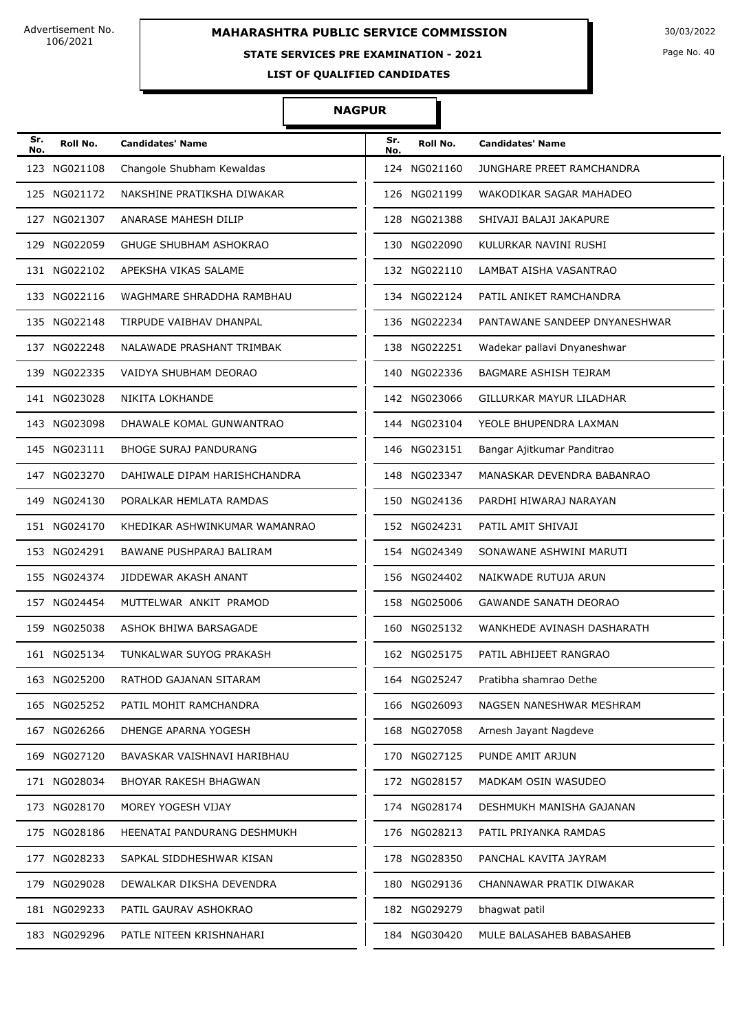Advertisement No. 106/2021

# MAHARASHTRA PUBLIC SERVICE COMMISSION

30/03/2022

**STATE SERVICES PRE EXAMINATION - 2021**

**LIST OF QUALIFIED CANDIDATES**

## NAGPUR

| Sr. No. | Roll No. | Candidates' Name | Sr. No. | Roll No. | Candidates' Name |
|---|---|---|---|---|---|
| 123 | NG021108 | Changole Shubham Kewaldas | 124 | NG021160 | JUNGHARE PREET RAMCHANDRA |
| 125 | NG021172 | NAKSHINE PRATIKSHA DIWAKAR | 126 | NG021199 | WAKODIKAR SAGAR MAHADEO |
| 127 | NG021307 | ANARASE MAHESH DILIP | 128 | NG021388 | SHIVAJI BALAJI JAKAPURE |
| 129 | NG022059 | GHUGE SHUBHAM ASHOKRAO | 130 | NG022090 | KULURKAR NAVINI RUSHI |
| 131 | NG022102 | APEKSHA VIKAS SALAME | 132 | NG022110 | LAMBAT AISHA VASANTRAO |
| 133 | NG022116 | WAGHMARE SHRADDHA RAMBHAU | 134 | NG022124 | PATIL ANIKET RAMCHANDRA |
| 135 | NG022148 | TIRPUDE VAIBHAV DHANPAL | 136 | NG022234 | PANTAWANE SANDEEP DNYANESHWAR |
| 137 | NG022248 | NALAWADE PRASHANT TRIMBAK | 138 | NG022251 | Wadekar pallavi Dnyaneshwar |
| 139 | NG022335 | VAIDYA SHUBHAM DEORAO | 140 | NG022336 | BAGMARE ASHISH TEJRAM |
| 141 | NG023028 | NIKITA LOKHANDE | 142 | NG023066 | GILLURKAR MAYUR LILADHAR |
| 143 | NG023098 | DHAWALE KOMAL GUNWANTRAO | 144 | NG023104 | YEOLE BHUPENDRA LAXMAN |
| 145 | NG023111 | BHOGE SURAJ PANDURANG | 146 | NG023151 | Bangar Ajitkumar Panditrao |
| 147 | NG023270 | DAHIWALE DIPAM HARISHCHANDRA | 148 | NG023347 | MANASKAR DEVENDRA BABANRAO |
| 149 | NG024130 | PORALKAR HEMLATA RAMDAS | 150 | NG024136 | PARDHI HIWARAJ NARAYAN |
| 151 | NG024170 | KHEDIKAR ASHWINKUMAR WAMANRAO | 152 | NG024231 | PATIL AMIT SHIVAJI |
| 153 | NG024291 | BAWANE PUSHPARAJ BALIRAM | 154 | NG024349 | SONAWANE ASHWINI MARUTI |
| 155 | NG024374 | JIDDEWAR AKASH ANANT | 156 | NG024402 | NAIKWADE RUTUJA ARUN |
| 157 | NG024454 | MUTTELWAR ANKIT PRAMOD | 158 | NG025006 | GAWANDE SANATH DEORAO |
| 159 | NG025038 | ASHOK BHIWA BARSAGADE | 160 | NG025132 | WANKHEDE AVINASH DASHARATH |
| 161 | NG025134 | TUNKALWAR SUYOG PRAKASH | 162 | NG025175 | PATIL ABHIJEET RANGRAO |
| 163 | NG025200 | RATHOD GAJANAN SITARAM | 164 | NG025247 | Pratibha shamrao Dethe |
| 165 | NG025252 | PATIL MOHIT RAMCHANDRA | 166 | NG026093 | NAGSEN NANESHWAR MESHRAM |
| 167 | NG026266 | DHENGE APARNA YOGESH | 168 | NG027058 | Arnesh Jayant Nagdeve |
| 169 | NG027120 | BAVASKAR VAISHNAVI HARIBHAU | 170 | NG027125 | PUNDE AMIT ARJUN |
| 171 | NG028034 | BHOYAR RAKESH BHAGWAN | 172 | NG028157 | MADKAM OSIN WASUDEO |
| 173 | NG028170 | MOREY YOGESH VIJAY | 174 | NG028174 | DESHMUKH MANISHA GAJANAN |
| 175 | NG028186 | HEENATAI PANDURANG DESHMUKH | 176 | NG028213 | PATIL PRIYANKA RAMDAS |
| 177 | NG028233 | SAPKAL SIDDHESHWAR KISAN | 178 | NG028350 | PANCHAL KAVITA JAYRAM |
| 179 | NG029028 | DEWALKAR DIKSHA DEVENDRA | 180 | NG029136 | CHANNAWAR PRATIK DIWAKAR |
| 181 | NG029233 | PATIL GAURAV ASHOKRAO | 182 | NG029279 | bhagwat patil |
| 183 | NG029296 | PATLE NITEEN KRISHNAHARI | 184 | NG030420 | MULE BALASAHEB BABASAHEB |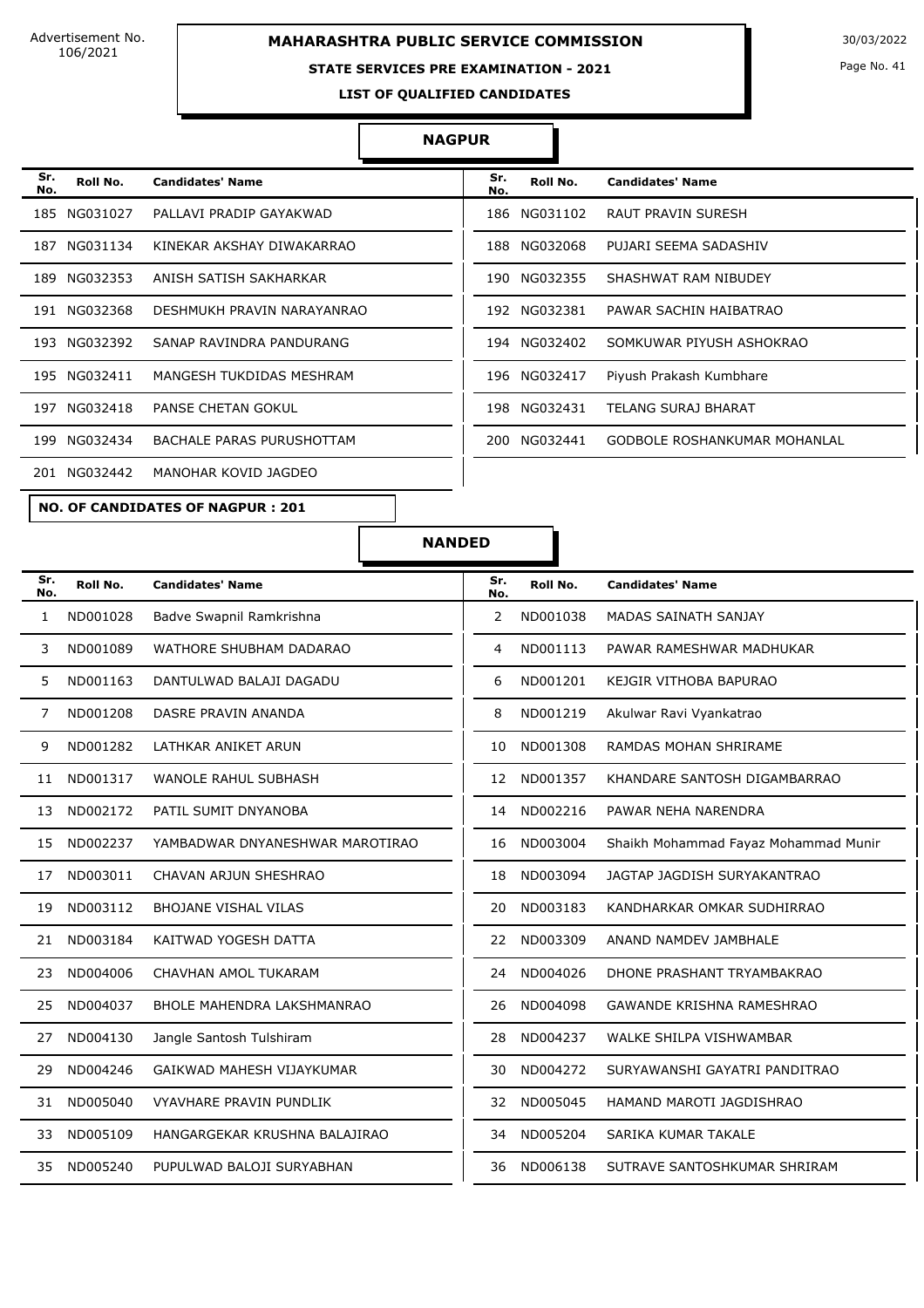Advertisement No. 106/2021

# MAHARASHTRA PUBLIC SERVICE COMMISSION

## STATE SERVICES PRE EXAMINATION - 2021

### LIST OF QUALIFIED CANDIDATES

30/03/2022

### NAGPUR

| Sr. No. | Roll No. | Candidates' Name | Sr. No. | Roll No. | Candidates' Name |
|---|---|---|---|---|---|
| 185 | NG031027 | PALLAVI PRADIP GAYAKWAD | 186 | NG031102 | RAUT PRAVIN SURESH |
| 187 | NG031134 | KINEKAR AKSHAY DIWAKARRAO | 188 | NG032068 | PUJARI SEEMA SADASHIV |
| 189 | NG032353 | ANISH SATISH SAKHARKAR | 190 | NG032355 | SHASHWAT RAM NIBUDEY |
| 191 | NG032368 | DESHMUKH PRAVIN NARAYANRAO | 192 | NG032381 | PAWAR SACHIN HAIBATRAO |
| 193 | NG032392 | SANAP RAVINDRA PANDURANG | 194 | NG032402 | SOMKUWAR PIYUSH ASHOKRAO |
| 195 | NG032411 | MANGESH TUKDIDAS MESHRAM | 196 | NG032417 | Piyush Prakash Kumbhare |
| 197 | NG032418 | PANSE CHETAN GOKUL | 198 | NG032431 | TELANG SURAJ BHARAT |
| 199 | NG032434 | BACHALE PARAS PURUSHOTTAM | 200 | NG032441 | GODBOLE ROSHANKUMAR MOHANLAL |
| 201 | NG032442 | MANOHAR KOVID JAGDEO | | | |

**NO. OF CANDIDATES OF NAGPUR : 201**

### NANDED

| Sr. No. | Roll No. | Candidates' Name | Sr. No. | Roll No. | Candidates' Name |
|---|---|---|---|---|---|
| 1 | ND001028 | Badve Swapnil Ramkrishna | 2 | ND001038 | MADAS SAINATH SANJAY |
| 3 | ND001089 | WATHORE SHUBHAM DADARAO | 4 | ND001113 | PAWAR RAMESHWAR MADHUKAR |
| 5 | ND001163 | DANTULWAD BALAJI DAGADU | 6 | ND001201 | KEJGIR VITHOBA BAPURAO |
| 7 | ND001208 | DASRE PRAVIN ANANDA | 8 | ND001219 | Akulwar Ravi Vyankatrao |
| 9 | ND001282 | LATHKAR ANIKET ARUN | 10 | ND001308 | RAMDAS MOHAN SHRIRAME |
| 11 | ND001317 | WANOLE RAHUL SUBHASH | 12 | ND001357 | KHANDARE SANTOSH DIGAMBARRAO |
| 13 | ND002172 | PATIL SUMIT DNYANOBA | 14 | ND002216 | PAWAR NEHA NARENDRA |
| 15 | ND002237 | YAMBADWAR DNYANESHWAR MAROTIRAO | 16 | ND003004 | Shaikh Mohammad Fayaz Mohammad Munir |
| 17 | ND003011 | CHAVAN ARJUN SHESHRAO | 18 | ND003094 | JAGTAP JAGDISH SURYAKANTRAO |
| 19 | ND003112 | BHOJANE VISHAL VILAS | 20 | ND003183 | KANDHARKAR OMKAR SUDHIRRAO |
| 21 | ND003184 | KAITWAD YOGESH DATTA | 22 | ND003309 | ANAND NAMDEV JAMBHALE |
| 23 | ND004006 | CHAVHAN AMOL TUKARAM | 24 | ND004026 | DHONE PRASHANT TRYAMBAKRAO |
| 25 | ND004037 | BHOLE MAHENDRA LAKSHMANRAO | 26 | ND004098 | GAWANDE KRISHNA RAMESHRAO |
| 27 | ND004130 | Jangle Santosh Tulshiram | 28 | ND004237 | WALKE SHILPA VISHWAMBAR |
| 29 | ND004246 | GAIKWAD MAHESH VIJAYKUMAR | 30 | ND004272 | SURYAWANSHI GAYATRI PANDITRAO |
| 31 | ND005040 | VYAVHARE PRAVIN PUNDLIK | 32 | ND005045 | HAMAND MAROTI JAGDISHRAO |
| 33 | ND005109 | HANGARGEKAR KRUSHNA BALAJIRAO | 34 | ND005204 | SARIKA KUMAR TAKALE |
| 35 | ND005240 | PUPULWAD BALOJI SURYABHAN | 36 | ND006138 | SUTRAVE SANTOSHKUMAR SHRIRAM |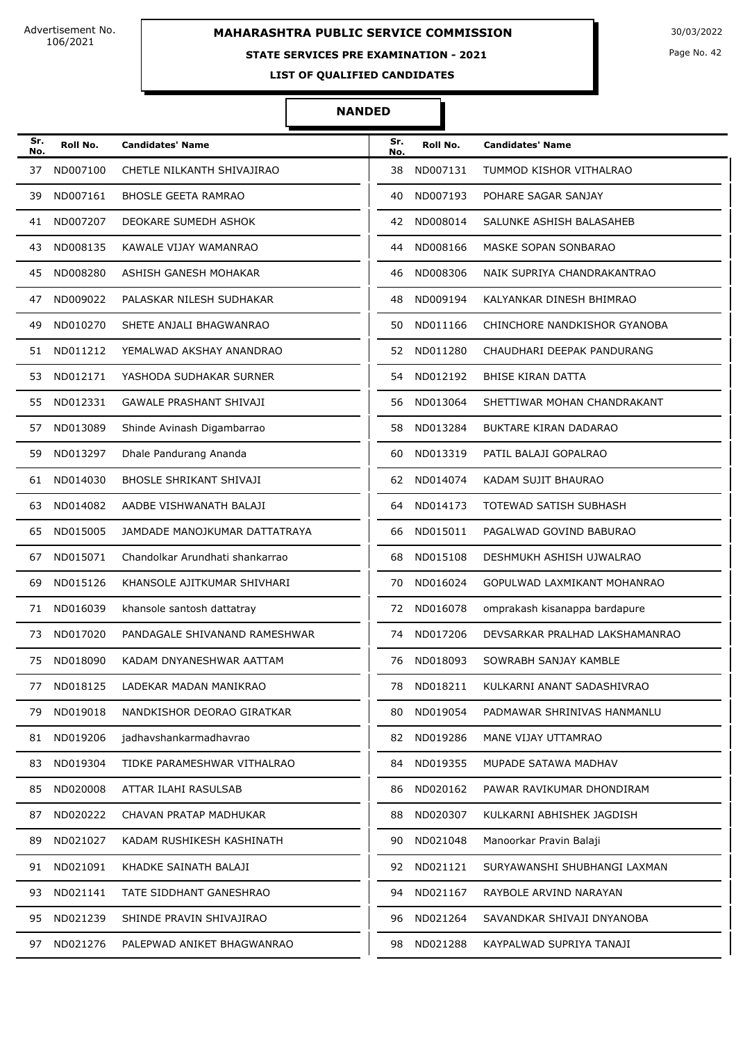Advertisement No. 106/2021

# MAHARASHTRA PUBLIC SERVICE COMMISSION

30/03/2022

## STATE SERVICES PRE EXAMINATION - 2021

### LIST OF QUALIFIED CANDIDATES

### NANDED

| Sr. No. | Roll No. | Candidates' Name | Sr. No. | Roll No. | Candidates' Name |
|---|---|---|---|---|---|
| 37 | ND007100 | CHETLE NILKANTH SHIVAJIRAO | 38 | ND007131 | TUMMOD KISHOR VITHALRAO |
| 39 | ND007161 | BHOSLE GEETA RAMRAO | 40 | ND007193 | POHARE SAGAR SANJAY |
| 41 | ND007207 | DEOKARE SUMEDH ASHOK | 42 | ND008014 | SALUNKE ASHISH BALASAHEB |
| 43 | ND008135 | KAWALE VIJAY WAMANRAO | 44 | ND008166 | MASKE SOPAN SONBARAO |
| 45 | ND008280 | ASHISH GANESH MOHAKAR | 46 | ND008306 | NAIK SUPRIYA CHANDRAKANTRAO |
| 47 | ND009022 | PALASKAR NILESH SUDHAKAR | 48 | ND009194 | KALYANKAR DINESH BHIMRAO |
| 49 | ND010270 | SHETE ANJALI BHAGWANRAO | 50 | ND011166 | CHINCHORE NANDKISHOR GYANOBA |
| 51 | ND011212 | YEMALWAD AKSHAY ANANDRAO | 52 | ND011280 | CHAUDHARI DEEPAK PANDURANG |
| 53 | ND012171 | YASHODA SUDHAKAR SURNER | 54 | ND012192 | BHISE KIRAN DATTA |
| 55 | ND012331 | GAWALE PRASHANT SHIVAJI | 56 | ND013064 | SHETTIWAR MOHAN CHANDRAKANT |
| 57 | ND013089 | Shinde Avinash Digambarrao | 58 | ND013284 | BUKTARE KIRAN DADARAO |
| 59 | ND013297 | Dhale Pandurang Ananda | 60 | ND013319 | PATIL BALAJI GOPALRAO |
| 61 | ND014030 | BHOSLE SHRIKANT SHIVAJI | 62 | ND014074 | KADAM SUJIT BHAURAO |
| 63 | ND014082 | AADBE VISHWANATH BALAJI | 64 | ND014173 | TOTEWAD SATISH SUBHASH |
| 65 | ND015005 | JAMDADE MANOJKUMAR DATTATRAYA | 66 | ND015011 | PAGALWAD GOVIND BABURAO |
| 67 | ND015071 | Chandolkar Arundhati shankarrao | 68 | ND015108 | DESHMUKH ASHISH UJWALRAO |
| 69 | ND015126 | KHANSOLE AJITKUMAR SHIVHARI | 70 | ND016024 | GOPULWAD LAXMIKANT MOHANRAO |
| 71 | ND016039 | khansole santosh dattatray | 72 | ND016078 | omprakash kisanappa bardapure |
| 73 | ND017020 | PANDAGALE SHIVANAND RAMESHWAR | 74 | ND017206 | DEVSARKAR PRALHAD LAKSHAMANRAO |
| 75 | ND018090 | KADAM DNYANESHWAR AATTAM | 76 | ND018093 | SOWRABH SANJAY KAMBLE |
| 77 | ND018125 | LADEKAR MADAN MANIKRAO | 78 | ND018211 | KULKARNI ANANT SADASHIVRAO |
| 79 | ND019018 | NANDKISHOR DEORAO GIRATKAR | 80 | ND019054 | PADMAWAR SHRINIVAS HANMANLU |
| 81 | ND019206 | jadhavshankarmadhavrao | 82 | ND019286 | MANE VIJAY UTTAMRAO |
| 83 | ND019304 | TIDKE PARAMESHWAR VITHALRAO | 84 | ND019355 | MUPADE SATAWA MADHAV |
| 85 | ND020008 | ATTAR ILAHI RASULSAB | 86 | ND020162 | PAWAR RAVIKUMAR DHONDIRAM |
| 87 | ND020222 | CHAVAN PRATAP MADHUKAR | 88 | ND020307 | KULKARNI ABHISHEK JAGDISH |
| 89 | ND021027 | KADAM RUSHIKESH KASHINATH | 90 | ND021048 | Manoorkar Pravin Balaji |
| 91 | ND021091 | KHADKE SAINATH BALAJI | 92 | ND021121 | SURYAWANSHI SHUBHANGI LAXMAN |
| 93 | ND021141 | TATE SIDDHANT GANESHRAO | 94 | ND021167 | RAYBOLE ARVIND NARAYAN |
| 95 | ND021239 | SHINDE PRAVIN SHIVAJIRAO | 96 | ND021264 | SAVANDKAR SHIVAJI DNYANOBA |
| 97 | ND021276 | PALEPWAD ANIKET BHAGWANRAO | 98 | ND021288 | KAYPALWAD SUPRIYA TANAJI |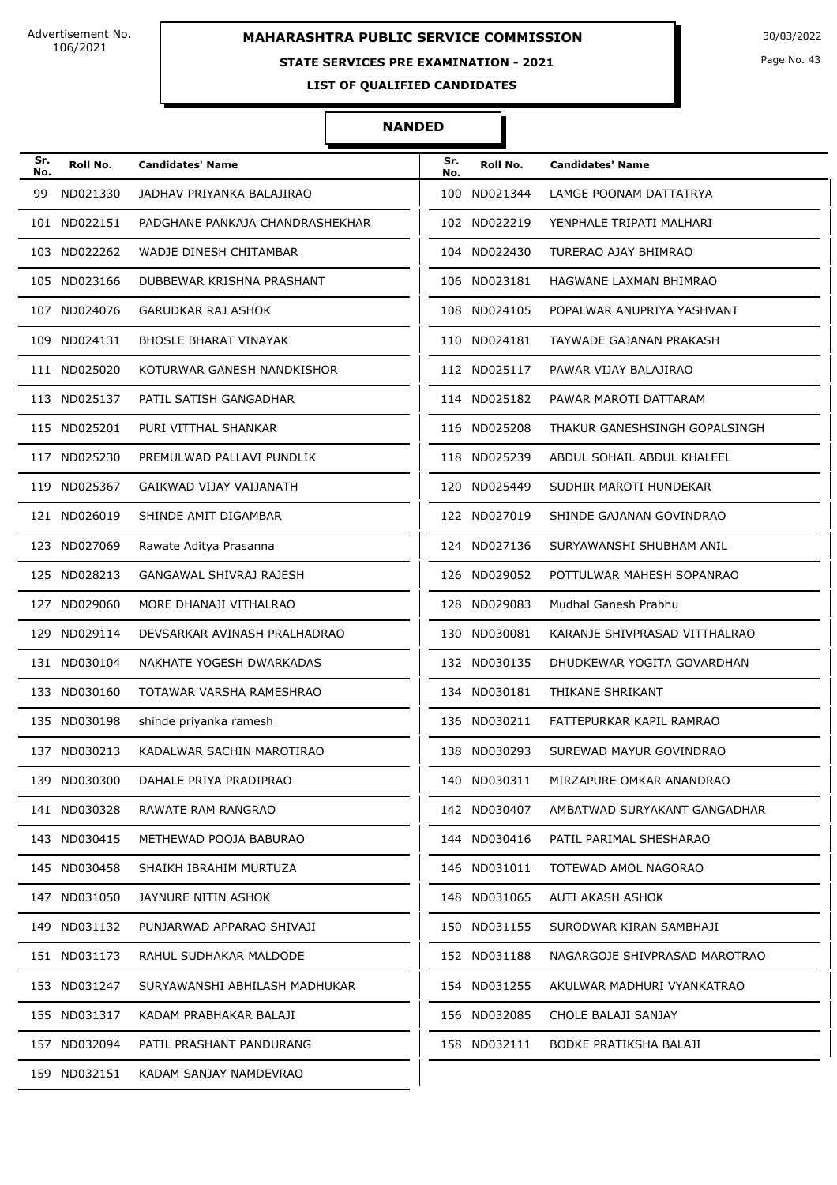Advertisement No. 106/2021

# MAHARASHTRA PUBLIC SERVICE COMMISSION

30/03/2022

**STATE SERVICES PRE EXAMINATION - 2021**

**LIST OF QUALIFIED CANDIDATES**

## NANDED

| Sr. No. | Roll No. | Candidates' Name | Sr. No. | Roll No. | Candidates' Name |
|---|---|---|---|---|---|
| 99 | ND021330 | JADHAV PRIYANKA BALAJIRAO | 100 | ND021344 | LAMGE POONAM DATTATRYA |
| 101 | ND022151 | PADGHANE PANKAJA CHANDRASHEKHAR | 102 | ND022219 | YENPHALE TRIPATI MALHARI |
| 103 | ND022262 | WADJE DINESH CHITAMBAR | 104 | ND022430 | TURERAO AJAY BHIMRAO |
| 105 | ND023166 | DUBBEWAR KRISHNA PRASHANT | 106 | ND023181 | HAGWANE LAXMAN BHIMRAO |
| 107 | ND024076 | GARUDKAR RAJ ASHOK | 108 | ND024105 | POPALWAR ANUPRIYA YASHVANT |
| 109 | ND024131 | BHOSLE BHARAT VINAYAK | 110 | ND024181 | TAYWADE GAJANAN PRAKASH |
| 111 | ND025020 | KOTURWAR GANESH NANDKISHOR | 112 | ND025117 | PAWAR VIJAY BALAJIRAO |
| 113 | ND025137 | PATIL SATISH GANGADHAR | 114 | ND025182 | PAWAR MAROTI DATTARAM |
| 115 | ND025201 | PURI VITTHAL SHANKAR | 116 | ND025208 | THAKUR GANESHSINGH GOPALSINGH |
| 117 | ND025230 | PREMULWAD PALLAVI PUNDLIK | 118 | ND025239 | ABDUL SOHAIL ABDUL KHALEEL |
| 119 | ND025367 | GAIKWAD VIJAY VAIJANATH | 120 | ND025449 | SUDHIR MAROTI HUNDEKAR |
| 121 | ND026019 | SHINDE AMIT DIGAMBAR | 122 | ND027019 | SHINDE GAJANAN GOVINDRAO |
| 123 | ND027069 | Rawate Aditya Prasanna | 124 | ND027136 | SURYAWANSHI SHUBHAM ANIL |
| 125 | ND028213 | GANGAWAL SHIVRAJ RAJESH | 126 | ND029052 | POTTULWAR MAHESH SOPANRAO |
| 127 | ND029060 | MORE DHANAJI VITHALRAO | 128 | ND029083 | Mudhal Ganesh Prabhu |
| 129 | ND029114 | DEVSARKAR AVINASH PRALHADRAO | 130 | ND030081 | KARANJE SHIVPRASAD VITTHALRAO |
| 131 | ND030104 | NAKHATE YOGESH DWARKADAS | 132 | ND030135 | DHUDKEWAR YOGITA GOVARDHAN |
| 133 | ND030160 | TOTAWAR VARSHA RAMESHRAO | 134 | ND030181 | THIKANE SHRIKANT |
| 135 | ND030198 | shinde priyanka ramesh | 136 | ND030211 | FATTEPURKAR KAPIL RAMRAO |
| 137 | ND030213 | KADALWAR SACHIN MAROTIRAO | 138 | ND030293 | SUREWAD MAYUR GOVINDRAO |
| 139 | ND030300 | DAHALE PRIYA PRADIPRAO | 140 | ND030311 | MIRZAPURE OMKAR ANANDRAO |
| 141 | ND030328 | RAWATE RAM RANGRAO | 142 | ND030407 | AMBATWAD SURYAKANT GANGADHAR |
| 143 | ND030415 | METHEWAD POOJA BABURAO | 144 | ND030416 | PATIL PARIMAL SHESHARAO |
| 145 | ND030458 | SHAIKH IBRAHIM MURTUZA | 146 | ND031011 | TOTEWAD AMOL NAGORAO |
| 147 | ND031050 | JAYNURE NITIN ASHOK | 148 | ND031065 | AUTI AKASH ASHOK |
| 149 | ND031132 | PUNJARWAD APPARAO SHIVAJI | 150 | ND031155 | SURODWAR KIRAN SAMBHAJI |
| 151 | ND031173 | RAHUL SUDHAKAR MALDODE | 152 | ND031188 | NAGARGOJE SHIVPRASAD MAROTRAO |
| 153 | ND031247 | SURYAWANSHI ABHILASH MADHUKAR | 154 | ND031255 | AKULWAR MADHURI VYANKATRAO |
| 155 | ND031317 | KADAM PRABHAKAR BALAJI | 156 | ND032085 | CHOLE BALAJI SANJAY |
| 157 | ND032094 | PATIL PRASHANT PANDURANG | 158 | ND032111 | BODKE PRATIKSHA BALAJI |
| 159 | ND032151 | KADAM SANJAY NAMDEVRAO | | | |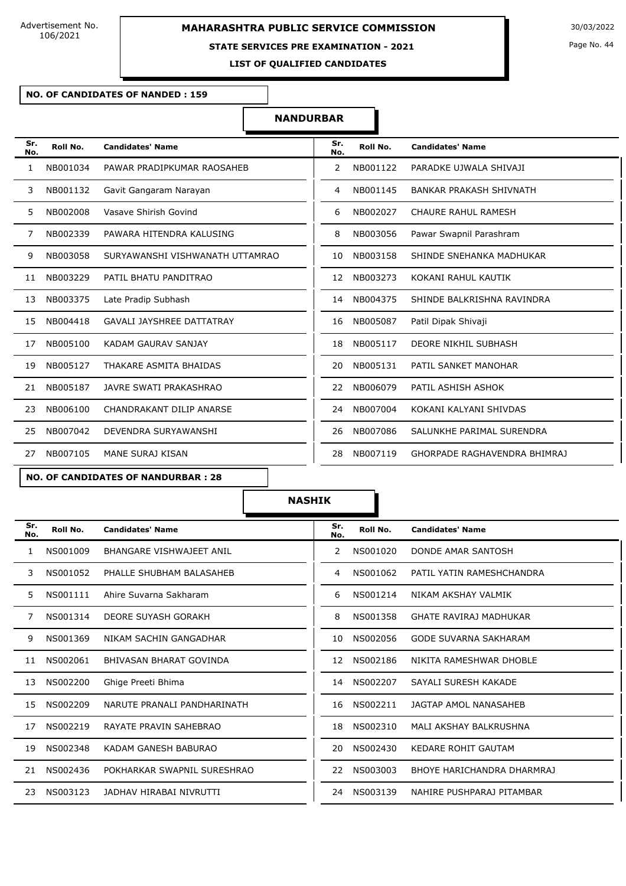**MAHARASHTRA PUBLIC SERVICE COMMISSION**

**STATE SERVICES PRE EXAMINATION - 2021**

**LIST OF QUALIFIED CANDIDATES**

Advertisement No. 106/2021

30/03/2022

**NO. OF CANDIDATES OF NANDED : 159**

## NANDURBAR

| Sr. No. | Roll No. | Candidates' Name | Sr. No. | Roll No. | Candidates' Name |
|---|---|---|---|---|---|
| 1 | NB001034 | PAWAR PRADIPKUMAR RAOSAHEB | 2 | NB001122 | PARADKE UJWALA SHIVAJI |
| 3 | NB001132 | Gavit Gangaram Narayan | 4 | NB001145 | BANKAR PRAKASH SHIVNATH |
| 5 | NB002008 | Vasave Shirish Govind | 6 | NB002027 | CHAURE RAHUL RAMESH |
| 7 | NB002339 | PAWARA HITENDRA KALUSING | 8 | NB003056 | Pawar Swapnil Parashram |
| 9 | NB003058 | SURYAWANSHI VISHWANATH UTTAMRAO | 10 | NB003158 | SHINDE SNEHANKA MADHUKAR |
| 11 | NB003229 | PATIL BHATU PANDITRAO | 12 | NB003273 | KOKANI RAHUL KAUTIK |
| 13 | NB003375 | Late Pradip Subhash | 14 | NB004375 | SHINDE BALKRISHNA RAVINDRA |
| 15 | NB004418 | GAVALI JAYSHREE DATTATRAY | 16 | NB005087 | Patil Dipak Shivaji |
| 17 | NB005100 | KADAM GAURAV SANJAY | 18 | NB005117 | DEORE NIKHIL SUBHASH |
| 19 | NB005127 | THAKARE ASMITA BHAIDAS | 20 | NB005131 | PATIL SANKET MANOHAR |
| 21 | NB005187 | JAVRE SWATI PRAKASHRAO | 22 | NB006079 | PATIL ASHISH ASHOK |
| 23 | NB006100 | CHANDRAKANT DILIP ANARSE | 24 | NB007004 | KOKANI KALYANI SHIVDAS |
| 25 | NB007042 | DEVENDRA SURYAWANSHI | 26 | NB007086 | SALUNKHE PARIMAL SURENDRA |
| 27 | NB007105 | MANE SURAJ KISAN | 28 | NB007119 | GHORPADE RAGHAVENDRA BHIMRAJ |

**NO. OF CANDIDATES OF NANDURBAR : 28**

## NASHIK

| Sr. No. | Roll No. | Candidates' Name | Sr. No. | Roll No. | Candidates' Name |
|---|---|---|---|---|---|
| 1 | NS001009 | BHANGARE VISHWAJEET ANIL | 2 | NS001020 | DONDE AMAR SANTOSH |
| 3 | NS001052 | PHALLE SHUBHAM BALASAHEB | 4 | NS001062 | PATIL YATIN RAMESHCHANDRA |
| 5 | NS001111 | Ahire Suvarna Sakharam | 6 | NS001214 | NIKAM AKSHAY VALMIK |
| 7 | NS001314 | DEORE SUYASH GORAKH | 8 | NS001358 | GHATE RAVIRAJ MADHUKAR |
| 9 | NS001369 | NIKAM SACHIN GANGADHAR | 10 | NS002056 | GODE SUVARNA SAKHARAM |
| 11 | NS002061 | BHIVASAN BHARAT GOVINDA | 12 | NS002186 | NIKITA RAMESHWAR DHOBLE |
| 13 | NS002200 | Ghige Preeti Bhima | 14 | NS002207 | SAYALI SURESH KAKADE |
| 15 | NS002209 | NARUTE PRANALI PANDHARINATH | 16 | NS002211 | JAGTAP AMOL NANASAHEB |
| 17 | NS002219 | RAYATE PRAVIN SAHEBRAO | 18 | NS002310 | MALI AKSHAY BALKRUSHNA |
| 19 | NS002348 | KADAM GANESH BABURAO | 20 | NS002430 | KEDARE ROHIT GAUTAM |
| 21 | NS002436 | POKHARKAR SWAPNIL SURESHRAO | 22 | NS003003 | BHOYE HARICHANDRA DHARMRAJ |
| 23 | NS003123 | JADHAV HIRABAI NIVRUTTI | 24 | NS003139 | NAHIRE PUSHPARAJ PITAMBAR |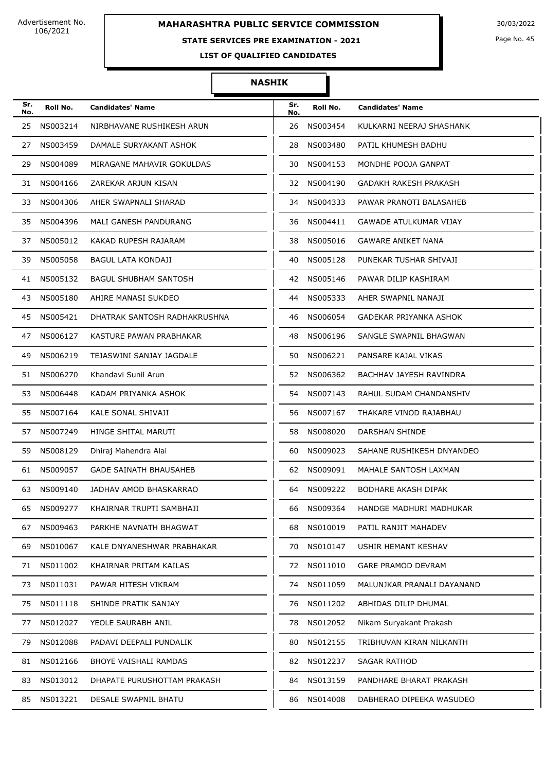Advertisement No. 106/2021

# MAHARASHTRA PUBLIC SERVICE COMMISSION

30/03/2022

## STATE SERVICES PRE EXAMINATION - 2021

### LIST OF QUALIFIED CANDIDATES

### NASHIK

| Sr. No. | Roll No. | Candidates' Name | Sr. No. | Roll No. | Candidates' Name |
|---|---|---|---|---|---|
| 25 | NS003214 | NIRBHAVANE RUSHIKESH ARUN | 26 | NS003454 | KULKARNI NEERAJ SHASHANK |
| 27 | NS003459 | DAMALE SURYAKANT ASHOK | 28 | NS003480 | PATIL KHUMESH BADHU |
| 29 | NS004089 | MIRAGANE MAHAVIR GOKULDAS | 30 | NS004153 | MONDHE POOJA GANPAT |
| 31 | NS004166 | ZAREKAR ARJUN KISAN | 32 | NS004190 | GADAKH RAKESH PRAKASH |
| 33 | NS004306 | AHER SWAPNALI SHARAD | 34 | NS004333 | PAWAR PRANOTI BALASAHEB |
| 35 | NS004396 | MALI GANESH PANDURANG | 36 | NS004411 | GAWADE ATULKUMAR VIJAY |
| 37 | NS005012 | KAKAD RUPESH RAJARAM | 38 | NS005016 | GAWARE ANIKET NANA |
| 39 | NS005058 | BAGUL LATA KONDAJI | 40 | NS005128 | PUNEKAR TUSHAR SHIVAJI |
| 41 | NS005132 | BAGUL SHUBHAM SANTOSH | 42 | NS005146 | PAWAR DILIP KASHIRAM |
| 43 | NS005180 | AHIRE MANASI SUKDEO | 44 | NS005333 | AHER SWAPNIL NANAJI |
| 45 | NS005421 | DHATRAK SANTOSH RADHAKRUSHNA | 46 | NS006054 | GADEKAR PRIYANKA ASHOK |
| 47 | NS006127 | KASTURE PAWAN PRABHAKAR | 48 | NS006196 | SANGLE SWAPNIL BHAGWAN |
| 49 | NS006219 | TEJASWINI SANJAY JAGDALE | 50 | NS006221 | PANSARE KAJAL VIKAS |
| 51 | NS006270 | Khandavi Sunil Arun | 52 | NS006362 | BACHHAV JAYESH RAVINDRA |
| 53 | NS006448 | KADAM PRIYANKA ASHOK | 54 | NS007143 | RAHUL SUDAM CHANDANSHIV |
| 55 | NS007164 | KALE SONAL SHIVAJI | 56 | NS007167 | THAKARE VINOD RAJABHAU |
| 57 | NS007249 | HINGE SHITAL MARUTI | 58 | NS008020 | DARSHAN SHINDE |
| 59 | NS008129 | Dhiraj Mahendra Alai | 60 | NS009023 | SAHANE RUSHIKESH DNYANDEO |
| 61 | NS009057 | GADE SAINATH BHAUSAHEB | 62 | NS009091 | MAHALE SANTOSH LAXMAN |
| 63 | NS009140 | JADHAV AMOD BHASKARRAO | 64 | NS009222 | BODHARE AKASH DIPAK |
| 65 | NS009277 | KHAIRNAR TRUPTI SAMBHAJI | 66 | NS009364 | HANDGE MADHURI MADHUKAR |
| 67 | NS009463 | PARKHE NAVNATH BHAGWAT | 68 | NS010019 | PATIL RANJIT MAHADEV |
| 69 | NS010067 | KALE DNYANESHWAR PRABHAKAR | 70 | NS010147 | USHIR HEMANT KESHAV |
| 71 | NS011002 | KHAIRNAR PRITAM KAILAS | 72 | NS011010 | GARE PRAMOD DEVRAM |
| 73 | NS011031 | PAWAR HITESH VIKRAM | 74 | NS011059 | MALUNJKAR PRANALI DAYANAND |
| 75 | NS011118 | SHINDE PRATIK SANJAY | 76 | NS011202 | ABHIDAS DILIP DHUMAL |
| 77 | NS012027 | YEOLE SAURABH ANIL | 78 | NS012052 | Nikam Suryakant Prakash |
| 79 | NS012088 | PADAVI DEEPALI PUNDALIK | 80 | NS012155 | TRIBHUVAN KIRAN NILKANTH |
| 81 | NS012166 | BHOYE VAISHALI RAMDAS | 82 | NS012237 | SAGAR RATHOD |
| 83 | NS013012 | DHAPATE PURUSHOTTAM PRAKASH | 84 | NS013159 | PANDHARE BHARAT PRAKASH |
| 85 | NS013221 | DESALE SWAPNIL BHATU | 86 | NS014008 | DABHERAO DIPEEKA WASUDEO |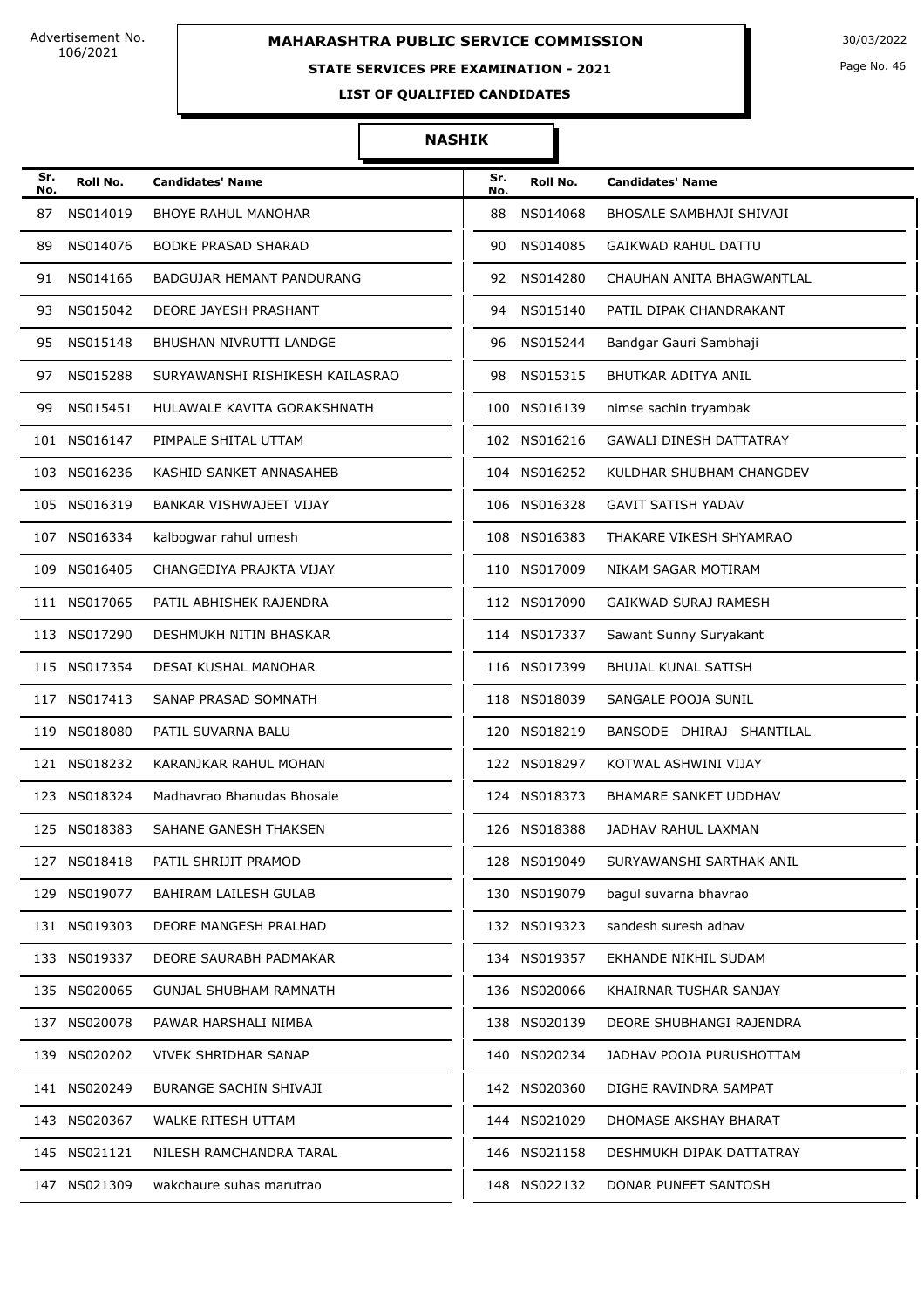Advertisement No. 106/2021

# MAHARASHTRA PUBLIC SERVICE COMMISSION

30/03/2022

## STATE SERVICES PRE EXAMINATION - 2021

### LIST OF QUALIFIED CANDIDATES

### NASHIK

| Sr. No. | Roll No. | Candidates' Name | Sr. No. | Roll No. | Candidates' Name |
|---|---|---|---|---|---|
| 87 | NS014019 | BHOYE RAHUL MANOHAR | 88 | NS014068 | BHOSALE SAMBHAJI SHIVAJI |
| 89 | NS014076 | BODKE PRASAD SHARAD | 90 | NS014085 | GAIKWAD RAHUL DATTU |
| 91 | NS014166 | BADGUJAR HEMANT PANDURANG | 92 | NS014280 | CHAUHAN ANITA BHAGWANTLAL |
| 93 | NS015042 | DEORE JAYESH PRASHANT | 94 | NS015140 | PATIL DIPAK CHANDRAKANT |
| 95 | NS015148 | BHUSHAN NIVRUTTI LANDGE | 96 | NS015244 | Bandgar Gauri Sambhaji |
| 97 | NS015288 | SURYAWANSHI RISHIKESH KAILASRAO | 98 | NS015315 | BHUTKAR ADITYA ANIL |
| 99 | NS015451 | HULAWALE KAVITA GORAKSHNATH | 100 | NS016139 | nimse sachin tryambak |
| 101 | NS016147 | PIMPALE SHITAL UTTAM | 102 | NS016216 | GAWALI DINESH DATTATRAY |
| 103 | NS016236 | KASHID SANKET ANNASAHEB | 104 | NS016252 | KULDHAR SHUBHAM CHANGDEV |
| 105 | NS016319 | BANKAR VISHWAJEET VIJAY | 106 | NS016328 | GAVIT SATISH YADAV |
| 107 | NS016334 | kalbogwar rahul umesh | 108 | NS016383 | THAKARE VIKESH SHYAMRAO |
| 109 | NS016405 | CHANGEDIYA PRAJKTA VIJAY | 110 | NS017009 | NIKAM SAGAR MOTIRAM |
| 111 | NS017065 | PATIL ABHISHEK RAJENDRA | 112 | NS017090 | GAIKWAD SURAJ RAMESH |
| 113 | NS017290 | DESHMUKH NITIN BHASKAR | 114 | NS017337 | Sawant Sunny Suryakant |
| 115 | NS017354 | DESAI KUSHAL MANOHAR | 116 | NS017399 | BHUJAL KUNAL SATISH |
| 117 | NS017413 | SANAP PRASAD SOMNATH | 118 | NS018039 | SANGALE POOJA SUNIL |
| 119 | NS018080 | PATIL SUVARNA BALU | 120 | NS018219 | BANSODE DHIRAJ SHANTILAL |
| 121 | NS018232 | KARANJKAR RAHUL MOHAN | 122 | NS018297 | KOTWAL ASHWINI VIJAY |
| 123 | NS018324 | Madhavrao Bhanudas Bhosale | 124 | NS018373 | BHAMARE SANKET UDDHAV |
| 125 | NS018383 | SAHANE GANESH THAKSEN | 126 | NS018388 | JADHAV RAHUL LAXMAN |
| 127 | NS018418 | PATIL SHRIJIT PRAMOD | 128 | NS019049 | SURYAWANSHI SARTHAK ANIL |
| 129 | NS019077 | BAHIRAM LAILESH GULAB | 130 | NS019079 | bagul suvarna bhavrao |
| 131 | NS019303 | DEORE MANGESH PRALHAD | 132 | NS019323 | sandesh suresh adhav |
| 133 | NS019337 | DEORE SAURABH PADMAKAR | 134 | NS019357 | EKHANDE NIKHIL SUDAM |
| 135 | NS020065 | GUNJAL SHUBHAM RAMNATH | 136 | NS020066 | KHAIRNAR TUSHAR SANJAY |
| 137 | NS020078 | PAWAR HARSHALI NIMBA | 138 | NS020139 | DEORE SHUBHANGI RAJENDRA |
| 139 | NS020202 | VIVEK SHRIDHAR SANAP | 140 | NS020234 | JADHAV POOJA PURUSHOTTAM |
| 141 | NS020249 | BURANGE SACHIN SHIVAJI | 142 | NS020360 | DIGHE RAVINDRA SAMPAT |
| 143 | NS020367 | WALKE RITESH UTTAM | 144 | NS021029 | DHOMASE AKSHAY BHARAT |
| 145 | NS021121 | NILESH RAMCHANDRA TARAL | 146 | NS021158 | DESHMUKH DIPAK DATTATRAY |
| 147 | NS021309 | wakchaure suhas marutrao | 148 | NS022132 | DONAR PUNEET SANTOSH |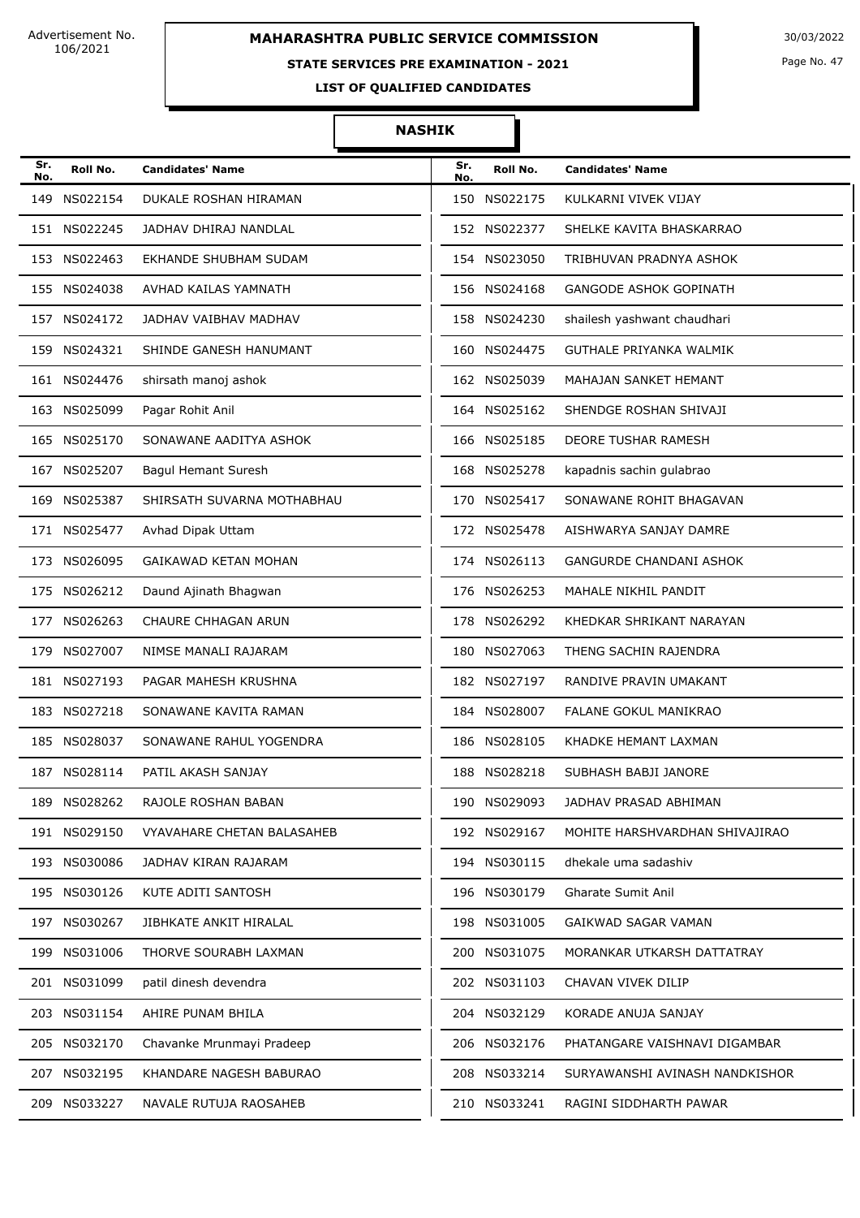Advertisement No. 106/2021

# MAHARASHTRA PUBLIC SERVICE COMMISSION

## STATE SERVICES PRE EXAMINATION - 2021

### LIST OF QUALIFIED CANDIDATES

30/03/2022

### NASHIK

| Sr. No. | Roll No. | Candidates' Name |
|---|---|---|
| 149 | NS022154 | DUKALE ROSHAN HIRAMAN |
| 150 | NS022175 | KULKARNI VIVEK VIJAY |
| 151 | NS022245 | JADHAV DHIRAJ NANDLAL |
| 152 | NS022377 | SHELKE KAVITA BHASKARRAO |
| 153 | NS022463 | EKHANDE SHUBHAM SUDAM |
| 154 | NS023050 | TRIBHUVAN PRADNYA ASHOK |
| 155 | NS024038 | AVHAD KAILAS YAMNATH |
| 156 | NS024168 | GANGODE ASHOK GOPINATH |
| 157 | NS024172 | JADHAV VAIBHAV MADHAV |
| 158 | NS024230 | shailesh yashwant chaudhari |
| 159 | NS024321 | SHINDE GANESH HANUMANT |
| 160 | NS024475 | GUTHALE PRIYANKA WALMIK |
| 161 | NS024476 | shirsath manoj ashok |
| 162 | NS025039 | MAHAJAN SANKET HEMANT |
| 163 | NS025099 | Pagar Rohit Anil |
| 164 | NS025162 | SHENDGE ROSHAN SHIVAJI |
| 165 | NS025170 | SONAWANE AADITYA ASHOK |
| 166 | NS025185 | DEORE TUSHAR RAMESH |
| 167 | NS025207 | Bagul Hemant Suresh |
| 168 | NS025278 | kapadnis sachin gulabrao |
| 169 | NS025387 | SHIRSATH SUVARNA MOTHABHAU |
| 170 | NS025417 | SONAWANE ROHIT BHAGAVAN |
| 171 | NS025477 | Avhad Dipak Uttam |
| 172 | NS025478 | AISHWARYA SANJAY DAMRE |
| 173 | NS026095 | GAIKAWAD KETAN MOHAN |
| 174 | NS026113 | GANGURDE CHANDANI ASHOK |
| 175 | NS026212 | Daund Ajinath Bhagwan |
| 176 | NS026253 | MAHALE NIKHIL PANDIT |
| 177 | NS026263 | CHAURE CHHAGAN ARUN |
| 178 | NS026292 | KHEDKAR SHRIKANT NARAYAN |
| 179 | NS027007 | NIMSE MANALI RAJARAM |
| 180 | NS027063 | THENG SACHIN RAJENDRA |
| 181 | NS027193 | PAGAR MAHESH KRUSHNA |
| 182 | NS027197 | RANDIVE PRAVIN UMAKANT |
| 183 | NS027218 | SONAWANE KAVITA RAMAN |
| 184 | NS028007 | FALANE GOKUL MANIKRAO |
| 185 | NS028037 | SONAWANE RAHUL YOGENDRA |
| 186 | NS028105 | KHADKE HEMANT LAXMAN |
| 187 | NS028114 | PATIL AKASH SANJAY |
| 188 | NS028218 | SUBHASH BABJI JANORE |
| 189 | NS028262 | RAJOLE ROSHAN BABAN |
| 190 | NS029093 | JADHAV PRASAD ABHIMAN |
| 191 | NS029150 | VYAVAHARE CHETAN BALASAHEB |
| 192 | NS029167 | MOHITE HARSHVARDHAN SHIVAJIRAO |
| 193 | NS030086 | JADHAV KIRAN RAJARAM |
| 194 | NS030115 | dhekale uma sadashiv |
| 195 | NS030126 | KUTE ADITI SANTOSH |
| 196 | NS030179 | Gharate Sumit Anil |
| 197 | NS030267 | JIBHKATE ANKIT HIRALAL |
| 198 | NS031005 | GAIKWAD SAGAR VAMAN |
| 199 | NS031006 | THORVE SOURABH LAXMAN |
| 200 | NS031075 | MORANKAR UTKARSH DATTATRAY |
| 201 | NS031099 | patil dinesh devendra |
| 202 | NS031103 | CHAVAN VIVEK DILIP |
| 203 | NS031154 | AHIRE PUNAM BHILA |
| 204 | NS032129 | KORADE ANUJA SANJAY |
| 205 | NS032170 | Chavanke Mrunmayi Pradeep |
| 206 | NS032176 | PHATANGARE VAISHNAVI DIGAMBAR |
| 207 | NS032195 | KHANDARE NAGESH BABURAO |
| 208 | NS033214 | SURYAWANSHI AVINASH NANDKISHOR |
| 209 | NS033227 | NAVALE RUTUJA RAOSAHEB |
| 210 | NS033241 | RAGINI SIDDHARTH PAWAR |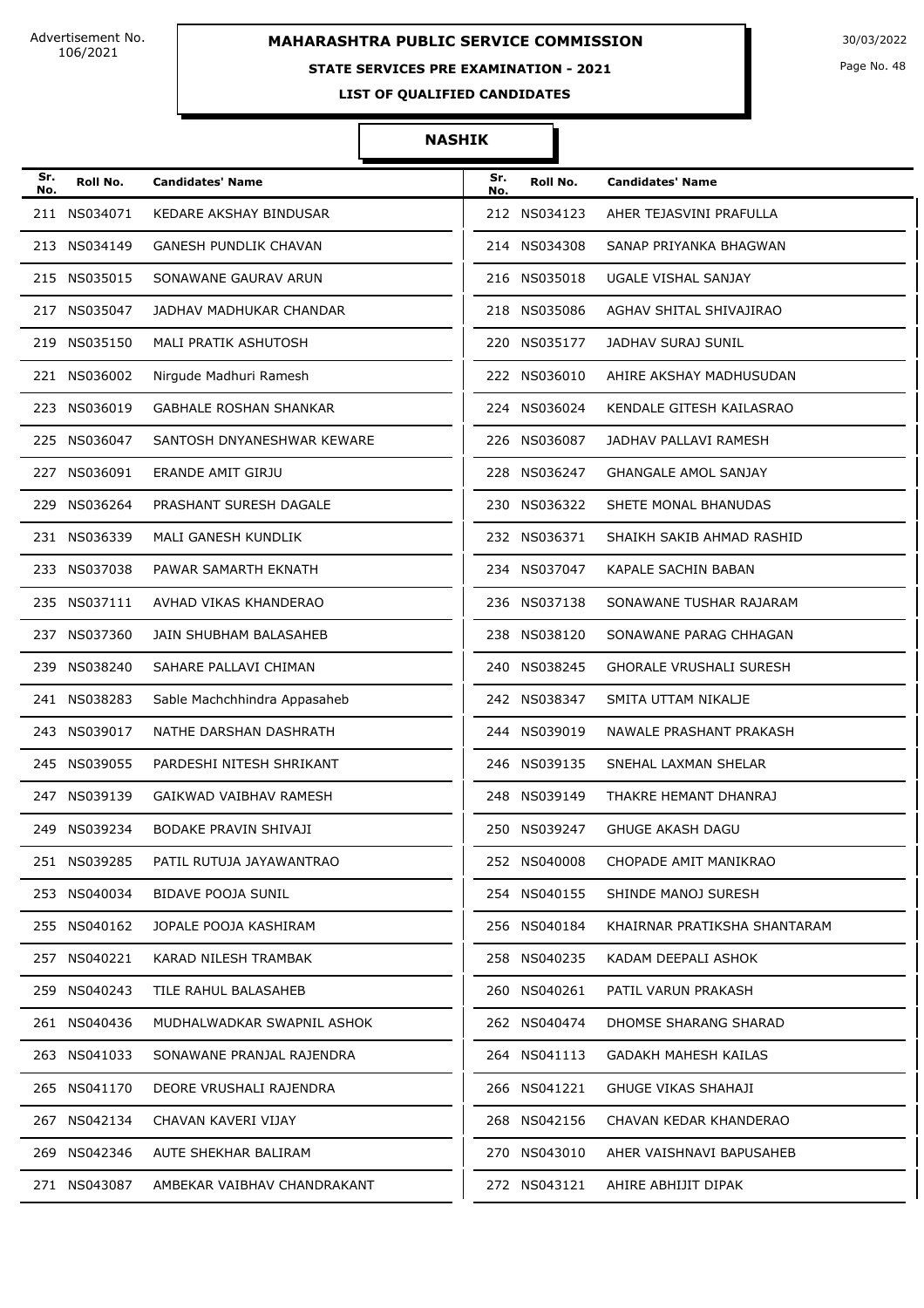Advertisement No. 106/2021

# MAHARASHTRA PUBLIC SERVICE COMMISSION

**STATE SERVICES PRE EXAMINATION - 2021**

**LIST OF QUALIFIED CANDIDATES**

30/03/2022

## NASHIK

| Sr. No. | Roll No. | Candidates' Name |
|---|---|---|
| 211 | NS034071 | KEDARE AKSHAY BINDUSAR |
| 212 | NS034123 | AHER TEJASVINI PRAFULLA |
| 213 | NS034149 | GANESH PUNDLIK CHAVAN |
| 214 | NS034308 | SANAP PRIYANKA BHAGWAN |
| 215 | NS035015 | SONAWANE GAURAV ARUN |
| 216 | NS035018 | UGALE VISHAL SANJAY |
| 217 | NS035047 | JADHAV MADHUKAR CHANDAR |
| 218 | NS035086 | AGHAV SHITAL SHIVAJIRAO |
| 219 | NS035150 | MALI PRATIK ASHUTOSH |
| 220 | NS035177 | JADHAV SURAJ SUNIL |
| 221 | NS036002 | Nirgude Madhuri Ramesh |
| 222 | NS036010 | AHIRE AKSHAY MADHUSUDAN |
| 223 | NS036019 | GABHALE ROSHAN SHANKAR |
| 224 | NS036024 | KENDALE GITESH KAILASRAO |
| 225 | NS036047 | SANTOSH DNYANESHWAR KEWARE |
| 226 | NS036087 | JADHAV PALLAVI RAMESH |
| 227 | NS036091 | ERANDE AMIT GIRJU |
| 228 | NS036247 | GHANGALE AMOL SANJAY |
| 229 | NS036264 | PRASHANT SURESH DAGALE |
| 230 | NS036322 | SHETE MONAL BHANUDAS |
| 231 | NS036339 | MALI GANESH KUNDLIK |
| 232 | NS036371 | SHAIKH SAKIB AHMAD RASHID |
| 233 | NS037038 | PAWAR SAMARTH EKNATH |
| 234 | NS037047 | KAPALE SACHIN BABAN |
| 235 | NS037111 | AVHAD VIKAS KHANDERAO |
| 236 | NS037138 | SONAWANE TUSHAR RAJARAM |
| 237 | NS037360 | JAIN SHUBHAM BALASAHEB |
| 238 | NS038120 | SONAWANE PARAG CHHAGAN |
| 239 | NS038240 | SAHARE PALLAVI CHIMAN |
| 240 | NS038245 | GHORALE VRUSHALI SURESH |
| 241 | NS038283 | Sable Machchhindra Appasaheb |
| 242 | NS038347 | SMITA UTTAM NIKALJE |
| 243 | NS039017 | NATHE DARSHAN DASHRATH |
| 244 | NS039019 | NAWALE PRASHANT PRAKASH |
| 245 | NS039055 | PARDESHI NITESH SHRIKANT |
| 246 | NS039135 | SNEHAL LAXMAN SHELAR |
| 247 | NS039139 | GAIKWAD VAIBHAV RAMESH |
| 248 | NS039149 | THAKRE HEMANT DHANRAJ |
| 249 | NS039234 | BODAKE PRAVIN SHIVAJI |
| 250 | NS039247 | GHUGE AKASH DAGU |
| 251 | NS039285 | PATIL RUTUJA JAYAWANTRAO |
| 252 | NS040008 | CHOPADE AMIT MANIKRAO |
| 253 | NS040034 | BIDAVE POOJA SUNIL |
| 254 | NS040155 | SHINDE MANOJ SURESH |
| 255 | NS040162 | JOPALE POOJA KASHIRAM |
| 256 | NS040184 | KHAIRNAR PRATIKSHA SHANTARAM |
| 257 | NS040221 | KARAD NILESH TRAMBAK |
| 258 | NS040235 | KADAM DEEPALI ASHOK |
| 259 | NS040243 | TILE RAHUL BALASAHEB |
| 260 | NS040261 | PATIL VARUN PRAKASH |
| 261 | NS040436 | MUDHALWADKAR SWAPNIL ASHOK |
| 262 | NS040474 | DHOMSE SHARANG SHARAD |
| 263 | NS041033 | SONAWANE PRANJAL RAJENDRA |
| 264 | NS041113 | GADAKH MAHESH KAILAS |
| 265 | NS041170 | DEORE VRUSHALI RAJENDRA |
| 266 | NS041221 | GHUGE VIKAS SHAHAJI |
| 267 | NS042134 | CHAVAN KAVERI VIJAY |
| 268 | NS042156 | CHAVAN KEDAR KHANDERAO |
| 269 | NS042346 | AUTE SHEKHAR BALIRAM |
| 270 | NS043010 | AHER VAISHNAVI BAPUSAHEB |
| 271 | NS043087 | AMBEKAR VAIBHAV CHANDRAKANT |
| 272 | NS043121 | AHIRE ABHIJIT DIPAK |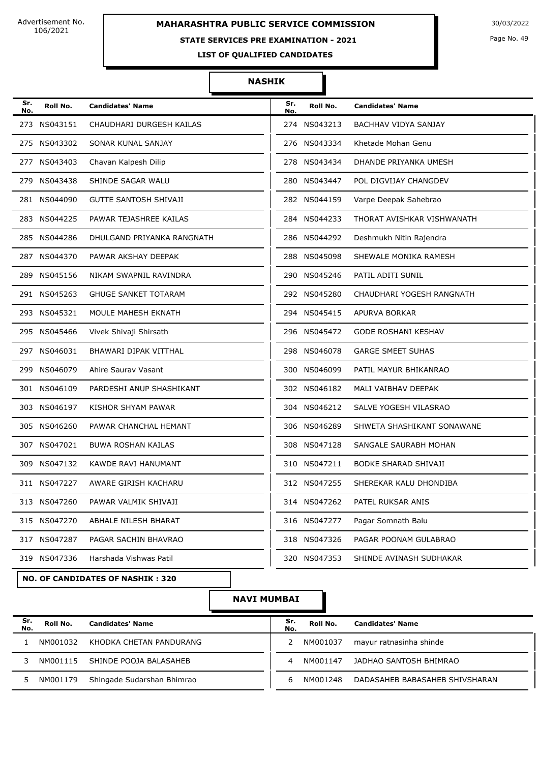## NASHIK

| Sr. No. | Roll No. | Candidates' Name | Sr. No. | Roll No. | Candidates' Name |
|---|---|---|---|---|---|
| 273 | NS043151 | CHAUDHARI DURGESH KAILAS | 274 | NS043213 | BACHHAV VIDYA SANJAY |
| 275 | NS043302 | SONAR KUNAL SANJAY | 276 | NS043334 | Khetade Mohan Genu |
| 277 | NS043403 | Chavan Kalpesh Dilip | 278 | NS043434 | DHANDE PRIYANKA UMESH |
| 279 | NS043438 | SHINDE SAGAR WALU | 280 | NS043447 | POL DIGVIJAY CHANGDEV |
| 281 | NS044090 | GUTTE SANTOSH SHIVAJI | 282 | NS044159 | Varpe Deepak Sahebrao |
| 283 | NS044225 | PAWAR TEJASHREE KAILAS | 284 | NS044233 | THORAT AVISHKAR VISHWANATH |
| 285 | NS044286 | DHULGAND PRIYANKA RANGNATH | 286 | NS044292 | Deshmukh Nitin Rajendra |
| 287 | NS044370 | PAWAR AKSHAY DEEPAK | 288 | NS045098 | SHEWALE MONIKA RAMESH |
| 289 | NS045156 | NIKAM SWAPNIL RAVINDRA | 290 | NS045246 | PATIL ADITI SUNIL |
| 291 | NS045263 | GHUGE SANKET TOTARAM | 292 | NS045280 | CHAUDHARI YOGESH RANGNATH |
| 293 | NS045321 | MOULE MAHESH EKNATH | 294 | NS045415 | APURVA BORKAR |
| 295 | NS045466 | Vivek Shivaji Shirsath | 296 | NS045472 | GODE ROSHANI KESHAV |
| 297 | NS046031 | BHAWARI DIPAK VITTHAL | 298 | NS046078 | GARGE SMEET SUHAS |
| 299 | NS046079 | Ahire Saurav Vasant | 300 | NS046099 | PATIL MAYUR BHIKANRAO |
| 301 | NS046109 | PARDESHI ANUP SHASHIKANT | 302 | NS046182 | MALI VAIBHAV DEEPAK |
| 303 | NS046197 | KISHOR SHYAM PAWAR | 304 | NS046212 | SALVE YOGESH VILASRAO |
| 305 | NS046260 | PAWAR CHANCHAL HEMANT | 306 | NS046289 | SHWETA SHASHIKANT SONAWANE |
| 307 | NS047021 | BUWA ROSHAN KAILAS | 308 | NS047128 | SANGALE SAURABH MOHAN |
| 309 | NS047132 | KAWDE RAVI HANUMANT | 310 | NS047211 | BODKE SHARAD SHIVAJI |
| 311 | NS047227 | AWARE GIRISH KACHARU | 312 | NS047255 | SHEREKAR KALU DHONDIBA |
| 313 | NS047260 | PAWAR VALMIK SHIVAJI | 314 | NS047262 | PATEL RUKSAR ANIS |
| 315 | NS047270 | ABHALE NILESH BHARAT | 316 | NS047277 | Pagar Somnath Balu |
| 317 | NS047287 | PAGAR SACHIN BHAVRAO | 318 | NS047326 | PAGAR POONAM GULABRAO |
| 319 | NS047336 | Harshada Vishwas Patil | 320 | NS047353 | SHINDE AVINASH SUDHAKAR |

**NO. OF CANDIDATES OF NASHIK : 320**

## NAVI MUMBAI

| Sr. No. | Roll No. | Candidates' Name | Sr. No. | Roll No. | Candidates' Name |
|---|---|---|---|---|---|
| 1 | NM001032 | KHODKA CHETAN PANDURANG | 2 | NM001037 | mayur ratnasinha shinde |
| 3 | NM001115 | SHINDE POOJA BALASAHEB | 4 | NM001147 | JADHAO SANTOSH BHIMRAO |
| 5 | NM001179 | Shingade Sudarshan Bhimrao | 6 | NM001248 | DADASAHEB BABASAHEB SHIVSHARAN |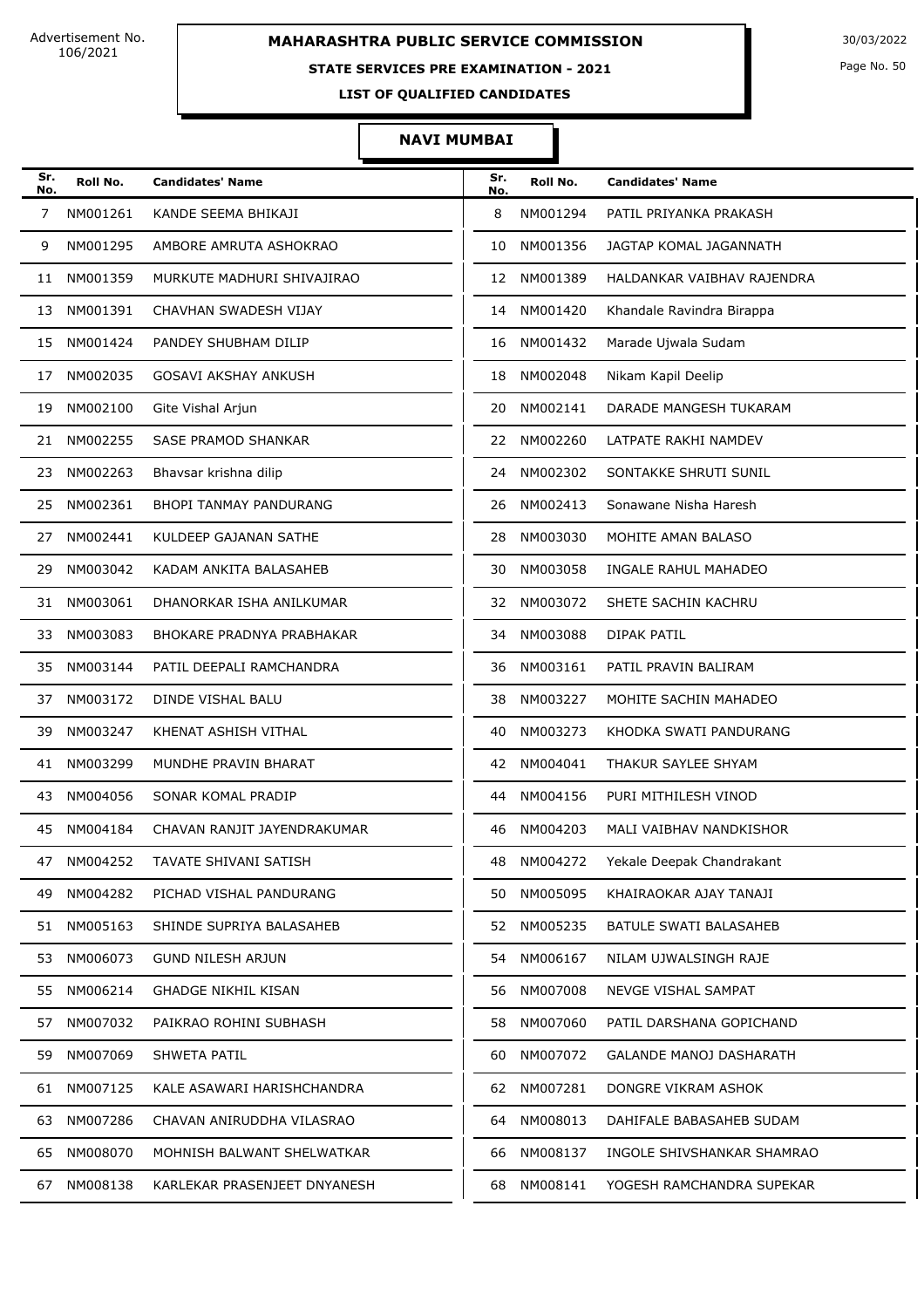Advertisement No. 106/2021

# MAHARASHTRA PUBLIC SERVICE COMMISSION

30/03/2022

## STATE SERVICES PRE EXAMINATION - 2021

### LIST OF QUALIFIED CANDIDATES

### NAVI MUMBAI

| Sr. No. | Roll No. | Candidates' Name | Sr. No. | Roll No. | Candidates' Name |
|---|---|---|---|---|---|
| 7 | NM001261 | KANDE SEEMA BHIKAJI | 8 | NM001294 | PATIL PRIYANKA PRAKASH |
| 9 | NM001295 | AMBORE AMRUTA ASHOKRAO | 10 | NM001356 | JAGTAP KOMAL JAGANNATH |
| 11 | NM001359 | MURKUTE MADHURI SHIVAJIRAO | 12 | NM001389 | HALDANKAR VAIBHAV RAJENDRA |
| 13 | NM001391 | CHAVHAN SWADESH VIJAY | 14 | NM001420 | Khandale Ravindra Birappa |
| 15 | NM001424 | PANDEY SHUBHAM DILIP | 16 | NM001432 | Marade Ujwala Sudam |
| 17 | NM002035 | GOSAVI AKSHAY ANKUSH | 18 | NM002048 | Nikam Kapil Deelip |
| 19 | NM002100 | Gite Vishal Arjun | 20 | NM002141 | DARADE MANGESH TUKARAM |
| 21 | NM002255 | SASE PRAMOD SHANKAR | 22 | NM002260 | LATPATE RAKHI NAMDEV |
| 23 | NM002263 | Bhavsar krishna dilip | 24 | NM002302 | SONTAKKE SHRUTI SUNIL |
| 25 | NM002361 | BHOPI TANMAY PANDURANG | 26 | NM002413 | Sonawane Nisha Haresh |
| 27 | NM002441 | KULDEEP GAJANAN SATHE | 28 | NM003030 | MOHITE AMAN BALASO |
| 29 | NM003042 | KADAM ANKITA BALASAHEB | 30 | NM003058 | INGALE RAHUL MAHADEO |
| 31 | NM003061 | DHANORKAR ISHA ANILKUMAR | 32 | NM003072 | SHETE SACHIN KACHRU |
| 33 | NM003083 | BHOKARE PRADNYA PRABHAKAR | 34 | NM003088 | DIPAK PATIL |
| 35 | NM003144 | PATIL DEEPALI RAMCHANDRA | 36 | NM003161 | PATIL PRAVIN BALIRAM |
| 37 | NM003172 | DINDE VISHAL BALU | 38 | NM003227 | MOHITE SACHIN MAHADEO |
| 39 | NM003247 | KHENAT ASHISH VITHAL | 40 | NM003273 | KHODKA SWATI PANDURANG |
| 41 | NM003299 | MUNDHE PRAVIN BHARAT | 42 | NM004041 | THAKUR SAYLEE SHYAM |
| 43 | NM004056 | SONAR KOMAL PRADIP | 44 | NM004156 | PURI MITHILESH VINOD |
| 45 | NM004184 | CHAVAN RANJIT JAYENDRAKUMAR | 46 | NM004203 | MALI VAIBHAV NANDKISHOR |
| 47 | NM004252 | TAVATE SHIVANI SATISH | 48 | NM004272 | Yekale Deepak Chandrakant |
| 49 | NM004282 | PICHAD VISHAL PANDURANG | 50 | NM005095 | KHAIRAOKAR AJAY TANAJI |
| 51 | NM005163 | SHINDE SUPRIYA BALASAHEB | 52 | NM005235 | BATULE SWATI BALASAHEB |
| 53 | NM006073 | GUND NILESH ARJUN | 54 | NM006167 | NILAM UJWALSINGH RAJE |
| 55 | NM006214 | GHADGE NIKHIL KISAN | 56 | NM007008 | NEVGE VISHAL SAMPAT |
| 57 | NM007032 | PAIKRAO ROHINI SUBHASH | 58 | NM007060 | PATIL DARSHANA GOPICHAND |
| 59 | NM007069 | SHWETA PATIL | 60 | NM007072 | GALANDE MANOJ DASHARATH |
| 61 | NM007125 | KALE ASAWARI HARISHCHANDRA | 62 | NM007281 | DONGRE VIKRAM ASHOK |
| 63 | NM007286 | CHAVAN ANIRUDDHA VILASRAO | 64 | NM008013 | DAHIFALE BABASAHEB SUDAM |
| 65 | NM008070 | MOHNISH BALWANT SHELWATKAR | 66 | NM008137 | INGOLE SHIVSHANKAR SHAMRAO |
| 67 | NM008138 | KARLEKAR PRASENJEET DNYANESH | 68 | NM008141 | YOGESH RAMCHANDRA SUPEKAR |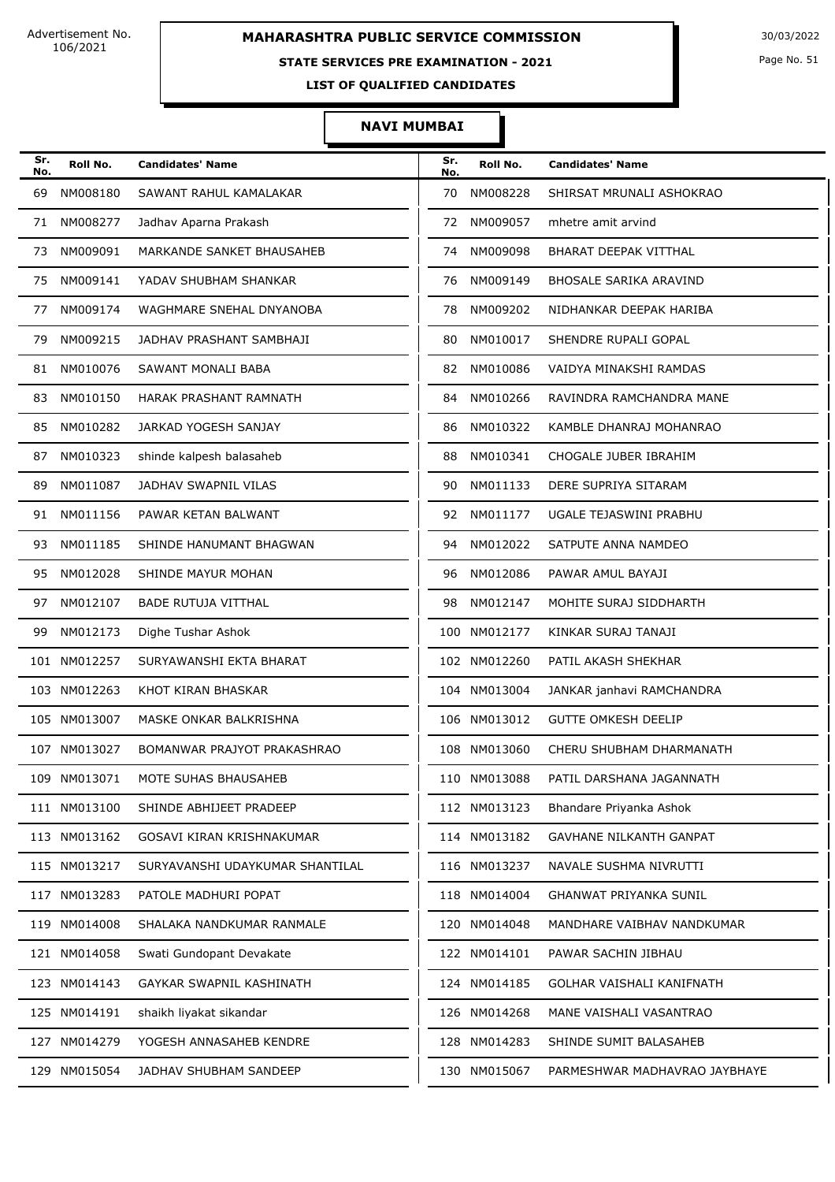Advertisement No. 106/2021

# MAHARASHTRA PUBLIC SERVICE COMMISSION

30/03/2022

## STATE SERVICES PRE EXAMINATION - 2021

### LIST OF QUALIFIED CANDIDATES

### NAVI MUMBAI

| Sr. No. | Roll No. | Candidates' Name | Sr. No. | Roll No. | Candidates' Name |
|---|---|---|---|---|---|
| 69 | NM008180 | SAWANT RAHUL KAMALAKAR | 70 | NM008228 | SHIRSAT MRUNALI ASHOKRAO |
| 71 | NM008277 | Jadhav Aparna Prakash | 72 | NM009057 | mhetre amit arvind |
| 73 | NM009091 | MARKANDE SANKET BHAUSAHEB | 74 | NM009098 | BHARAT DEEPAK VITTHAL |
| 75 | NM009141 | YADAV SHUBHAM SHANKAR | 76 | NM009149 | BHOSALE SARIKA ARAVIND |
| 77 | NM009174 | WAGHMARE SNEHAL DNYANOBA | 78 | NM009202 | NIDHANKAR DEEPAK HARIBA |
| 79 | NM009215 | JADHAV PRASHANT SAMBHAJI | 80 | NM010017 | SHENDRE RUPALI GOPAL |
| 81 | NM010076 | SAWANT MONALI BABA | 82 | NM010086 | VAIDYA MINAKSHI RAMDAS |
| 83 | NM010150 | HARAK PRASHANT RAMNATH | 84 | NM010266 | RAVINDRA RAMCHANDRA MANE |
| 85 | NM010282 | JARKAD YOGESH SANJAY | 86 | NM010322 | KAMBLE DHANRAJ MOHANRAO |
| 87 | NM010323 | shinde kalpesh balasaheb | 88 | NM010341 | CHOGALE JUBER IBRAHIM |
| 89 | NM011087 | JADHAV SWAPNIL VILAS | 90 | NM011133 | DERE SUPRIYA SITARAM |
| 91 | NM011156 | PAWAR KETAN BALWANT | 92 | NM011177 | UGALE TEJASWINI PRABHU |
| 93 | NM011185 | SHINDE HANUMANT BHAGWAN | 94 | NM012022 | SATPUTE ANNA NAMDEO |
| 95 | NM012028 | SHINDE MAYUR MOHAN | 96 | NM012086 | PAWAR AMUL BAYAJI |
| 97 | NM012107 | BADE RUTUJA VITTHAL | 98 | NM012147 | MOHITE SURAJ SIDDHARTH |
| 99 | NM012173 | Dighe Tushar Ashok | 100 | NM012177 | KINKAR SURAJ TANAJI |
| 101 | NM012257 | SURYAWANSHI EKTA BHARAT | 102 | NM012260 | PATIL AKASH SHEKHAR |
| 103 | NM012263 | KHOT KIRAN BHASKAR | 104 | NM013004 | JANKAR janhavi RAMCHANDRA |
| 105 | NM013007 | MASKE ONKAR BALKRISHNA | 106 | NM013012 | GUTTE OMKESH DEELIP |
| 107 | NM013027 | BOMANWAR PRAJYOT PRAKASHRAO | 108 | NM013060 | CHERU SHUBHAM DHARMANATH |
| 109 | NM013071 | MOTE SUHAS BHAUSAHEB | 110 | NM013088 | PATIL DARSHANA JAGANNATH |
| 111 | NM013100 | SHINDE ABHIJEET PRADEEP | 112 | NM013123 | Bhandare Priyanka Ashok |
| 113 | NM013162 | GOSAVI KIRAN KRISHNAKUMAR | 114 | NM013182 | GAVHANE NILKANTH GANPAT |
| 115 | NM013217 | SURYAVANSHI UDAYKUMAR SHANTILAL | 116 | NM013237 | NAVALE SUSHMA NIVRUTTI |
| 117 | NM013283 | PATOLE MADHURI POPAT | 118 | NM014004 | GHANWAT PRIYANKA SUNIL |
| 119 | NM014008 | SHALAKA NANDKUMAR RANMALE | 120 | NM014048 | MANDHARE VAIBHAV NANDKUMAR |
| 121 | NM014058 | Swati Gundopant Devakate | 122 | NM014101 | PAWAR SACHIN JIBHAU |
| 123 | NM014143 | GAYKAR SWAPNIL KASHINATH | 124 | NM014185 | GOLHAR VAISHALI KANIFNATH |
| 125 | NM014191 | shaikh liyakat sikandar | 126 | NM014268 | MANE VAISHALI VASANTRAO |
| 127 | NM014279 | YOGESH ANNASAHEB KENDRE | 128 | NM014283 | SHINDE SUMIT BALASAHEB |
| 129 | NM015054 | JADHAV SHUBHAM SANDEEP | 130 | NM015067 | PARMESHWAR MADHAVRAO JAYBHAYE |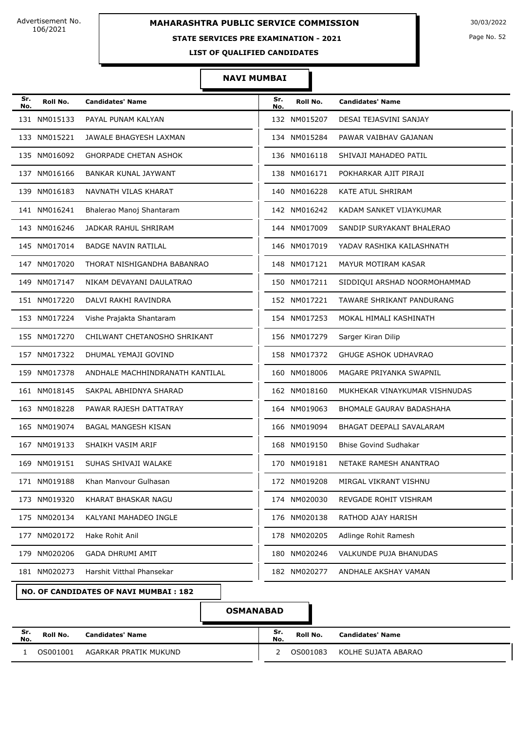## NAVI MUMBAI

| Sr. No. | Roll No. | Candidates' Name | Sr. No. | Roll No. | Candidates' Name |
|---|---|---|---|---|---|
| 131 | NM015133 | PAYAL PUNAM KALYAN | 132 | NM015207 | DESAI TEJASVINI SANJAY |
| 133 | NM015221 | JAWALE BHAGYESH LAXMAN | 134 | NM015284 | PAWAR VAIBHAV GAJANAN |
| 135 | NM016092 | GHORPADE CHETAN ASHOK | 136 | NM016118 | SHIVAJI MAHADEO PATIL |
| 137 | NM016166 | BANKAR KUNAL JAYWANT | 138 | NM016171 | POKHARKAR AJIT PIRAJI |
| 139 | NM016183 | NAVNATH VILAS KHARAT | 140 | NM016228 | KATE ATUL SHRIRAM |
| 141 | NM016241 | Bhalerao Manoj Shantaram | 142 | NM016242 | KADAM SANKET VIJAYKUMAR |
| 143 | NM016246 | JADKAR RAHUL SHRIRAM | 144 | NM017009 | SANDIP SURYAKANT BHALERAO |
| 145 | NM017014 | BADGE NAVIN RATILAL | 146 | NM017019 | YADAV RASHIKA KAILASHNATH |
| 147 | NM017020 | THORAT NISHIGANDHA BABANRAO | 148 | NM017121 | MAYUR MOTIRAM KASAR |
| 149 | NM017147 | NIKAM DEVAYANI DAULATRAO | 150 | NM017211 | SIDDIQUI ARSHAD NOORMOHAMMAD |
| 151 | NM017220 | DALVI RAKHI RAVINDRA | 152 | NM017221 | TAWARE SHRIKANT PANDURANG |
| 153 | NM017224 | Vishe Prajakta Shantaram | 154 | NM017253 | MOKAL HIMALI KASHINATH |
| 155 | NM017270 | CHILWANT CHETANOSHO SHRIKANT | 156 | NM017279 | Sarger Kiran Dilip |
| 157 | NM017322 | DHUMAL YEMAJI GOVIND | 158 | NM017372 | GHUGE ASHOK UDHAVRAO |
| 159 | NM017378 | ANDHALE MACHHINDRANATH KANTILAL | 160 | NM018006 | MAGARE PRIYANKA SWAPNIL |
| 161 | NM018145 | SAKPAL ABHIDNYA SHARAD | 162 | NM018160 | MUKHEKAR VINAYKUMAR VISHNUDAS |
| 163 | NM018228 | PAWAR RAJESH DATTATRAY | 164 | NM019063 | BHOMALE GAURAV BADASHAHA |
| 165 | NM019074 | BAGAL MANGESH KISAN | 166 | NM019094 | BHAGAT DEEPALI SAVALARAM |
| 167 | NM019133 | SHAIKH VASIM ARIF | 168 | NM019150 | Bhise Govind Sudhakar |
| 169 | NM019151 | SUHAS SHIVAJI WALAKE | 170 | NM019181 | NETAKE RAMESH ANANTRAO |
| 171 | NM019188 | Khan Manvour Gulhasan | 172 | NM019208 | MIRGAL VIKRANT VISHNU |
| 173 | NM019320 | KHARAT BHASKAR NAGU | 174 | NM020030 | REVGADE ROHIT VISHRAM |
| 175 | NM020134 | KALYANI MAHADEO INGLE | 176 | NM020138 | RATHOD AJAY HARISH |
| 177 | NM020172 | Hake Rohit Anil | 178 | NM020205 | Adlinge Rohit Ramesh |
| 179 | NM020206 | GADA DHRUMI AMIT | 180 | NM020246 | VALKUNDE PUJA BHANUDAS |
| 181 | NM020273 | Harshit Vitthal Phansekar | 182 | NM020277 | ANDHALE AKSHAY VAMAN |

**NO. OF CANDIDATES OF NAVI MUMBAI : 182**

## OSMANABAD

| Sr. No. | Roll No. | Candidates' Name | Sr. No. | Roll No. | Candidates' Name |
|---|---|---|---|---|---|
| 1 | OS001001 | AGARKAR PRATIK MUKUND | 2 | OS001083 | KOLHE SUJATA ABARAO |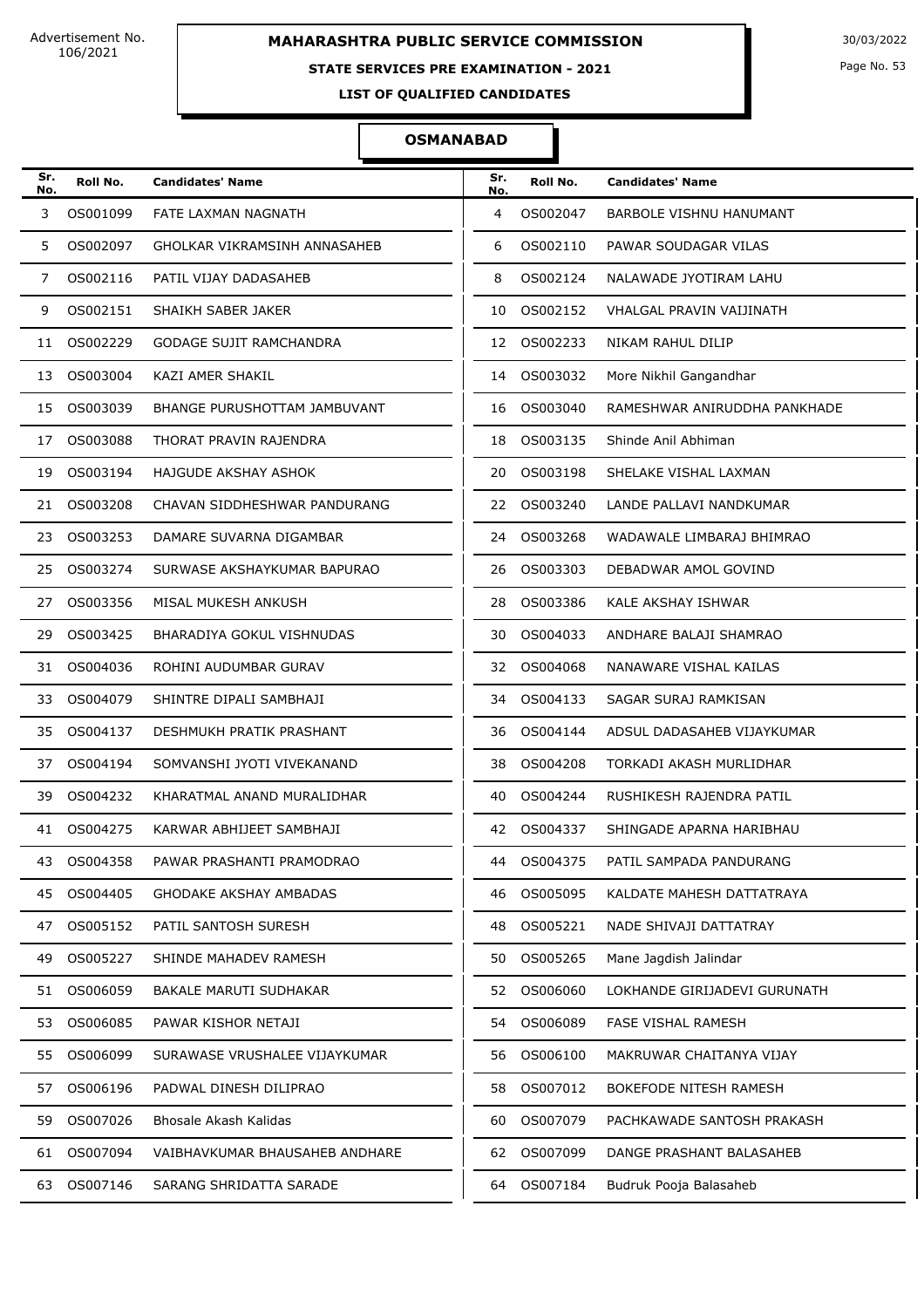Advertisement No. 106/2021

**MAHARASHTRA PUBLIC SERVICE COMMISSION**

**STATE SERVICES PRE EXAMINATION - 2021**

**LIST OF QUALIFIED CANDIDATES**

30/03/2022

## OSMANABAD

| Sr. No. | Roll No. | Candidates' Name |
|---|---|---|
| 3 | OS001099 | FATE LAXMAN NAGNATH |
| 4 | OS002047 | BARBOLE VISHNU HANUMANT |
| 5 | OS002097 | GHOLKAR VIKRAMSINH ANNASAHEB |
| 6 | OS002110 | PAWAR SOUDAGAR VILAS |
| 7 | OS002116 | PATIL VIJAY DADASAHEB |
| 8 | OS002124 | NALAWADE JYOTIRAM LAHU |
| 9 | OS002151 | SHAIKH SABER JAKER |
| 10 | OS002152 | VHALGAL PRAVIN VAIJINATH |
| 11 | OS002229 | GODAGE SUJIT RAMCHANDRA |
| 12 | OS002233 | NIKAM RAHUL DILIP |
| 13 | OS003004 | KAZI AMER SHAKIL |
| 14 | OS003032 | More Nikhil Gangandhar |
| 15 | OS003039 | BHANGE PURUSHOTTAM JAMBUVANT |
| 16 | OS003040 | RAMESHWAR ANIRUDDHA PANKHADE |
| 17 | OS003088 | THORAT PRAVIN RAJENDRA |
| 18 | OS003135 | Shinde Anil Abhiman |
| 19 | OS003194 | HAJGUDE AKSHAY ASHOK |
| 20 | OS003198 | SHELAKE VISHAL LAXMAN |
| 21 | OS003208 | CHAVAN SIDDHESHWAR PANDURANG |
| 22 | OS003240 | LANDE PALLAVI NANDKUMAR |
| 23 | OS003253 | DAMARE SUVARNA DIGAMBAR |
| 24 | OS003268 | WADAWALE LIMBARAJ BHIMRAO |
| 25 | OS003274 | SURWASE AKSHAYKUMAR BAPURAO |
| 26 | OS003303 | DEBADWAR AMOL GOVIND |
| 27 | OS003356 | MISAL MUKESH ANKUSH |
| 28 | OS003386 | KALE AKSHAY ISHWAR |
| 29 | OS003425 | BHARADIYA GOKUL VISHNUDAS |
| 30 | OS004033 | ANDHARE BALAJI SHAMRAO |
| 31 | OS004036 | ROHINI AUDUMBAR GURAV |
| 32 | OS004068 | NANAWARE VISHAL KAILAS |
| 33 | OS004079 | SHINTRE DIPALI SAMBHAJI |
| 34 | OS004133 | SAGAR SURAJ RAMKISAN |
| 35 | OS004137 | DESHMUKH PRATIK PRASHANT |
| 36 | OS004144 | ADSUL DADASAHEB VIJAYKUMAR |
| 37 | OS004194 | SOMVANSHI JYOTI VIVEKANAND |
| 38 | OS004208 | TORKADI AKASH MURLIDHAR |
| 39 | OS004232 | KHARATMAL ANAND MURALIDHAR |
| 40 | OS004244 | RUSHIKESH RAJENDRA PATIL |
| 41 | OS004275 | KARWAR ABHIJEET SAMBHAJI |
| 42 | OS004337 | SHINGADE APARNA HARIBHAU |
| 43 | OS004358 | PAWAR PRASHANTI PRAMODRAO |
| 44 | OS004375 | PATIL SAMPADA PANDURANG |
| 45 | OS004405 | GHODAKE AKSHAY AMBADAS |
| 46 | OS005095 | KALDATE MAHESH DATTATRAYA |
| 47 | OS005152 | PATIL SANTOSH SURESH |
| 48 | OS005221 | NADE SHIVAJI DATTATRAY |
| 49 | OS005227 | SHINDE MAHADEV RAMESH |
| 50 | OS005265 | Mane Jagdish Jalindar |
| 51 | OS006059 | BAKALE MARUTI SUDHAKAR |
| 52 | OS006060 | LOKHANDE GIRIJADEVI GURUNATH |
| 53 | OS006085 | PAWAR KISHOR NETAJI |
| 54 | OS006089 | FASE VISHAL RAMESH |
| 55 | OS006099 | SURAWASE VRUSHALEE VIJAYKUMAR |
| 56 | OS006100 | MAKRUWAR CHAITANYA VIJAY |
| 57 | OS006196 | PADWAL DINESH DILIPRAO |
| 58 | OS007012 | BOKEFODE NITESH RAMESH |
| 59 | OS007026 | Bhosale Akash Kalidas |
| 60 | OS007079 | PACHKAWADE SANTOSH PRAKASH |
| 61 | OS007094 | VAIBHAVKUMAR BHAUSAHEB ANDHARE |
| 62 | OS007099 | DANGE PRASHANT BALASAHEB |
| 63 | OS007146 | SARANG SHRIDATTA SARADE |
| 64 | OS007184 | Budruk Pooja Balasaheb |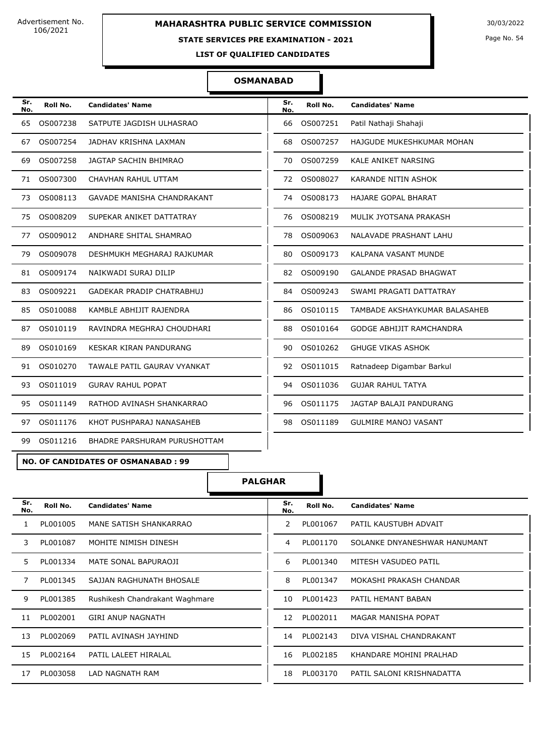Advertisement No. 106/2021

# MAHARASHTRA PUBLIC SERVICE COMMISSION

## STATE SERVICES PRE EXAMINATION - 2021

### LIST OF QUALIFIED CANDIDATES

30/03/2022

### OSMANABAD

| Sr. No. | Roll No. | Candidates' Name | Sr. No. | Roll No. | Candidates' Name |
|---|---|---|---|---|---|
| 65 | OS007238 | SATPUTE JAGDISH ULHASRAO | 66 | OS007251 | Patil Nathaji Shahaji |
| 67 | OS007254 | JADHAV KRISHNA LAXMAN | 68 | OS007257 | HAJGUDE MUKESHKUMAR MOHAN |
| 69 | OS007258 | JAGTAP SACHIN BHIMRAO | 70 | OS007259 | KALE ANIKET NARSING |
| 71 | OS007300 | CHAVHAN RAHUL UTTAM | 72 | OS008027 | KARANDE NITIN ASHOK |
| 73 | OS008113 | GAVADE MANISHA CHANDRAKANT | 74 | OS008173 | HAJARE GOPAL BHARAT |
| 75 | OS008209 | SUPEKAR ANIKET DATTATRAY | 76 | OS008219 | MULIK JYOTSANA PRAKASH |
| 77 | OS009012 | ANDHARE SHITAL SHAMRAO | 78 | OS009063 | NALAVADE PRASHANT LAHU |
| 79 | OS009078 | DESHMUKH MEGHARAJ RAJKUMAR | 80 | OS009173 | KALPANA VASANT MUNDE |
| 81 | OS009174 | NAIKWADI SURAJ DILIP | 82 | OS009190 | GALANDE PRASAD BHAGWAT |
| 83 | OS009221 | GADEKAR PRADIP CHATRABHUJ | 84 | OS009243 | SWAMI PRAGATI DATTATRAY |
| 85 | OS010088 | KAMBLE ABHIJIT RAJENDRA | 86 | OS010115 | TAMBADE AKSHAYKUMAR BALASAHEB |
| 87 | OS010119 | RAVINDRA MEGHRAJ CHOUDHARI | 88 | OS010164 | GODGE ABHIJIT RAMCHANDRA |
| 89 | OS010169 | KESKAR KIRAN PANDURANG | 90 | OS010262 | GHUGE VIKAS ASHOK |
| 91 | OS010270 | TAWALE PATIL GAURAV VYANKAT | 92 | OS011015 | Ratnadeep Digambar Barkul |
| 93 | OS011019 | GURAV RAHUL POPAT | 94 | OS011036 | GUJAR RAHUL TATYA |
| 95 | OS011149 | RATHOD AVINASH SHANKARRAO | 96 | OS011175 | JAGTAP BALAJI PANDURANG |
| 97 | OS011176 | KHOT PUSHPARAJ NANASAHEB | 98 | OS011189 | GULMIRE MANOJ VASANT |
| 99 | OS011216 | BHADRE PARSHURAM PURUSHOTTAM | | | |

**NO. OF CANDIDATES OF OSMANABAD : 99**

### PALGHAR

| Sr. No. | Roll No. | Candidates' Name | Sr. No. | Roll No. | Candidates' Name |
|---|---|---|---|---|---|
| 1 | PL001005 | MANE SATISH SHANKARRAO | 2 | PL001067 | PATIL KAUSTUBH ADVAIT |
| 3 | PL001087 | MOHITE NIMISH DINESH | 4 | PL001170 | SOLANKE DNYANESHWAR HANUMANT |
| 5 | PL001334 | MATE SONAL BAPURAOJI | 6 | PL001340 | MITESH VASUDEO PATIL |
| 7 | PL001345 | SAJJAN RAGHUNATH BHOSALE | 8 | PL001347 | MOKASHI PRAKASH CHANDAR |
| 9 | PL001385 | Rushikesh Chandrakant Waghmare | 10 | PL001423 | PATIL HEMANT BABAN |
| 11 | PL002001 | GIRI ANUP NAGNATH | 12 | PL002011 | MAGAR MANISHA POPAT |
| 13 | PL002069 | PATIL AVINASH JAYHIND | 14 | PL002143 | DIVA VISHAL CHANDRAKANT |
| 15 | PL002164 | PATIL LALEET HIRALAL | 16 | PL002185 | KHANDARE MOHINI PRALHAD |
| 17 | PL003058 | LAD NAGNATH RAM | 18 | PL003170 | PATIL SALONI KRISHNADATTA |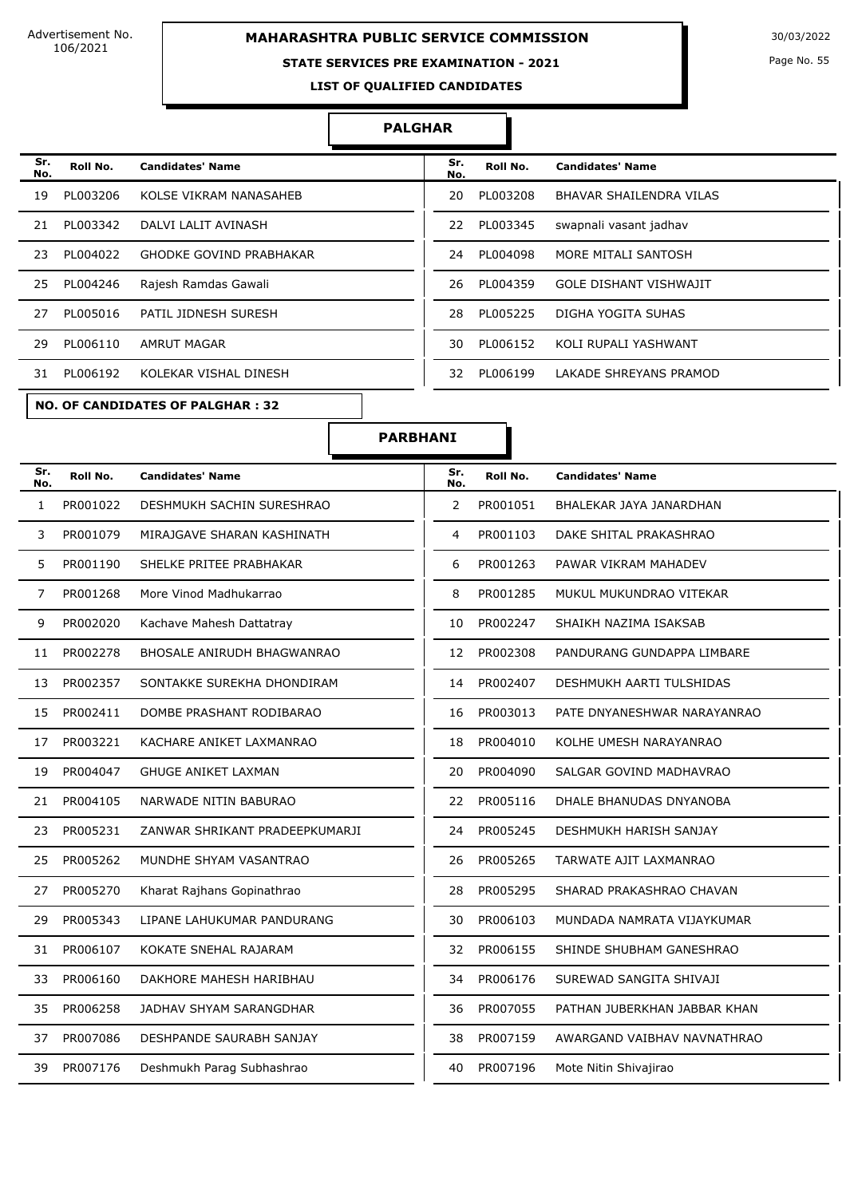Advertisement No. 106/2021

# MAHARASHTRA PUBLIC SERVICE COMMISSION

## STATE SERVICES PRE EXAMINATION - 2021

### LIST OF QUALIFIED CANDIDATES

30/03/2022

### PALGHAR

| Sr. No. | Roll No. | Candidates' Name | Sr. No. | Roll No. | Candidates' Name |
|---|---|---|---|---|---|
| 19 | PL003206 | KOLSE VIKRAM NANASAHEB | 20 | PL003208 | BHAVAR SHAILENDRA VILAS |
| 21 | PL003342 | DALVI LALIT AVINASH | 22 | PL003345 | swapnali vasant jadhav |
| 23 | PL004022 | GHODKE GOVIND PRABHAKAR | 24 | PL004098 | MORE MITALI SANTOSH |
| 25 | PL004246 | Rajesh Ramdas Gawali | 26 | PL004359 | GOLE DISHANT VISHWAJIT |
| 27 | PL005016 | PATIL JIDNESH SURESH | 28 | PL005225 | DIGHA YOGITA SUHAS |
| 29 | PL006110 | AMRUT MAGAR | 30 | PL006152 | KOLI RUPALI YASHWANT |
| 31 | PL006192 | KOLEKAR VISHAL DINESH | 32 | PL006199 | LAKADE SHREYANS PRAMOD |

**NO. OF CANDIDATES OF PALGHAR : 32**

### PARBHANI

| Sr. No. | Roll No. | Candidates' Name | Sr. No. | Roll No. | Candidates' Name |
|---|---|---|---|---|---|
| 1 | PR001022 | DESHMUKH SACHIN SURESHRAO | 2 | PR001051 | BHALEKAR JAYA JANARDHAN |
| 3 | PR001079 | MIRAJGAVE SHARAN KASHINATH | 4 | PR001103 | DAKE SHITAL PRAKASHRAO |
| 5 | PR001190 | SHELKE PRITEE PRABHAKAR | 6 | PR001263 | PAWAR VIKRAM MAHADEV |
| 7 | PR001268 | More Vinod Madhukarrao | 8 | PR001285 | MUKUL MUKUNDRAO VITEKAR |
| 9 | PR002020 | Kachave Mahesh Dattatray | 10 | PR002247 | SHAIKH NAZIMA ISAKSAB |
| 11 | PR002278 | BHOSALE ANIRUDH BHAGWANRAO | 12 | PR002308 | PANDURANG GUNDAPPA LIMBARE |
| 13 | PR002357 | SONTAKKE SUREKHA DHONDIRAM | 14 | PR002407 | DESHMUKH AARTI TULSHIDAS |
| 15 | PR002411 | DOMBE PRASHANT RODIBARAO | 16 | PR003013 | PATE DNYANESHWAR NARAYANRAO |
| 17 | PR003221 | KACHARE ANIKET LAXMANRAO | 18 | PR004010 | KOLHE UMESH NARAYANRAO |
| 19 | PR004047 | GHUGE ANIKET LAXMAN | 20 | PR004090 | SALGAR GOVIND MADHAVRAO |
| 21 | PR004105 | NARWADE NITIN BABURAO | 22 | PR005116 | DHALE BHANUDAS DNYANOBA |
| 23 | PR005231 | ZANWAR SHRIKANT PRADEEPKUMARJI | 24 | PR005245 | DESHMUKH HARISH SANJAY |
| 25 | PR005262 | MUNDHE SHYAM VASANTRAO | 26 | PR005265 | TARWATE AJIT LAXMANRAO |
| 27 | PR005270 | Kharat Rajhans Gopinathrao | 28 | PR005295 | SHARAD PRAKASHRAO CHAVAN |
| 29 | PR005343 | LIPANE LAHUKUMAR PANDURANG | 30 | PR006103 | MUNDADA NAMRATA VIJAYKUMAR |
| 31 | PR006107 | KOKATE SNEHAL RAJARAM | 32 | PR006155 | SHINDE SHUBHAM GANESHRAO |
| 33 | PR006160 | DAKHORE MAHESH HARIBHAU | 34 | PR006176 | SUREWAD SANGITA SHIVAJI |
| 35 | PR006258 | JADHAV SHYAM SARANGDHAR | 36 | PR007055 | PATHAN JUBERKHAN JABBAR KHAN |
| 37 | PR007086 | DESHPANDE SAURABH SANJAY | 38 | PR007159 | AWARGAND VAIBHAV NAVNATHRAO |
| 39 | PR007176 | Deshmukh Parag Subhashrao | 40 | PR007196 | Mote Nitin Shivajirao |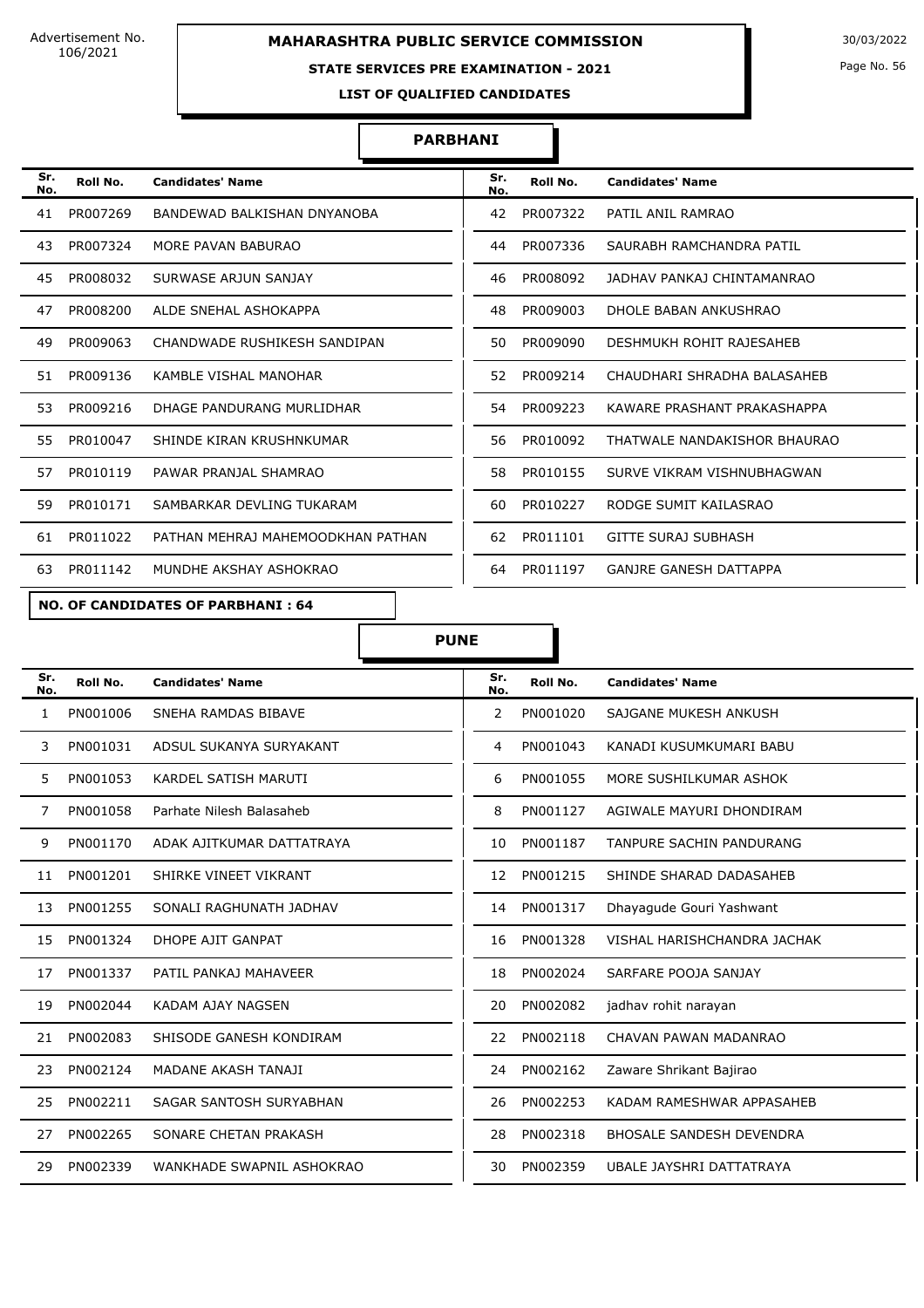## PARBHANI

| Sr. No. | Roll No. | Candidates' Name | Sr. No. | Roll No. | Candidates' Name |
|---|---|---|---|---|---|
| 41 | PR007269 | BANDEWAD BALKISHAN DNYANOBA | 42 | PR007322 | PATIL ANIL RAMRAO |
| 43 | PR007324 | MORE PAVAN BABURAO | 44 | PR007336 | SAURABH RAMCHANDRA PATIL |
| 45 | PR008032 | SURWASE ARJUN SANJAY | 46 | PR008092 | JADHAV PANKAJ CHINTAMANRAO |
| 47 | PR008200 | ALDE SNEHAL ASHOKAPPA | 48 | PR009003 | DHOLE BABAN ANKUSHRAO |
| 49 | PR009063 | CHANDWADE RUSHIKESH SANDIPAN | 50 | PR009090 | DESHMUKH ROHIT RAJESAHEB |
| 51 | PR009136 | KAMBLE VISHAL MANOHAR | 52 | PR009214 | CHAUDHARI SHRADHA BALASAHEB |
| 53 | PR009216 | DHAGE PANDURANG MURLIDHAR | 54 | PR009223 | KAWARE PRASHANT PRAKASHAPPA |
| 55 | PR010047 | SHINDE KIRAN KRUSHNKUMAR | 56 | PR010092 | THATWALE NANDAKISHOR BHAURAO |
| 57 | PR010119 | PAWAR PRANJAL SHAMRAO | 58 | PR010155 | SURVE VIKRAM VISHNUBHAGWAN |
| 59 | PR010171 | SAMBARKAR DEVLING TUKARAM | 60 | PR010227 | RODGE SUMIT KAILASRAO |
| 61 | PR011022 | PATHAN MEHRAJ MAHEMOODKHAN PATHAN | 62 | PR011101 | GITTE SURAJ SUBHASH |
| 63 | PR011142 | MUNDHE AKSHAY ASHOKRAO | 64 | PR011197 | GANJRE GANESH DATTAPPA |

**NO. OF CANDIDATES OF PARBHANI : 64**

## PUNE

| Sr. No. | Roll No. | Candidates' Name | Sr. No. | Roll No. | Candidates' Name |
|---|---|---|---|---|---|
| 1 | PN001006 | SNEHA RAMDAS BIBAVE | 2 | PN001020 | SAJGANE MUKESH ANKUSH |
| 3 | PN001031 | ADSUL SUKANYA SURYAKANT | 4 | PN001043 | KANADI KUSUMKUMARI BABU |
| 5 | PN001053 | KARDEL SATISH MARUTI | 6 | PN001055 | MORE SUSHILKUMAR ASHOK |
| 7 | PN001058 | Parhate Nilesh Balasaheb | 8 | PN001127 | AGIWALE MAYURI DHONDIRAM |
| 9 | PN001170 | ADAK AJITKUMAR DATTATRAYA | 10 | PN001187 | TANPURE SACHIN PANDURANG |
| 11 | PN001201 | SHIRKE VINEET VIKRANT | 12 | PN001215 | SHINDE SHARAD DADASAHEB |
| 13 | PN001255 | SONALI RAGHUNATH JADHAV | 14 | PN001317 | Dhayagude Gouri Yashwant |
| 15 | PN001324 | DHOPE AJIT GANPAT | 16 | PN001328 | VISHAL HARISHCHANDRA JACHAK |
| 17 | PN001337 | PATIL PANKAJ MAHAVEER | 18 | PN002024 | SARFARE POOJA SANJAY |
| 19 | PN002044 | KADAM AJAY NAGSEN | 20 | PN002082 | jadhav rohit narayan |
| 21 | PN002083 | SHISODE GANESH KONDIRAM | 22 | PN002118 | CHAVAN PAWAN MADANRAO |
| 23 | PN002124 | MADANE AKASH TANAJI | 24 | PN002162 | Zaware Shrikant Bajirao |
| 25 | PN002211 | SAGAR SANTOSH SURYABHAN | 26 | PN002253 | KADAM RAMESHWAR APPASAHEB |
| 27 | PN002265 | SONARE CHETAN PRAKASH | 28 | PN002318 | BHOSALE SANDESH DEVENDRA |
| 29 | PN002339 | WANKHADE SWAPNIL ASHOKRAO | 30 | PN002359 | UBALE JAYSHRI DATTATRAYA |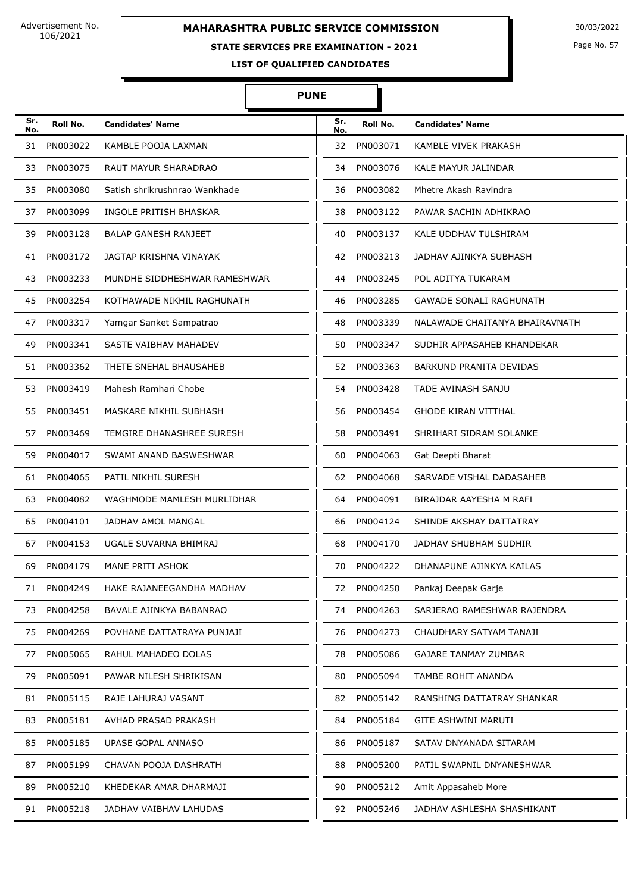**MAHARASHTRA PUBLIC SERVICE COMMISSION**

**STATE SERVICES PRE EXAMINATION - 2021**

**LIST OF QUALIFIED CANDIDATES**

Advertisement No. 106/2021

30/03/2022

## PUNE

| Sr. No. | Roll No. | Candidates' Name | Sr. No. | Roll No. | Candidates' Name |
|---|---|---|---|---|---|
| 31 | PN003022 | KAMBLE POOJA LAXMAN | 32 | PN003071 | KAMBLE VIVEK PRAKASH |
| 33 | PN003075 | RAUT MAYUR SHARADRAO | 34 | PN003076 | KALE MAYUR JALINDAR |
| 35 | PN003080 | Satish shrikrushnrao Wankhade | 36 | PN003082 | Mhetre Akash Ravindra |
| 37 | PN003099 | INGOLE PRITISH BHASKAR | 38 | PN003122 | PAWAR SACHIN ADHIKRAO |
| 39 | PN003128 | BALAP GANESH RANJEET | 40 | PN003137 | KALE UDDHAV TULSHIRAM |
| 41 | PN003172 | JAGTAP KRISHNA VINAYAK | 42 | PN003213 | JADHAV AJINKYA SUBHASH |
| 43 | PN003233 | MUNDHE SIDDHESHWAR RAMESHWAR | 44 | PN003245 | POL ADITYA TUKARAM |
| 45 | PN003254 | KOTHAWADE NIKHIL RAGHUNATH | 46 | PN003285 | GAWADE SONALI RAGHUNATH |
| 47 | PN003317 | Yamgar Sanket Sampatrao | 48 | PN003339 | NALAWADE CHAITANYA BHAIRAVNATH |
| 49 | PN003341 | SASTE VAIBHAV MAHADEV | 50 | PN003347 | SUDHIR APPASAHEB KHANDEKAR |
| 51 | PN003362 | THETE SNEHAL BHAUSAHEB | 52 | PN003363 | BARKUND PRANITA DEVIDAS |
| 53 | PN003419 | Mahesh Ramhari Chobe | 54 | PN003428 | TADE AVINASH SANJU |
| 55 | PN003451 | MASKARE NIKHIL SUBHASH | 56 | PN003454 | GHODE KIRAN VITTHAL |
| 57 | PN003469 | TEMGIRE DHANASHREE SURESH | 58 | PN003491 | SHRIHARI SIDRAM SOLANKE |
| 59 | PN004017 | SWAMI ANAND BASWESHWAR | 60 | PN004063 | Gat Deepti Bharat |
| 61 | PN004065 | PATIL NIKHIL SURESH | 62 | PN004068 | SARVADE VISHAL DADASAHEB |
| 63 | PN004082 | WAGHMODE MAMLESH MURLIDHAR | 64 | PN004091 | BIRAJDAR AAYESHA M RAFI |
| 65 | PN004101 | JADHAV AMOL MANGAL | 66 | PN004124 | SHINDE AKSHAY DATTATRAY |
| 67 | PN004153 | UGALE SUVARNA BHIMRAJ | 68 | PN004170 | JADHAV SHUBHAM SUDHIR |
| 69 | PN004179 | MANE PRITI ASHOK | 70 | PN004222 | DHANAPUNE AJINKYA KAILAS |
| 71 | PN004249 | HAKE RAJANEEGANDHA MADHAV | 72 | PN004250 | Pankaj Deepak Garje |
| 73 | PN004258 | BAVALE AJINKYA BABANRAO | 74 | PN004263 | SARJERAO RAMESHWAR RAJENDRA |
| 75 | PN004269 | POVHANE DATTATRAYA PUNJAJI | 76 | PN004273 | CHAUDHARY SATYAM TANAJI |
| 77 | PN005065 | RAHUL MAHADEO DOLAS | 78 | PN005086 | GAJARE TANMAY ZUMBAR |
| 79 | PN005091 | PAWAR NILESH SHRIKISAN | 80 | PN005094 | TAMBE ROHIT ANANDA |
| 81 | PN005115 | RAJE LAHURAJ VASANT | 82 | PN005142 | RANSHING DATTATRAY SHANKAR |
| 83 | PN005181 | AVHAD PRASAD PRAKASH | 84 | PN005184 | GITE ASHWINI MARUTI |
| 85 | PN005185 | UPASE GOPAL ANNASO | 86 | PN005187 | SATAV DNYANADA SITARAM |
| 87 | PN005199 | CHAVAN POOJA DASHRATH | 88 | PN005200 | PATIL SWAPNIL DNYANESHWAR |
| 89 | PN005210 | KHEDEKAR AMAR DHARMAJI | 90 | PN005212 | Amit Appasaheb More |
| 91 | PN005218 | JADHAV VAIBHAV LAHUDAS | 92 | PN005246 | JADHAV ASHLESHA SHASHIKANT |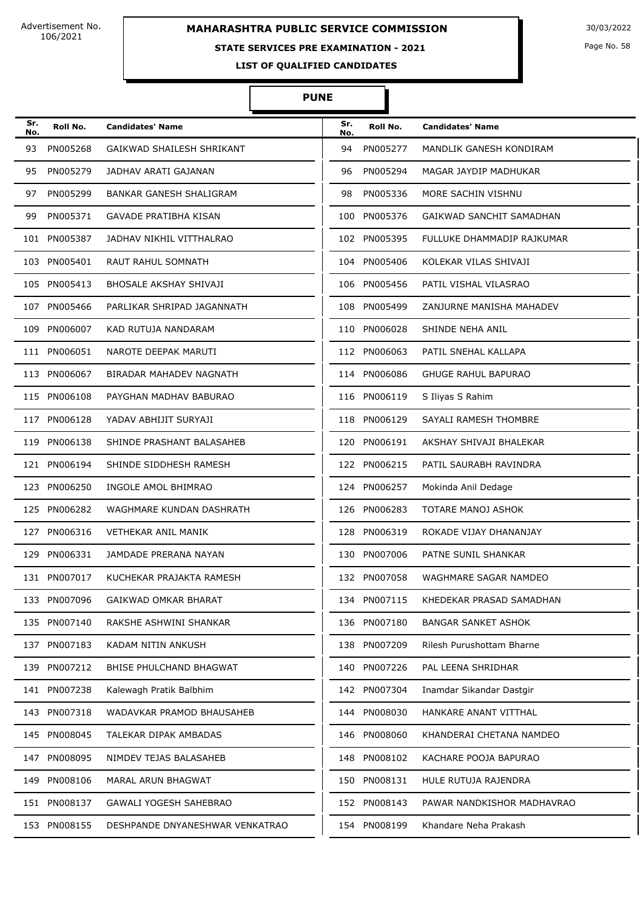# MAHARASHTRA PUBLIC SERVICE COMMISSION

Advertisement No. 106/2021

30/03/2022

## STATE SERVICES PRE EXAMINATION - 2021

### LIST OF QUALIFIED CANDIDATES

### PUNE

| Sr. No. | Roll No. | Candidates' Name |
|---|---|---|
| 93 | PN005268 | GAIKWAD SHAILESH SHRIKANT |
| 94 | PN005277 | MANDLIK GANESH KONDIRAM |
| 95 | PN005279 | JADHAV ARATI GAJANAN |
| 96 | PN005294 | MAGAR JAYDIP MADHUKAR |
| 97 | PN005299 | BANKAR GANESH SHALIGRAM |
| 98 | PN005336 | MORE SACHIN VISHNU |
| 99 | PN005371 | GAVADE PRATIBHA KISAN |
| 100 | PN005376 | GAIKWAD SANCHIT SAMADHAN |
| 101 | PN005387 | JADHAV NIKHIL VITTHALRAO |
| 102 | PN005395 | FULLUKE DHAMMADIP RAJKUMAR |
| 103 | PN005401 | RAUT RAHUL SOMNATH |
| 104 | PN005406 | KOLEKAR VILAS SHIVAJI |
| 105 | PN005413 | BHOSALE AKSHAY SHIVAJI |
| 106 | PN005456 | PATIL VISHAL VILASRAO |
| 107 | PN005466 | PARLIKAR SHRIPAD JAGANNATH |
| 108 | PN005499 | ZANJURNE MANISHA MAHADEV |
| 109 | PN006007 | KAD RUTUJA NANDARAM |
| 110 | PN006028 | SHINDE NEHA ANIL |
| 111 | PN006051 | NAROTE DEEPAK MARUTI |
| 112 | PN006063 | PATIL SNEHAL KALLAPA |
| 113 | PN006067 | BIRADAR MAHADEV NAGNATH |
| 114 | PN006086 | GHUGE RAHUL BAPURAO |
| 115 | PN006108 | PAYGHAN MADHAV BABURAO |
| 116 | PN006119 | S Iliyas S Rahim |
| 117 | PN006128 | YADAV ABHIJIT SURYAJI |
| 118 | PN006129 | SAYALI RAMESH THOMBRE |
| 119 | PN006138 | SHINDE PRASHANT BALASAHEB |
| 120 | PN006191 | AKSHAY SHIVAJI BHALEKAR |
| 121 | PN006194 | SHINDE SIDDHESH RAMESH |
| 122 | PN006215 | PATIL SAURABH RAVINDRA |
| 123 | PN006250 | INGOLE AMOL BHIMRAO |
| 124 | PN006257 | Mokinda Anil Dedage |
| 125 | PN006282 | WAGHMARE KUNDAN DASHRATH |
| 126 | PN006283 | TOTARE MANOJ ASHOK |
| 127 | PN006316 | VETHEKAR ANIL MANIK |
| 128 | PN006319 | ROKADE VIJAY DHANANJAY |
| 129 | PN006331 | JAMDADE PRERANA NAYAN |
| 130 | PN007006 | PATNE SUNIL SHANKAR |
| 131 | PN007017 | KUCHEKAR PRAJAKTA RAMESH |
| 132 | PN007058 | WAGHMARE SAGAR NAMDEO |
| 133 | PN007096 | GAIKWAD OMKAR BHARAT |
| 134 | PN007115 | KHEDEKAR PRASAD SAMADHAN |
| 135 | PN007140 | RAKSHE ASHWINI SHANKAR |
| 136 | PN007180 | BANGAR SANKET ASHOK |
| 137 | PN007183 | KADAM NITIN ANKUSH |
| 138 | PN007209 | Rilesh Purushottam Bharne |
| 139 | PN007212 | BHISE PHULCHAND BHAGWAT |
| 140 | PN007226 | PAL LEENA SHRIDHAR |
| 141 | PN007238 | Kalewagh Pratik Balbhim |
| 142 | PN007304 | Inamdar Sikandar Dastgir |
| 143 | PN007318 | WADAVKAR PRAMOD BHAUSAHEB |
| 144 | PN008030 | HANKARE ANANT VITTHAL |
| 145 | PN008045 | TALEKAR DIPAK AMBADAS |
| 146 | PN008060 | KHANDERAI CHETANA NAMDEO |
| 147 | PN008095 | NIMDEV TEJAS BALASAHEB |
| 148 | PN008102 | KACHARE POOJA BAPURAO |
| 149 | PN008106 | MARAL ARUN BHAGWAT |
| 150 | PN008131 | HULE RUTUJA RAJENDRA |
| 151 | PN008137 | GAWALI YOGESH SAHEBRAO |
| 152 | PN008143 | PAWAR NANDKISHOR MADHAVRAO |
| 153 | PN008155 | DESHPANDE DNYANESHWAR VENKATRAO |
| 154 | PN008199 | Khandare Neha Prakash |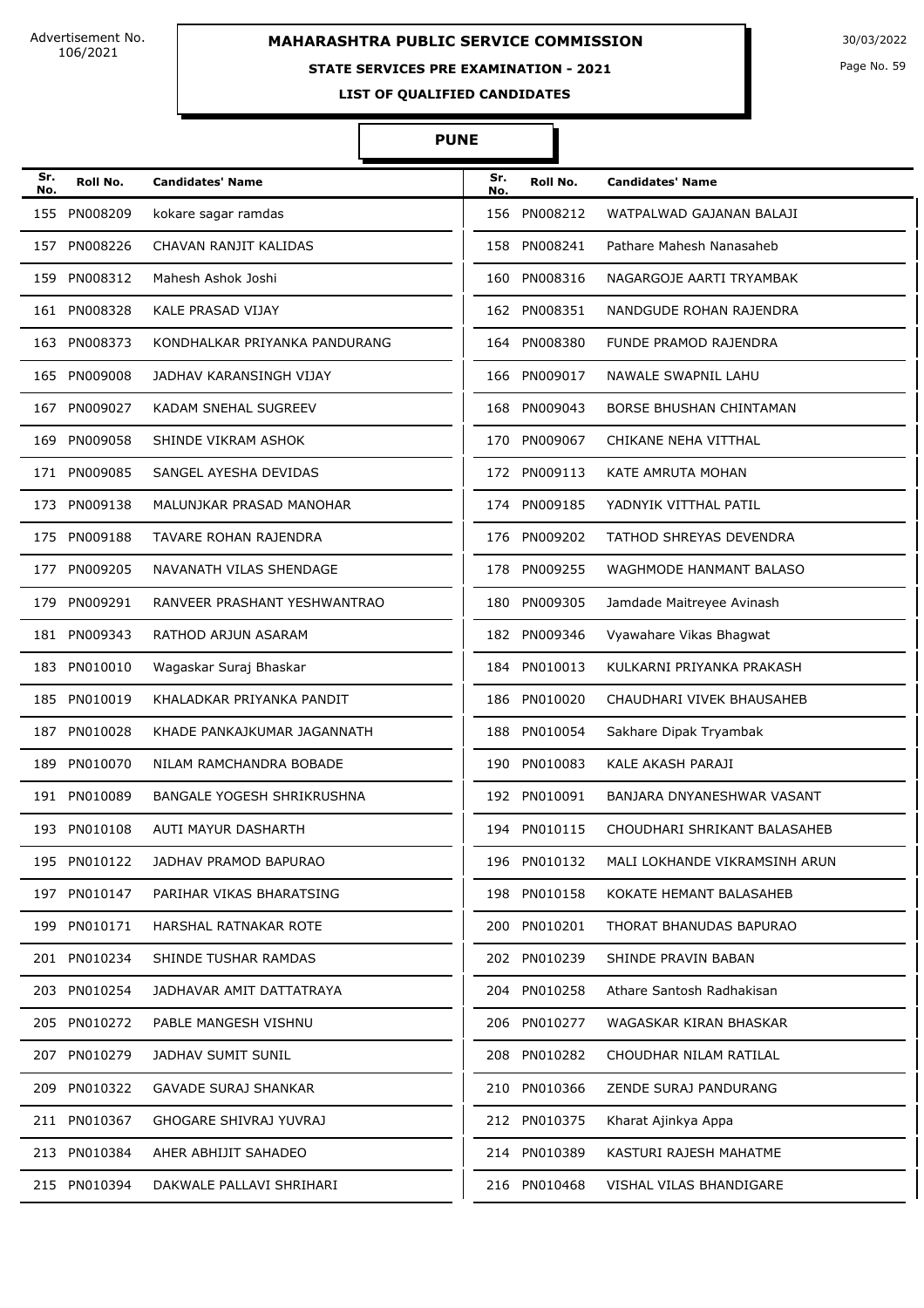Advertisement No. 106/2021

# MAHARASHTRA PUBLIC SERVICE COMMISSION

30/03/2022

## STATE SERVICES PRE EXAMINATION - 2021

### LIST OF QUALIFIED CANDIDATES

### PUNE

| Sr. No. | Roll No. | Candidates' Name | Sr. No. | Roll No. | Candidates' Name |
|---|---|---|---|---|---|
| 155 | PN008209 | kokare sagar ramdas | 156 | PN008212 | WATPALWAD GAJANAN BALAJI |
| 157 | PN008226 | CHAVAN RANJIT KALIDAS | 158 | PN008241 | Pathare Mahesh Nanasaheb |
| 159 | PN008312 | Mahesh Ashok Joshi | 160 | PN008316 | NAGARGOJE AARTI TRYAMBAK |
| 161 | PN008328 | KALE PRASAD VIJAY | 162 | PN008351 | NANDGUDE ROHAN RAJENDRA |
| 163 | PN008373 | KONDHALKAR PRIYANKA PANDURANG | 164 | PN008380 | FUNDE PRAMOD RAJENDRA |
| 165 | PN009008 | JADHAV KARANSINGH VIJAY | 166 | PN009017 | NAWALE SWAPNIL LAHU |
| 167 | PN009027 | KADAM SNEHAL SUGREEV | 168 | PN009043 | BORSE BHUSHAN CHINTAMAN |
| 169 | PN009058 | SHINDE VIKRAM ASHOK | 170 | PN009067 | CHIKANE NEHA VITTHAL |
| 171 | PN009085 | SANGEL AYESHA DEVIDAS | 172 | PN009113 | KATE AMRUTA MOHAN |
| 173 | PN009138 | MALUNJKAR PRASAD MANOHAR | 174 | PN009185 | YADNYIK VITTHAL PATIL |
| 175 | PN009188 | TAVARE ROHAN RAJENDRA | 176 | PN009202 | TATHOD SHREYAS DEVENDRA |
| 177 | PN009205 | NAVANATH VILAS SHENDAGE | 178 | PN009255 | WAGHMODE HANMANT BALASO |
| 179 | PN009291 | RANVEER PRASHANT YESHWANTRAO | 180 | PN009305 | Jamdade Maitreyee Avinash |
| 181 | PN009343 | RATHOD ARJUN ASARAM | 182 | PN009346 | Vyawahare Vikas Bhagwat |
| 183 | PN010010 | Wagaskar Suraj Bhaskar | 184 | PN010013 | KULKARNI PRIYANKA PRAKASH |
| 185 | PN010019 | KHALADKAR PRIYANKA PANDIT | 186 | PN010020 | CHAUDHARI VIVEK BHAUSAHEB |
| 187 | PN010028 | KHADE PANKAJKUMAR JAGANNATH | 188 | PN010054 | Sakhare Dipak Tryambak |
| 189 | PN010070 | NILAM RAMCHANDRA BOBADE | 190 | PN010083 | KALE AKASH PARAJI |
| 191 | PN010089 | BANGALE YOGESH SHRIKRUSHNA | 192 | PN010091 | BANJARA DNYANESHWAR VASANT |
| 193 | PN010108 | AUTI MAYUR DASHARTH | 194 | PN010115 | CHOUDHARI SHRIKANT BALASAHEB |
| 195 | PN010122 | JADHAV PRAMOD BAPURAO | 196 | PN010132 | MALI LOKHANDE VIKRAMSINH ARUN |
| 197 | PN010147 | PARIHAR VIKAS BHARATSING | 198 | PN010158 | KOKATE HEMANT BALASAHEB |
| 199 | PN010171 | HARSHAL RATNAKAR ROTE | 200 | PN010201 | THORAT BHANUDAS BAPURAO |
| 201 | PN010234 | SHINDE TUSHAR RAMDAS | 202 | PN010239 | SHINDE PRAVIN BABAN |
| 203 | PN010254 | JADHAVAR AMIT DATTATRAYA | 204 | PN010258 | Athare Santosh Radhakisan |
| 205 | PN010272 | PABLE MANGESH VISHNU | 206 | PN010277 | WAGASKAR KIRAN BHASKAR |
| 207 | PN010279 | JADHAV SUMIT SUNIL | 208 | PN010282 | CHOUDHAR NILAM RATILAL |
| 209 | PN010322 | GAVADE SURAJ SHANKAR | 210 | PN010366 | ZENDE SURAJ PANDURANG |
| 211 | PN010367 | GHOGARE SHIVRAJ YUVRAJ | 212 | PN010375 | Kharat Ajinkya Appa |
| 213 | PN010384 | AHER ABHIJIT SAHADEO | 214 | PN010389 | KASTURI RAJESH MAHATME |
| 215 | PN010394 | DAKWALE PALLAVI SHRIHARI | 216 | PN010468 | VISHAL VILAS BHANDIGARE |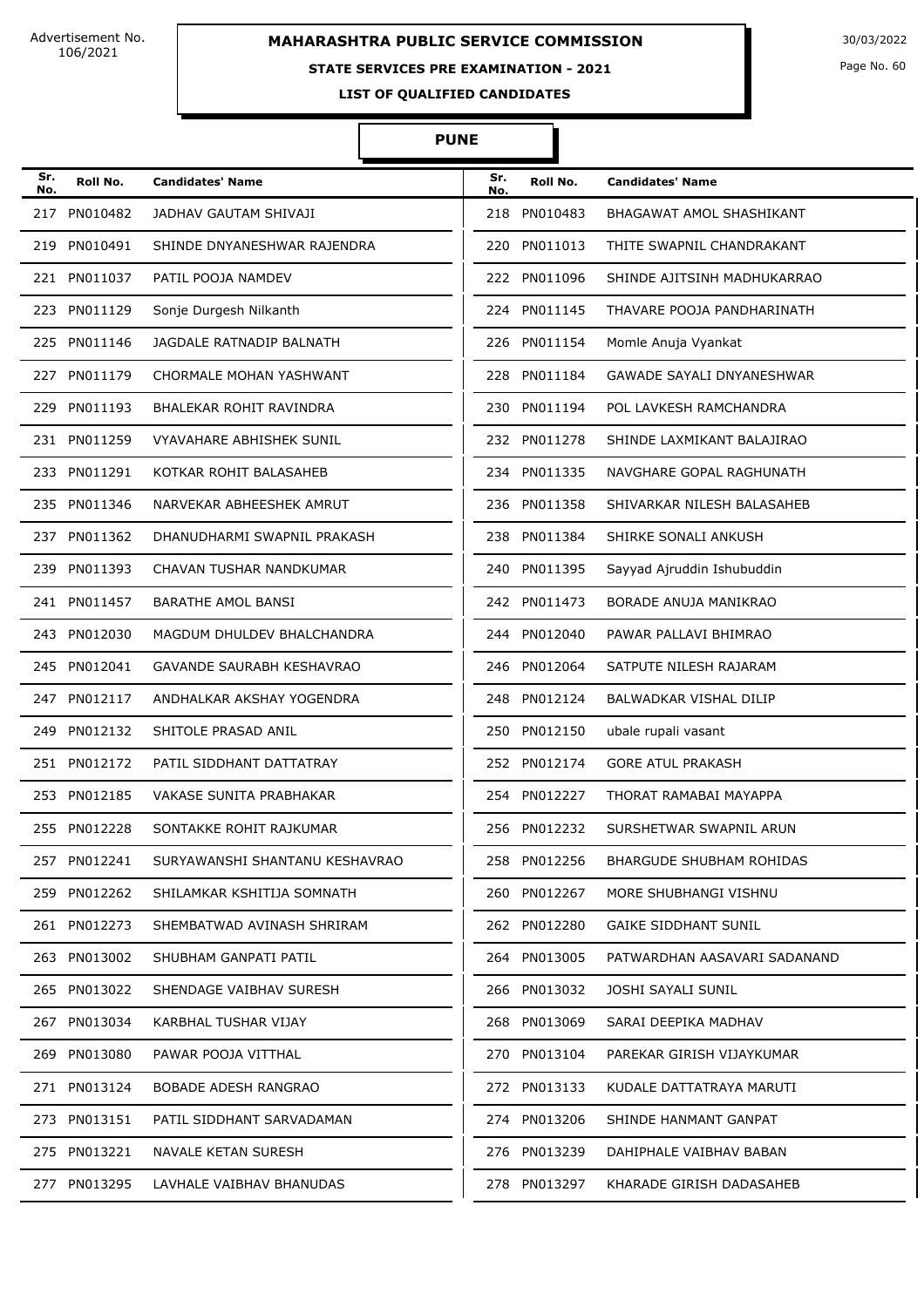Advertisement No. 106/2021

# MAHARASHTRA PUBLIC SERVICE COMMISSION

30/03/2022

## STATE SERVICES PRE EXAMINATION - 2021

### LIST OF QUALIFIED CANDIDATES

### PUNE

| Sr. No. | Roll No. | Candidates' Name | Sr. No. | Roll No. | Candidates' Name |
|---|---|---|---|---|---|
| 217 | PN010482 | JADHAV GAUTAM SHIVAJI | 218 | PN010483 | BHAGAWAT AMOL SHASHIKANT |
| 219 | PN010491 | SHINDE DNYANESHWAR RAJENDRA | 220 | PN011013 | THITE SWAPNIL CHANDRAKANT |
| 221 | PN011037 | PATIL POOJA NAMDEV | 222 | PN011096 | SHINDE AJITSINH MADHUKARRAO |
| 223 | PN011129 | Sonje Durgesh Nilkanth | 224 | PN011145 | THAVARE POOJA PANDHARINATH |
| 225 | PN011146 | JAGDALE RATNADIP BALNATH | 226 | PN011154 | Momle Anuja Vyankat |
| 227 | PN011179 | CHORMALE MOHAN YASHWANT | 228 | PN011184 | GAWADE SAYALI DNYANESHWAR |
| 229 | PN011193 | BHALEKAR ROHIT RAVINDRA | 230 | PN011194 | POL LAVKESH RAMCHANDRA |
| 231 | PN011259 | VYAVAHARE ABHISHEK SUNIL | 232 | PN011278 | SHINDE LAXMIKANT BALAJIRAO |
| 233 | PN011291 | KOTKAR ROHIT BALASAHEB | 234 | PN011335 | NAVGHARE GOPAL RAGHUNATH |
| 235 | PN011346 | NARVEKAR ABHEESHEK AMRUT | 236 | PN011358 | SHIVARKAR NILESH BALASAHEB |
| 237 | PN011362 | DHANUDHARMI SWAPNIL PRAKASH | 238 | PN011384 | SHIRKE SONALI ANKUSH |
| 239 | PN011393 | CHAVAN TUSHAR NANDKUMAR | 240 | PN011395 | Sayyad Ajruddin Ishubuddin |
| 241 | PN011457 | BARATHE AMOL BANSI | 242 | PN011473 | BORADE ANUJA MANIKRAO |
| 243 | PN012030 | MAGDUM DHULDEV BHALCHANDRA | 244 | PN012040 | PAWAR PALLAVI BHIMRAO |
| 245 | PN012041 | GAVANDE SAURABH KESHAVRAO | 246 | PN012064 | SATPUTE NILESH RAJARAM |
| 247 | PN012117 | ANDHALKAR AKSHAY YOGENDRA | 248 | PN012124 | BALWADKAR VISHAL DILIP |
| 249 | PN012132 | SHITOLE PRASAD ANIL | 250 | PN012150 | ubale rupali vasant |
| 251 | PN012172 | PATIL SIDDHANT DATTATRAY | 252 | PN012174 | GORE ATUL PRAKASH |
| 253 | PN012185 | VAKASE SUNITA PRABHAKAR | 254 | PN012227 | THORAT RAMABAI MAYAPPA |
| 255 | PN012228 | SONTAKKE ROHIT RAJKUMAR | 256 | PN012232 | SURSHETWAR SWAPNIL ARUN |
| 257 | PN012241 | SURYAWANSHI SHANTANU KESHAVRAO | 258 | PN012256 | BHARGUDE SHUBHAM ROHIDAS |
| 259 | PN012262 | SHILAMKAR KSHITIJA SOMNATH | 260 | PN012267 | MORE SHUBHANGI VISHNU |
| 261 | PN012273 | SHEMBATWAD AVINASH SHRIRAM | 262 | PN012280 | GAIKE SIDDHANT SUNIL |
| 263 | PN013002 | SHUBHAM GANPATI PATIL | 264 | PN013005 | PATWARDHAN AASAVARI SADANAND |
| 265 | PN013022 | SHENDAGE VAIBHAV SURESH | 266 | PN013032 | JOSHI SAYALI SUNIL |
| 267 | PN013034 | KARBHAL TUSHAR VIJAY | 268 | PN013069 | SARAI DEEPIKA MADHAV |
| 269 | PN013080 | PAWAR POOJA VITTHAL | 270 | PN013104 | PAREKAR GIRISH VIJAYKUMAR |
| 271 | PN013124 | BOBADE ADESH RANGRAO | 272 | PN013133 | KUDALE DATTATRAYA MARUTI |
| 273 | PN013151 | PATIL SIDDHANT SARVADAMAN | 274 | PN013206 | SHINDE HANMANT GANPAT |
| 275 | PN013221 | NAVALE KETAN SURESH | 276 | PN013239 | DAHIPHALE VAIBHAV BABAN |
| 277 | PN013295 | LAVHALE VAIBHAV BHANUDAS | 278 | PN013297 | KHARADE GIRISH DADASAHEB |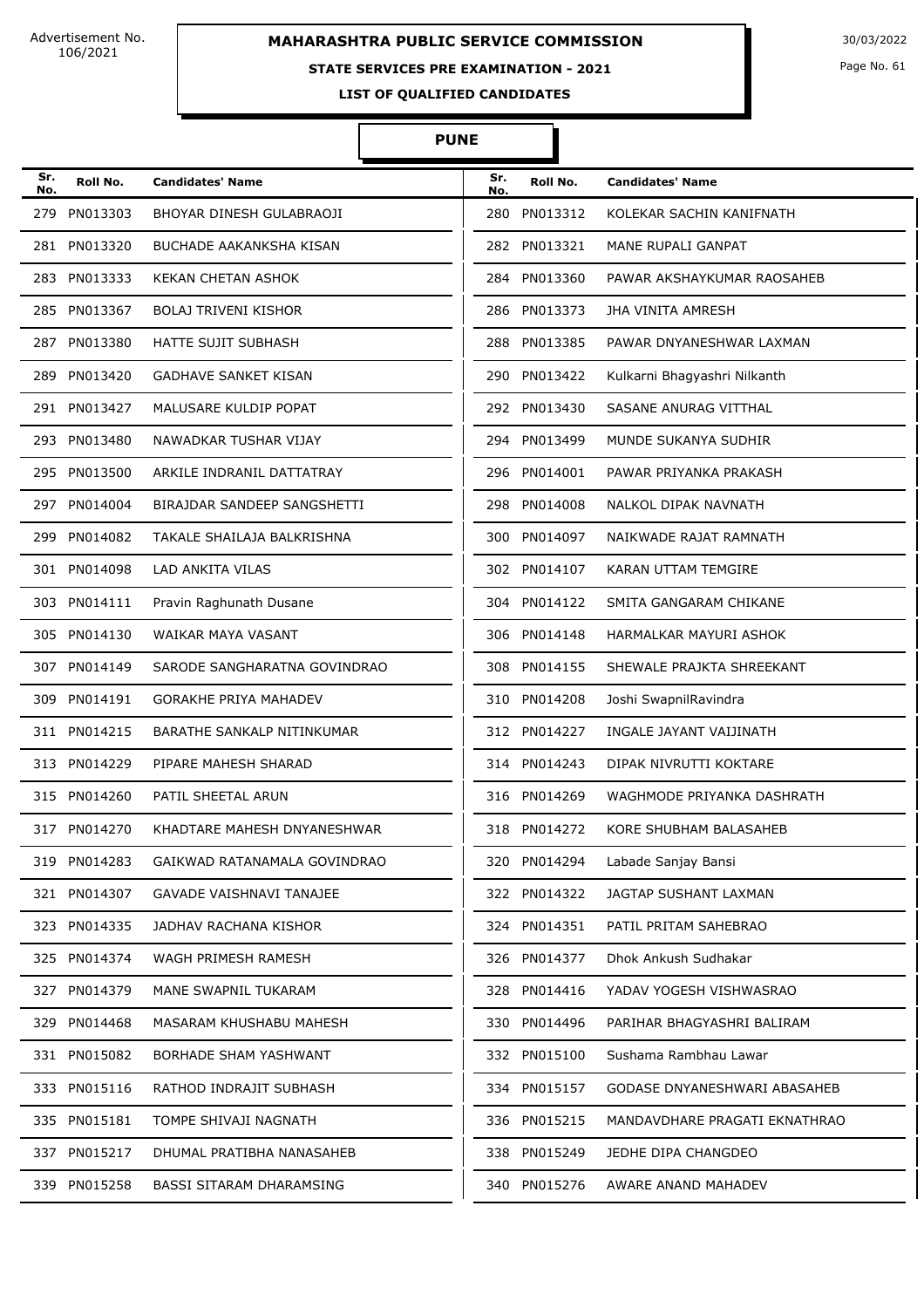Advertisement No. 106/2021

# MAHARASHTRA PUBLIC SERVICE COMMISSION

30/03/2022

## STATE SERVICES PRE EXAMINATION - 2021

### LIST OF QUALIFIED CANDIDATES

### PUNE

| Sr. No. | Roll No. | Candidates' Name | Sr. No. | Roll No. | Candidates' Name |
|---|---|---|---|---|---|
| 279 | PN013303 | BHOYAR DINESH GULABRAOJI | 280 | PN013312 | KOLEKAR SACHIN KANIFNATH |
| 281 | PN013320 | BUCHADE AAKANKSHA KISAN | 282 | PN013321 | MANE RUPALI GANPAT |
| 283 | PN013333 | KEKAN CHETAN ASHOK | 284 | PN013360 | PAWAR AKSHAYKUMAR RAOSAHEB |
| 285 | PN013367 | BOLAJ TRIVENI KISHOR | 286 | PN013373 | JHA VINITA AMRESH |
| 287 | PN013380 | HATTE SUJIT SUBHASH | 288 | PN013385 | PAWAR DNYANESHWAR LAXMAN |
| 289 | PN013420 | GADHAVE SANKET KISAN | 290 | PN013422 | Kulkarni Bhagyashri Nilkanth |
| 291 | PN013427 | MALUSARE KULDIP POPAT | 292 | PN013430 | SASANE ANURAG VITTHAL |
| 293 | PN013480 | NAWADKAR TUSHAR VIJAY | 294 | PN013499 | MUNDE SUKANYA SUDHIR |
| 295 | PN013500 | ARKILE INDRANIL DATTATRAY | 296 | PN014001 | PAWAR PRIYANKA PRAKASH |
| 297 | PN014004 | BIRAJDAR SANDEEP SANGSHETTI | 298 | PN014008 | NALKOL DIPAK NAVNATH |
| 299 | PN014082 | TAKALE SHAILAJA BALKRISHNA | 300 | PN014097 | NAIKWADE RAJAT RAMNATH |
| 301 | PN014098 | LAD ANKITA VILAS | 302 | PN014107 | KARAN UTTAM TEMGIRE |
| 303 | PN014111 | Pravin Raghunath Dusane | 304 | PN014122 | SMITA GANGARAM CHIKANE |
| 305 | PN014130 | WAIKAR MAYA VASANT | 306 | PN014148 | HARMALKAR MAYURI ASHOK |
| 307 | PN014149 | SARODE SANGHARATNA GOVINDRAO | 308 | PN014155 | SHEWALE PRAJKTA SHREEKANT |
| 309 | PN014191 | GORAKHE PRIYA MAHADEV | 310 | PN014208 | Joshi SwapnilRavindra |
| 311 | PN014215 | BARATHE SANKALP NITINKUMAR | 312 | PN014227 | INGALE JAYANT VAIJINATH |
| 313 | PN014229 | PIPARE MAHESH SHARAD | 314 | PN014243 | DIPAK NIVRUTTI KOKTARE |
| 315 | PN014260 | PATIL SHEETAL ARUN | 316 | PN014269 | WAGHMODE PRIYANKA DASHRATH |
| 317 | PN014270 | KHADTARE MAHESH DNYANESHWAR | 318 | PN014272 | KORE SHUBHAM BALASAHEB |
| 319 | PN014283 | GAIKWAD RATANAMALA GOVINDRAO | 320 | PN014294 | Labade Sanjay Bansi |
| 321 | PN014307 | GAVADE VAISHNAVI TANAJEE | 322 | PN014322 | JAGTAP SUSHANT LAXMAN |
| 323 | PN014335 | JADHAV RACHANA KISHOR | 324 | PN014351 | PATIL PRITAM SAHEBRAO |
| 325 | PN014374 | WAGH PRIMESH RAMESH | 326 | PN014377 | Dhok Ankush Sudhakar |
| 327 | PN014379 | MANE SWAPNIL TUKARAM | 328 | PN014416 | YADAV YOGESH VISHWASRAO |
| 329 | PN014468 | MASARAM KHUSHABU MAHESH | 330 | PN014496 | PARIHAR BHAGYASHRI BALIRAM |
| 331 | PN015082 | BORHADE SHAM YASHWANT | 332 | PN015100 | Sushama Rambhau Lawar |
| 333 | PN015116 | RATHOD INDRAJIT SUBHASH | 334 | PN015157 | GODASE DNYANESHWARI ABASAHEB |
| 335 | PN015181 | TOMPE SHIVAJI NAGNATH | 336 | PN015215 | MANDAVDHARE PRAGATI EKNATHRAO |
| 337 | PN015217 | DHUMAL PRATIBHA NANASAHEB | 338 | PN015249 | JEDHE DIPA CHANGDEO |
| 339 | PN015258 | BASSI SITARAM DHARAMSING | 340 | PN015276 | AWARE ANAND MAHADEV |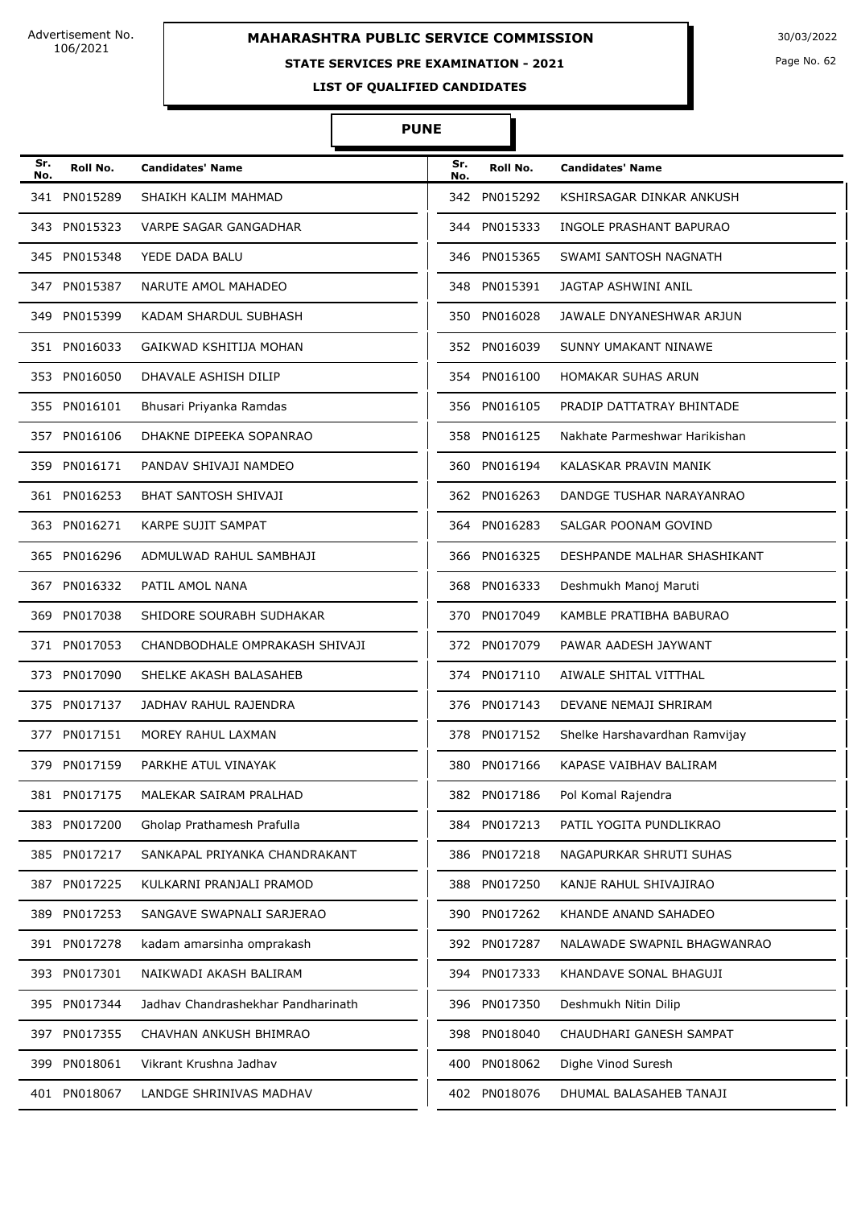Advertisement No. 106/2021

# MAHARASHTRA PUBLIC SERVICE COMMISSION

30/03/2022

## STATE SERVICES PRE EXAMINATION - 2021

### LIST OF QUALIFIED CANDIDATES

### PUNE

| Sr. No. | Roll No. | Candidates' Name | Sr. No. | Roll No. | Candidates' Name |
|---|---|---|---|---|---|
| 341 | PN015289 | SHAIKH KALIM MAHMAD | 342 | PN015292 | KSHIRSAGAR DINKAR ANKUSH |
| 343 | PN015323 | VARPE SAGAR GANGADHAR | 344 | PN015333 | INGOLE PRASHANT BAPURAO |
| 345 | PN015348 | YEDE DADA BALU | 346 | PN015365 | SWAMI SANTOSH NAGNATH |
| 347 | PN015387 | NARUTE AMOL MAHADEO | 348 | PN015391 | JAGTAP ASHWINI ANIL |
| 349 | PN015399 | KADAM SHARDUL SUBHASH | 350 | PN016028 | JAWALE DNYANESHWAR ARJUN |
| 351 | PN016033 | GAIKWAD KSHITIJA MOHAN | 352 | PN016039 | SUNNY UMAKANT NINAWE |
| 353 | PN016050 | DHAVALE ASHISH DILIP | 354 | PN016100 | HOMAKAR SUHAS ARUN |
| 355 | PN016101 | Bhusari Priyanka Ramdas | 356 | PN016105 | PRADIP DATTATRAY BHINTADE |
| 357 | PN016106 | DHAKNE DIPEEKA SOPANRAO | 358 | PN016125 | Nakhate Parmeshwar Harikishan |
| 359 | PN016171 | PANDAV SHIVAJI NAMDEO | 360 | PN016194 | KALASKAR PRAVIN MANIK |
| 361 | PN016253 | BHAT SANTOSH SHIVAJI | 362 | PN016263 | DANDGE TUSHAR NARAYANRAO |
| 363 | PN016271 | KARPE SUJIT SAMPAT | 364 | PN016283 | SALGAR POONAM GOVIND |
| 365 | PN016296 | ADMULWAD RAHUL SAMBHAJI | 366 | PN016325 | DESHPANDE MALHAR SHASHIKANT |
| 367 | PN016332 | PATIL AMOL NANA | 368 | PN016333 | Deshmukh Manoj Maruti |
| 369 | PN017038 | SHIDORE SOURABH SUDHAKAR | 370 | PN017049 | KAMBLE PRATIBHA BABURAO |
| 371 | PN017053 | CHANDBODHALE OMPRAKASH SHIVAJI | 372 | PN017079 | PAWAR AADESH JAYWANT |
| 373 | PN017090 | SHELKE AKASH BALASAHEB | 374 | PN017110 | AIWALE SHITAL VITTHAL |
| 375 | PN017137 | JADHAV RAHUL RAJENDRA | 376 | PN017143 | DEVANE NEMAJI SHRIRAM |
| 377 | PN017151 | MOREY RAHUL LAXMAN | 378 | PN017152 | Shelke Harshavardhan Ramvijay |
| 379 | PN017159 | PARKHE ATUL VINAYAK | 380 | PN017166 | KAPASE VAIBHAV BALIRAM |
| 381 | PN017175 | MALEKAR SAIRAM PRALHAD | 382 | PN017186 | Pol Komal Rajendra |
| 383 | PN017200 | Gholap Prathamesh Prafulla | 384 | PN017213 | PATIL YOGITA PUNDLIKRAO |
| 385 | PN017217 | SANKAPAL PRIYANKA CHANDRAKANT | 386 | PN017218 | NAGAPURKAR SHRUTI SUHAS |
| 387 | PN017225 | KULKARNI PRANJALI PRAMOD | 388 | PN017250 | KANJE RAHUL SHIVAJIRAO |
| 389 | PN017253 | SANGAVE SWAPNALI SARJERAO | 390 | PN017262 | KHANDE ANAND SAHADEO |
| 391 | PN017278 | kadam amarsinha omprakash | 392 | PN017287 | NALAWADE SWAPNIL BHAGWANRAO |
| 393 | PN017301 | NAIKWADI AKASH BALIRAM | 394 | PN017333 | KHANDAVE SONAL BHAGUJI |
| 395 | PN017344 | Jadhav Chandrashekhar Pandharinath | 396 | PN017350 | Deshmukh Nitin Dilip |
| 397 | PN017355 | CHAVHAN ANKUSH BHIMRAO | 398 | PN018040 | CHAUDHARI GANESH SAMPAT |
| 399 | PN018061 | Vikrant Krushna Jadhav | 400 | PN018062 | Dighe Vinod Suresh |
| 401 | PN018067 | LANDGE SHRINIVAS MADHAV | 402 | PN018076 | DHUMAL BALASAHEB TANAJI |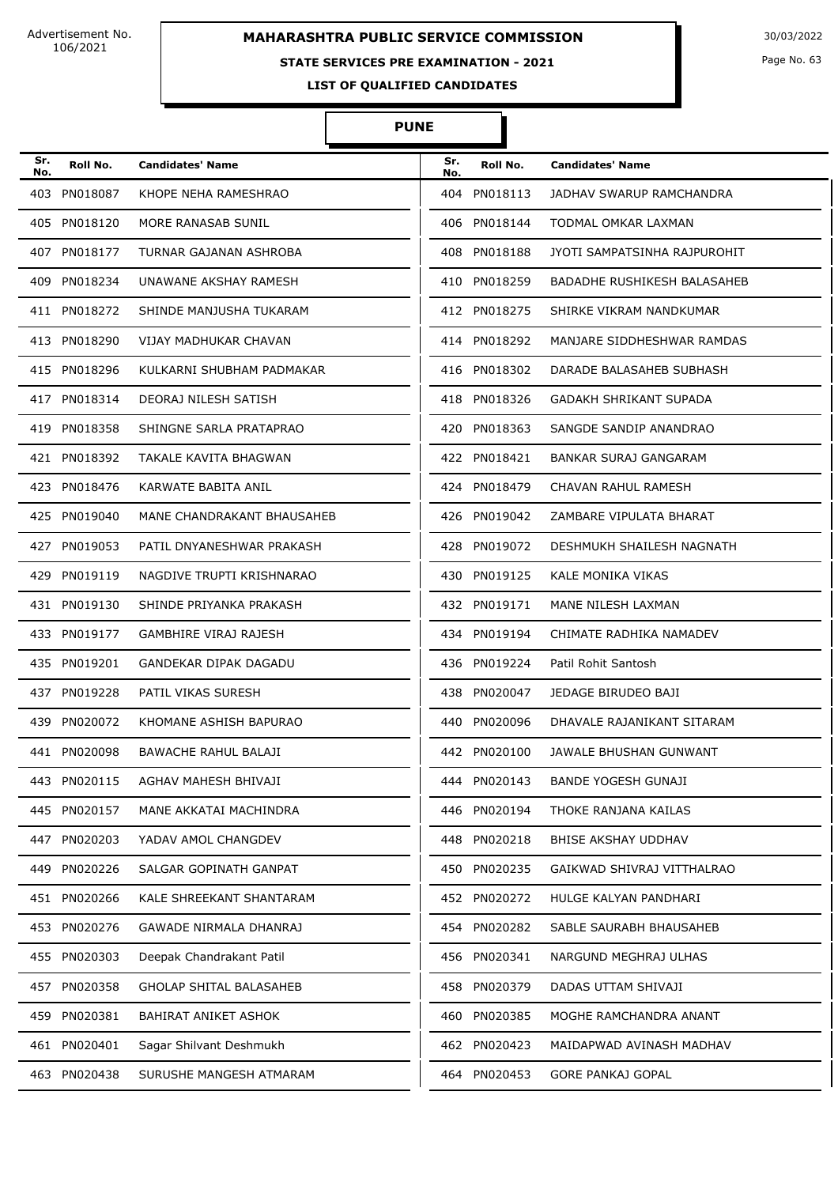Advertisement No. 106/2021

# MAHARASHTRA PUBLIC SERVICE COMMISSION

30/03/2022

**STATE SERVICES PRE EXAMINATION - 2021**

**LIST OF QUALIFIED CANDIDATES**

## PUNE

| Sr. No. | Roll No. | Candidates' Name | Sr. No. | Roll No. | Candidates' Name |
|---|---|---|---|---|---|
| 403 | PN018087 | KHOPE NEHA RAMESHRAO | 404 | PN018113 | JADHAV SWARUP RAMCHANDRA |
| 405 | PN018120 | MORE RANASAB SUNIL | 406 | PN018144 | TODMAL OMKAR LAXMAN |
| 407 | PN018177 | TURNAR GAJANAN ASHROBA | 408 | PN018188 | JYOTI SAMPATSINHA RAJPUROHIT |
| 409 | PN018234 | UNAWANE AKSHAY RAMESH | 410 | PN018259 | BADADHE RUSHIKESH BALASAHEB |
| 411 | PN018272 | SHINDE MANJUSHA TUKARAM | 412 | PN018275 | SHIRKE VIKRAM NANDKUMAR |
| 413 | PN018290 | VIJAY MADHUKAR CHAVAN | 414 | PN018292 | MANJARE SIDDHESHWAR RAMDAS |
| 415 | PN018296 | KULKARNI SHUBHAM PADMAKAR | 416 | PN018302 | DARADE BALASAHEB SUBHASH |
| 417 | PN018314 | DEORAJ NILESH SATISH | 418 | PN018326 | GADAKH SHRIKANT SUPADA |
| 419 | PN018358 | SHINGNE SARLA PRATAPRAO | 420 | PN018363 | SANGDE SANDIP ANANDRAO |
| 421 | PN018392 | TAKALE KAVITA BHAGWAN | 422 | PN018421 | BANKAR SURAJ GANGARAM |
| 423 | PN018476 | KARWATE BABITA ANIL | 424 | PN018479 | CHAVAN RAHUL RAMESH |
| 425 | PN019040 | MANE CHANDRAKANT BHAUSAHEB | 426 | PN019042 | ZAMBARE VIPULATA BHARAT |
| 427 | PN019053 | PATIL DNYANESHWAR PRAKASH | 428 | PN019072 | DESHMUKH SHAILESH NAGNATH |
| 429 | PN019119 | NAGDIVE TRUPTI KRISHNARAO | 430 | PN019125 | KALE MONIKA VIKAS |
| 431 | PN019130 | SHINDE PRIYANKA PRAKASH | 432 | PN019171 | MANE NILESH LAXMAN |
| 433 | PN019177 | GAMBHIRE VIRAJ RAJESH | 434 | PN019194 | CHIMATE RADHIKA NAMADEV |
| 435 | PN019201 | GANDEKAR DIPAK DAGADU | 436 | PN019224 | Patil Rohit Santosh |
| 437 | PN019228 | PATIL VIKAS SURESH | 438 | PN020047 | JEDAGE BIRUDEO BAJI |
| 439 | PN020072 | KHOMANE ASHISH BAPURAO | 440 | PN020096 | DHAVALE RAJANIKANT SITARAM |
| 441 | PN020098 | BAWACHE RAHUL BALAJI | 442 | PN020100 | JAWALE BHUSHAN GUNWANT |
| 443 | PN020115 | AGHAV MAHESH BHIVAJI | 444 | PN020143 | BANDE YOGESH GUNAJI |
| 445 | PN020157 | MANE AKKATAI MACHINDRA | 446 | PN020194 | THOKE RANJANA KAILAS |
| 447 | PN020203 | YADAV AMOL CHANGDEV | 448 | PN020218 | BHISE AKSHAY UDDHAV |
| 449 | PN020226 | SALGAR GOPINATH GANPAT | 450 | PN020235 | GAIKWAD SHIVRAJ VITTHALRAO |
| 451 | PN020266 | KALE SHREEKANT SHANTARAM | 452 | PN020272 | HULGE KALYAN PANDHARI |
| 453 | PN020276 | GAWADE NIRMALA DHANRAJ | 454 | PN020282 | SABLE SAURABH BHAUSAHEB |
| 455 | PN020303 | Deepak Chandrakant Patil | 456 | PN020341 | NARGUND MEGHRAJ ULHAS |
| 457 | PN020358 | GHOLAP SHITAL BALASAHEB | 458 | PN020379 | DADAS UTTAM SHIVAJI |
| 459 | PN020381 | BAHIRAT ANIKET ASHOK | 460 | PN020385 | MOGHE RAMCHANDRA ANANT |
| 461 | PN020401 | Sagar Shilvant Deshmukh | 462 | PN020423 | MAIDAPWAD AVINASH MADHAV |
| 463 | PN020438 | SURUSHE MANGESH ATMARAM | 464 | PN020453 | GORE PANKAJ GOPAL |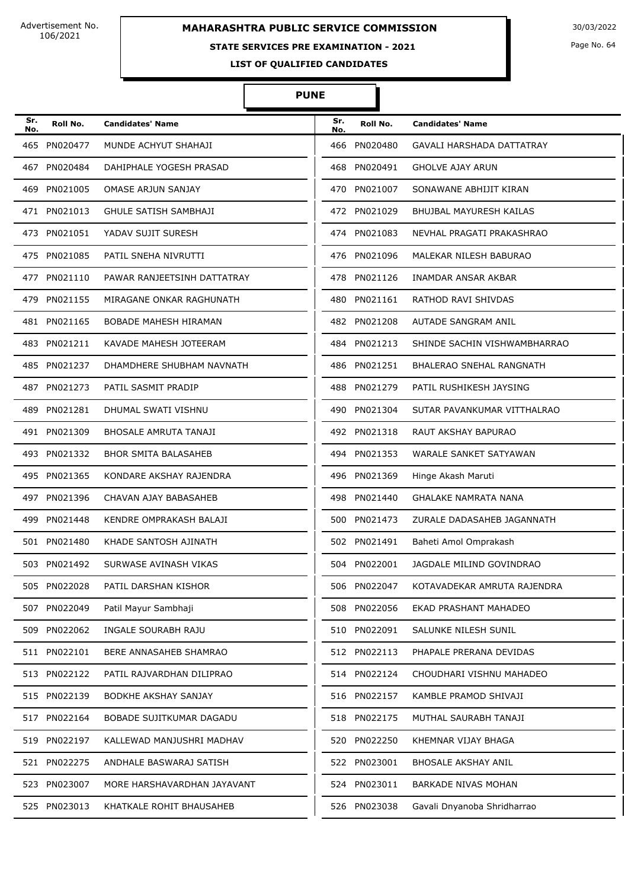Advertisement No. 106/2021

**MAHARASHTRA PUBLIC SERVICE COMMISSION**

30/03/2022

**STATE SERVICES PRE EXAMINATION - 2021**

**LIST OF QUALIFIED CANDIDATES**

**PUNE**

| Sr. No. | Roll No. | Candidates' Name | Sr. No. | Roll No. | Candidates' Name |
|---|---|---|---|---|---|
| 465 | PN020477 | MUNDE ACHYUT SHAHAJI | 466 | PN020480 | GAVALI HARSHADA DATTATRAY |
| 467 | PN020484 | DAHIPHALE YOGESH PRASAD | 468 | PN020491 | GHOLVE AJAY ARUN |
| 469 | PN021005 | OMASE ARJUN SANJAY | 470 | PN021007 | SONAWANE ABHIJIT KIRAN |
| 471 | PN021013 | GHULE SATISH SAMBHAJI | 472 | PN021029 | BHUJBAL MAYURESH KAILAS |
| 473 | PN021051 | YADAV SUJIT SURESH | 474 | PN021083 | NEVHAL PRAGATI PRAKASHRAO |
| 475 | PN021085 | PATIL SNEHA NIVRUTTI | 476 | PN021096 | MALEKAR NILESH BABURAO |
| 477 | PN021110 | PAWAR RANJEETSINH DATTATRAY | 478 | PN021126 | INAMDAR ANSAR AKBAR |
| 479 | PN021155 | MIRAGANE ONKAR RAGHUNATH | 480 | PN021161 | RATHOD RAVI SHIVDAS |
| 481 | PN021165 | BOBADE MAHESH HIRAMAN | 482 | PN021208 | AUTADE SANGRAM ANIL |
| 483 | PN021211 | KAVADE MAHESH JOTEERAM | 484 | PN021213 | SHINDE SACHIN VISHWAMBHARRAO |
| 485 | PN021237 | DHAMDHERE SHUBHAM NAVNATH | 486 | PN021251 | BHALERAO SNEHAL RANGNATH |
| 487 | PN021273 | PATIL SASMIT PRADIP | 488 | PN021279 | PATIL RUSHIKESH JAYSING |
| 489 | PN021281 | DHUMAL SWATI VISHNU | 490 | PN021304 | SUTAR PAVANKUMAR VITTHALRAO |
| 491 | PN021309 | BHOSALE AMRUTA TANAJI | 492 | PN021318 | RAUT AKSHAY BAPURAO |
| 493 | PN021332 | BHOR SMITA BALASAHEB | 494 | PN021353 | WARALE SANKET SATYAWAN |
| 495 | PN021365 | KONDARE AKSHAY RAJENDRA | 496 | PN021369 | Hinge Akash Maruti |
| 497 | PN021396 | CHAVAN AJAY BABASAHEB | 498 | PN021440 | GHALAKE NAMRATA NANA |
| 499 | PN021448 | KENDRE OMPRAKASH BALAJI | 500 | PN021473 | ZURALE DADASAHEB JAGANNATH |
| 501 | PN021480 | KHADE SANTOSH AJINATH | 502 | PN021491 | Baheti Amol Omprakash |
| 503 | PN021492 | SURWASE AVINASH VIKAS | 504 | PN022001 | JAGDALE MILIND GOVINDRAO |
| 505 | PN022028 | PATIL DARSHAN KISHOR | 506 | PN022047 | KOTAVADEKAR AMRUTA RAJENDRA |
| 507 | PN022049 | Patil Mayur Sambhaji | 508 | PN022056 | EKAD PRASHANT MAHADEO |
| 509 | PN022062 | INGALE SOURABH RAJU | 510 | PN022091 | SALUNKE NILESH SUNIL |
| 511 | PN022101 | BERE ANNASAHEB SHAMRAO | 512 | PN022113 | PHAPALE PRERANA DEVIDAS |
| 513 | PN022122 | PATIL RAJVARDHAN DILIPRAO | 514 | PN022124 | CHOUDHARI VISHNU MAHADEO |
| 515 | PN022139 | BODKHE AKSHAY SANJAY | 516 | PN022157 | KAMBLE PRAMOD SHIVAJI |
| 517 | PN022164 | BOBADE SUJITKUMAR DAGADU | 518 | PN022175 | MUTHAL SAURABH TANAJI |
| 519 | PN022197 | KALLEWAD MANJUSHRI MADHAV | 520 | PN022250 | KHEMNAR VIJAY BHAGA |
| 521 | PN022275 | ANDHALE BASWARAJ SATISH | 522 | PN023001 | BHOSALE AKSHAY ANIL |
| 523 | PN023007 | MORE HARSHAVARDHAN JAYAVANT | 524 | PN023011 | BARKADE NIVAS MOHAN |
| 525 | PN023013 | KHATKALE ROHIT BHAUSAHEB | 526 | PN023038 | Gavali Dnyanoba Shridharrao |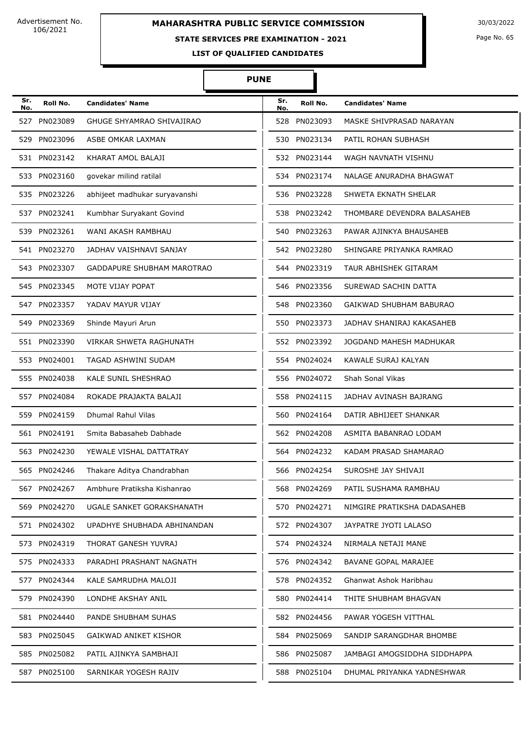Advertisement No. 106/2021

# MAHARASHTRA PUBLIC SERVICE COMMISSION

30/03/2022

## STATE SERVICES PRE EXAMINATION - 2021

### LIST OF QUALIFIED CANDIDATES

### PUNE

| Sr. No. | Roll No. | Candidates' Name |
|---|---|---|
| 527 | PN023089 | GHUGE SHYAMRAO SHIVAJIRAO |
| 528 | PN023093 | MASKE SHIVPRASAD NARAYAN |
| 529 | PN023096 | ASBE OMKAR LAXMAN |
| 530 | PN023134 | PATIL ROHAN SUBHASH |
| 531 | PN023142 | KHARAT AMOL BALAJI |
| 532 | PN023144 | WAGH NAVNATH VISHNU |
| 533 | PN023160 | govekar milind ratilal |
| 534 | PN023174 | NALAGE ANURADHA BHAGWAT |
| 535 | PN023226 | abhijeet madhukar suryavanshi |
| 536 | PN023228 | SHWETA EKNATH SHELAR |
| 537 | PN023241 | Kumbhar Suryakant Govind |
| 538 | PN023242 | THOMBARE DEVENDRA BALASAHEB |
| 539 | PN023261 | WANI AKASH RAMBHAU |
| 540 | PN023263 | PAWAR AJINKYA BHAUSAHEB |
| 541 | PN023270 | JADHAV VAISHNAVI SANJAY |
| 542 | PN023280 | SHINGARE PRIYANKA RAMRAO |
| 543 | PN023307 | GADDAPURE SHUBHAM MAROTRAO |
| 544 | PN023319 | TAUR ABHISHEK GITARAM |
| 545 | PN023345 | MOTE VIJAY POPAT |
| 546 | PN023356 | SUREWAD SACHIN DATTA |
| 547 | PN023357 | YADAV MAYUR VIJAY |
| 548 | PN023360 | GAIKWAD SHUBHAM BABURAO |
| 549 | PN023369 | Shinde Mayuri Arun |
| 550 | PN023373 | JADHAV SHANIRAJ KAKASAHEB |
| 551 | PN023390 | VIRKAR SHWETA RAGHUNATH |
| 552 | PN023392 | JOGDAND MAHESH MADHUKAR |
| 553 | PN024001 | TAGAD ASHWINI SUDAM |
| 554 | PN024024 | KAWALE SURAJ KALYAN |
| 555 | PN024038 | KALE SUNIL SHESHRAO |
| 556 | PN024072 | Shah Sonal Vikas |
| 557 | PN024084 | ROKADE PRAJAKTA BALAJI |
| 558 | PN024115 | JADHAV AVINASH BAJRANG |
| 559 | PN024159 | Dhumal Rahul Vilas |
| 560 | PN024164 | DATIR ABHIJEET SHANKAR |
| 561 | PN024191 | Smita Babasaheb Dabhade |
| 562 | PN024208 | ASMITA BABANRAO LODAM |
| 563 | PN024230 | YEWALE VISHAL DATTATRAY |
| 564 | PN024232 | KADAM PRASAD SHAMARAO |
| 565 | PN024246 | Thakare Aditya Chandrabhan |
| 566 | PN024254 | SUROSHE JAY SHIVAJI |
| 567 | PN024267 | Ambhure Pratiksha Kishanrao |
| 568 | PN024269 | PATIL SUSHAMA RAMBHAU |
| 569 | PN024270 | UGALE SANKET GORAKSHANATH |
| 570 | PN024271 | NIMGIRE PRATIKSHA DADASAHEB |
| 571 | PN024302 | UPADHYE SHUBHADA ABHINANDAN |
| 572 | PN024307 | JAYPATRE JYOTI LALASO |
| 573 | PN024319 | THORAT GANESH YUVRAJ |
| 574 | PN024324 | NIRMALA NETAJI MANE |
| 575 | PN024333 | PARADHI PRASHANT NAGNATH |
| 576 | PN024342 | BAVANE GOPAL MARAJEE |
| 577 | PN024344 | KALE SAMRUDHA MALOJI |
| 578 | PN024352 | Ghanwat Ashok Haribhau |
| 579 | PN024390 | LONDHE AKSHAY ANIL |
| 580 | PN024414 | THITE SHUBHAM BHAGVAN |
| 581 | PN024440 | PANDE SHUBHAM SUHAS |
| 582 | PN024456 | PAWAR YOGESH VITTHAL |
| 583 | PN025045 | GAIKWAD ANIKET KISHOR |
| 584 | PN025069 | SANDIP SARANGDHAR BHOMBE |
| 585 | PN025082 | PATIL AJINKYA SAMBHAJI |
| 586 | PN025087 | JAMBAGI AMOGSIDDHA SIDDHAPPA |
| 587 | PN025100 | SARNIKAR YOGESH RAJIV |
| 588 | PN025104 | DHUMAL PRIYANKA YADNESHWAR |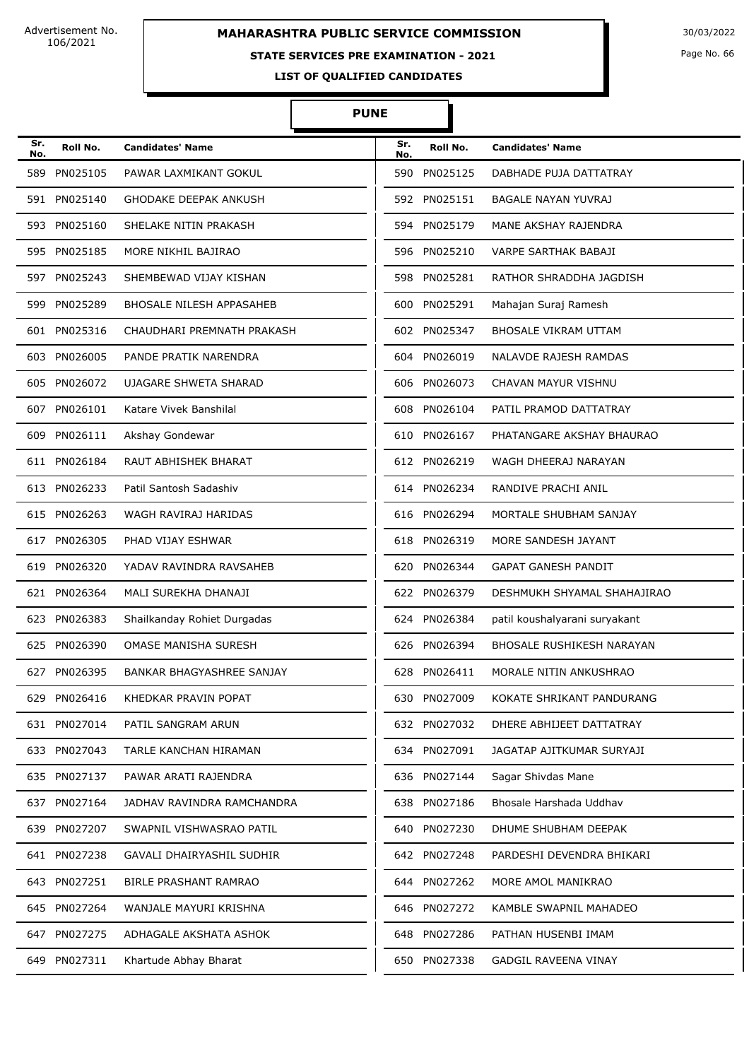Advertisement No. 106/2021

# MAHARASHTRA PUBLIC SERVICE COMMISSION

30/03/2022

## STATE SERVICES PRE EXAMINATION - 2021

### LIST OF QUALIFIED CANDIDATES

### PUNE

| Sr. No. | Roll No. | Candidates' Name | Sr. No. | Roll No. | Candidates' Name |
|---|---|---|---|---|---|
| 589 | PN025105 | PAWAR LAXMIKANT GOKUL | 590 | PN025125 | DABHADE PUJA DATTATRAY |
| 591 | PN025140 | GHODAKE DEEPAK ANKUSH | 592 | PN025151 | BAGALE NAYAN YUVRAJ |
| 593 | PN025160 | SHELAKE NITIN PRAKASH | 594 | PN025179 | MANE AKSHAY RAJENDRA |
| 595 | PN025185 | MORE NIKHIL BAJIRAO | 596 | PN025210 | VARPE SARTHAK BABAJI |
| 597 | PN025243 | SHEMBEWAD VIJAY KISHAN | 598 | PN025281 | RATHOR SHRADDHA JAGDISH |
| 599 | PN025289 | BHOSALE NILESH APPASAHEB | 600 | PN025291 | Mahajan Suraj Ramesh |
| 601 | PN025316 | CHAUDHARI PREMNATH PRAKASH | 602 | PN025347 | BHOSALE VIKRAM UTTAM |
| 603 | PN026005 | PANDE PRATIK NARENDRA | 604 | PN026019 | NALAVDE RAJESH RAMDAS |
| 605 | PN026072 | UJAGARE SHWETA SHARAD | 606 | PN026073 | CHAVAN MAYUR VISHNU |
| 607 | PN026101 | Katare Vivek Banshilal | 608 | PN026104 | PATIL PRAMOD DATTATRAY |
| 609 | PN026111 | Akshay Gondewar | 610 | PN026167 | PHATANGARE AKSHAY BHAURAO |
| 611 | PN026184 | RAUT ABHISHEK BHARAT | 612 | PN026219 | WAGH DHEERAJ NARAYAN |
| 613 | PN026233 | Patil Santosh Sadashiv | 614 | PN026234 | RANDIVE PRACHI ANIL |
| 615 | PN026263 | WAGH RAVIRAJ HARIDAS | 616 | PN026294 | MORTALE SHUBHAM SANJAY |
| 617 | PN026305 | PHAD VIJAY ESHWAR | 618 | PN026319 | MORE SANDESH JAYANT |
| 619 | PN026320 | YADAV RAVINDRA RAVSAHEB | 620 | PN026344 | GAPAT GANESH PANDIT |
| 621 | PN026364 | MALI SUREKHA DHANAJI | 622 | PN026379 | DESHMUKH SHYAMAL SHAHAJIRAO |
| 623 | PN026383 | Shailkanday Rohiet Durgadas | 624 | PN026384 | patil koushalyarani suryakant |
| 625 | PN026390 | OMASE MANISHA SURESH | 626 | PN026394 | BHOSALE RUSHIKESH NARAYAN |
| 627 | PN026395 | BANKAR BHAGYASHREE SANJAY | 628 | PN026411 | MORALE NITIN ANKUSHRAO |
| 629 | PN026416 | KHEDKAR PRAVIN POPAT | 630 | PN027009 | KOKATE SHRIKANT PANDURANG |
| 631 | PN027014 | PATIL SANGRAM ARUN | 632 | PN027032 | DHERE ABHIJEET DATTATRAY |
| 633 | PN027043 | TARLE KANCHAN HIRAMAN | 634 | PN027091 | JAGATAP AJITKUMAR SURYAJI |
| 635 | PN027137 | PAWAR ARATI RAJENDRA | 636 | PN027144 | Sagar Shivdas Mane |
| 637 | PN027164 | JADHAV RAVINDRA RAMCHANDRA | 638 | PN027186 | Bhosale Harshada Uddhav |
| 639 | PN027207 | SWAPNIL VISHWASRAO PATIL | 640 | PN027230 | DHUME SHUBHAM DEEPAK |
| 641 | PN027238 | GAVALI DHAIRYASHIL SUDHIR | 642 | PN027248 | PARDESHI DEVENDRA BHIKARI |
| 643 | PN027251 | BIRLE PRASHANT RAMRAO | 644 | PN027262 | MORE AMOL MANIKRAO |
| 645 | PN027264 | WANJALE MAYURI KRISHNA | 646 | PN027272 | KAMBLE SWAPNIL MAHADEO |
| 647 | PN027275 | ADHAGALE AKSHATA ASHOK | 648 | PN027286 | PATHAN HUSENBI IMAM |
| 649 | PN027311 | Khartude Abhay Bharat | 650 | PN027338 | GADGIL RAVEENA VINAY |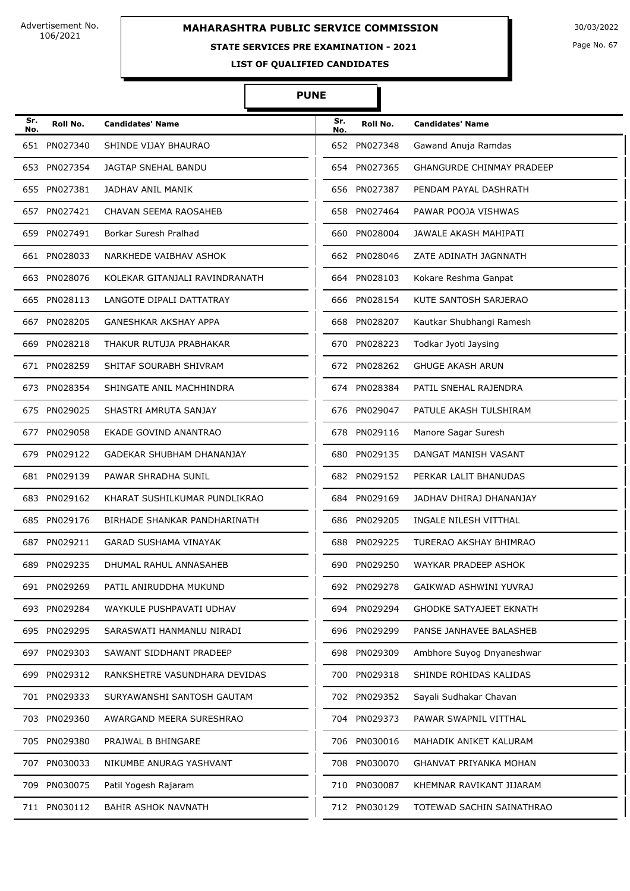Advertisement No. 106/2021

**MAHARASHTRA PUBLIC SERVICE COMMISSION**

30/03/2022

**STATE SERVICES PRE EXAMINATION - 2021**

**LIST OF QUALIFIED CANDIDATES**

**PUNE**

| Sr. No. | Roll No. | Candidates' Name | Sr. No. | Roll No. | Candidates' Name |
|---|---|---|---|---|---|
| 651 | PN027340 | SHINDE VIJAY BHAURAO | 652 | PN027348 | Gawand Anuja Ramdas |
| 653 | PN027354 | JAGTAP SNEHAL BANDU | 654 | PN027365 | GHANGURDE CHINMAY PRADEEP |
| 655 | PN027381 | JADHAV ANIL MANIK | 656 | PN027387 | PENDAM PAYAL DASHRATH |
| 657 | PN027421 | CHAVAN SEEMA RAOSAHEB | 658 | PN027464 | PAWAR POOJA VISHWAS |
| 659 | PN027491 | Borkar Suresh Pralhad | 660 | PN028004 | JAWALE AKASH MAHIPATI |
| 661 | PN028033 | NARKHEDE VAIBHAV ASHOK | 662 | PN028046 | ZATE ADINATH JAGNNATH |
| 663 | PN028076 | KOLEKAR GITANJALI RAVINDRANATH | 664 | PN028103 | Kokare Reshma Ganpat |
| 665 | PN028113 | LANGOTE DIPALI DATTATRAY | 666 | PN028154 | KUTE SANTOSH SARJERAO |
| 667 | PN028205 | GANESHKAR AKSHAY APPA | 668 | PN028207 | Kautkar Shubhangi Ramesh |
| 669 | PN028218 | THAKUR RUTUJA PRABHAKAR | 670 | PN028223 | Todkar Jyoti Jaysing |
| 671 | PN028259 | SHITAF SOURABH SHIVRAM | 672 | PN028262 | GHUGE AKASH ARUN |
| 673 | PN028354 | SHINGATE ANIL MACHHINDRA | 674 | PN028384 | PATIL SNEHAL RAJENDRA |
| 675 | PN029025 | SHASTRI AMRUTA SANJAY | 676 | PN029047 | PATULE AKASH TULSHIRAM |
| 677 | PN029058 | EKADE GOVIND ANANTRAO | 678 | PN029116 | Manore Sagar Suresh |
| 679 | PN029122 | GADEKAR SHUBHAM DHANANJAY | 680 | PN029135 | DANGAT MANISH VASANT |
| 681 | PN029139 | PAWAR SHRADHA SUNIL | 682 | PN029152 | PERKAR LALIT BHANUDAS |
| 683 | PN029162 | KHARAT SUSHILKUMAR PUNDLIKRAO | 684 | PN029169 | JADHAV DHIRAJ DHANANJAY |
| 685 | PN029176 | BIRHADE SHANKAR PANDHARINATH | 686 | PN029205 | INGALE NILESH VITTHAL |
| 687 | PN029211 | GARAD SUSHAMA VINAYAK | 688 | PN029225 | TURERAO AKSHAY BHIMRAO |
| 689 | PN029235 | DHUMAL RAHUL ANNASAHEB | 690 | PN029250 | WAYKAR PRADEEP ASHOK |
| 691 | PN029269 | PATIL ANIRUDDHA MUKUND | 692 | PN029278 | GAIKWAD ASHWINI YUVRAJ |
| 693 | PN029284 | WAYKULE PUSHPAVATI UDHAV | 694 | PN029294 | GHODKE SATYAJEET EKNATH |
| 695 | PN029295 | SARASWATI HANMANLU NIRADI | 696 | PN029299 | PANSE JANHAVEE BALASHEB |
| 697 | PN029303 | SAWANT SIDDHANT PRADEEP | 698 | PN029309 | Ambhore Suyog Dnyaneshwar |
| 699 | PN029312 | RANKSHETRE VASUNDHARA DEVIDAS | 700 | PN029318 | SHINDE ROHIDAS KALIDAS |
| 701 | PN029333 | SURYAWANSHI SANTOSH GAUTAM | 702 | PN029352 | Sayali Sudhakar Chavan |
| 703 | PN029360 | AWARGAND MEERA SURESHRAO | 704 | PN029373 | PAWAR SWAPNIL VITTHAL |
| 705 | PN029380 | PRAJWAL B BHINGARE | 706 | PN030016 | MAHADIK ANIKET KALURAM |
| 707 | PN030033 | NIKUMBE ANURAG YASHVANT | 708 | PN030070 | GHANVAT PRIYANKA MOHAN |
| 709 | PN030075 | Patil Yogesh Rajaram | 710 | PN030087 | KHEMNAR RAVIKANT JIJARAM |
| 711 | PN030112 | BAHIR ASHOK NAVNATH | 712 | PN030129 | TOTEWAD SACHIN SAINATHRAO |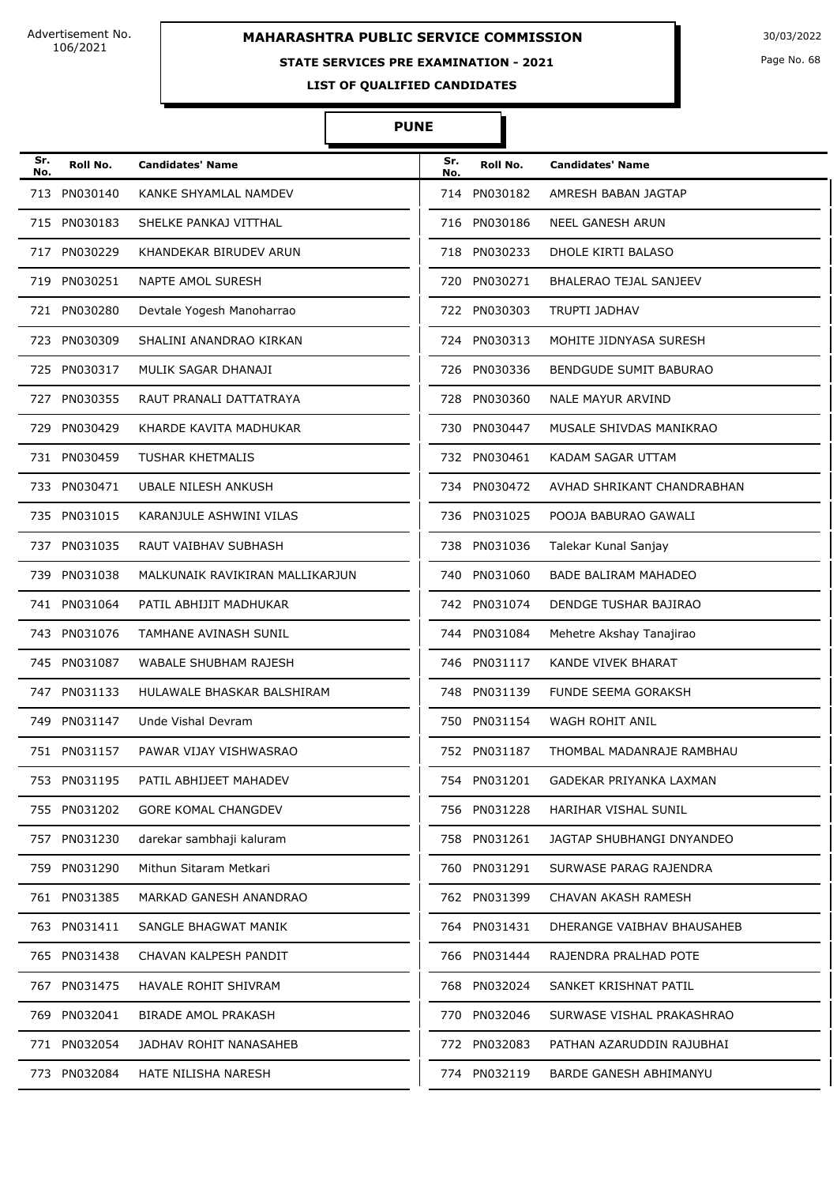Advertisement No. 106/2021

# MAHARASHTRA PUBLIC SERVICE COMMISSION

30/03/2022

## STATE SERVICES PRE EXAMINATION - 2021

### LIST OF QUALIFIED CANDIDATES

### PUNE

| Sr. No. | Roll No. | Candidates' Name | Sr. No. | Roll No. | Candidates' Name |
|---|---|---|---|---|---|
| 713 | PN030140 | KANKE SHYAMLAL NAMDEV | 714 | PN030182 | AMRESH BABAN JAGTAP |
| 715 | PN030183 | SHELKE PANKAJ VITTHAL | 716 | PN030186 | NEEL GANESH ARUN |
| 717 | PN030229 | KHANDEKAR BIRUDEV ARUN | 718 | PN030233 | DHOLE KIRTI BALASO |
| 719 | PN030251 | NAPTE AMOL SURESH | 720 | PN030271 | BHALERAO TEJAL SANJEEV |
| 721 | PN030280 | Devtale Yogesh Manoharrao | 722 | PN030303 | TRUPTI JADHAV |
| 723 | PN030309 | SHALINI ANANDRAO KIRKAN | 724 | PN030313 | MOHITE JIDNYASA SURESH |
| 725 | PN030317 | MULIK SAGAR DHANAJI | 726 | PN030336 | BENDGUDE SUMIT BABURAO |
| 727 | PN030355 | RAUT PRANALI DATTATRAYA | 728 | PN030360 | NALE MAYUR ARVIND |
| 729 | PN030429 | KHARDE KAVITA MADHUKAR | 730 | PN030447 | MUSALE SHIVDAS MANIKRAO |
| 731 | PN030459 | TUSHAR KHETMALIS | 732 | PN030461 | KADAM SAGAR UTTAM |
| 733 | PN030471 | UBALE NILESH ANKUSH | 734 | PN030472 | AVHAD SHRIKANT CHANDRABHAN |
| 735 | PN031015 | KARANJULE ASHWINI VILAS | 736 | PN031025 | POOJA BABURAO GAWALI |
| 737 | PN031035 | RAUT VAIBHAV SUBHASH | 738 | PN031036 | Talekar Kunal Sanjay |
| 739 | PN031038 | MALKUNAIK RAVIKIRAN MALLIKARJUN | 740 | PN031060 | BADE BALIRAM MAHADEO |
| 741 | PN031064 | PATIL ABHIJIT MADHUKAR | 742 | PN031074 | DENDGE TUSHAR BAJIRAO |
| 743 | PN031076 | TAMHANE AVINASH SUNIL | 744 | PN031084 | Mehetre Akshay Tanajirao |
| 745 | PN031087 | WABALE SHUBHAM RAJESH | 746 | PN031117 | KANDE VIVEK BHARAT |
| 747 | PN031133 | HULAWALE BHASKAR BALSHIRAM | 748 | PN031139 | FUNDE SEEMA GORAKSH |
| 749 | PN031147 | Unde Vishal Devram | 750 | PN031154 | WAGH ROHIT ANIL |
| 751 | PN031157 | PAWAR VIJAY VISHWASRAO | 752 | PN031187 | THOMBAL MADANRAJE RAMBHAU |
| 753 | PN031195 | PATIL ABHIJEET MAHADEV | 754 | PN031201 | GADEKAR PRIYANKA LAXMAN |
| 755 | PN031202 | GORE KOMAL CHANGDEV | 756 | PN031228 | HARIHAR VISHAL SUNIL |
| 757 | PN031230 | darekar sambhaji kaluram | 758 | PN031261 | JAGTAP SHUBHANGI DNYANDEO |
| 759 | PN031290 | Mithun Sitaram Metkari | 760 | PN031291 | SURWASE PARAG RAJENDRA |
| 761 | PN031385 | MARKAD GANESH ANANDRAO | 762 | PN031399 | CHAVAN AKASH RAMESH |
| 763 | PN031411 | SANGLE BHAGWAT MANIK | 764 | PN031431 | DHERANGE VAIBHAV BHAUSAHEB |
| 765 | PN031438 | CHAVAN KALPESH PANDIT | 766 | PN031444 | RAJENDRA PRALHAD POTE |
| 767 | PN031475 | HAVALE ROHIT SHIVRAM | 768 | PN032024 | SANKET KRISHNAT PATIL |
| 769 | PN032041 | BIRADE AMOL PRAKASH | 770 | PN032046 | SURWASE VISHAL PRAKASHRAO |
| 771 | PN032054 | JADHAV ROHIT NANASAHEB | 772 | PN032083 | PATHAN AZARUDDIN RAJUBHAI |
| 773 | PN032084 | HATE NILISHA NARESH | 774 | PN032119 | BARDE GANESH ABHIMANYU |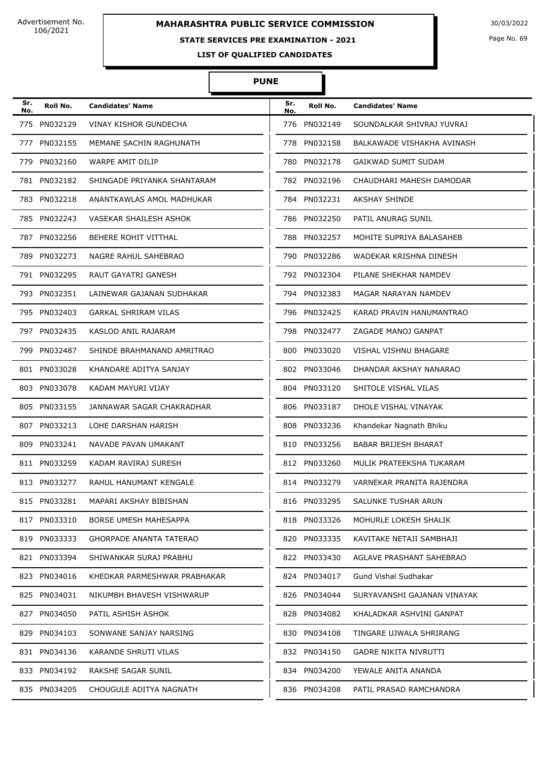Advertisement No. 106/2021

# MAHARASHTRA PUBLIC SERVICE COMMISSION

30/03/2022

## STATE SERVICES PRE EXAMINATION - 2021

### LIST OF QUALIFIED CANDIDATES

### PUNE

| Sr. No. | Roll No. | Candidates' Name | Sr. No. | Roll No. | Candidates' Name |
|---|---|---|---|---|---|
| 775 | PN032129 | VINAY KISHOR GUNDECHA | 776 | PN032149 | SOUNDALKAR SHIVRAJ YUVRAJ |
| 777 | PN032155 | MEMANE SACHIN RAGHUNATH | 778 | PN032158 | BALKAWADE VISHAKHA AVINASH |
| 779 | PN032160 | WARPE AMIT DILIP | 780 | PN032178 | GAIKWAD SUMIT SUDAM |
| 781 | PN032182 | SHINGADE PRIYANKA SHANTARAM | 782 | PN032196 | CHAUDHARI MAHESH DAMODAR |
| 783 | PN032218 | ANANTKAWLAS AMOL MADHUKAR | 784 | PN032231 | AKSHAY SHINDE |
| 785 | PN032243 | VASEKAR SHAILESH ASHOK | 786 | PN032250 | PATIL ANURAG SUNIL |
| 787 | PN032256 | BEHERE ROHIT VITTHAL | 788 | PN032257 | MOHITE SUPRIYA BALASAHEB |
| 789 | PN032273 | NAGRE RAHUL SAHEBRAO | 790 | PN032286 | WADEKAR KRISHNA DINESH |
| 791 | PN032295 | RAUT GAYATRI GANESH | 792 | PN032304 | PILANE SHEKHAR NAMDEV |
| 793 | PN032351 | LAINEWAR GAJANAN SUDHAKAR | 794 | PN032383 | MAGAR NARAYAN NAMDEV |
| 795 | PN032403 | GARKAL SHRIRAM VILAS | 796 | PN032425 | KARAD PRAVIN HANUMANTRAO |
| 797 | PN032435 | KASLOD ANIL RAJARAM | 798 | PN032477 | ZAGADE MANOJ GANPAT |
| 799 | PN032487 | SHINDE BRAHMANAND AMRITRAO | 800 | PN033020 | VISHAL VISHNU BHAGARE |
| 801 | PN033028 | KHANDARE ADITYA SANJAY | 802 | PN033046 | DHANDAR AKSHAY NANARAO |
| 803 | PN033078 | KADAM MAYURI VIJAY | 804 | PN033120 | SHITOLE VISHAL VILAS |
| 805 | PN033155 | JANNAWAR SAGAR CHAKRADHAR | 806 | PN033187 | DHOLE VISHAL VINAYAK |
| 807 | PN033213 | LOHE DARSHAN HARISH | 808 | PN033236 | Khandekar Nagnath Bhiku |
| 809 | PN033241 | NAVADE PAVAN UMAKANT | 810 | PN033256 | BABAR BRIJESH BHARAT |
| 811 | PN033259 | KADAM RAVIRAJ SURESH | 812 | PN033260 | MULIK PRATEEKSHA TUKARAM |
| 813 | PN033277 | RAHUL HANUMANT KENGALE | 814 | PN033279 | VARNEKAR PRANITA RAJENDRA |
| 815 | PN033281 | MAPARI AKSHAY BIBISHAN | 816 | PN033295 | SALUNKE TUSHAR ARUN |
| 817 | PN033310 | BORSE UMESH MAHESAPPA | 818 | PN033326 | MOHURLE LOKESH SHALIK |
| 819 | PN033333 | GHORPADE ANANTA TATERAO | 820 | PN033335 | KAVITAKE NETAJI SAMBHAJI |
| 821 | PN033394 | SHIWANKAR SURAJ PRABHU | 822 | PN033430 | AGLAVE PRASHANT SAHEBRAO |
| 823 | PN034016 | KHEDKAR PARMESHWAR PRABHAKAR | 824 | PN034017 | Gund Vishal Sudhakar |
| 825 | PN034031 | NIKUMBH BHAVESH VISHWARUP | 826 | PN034044 | SURYAVANSHI GAJANAN VINAYAK |
| 827 | PN034050 | PATIL ASHISH ASHOK | 828 | PN034082 | KHALADKAR ASHVINI GANPAT |
| 829 | PN034103 | SONWANE SANJAY NARSING | 830 | PN034108 | TINGARE UJWALA SHRIRANG |
| 831 | PN034136 | KARANDE SHRUTI VILAS | 832 | PN034150 | GADRE NIKITA NIVRUTTI |
| 833 | PN034192 | RAKSHE SAGAR SUNIL | 834 | PN034200 | YEWALE ANITA ANANDA |
| 835 | PN034205 | CHOUGULE ADITYA NAGNATH | 836 | PN034208 | PATIL PRASAD RAMCHANDRA |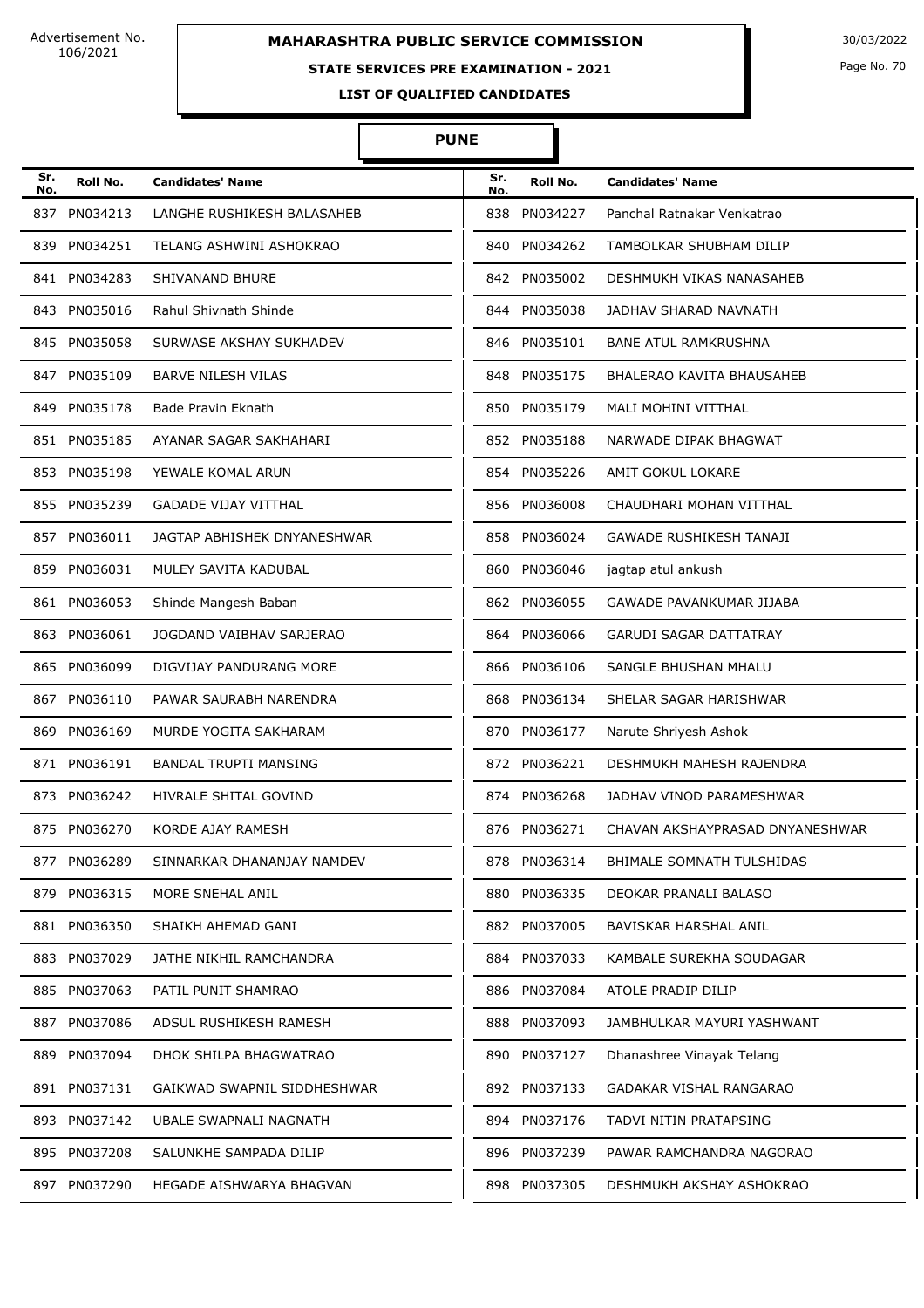Advertisement No. 106/2021

# MAHARASHTRA PUBLIC SERVICE COMMISSION

30/03/2022

**STATE SERVICES PRE EXAMINATION - 2021**

**LIST OF QUALIFIED CANDIDATES**

## PUNE

| Sr. No. | Roll No. | Candidates' Name | Sr. No. | Roll No. | Candidates' Name |
|---|---|---|---|---|---|
| 837 | PN034213 | LANGHE RUSHIKESH BALASAHEB | 838 | PN034227 | Panchal Ratnakar Venkatrao |
| 839 | PN034251 | TELANG ASHWINI ASHOKRAO | 840 | PN034262 | TAMBOLKAR SHUBHAM DILIP |
| 841 | PN034283 | SHIVANAND BHURE | 842 | PN035002 | DESHMUKH VIKAS NANASAHEB |
| 843 | PN035016 | Rahul Shivnath Shinde | 844 | PN035038 | JADHAV SHARAD NAVNATH |
| 845 | PN035058 | SURWASE AKSHAY SUKHADEV | 846 | PN035101 | BANE ATUL RAMKRUSHNA |
| 847 | PN035109 | BARVE NILESH VILAS | 848 | PN035175 | BHALERAO KAVITA BHAUSAHEB |
| 849 | PN035178 | Bade Pravin Eknath | 850 | PN035179 | MALI MOHINI VITTHAL |
| 851 | PN035185 | AYANAR SAGAR SAKHAHARI | 852 | PN035188 | NARWADE DIPAK BHAGWAT |
| 853 | PN035198 | YEWALE KOMAL ARUN | 854 | PN035226 | AMIT GOKUL LOKARE |
| 855 | PN035239 | GADADE VIJAY VITTHAL | 856 | PN036008 | CHAUDHARI MOHAN VITTHAL |
| 857 | PN036011 | JAGTAP ABHISHEK DNYANESHWAR | 858 | PN036024 | GAWADE RUSHIKESH TANAJI |
| 859 | PN036031 | MULEY SAVITA KADUBAL | 860 | PN036046 | jagtap atul ankush |
| 861 | PN036053 | Shinde Mangesh Baban | 862 | PN036055 | GAWADE PAVANKUMAR JIJABA |
| 863 | PN036061 | JOGDAND VAIBHAV SARJERAO | 864 | PN036066 | GARUDI SAGAR DATTATRAY |
| 865 | PN036099 | DIGVIJAY PANDURANG MORE | 866 | PN036106 | SANGLE BHUSHAN MHALU |
| 867 | PN036110 | PAWAR SAURABH NARENDRA | 868 | PN036134 | SHELAR SAGAR HARISHWAR |
| 869 | PN036169 | MURDE YOGITA SAKHARAM | 870 | PN036177 | Narute Shriyesh Ashok |
| 871 | PN036191 | BANDAL TRUPTI MANSING | 872 | PN036221 | DESHMUKH MAHESH RAJENDRA |
| 873 | PN036242 | HIVRALE SHITAL GOVIND | 874 | PN036268 | JADHAV VINOD PARAMESHWAR |
| 875 | PN036270 | KORDE AJAY RAMESH | 876 | PN036271 | CHAVAN AKSHAYPRASAD DNYANESHWAR |
| 877 | PN036289 | SINNARKAR DHANANJAY NAMDEV | 878 | PN036314 | BHIMALE SOMNATH TULSHIDAS |
| 879 | PN036315 | MORE SNEHAL ANIL | 880 | PN036335 | DEOKAR PRANALI BALASO |
| 881 | PN036350 | SHAIKH AHEMAD GANI | 882 | PN037005 | BAVISKAR HARSHAL ANIL |
| 883 | PN037029 | JATHE NIKHIL RAMCHANDRA | 884 | PN037033 | KAMBALE SUREKHA SOUDAGAR |
| 885 | PN037063 | PATIL PUNIT SHAMRAO | 886 | PN037084 | ATOLE PRADIP DILIP |
| 887 | PN037086 | ADSUL RUSHIKESH RAMESH | 888 | PN037093 | JAMBHULKAR MAYURI YASHWANT |
| 889 | PN037094 | DHOK SHILPA BHAGWATRAO | 890 | PN037127 | Dhanashree Vinayak Telang |
| 891 | PN037131 | GAIKWAD SWAPNIL SIDDHESHWAR | 892 | PN037133 | GADAKAR VISHAL RANGARAO |
| 893 | PN037142 | UBALE SWAPNALI NAGNATH | 894 | PN037176 | TADVI NITIN PRATAPSING |
| 895 | PN037208 | SALUNKHE SAMPADA DILIP | 896 | PN037239 | PAWAR RAMCHANDRA NAGORAO |
| 897 | PN037290 | HEGADE AISHWARYA BHAGVAN | 898 | PN037305 | DESHMUKH AKSHAY ASHOKRAO |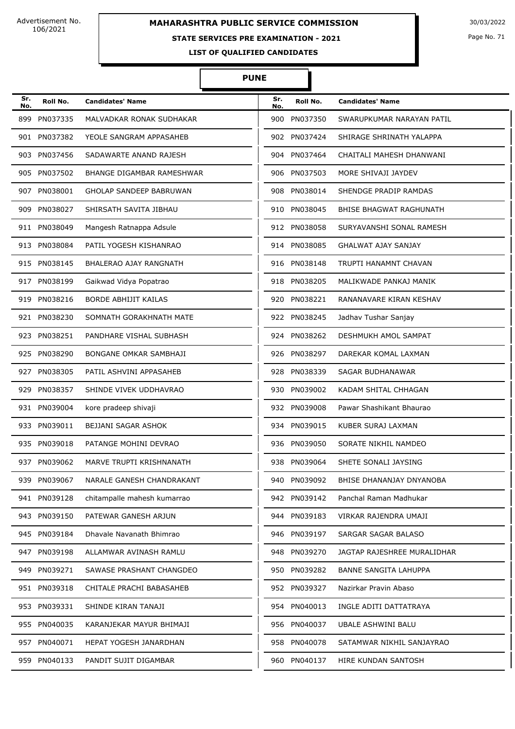Advertisement No. 106/2021

# MAHARASHTRA PUBLIC SERVICE COMMISSION

30/03/2022

## STATE SERVICES PRE EXAMINATION - 2021

### LIST OF QUALIFIED CANDIDATES

### PUNE

| Sr. No. | Roll No. | Candidates' Name | Sr. No. | Roll No. | Candidates' Name |
|---|---|---|---|---|---|
| 899 | PN037335 | MALVADKAR RONAK SUDHAKAR | 900 | PN037350 | SWARUPKUMAR NARAYAN PATIL |
| 901 | PN037382 | YEOLE SANGRAM APPASAHEB | 902 | PN037424 | SHIRAGE SHRINATH YALAPPA |
| 903 | PN037456 | SADAWARTE ANAND RAJESH | 904 | PN037464 | CHAITALI MAHESH DHANWANI |
| 905 | PN037502 | BHANGE DIGAMBAR RAMESHWAR | 906 | PN037503 | MORE SHIVAJI JAYDEV |
| 907 | PN038001 | GHOLAP SANDEEP BABRUWAN | 908 | PN038014 | SHENDGE PRADIP RAMDAS |
| 909 | PN038027 | SHIRSATH SAVITA JIBHAU | 910 | PN038045 | BHISE BHAGWAT RAGHUNATH |
| 911 | PN038049 | Mangesh Ratnappa Adsule | 912 | PN038058 | SURYAVANSHI SONAL RAMESH |
| 913 | PN038084 | PATIL YOGESH KISHANRAO | 914 | PN038085 | GHALWAT AJAY SANJAY |
| 915 | PN038145 | BHALERAO AJAY RANGNATH | 916 | PN038148 | TRUPTI HANAMNT CHAVAN |
| 917 | PN038199 | Gaikwad Vidya Popatrao | 918 | PN038205 | MALIKWADE PANKAJ MANIK |
| 919 | PN038216 | BORDE ABHIJIT KAILAS | 920 | PN038221 | RANANAVARE KIRAN KESHAV |
| 921 | PN038230 | SOMNATH GORAKHNATH MATE | 922 | PN038245 | Jadhav Tushar Sanjay |
| 923 | PN038251 | PANDHARE VISHAL SUBHASH | 924 | PN038262 | DESHMUKH AMOL SAMPAT |
| 925 | PN038290 | BONGANE OMKAR SAMBHAJI | 926 | PN038297 | DAREKAR KOMAL LAXMAN |
| 927 | PN038305 | PATIL ASHVINI APPASAHEB | 928 | PN038339 | SAGAR BUDHANAWAR |
| 929 | PN038357 | SHINDE VIVEK UDDHAVRAO | 930 | PN039002 | KADAM SHITAL CHHAGAN |
| 931 | PN039004 | kore pradeep shivaji | 932 | PN039008 | Pawar Shashikant Bhaurao |
| 933 | PN039011 | BEJJANI SAGAR ASHOK | 934 | PN039015 | KUBER SURAJ LAXMAN |
| 935 | PN039018 | PATANGE MOHINI DEVRAO | 936 | PN039050 | SORATE NIKHIL NAMDEO |
| 937 | PN039062 | MARVE TRUPTI KRISHNANATH | 938 | PN039064 | SHETE SONALI JAYSING |
| 939 | PN039067 | NARALE GANESH CHANDRAKANT | 940 | PN039092 | BHISE DHANANJAY DNYANOBA |
| 941 | PN039128 | chitampalle mahesh kumarrao | 942 | PN039142 | Panchal Raman Madhukar |
| 943 | PN039150 | PATEWAR GANESH ARJUN | 944 | PN039183 | VIRKAR RAJENDRA UMAJI |
| 945 | PN039184 | Dhavale Navanath Bhimrao | 946 | PN039197 | SARGAR SAGAR BALASO |
| 947 | PN039198 | ALLAMWAR AVINASH RAMLU | 948 | PN039270 | JAGTAP RAJESHREE MURALIDHAR |
| 949 | PN039271 | SAWASE PRASHANT CHANGDEO | 950 | PN039282 | BANNE SANGITA LAHUPPA |
| 951 | PN039318 | CHITALE PRACHI BABASAHEB | 952 | PN039327 | Nazirkar Pravin Abaso |
| 953 | PN039331 | SHINDE KIRAN TANAJI | 954 | PN040013 | INGLE ADITI DATTATRAYA |
| 955 | PN040035 | KARANJEKAR MAYUR BHIMAJI | 956 | PN040037 | UBALE ASHWINI BALU |
| 957 | PN040071 | HEPAT YOGESH JANARDHAN | 958 | PN040078 | SATAMWAR NIKHIL SANJAYRAO |
| 959 | PN040133 | PANDIT SUJIT DIGAMBAR | 960 | PN040137 | HIRE KUNDAN SANTOSH |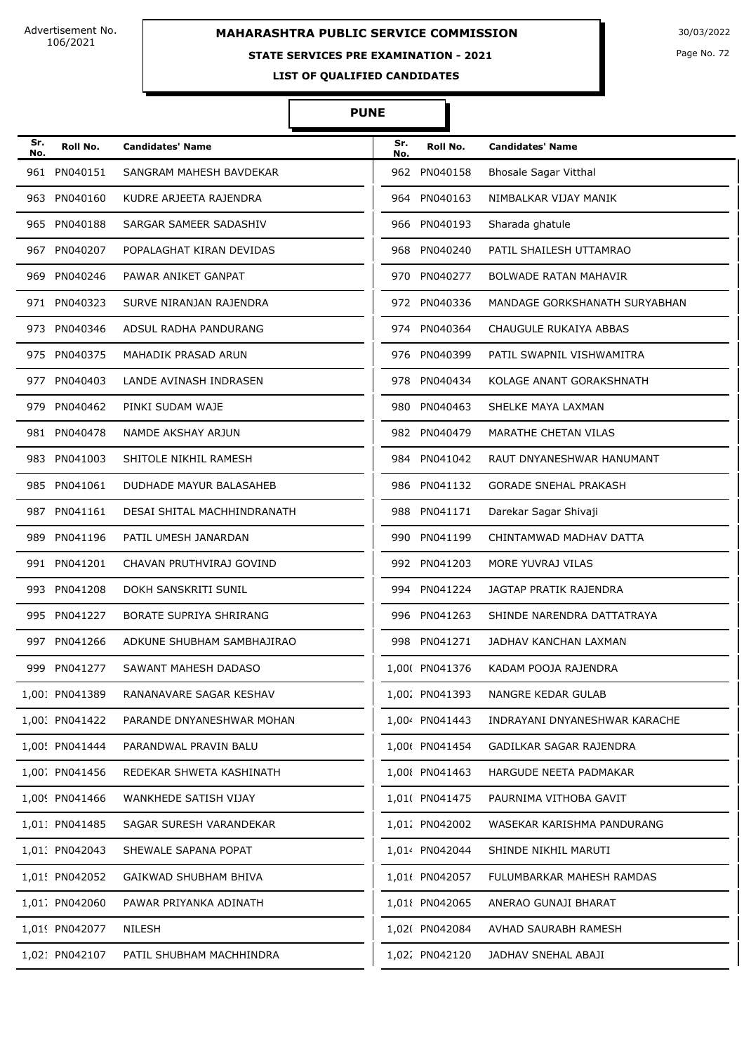Advertisement No. 106/2021

# MAHARASHTRA PUBLIC SERVICE COMMISSION

30/03/2022

## STATE SERVICES PRE EXAMINATION - 2021

### LIST OF QUALIFIED CANDIDATES

### PUNE

| Sr. No. | Roll No. | Candidates' Name | Sr. No. | Roll No. | Candidates' Name |
|---|---|---|---|---|---|
| 961 | PN040151 | SANGRAM MAHESH BAVDEKAR | 962 | PN040158 | Bhosale Sagar Vitthal |
| 963 | PN040160 | KUDRE ARJEETA RAJENDRA | 964 | PN040163 | NIMBALKAR VIJAY MANIK |
| 965 | PN040188 | SARGAR SAMEER SADASHIV | 966 | PN040193 | Sharada ghatule |
| 967 | PN040207 | POPALAGHAT KIRAN DEVIDAS | 968 | PN040240 | PATIL SHAILESH UTTAMRAO |
| 969 | PN040246 | PAWAR ANIKET GANPAT | 970 | PN040277 | BOLWADE RATAN MAHAVIR |
| 971 | PN040323 | SURVE NIRANJAN RAJENDRA | 972 | PN040336 | MANDAGE GORKSHANATH SURYABHAN |
| 973 | PN040346 | ADSUL RADHA PANDURANG | 974 | PN040364 | CHAUGULE RUKAIYA ABBAS |
| 975 | PN040375 | MAHADIK PRASAD ARUN | 976 | PN040399 | PATIL SWAPNIL VISHWAMITRA |
| 977 | PN040403 | LANDE AVINASH INDRASEN | 978 | PN040434 | KOLAGE ANANT GORAKSHNATH |
| 979 | PN040462 | PINKI SUDAM WAJE | 980 | PN040463 | SHELKE MAYA LAXMAN |
| 981 | PN040478 | NAMDE AKSHAY ARJUN | 982 | PN040479 | MARATHE CHETAN VILAS |
| 983 | PN041003 | SHITOLE NIKHIL RAMESH | 984 | PN041042 | RAUT DNYANESHWAR HANUMANT |
| 985 | PN041061 | DUDHADE MAYUR BALASAHEB | 986 | PN041132 | GORADE SNEHAL PRAKASH |
| 987 | PN041161 | DESAI SHITAL MACHHINDRANATH | 988 | PN041171 | Darekar Sagar Shivaji |
| 989 | PN041196 | PATIL UMESH JANARDAN | 990 | PN041199 | CHINTAMWAD MADHAV DATTA |
| 991 | PN041201 | CHAVAN PRUTHVIRAJ GOVIND | 992 | PN041203 | MORE YUVRAJ VILAS |
| 993 | PN041208 | DOKH SANSKRITI SUNIL | 994 | PN041224 | JAGTAP PRATIK RAJENDRA |
| 995 | PN041227 | BORATE SUPRIYA SHRIRANG | 996 | PN041263 | SHINDE NARENDRA DATTATRAYA |
| 997 | PN041266 | ADKUNE SHUBHAM SAMBHAJIRAO | 998 | PN041271 | JADHAV KANCHAN LAXMAN |
| 999 | PN041277 | SAWANT MAHESH DADASO | 1,000 | PN041376 | KADAM POOJA RAJENDRA |
| 1,001 | PN041389 | RANANAVARE SAGAR KESHAV | 1,002 | PN041393 | NANGRE KEDAR GULAB |
| 1,003 | PN041422 | PARANDE DNYANESHWAR MOHAN | 1,004 | PN041443 | INDRAYANI DNYANESHWAR KARACHE |
| 1,005 | PN041444 | PARANDWAL PRAVIN BALU | 1,006 | PN041454 | GADILKAR SAGAR RAJENDRA |
| 1,007 | PN041456 | REDEKAR SHWETA KASHINATH | 1,008 | PN041463 | HARGUDE NEETA PADMAKAR |
| 1,009 | PN041466 | WANKHEDE SATISH VIJAY | 1,010 | PN041475 | PAURNIMA VITHOBA GAVIT |
| 1,011 | PN041485 | SAGAR SURESH VARANDEKAR | 1,012 | PN042002 | WASEKAR KARISHMA PANDURANG |
| 1,013 | PN042043 | SHEWALE SAPANA POPAT | 1,014 | PN042044 | SHINDE NIKHIL MARUTI |
| 1,015 | PN042052 | GAIKWAD SHUBHAM BHIVA | 1,016 | PN042057 | FULUMBARKAR MAHESH RAMDAS |
| 1,017 | PN042060 | PAWAR PRIYANKA ADINATH | 1,018 | PN042065 | ANERAO GUNAJI BHARAT |
| 1,019 | PN042077 | NILESH | 1,020 | PN042084 | AVHAD SAURABH RAMESH |
| 1,021 | PN042107 | PATIL SHUBHAM MACHHINDRA | 1,022 | PN042120 | JADHAV SNEHAL ABAJI |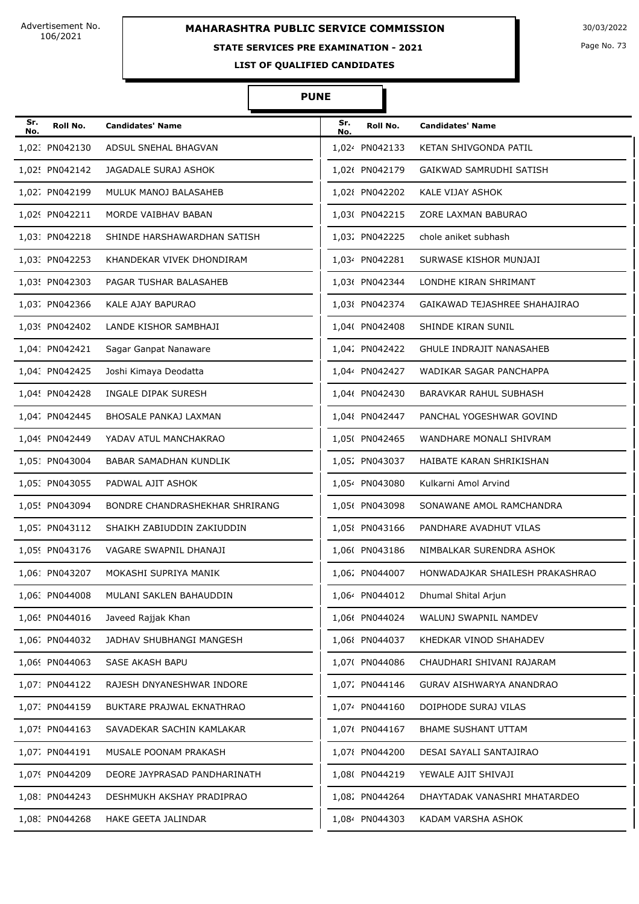Advertisement No. 106/2021

# MAHARASHTRA PUBLIC SERVICE COMMISSION

30/03/2022

## STATE SERVICES PRE EXAMINATION - 2021

### LIST OF QUALIFIED CANDIDATES

### PUNE

| Sr. No. | Roll No. | Candidates' Name | Sr. No. | Roll No. | Candidates' Name |
|---|---|---|---|---|---|
| 1,023 | PN042130 | ADSUL SNEHAL BHAGVAN | 1,024 | PN042133 | KETAN SHIVGONDA PATIL |
| 1,025 | PN042142 | JAGADALE SURAJ ASHOK | 1,026 | PN042179 | GAIKWAD SAMRUDHI SATISH |
| 1,027 | PN042199 | MULUK MANOJ BALASAHEB | 1,028 | PN042202 | KALE VIJAY ASHOK |
| 1,029 | PN042211 | MORDE VAIBHAV BABAN | 1,030 | PN042215 | ZORE LAXMAN BABURAO |
| 1,031 | PN042218 | SHINDE HARSHAWARDHAN SATISH | 1,032 | PN042225 | chole aniket subhash |
| 1,033 | PN042253 | KHANDEKAR VIVEK DHONDIRAM | 1,034 | PN042281 | SURWASE KISHOR MUNJAJI |
| 1,035 | PN042303 | PAGAR TUSHAR BALASAHEB | 1,036 | PN042344 | LONDHE KIRAN SHRIMANT |
| 1,037 | PN042366 | KALE AJAY BAPURAO | 1,038 | PN042374 | GAIKAWAD TEJASHREE SHAHAJIRAO |
| 1,039 | PN042402 | LANDE KISHOR SAMBHAJI | 1,040 | PN042408 | SHINDE KIRAN SUNIL |
| 1,041 | PN042421 | Sagar Ganpat Nanaware | 1,042 | PN042422 | GHULE INDRAJIT NANASAHEB |
| 1,043 | PN042425 | Joshi Kimaya Deodatta | 1,044 | PN042427 | WADIKAR SAGAR PANCHAPPA |
| 1,045 | PN042428 | INGALE DIPAK SURESH | 1,046 | PN042430 | BARAVKAR RAHUL SUBHASH |
| 1,047 | PN042445 | BHOSALE PANKAJ LAXMAN | 1,048 | PN042447 | PANCHAL YOGESHWAR GOVIND |
| 1,049 | PN042449 | YADAV ATUL MANCHAKRAO | 1,050 | PN042465 | WANDHARE MONALI SHIVRAM |
| 1,051 | PN043004 | BABAR SAMADHAN KUNDLIK | 1,052 | PN043037 | HAIBATE KARAN SHRIKISHAN |
| 1,053 | PN043055 | PADWAL AJIT ASHOK | 1,054 | PN043080 | Kulkarni Amol Arvind |
| 1,055 | PN043094 | BONDRE CHANDRASHEKHAR SHRIRANG | 1,056 | PN043098 | SONAWANE AMOL RAMCHANDRA |
| 1,057 | PN043112 | SHAIKH ZABIUDDIN ZAKIUDDIN | 1,058 | PN043166 | PANDHARE AVADHUT VILAS |
| 1,059 | PN043176 | VAGARE SWAPNIL DHANAJI | 1,060 | PN043186 | NIMBALKAR SURENDRA ASHOK |
| 1,061 | PN043207 | MOKASHI SUPRIYA MANIK | 1,062 | PN044007 | HONWADAJKAR SHAILESH PRAKASHRAO |
| 1,063 | PN044008 | MULANI SAKLEN BAHAUDDIN | 1,064 | PN044012 | Dhumal Shital Arjun |
| 1,065 | PN044016 | Javeed Rajjak Khan | 1,066 | PN044024 | WALUNJ SWAPNIL NAMDEV |
| 1,067 | PN044032 | JADHAV SHUBHANGI MANGESH | 1,068 | PN044037 | KHEDKAR VINOD SHAHADEV |
| 1,069 | PN044063 | SASE AKASH BAPU | 1,070 | PN044086 | CHAUDHARI SHIVANI RAJARAM |
| 1,071 | PN044122 | RAJESH DNYANESHWAR INDORE | 1,072 | PN044146 | GURAV AISHWARYA ANANDRAO |
| 1,073 | PN044159 | BUKTARE PRAJWAL EKNATHRAO | 1,074 | PN044160 | DOIPHODE SURAJ VILAS |
| 1,075 | PN044163 | SAVADEKAR SACHIN KAMLAKAR | 1,076 | PN044167 | BHAME SUSHANT UTTAM |
| 1,077 | PN044191 | MUSALE POONAM PRAKASH | 1,078 | PN044200 | DESAI SAYALI SANTAJIRAO |
| 1,079 | PN044209 | DEORE JAYPRASAD PANDHARINATH | 1,080 | PN044219 | YEWALE AJIT SHIVAJI |
| 1,081 | PN044243 | DESHMUKH AKSHAY PRADIPRAO | 1,082 | PN044264 | DHAYTADAK VANASHRI MHATARDEO |
| 1,083 | PN044268 | HAKE GEETA JALINDAR | 1,084 | PN044303 | KADAM VARSHA ASHOK |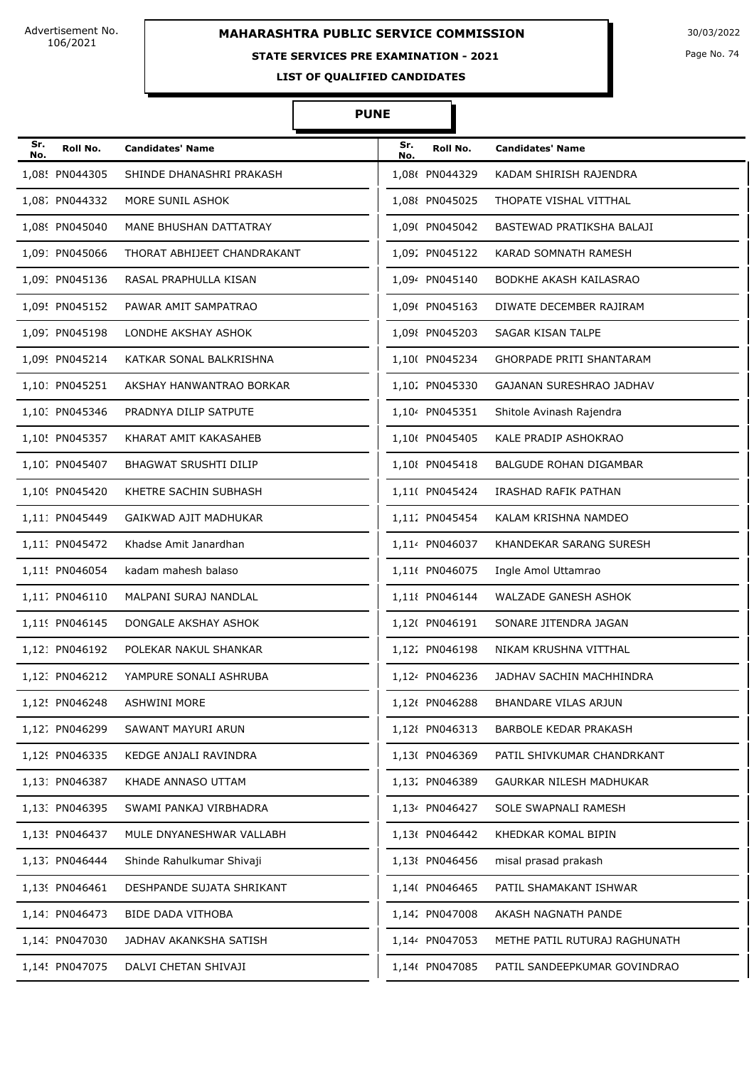Advertisement No. 106/2021

# MAHARASHTRA PUBLIC SERVICE COMMISSION

30/03/2022

## STATE SERVICES PRE EXAMINATION - 2021

### LIST OF QUALIFIED CANDIDATES

### PUNE

| Sr. No. | Roll No. | Candidates' Name | Sr. No. | Roll No. | Candidates' Name |
|---|---|---|---|---|---|
| 1,085 | PN044305 | SHINDE DHANASHRI PRAKASH | 1,086 | PN044329 | KADAM SHIRISH RAJENDRA |
| 1,087 | PN044332 | MORE SUNIL ASHOK | 1,088 | PN045025 | THOPATE VISHAL VITTHAL |
| 1,089 | PN045040 | MANE BHUSHAN DATTATRAY | 1,090 | PN045042 | BASTEWAD PRATIKSHA BALAJI |
| 1,091 | PN045066 | THORAT ABHIJEET CHANDRAKANT | 1,092 | PN045122 | KARAD SOMNATH RAMESH |
| 1,093 | PN045136 | RASAL PRAPHULLA KISAN | 1,094 | PN045140 | BODKHE AKASH KAILASRAO |
| 1,095 | PN045152 | PAWAR AMIT SAMPATRAO | 1,096 | PN045163 | DIWATE DECEMBER RAJIRAM |
| 1,097 | PN045198 | LONDHE AKSHAY ASHOK | 1,098 | PN045203 | SAGAR KISAN TALPE |
| 1,099 | PN045214 | KATKAR SONAL BALKRISHNA | 1,100 | PN045234 | GHORPADE PRITI SHANTARAM |
| 1,101 | PN045251 | AKSHAY HANWANTRAO BORKAR | 1,102 | PN045330 | GAJANAN SURESHRAO JADHAV |
| 1,103 | PN045346 | PRADNYA DILIP SATPUTE | 1,104 | PN045351 | Shitole Avinash Rajendra |
| 1,105 | PN045357 | KHARAT AMIT KAKASAHEB | 1,106 | PN045405 | KALE PRADIP ASHOKRAO |
| 1,107 | PN045407 | BHAGWAT SRUSHTI DILIP | 1,108 | PN045418 | BALGUDE ROHAN DIGAMBAR |
| 1,109 | PN045420 | KHETRE SACHIN SUBHASH | 1,110 | PN045424 | IRASHAD RAFIK PATHAN |
| 1,111 | PN045449 | GAIKWAD AJIT MADHUKAR | 1,112 | PN045454 | KALAM KRISHNA NAMDEO |
| 1,113 | PN045472 | Khadse Amit Janardhan | 1,114 | PN046037 | KHANDEKAR SARANG SURESH |
| 1,115 | PN046054 | kadam mahesh balaso | 1,116 | PN046075 | Ingle Amol Uttamrao |
| 1,117 | PN046110 | MALPANI SURAJ NANDLAL | 1,118 | PN046144 | WALZADE GANESH ASHOK |
| 1,119 | PN046145 | DONGALE AKSHAY ASHOK | 1,120 | PN046191 | SONARE JITENDRA JAGAN |
| 1,121 | PN046192 | POLEKAR NAKUL SHANKAR | 1,122 | PN046198 | NIKAM KRUSHNA VITTHAL |
| 1,123 | PN046212 | YAMPURE SONALI ASHRUBA | 1,124 | PN046236 | JADHAV SACHIN MACHHINDRA |
| 1,125 | PN046248 | ASHWINI MORE | 1,126 | PN046288 | BHANDARE VILAS ARJUN |
| 1,127 | PN046299 | SAWANT MAYURI ARUN | 1,128 | PN046313 | BARBOLE KEDAR PRAKASH |
| 1,129 | PN046335 | KEDGE ANJALI RAVINDRA | 1,130 | PN046369 | PATIL SHIVKUMAR CHANDRKANT |
| 1,131 | PN046387 | KHADE ANNASO UTTAM | 1,132 | PN046389 | GAURKAR NILESH MADHUKAR |
| 1,133 | PN046395 | SWAMI PANKAJ VIRBHADRA | 1,134 | PN046427 | SOLE SWAPNALI RAMESH |
| 1,135 | PN046437 | MULE DNYANESHWAR VALLABH | 1,136 | PN046442 | KHEDKAR KOMAL BIPIN |
| 1,137 | PN046444 | Shinde Rahulkumar Shivaji | 1,138 | PN046456 | misal prasad prakash |
| 1,139 | PN046461 | DESHPANDE SUJATA SHRIKANT | 1,140 | PN046465 | PATIL SHAMAKANT ISHWAR |
| 1,141 | PN046473 | BIDE DADA VITHOBA | 1,142 | PN047008 | AKASH NAGNATH PANDE |
| 1,143 | PN047030 | JADHAV AKANKSHA SATISH | 1,144 | PN047053 | METHE PATIL RUTURAJ RAGHUNATH |
| 1,145 | PN047075 | DALVI CHETAN SHIVAJI | 1,146 | PN047085 | PATIL SANDEEPKUMAR GOVINDRAO |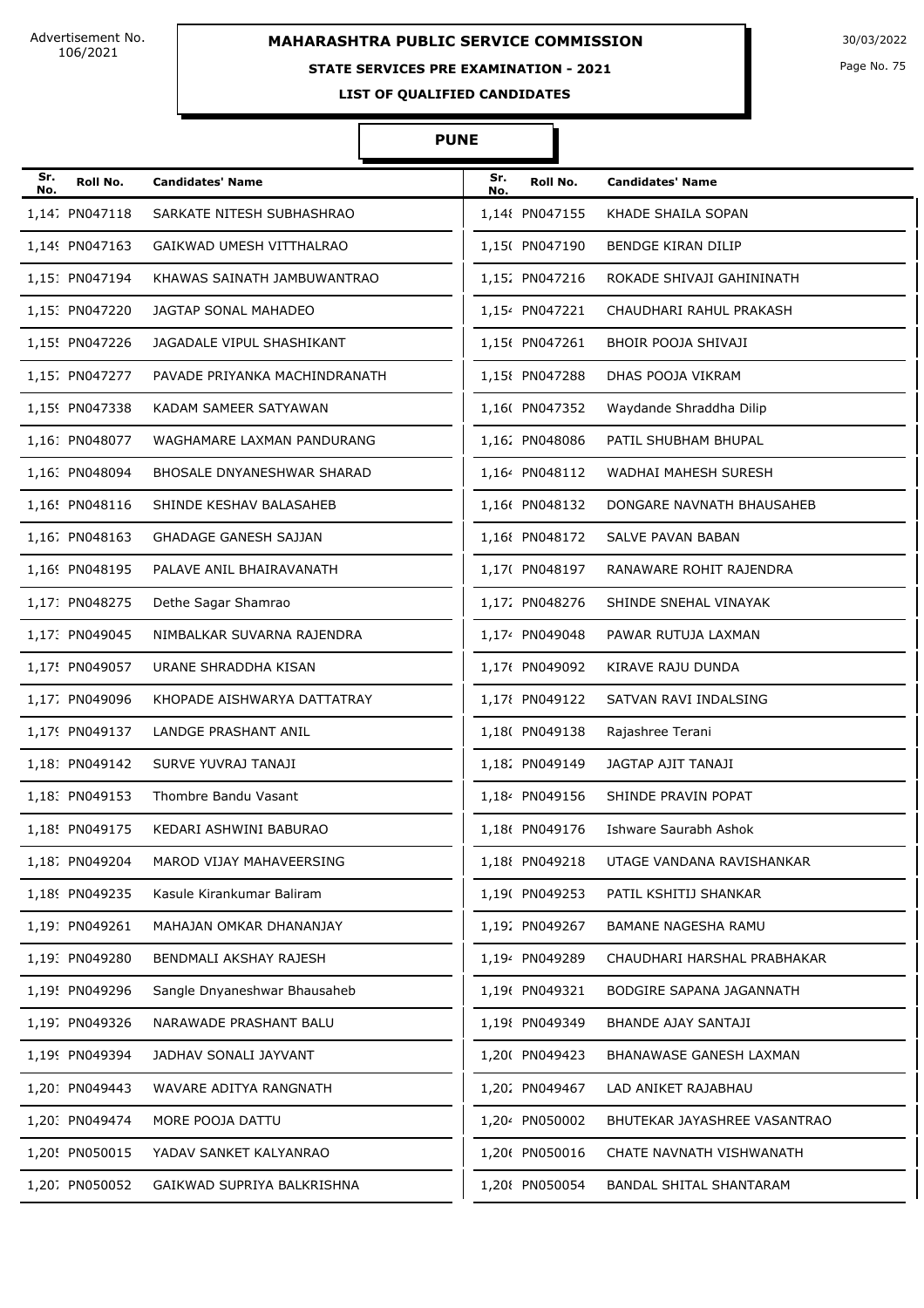# MAHARASHTRA PUBLIC SERVICE COMMISSION

Advertisement No. 106/2021

## STATE SERVICES PRE EXAMINATION - 2021

### LIST OF QUALIFIED CANDIDATES

### PUNE

| Sr. No. | Roll No. | Candidates' Name |
|---|---|---|
| 1,147 | PN047118 | SARKATE NITESH SUBHASHRAO |
| 1,148 | PN047155 | KHADE SHAILA SOPAN |
| 1,149 | PN047163 | GAIKWAD UMESH VITTHALRAO |
| 1,150 | PN047190 | BENDGE KIRAN DILIP |
| 1,151 | PN047194 | KHAWAS SAINATH JAMBUWANTRAO |
| 1,152 | PN047216 | ROKADE SHIVAJI GAHININATH |
| 1,153 | PN047220 | JAGTAP SONAL MAHADEO |
| 1,154 | PN047221 | CHAUDHARI RAHUL PRAKASH |
| 1,155 | PN047226 | JAGADALE VIPUL SHASHIKANT |
| 1,156 | PN047261 | BHOIR POOJA SHIVAJI |
| 1,157 | PN047277 | PAVADE PRIYANKA MACHINDRANATH |
| 1,158 | PN047288 | DHAS POOJA VIKRAM |
| 1,159 | PN047338 | KADAM SAMEER SATYAWAN |
| 1,160 | PN047352 | Waydande Shraddha Dilip |
| 1,161 | PN048077 | WAGHAMARE LAXMAN PANDURANG |
| 1,162 | PN048086 | PATIL SHUBHAM BHUPAL |
| 1,163 | PN048094 | BHOSALE DNYANESHWAR SHARAD |
| 1,164 | PN048112 | WADHAI MAHESH SURESH |
| 1,165 | PN048116 | SHINDE KESHAV BALASAHEB |
| 1,166 | PN048132 | DONGARE NAVNATH BHAUSAHEB |
| 1,167 | PN048163 | GHADAGE GANESH SAJJAN |
| 1,168 | PN048172 | SALVE PAVAN BABAN |
| 1,169 | PN048195 | PALAVE ANIL BHAIRAVANATH |
| 1,170 | PN048197 | RANAWARE ROHIT RAJENDRA |
| 1,171 | PN048275 | Dethe Sagar Shamrao |
| 1,172 | PN048276 | SHINDE SNEHAL VINAYAK |
| 1,173 | PN049045 | NIMBALKAR SUVARNA RAJENDRA |
| 1,174 | PN049048 | PAWAR RUTUJA LAXMAN |
| 1,175 | PN049057 | URANE SHRADDHA KISAN |
| 1,176 | PN049092 | KIRAVE RAJU DUNDA |
| 1,177 | PN049096 | KHOPADE AISHWARYA DATTATRAY |
| 1,178 | PN049122 | SATVAN RAVI INDALSING |
| 1,179 | PN049137 | LANDGE PRASHANT ANIL |
| 1,180 | PN049138 | Rajashree Terani |
| 1,181 | PN049142 | SURVE YUVRAJ TANAJI |
| 1,182 | PN049149 | JAGTAP AJIT TANAJI |
| 1,183 | PN049153 | Thombre Bandu Vasant |
| 1,184 | PN049156 | SHINDE PRAVIN POPAT |
| 1,185 | PN049175 | KEDARI ASHWINI BABURAO |
| 1,186 | PN049176 | Ishware Saurabh Ashok |
| 1,187 | PN049204 | MAROD VIJAY MAHAVEERSING |
| 1,188 | PN049218 | UTAGE VANDANA RAVISHANKAR |
| 1,189 | PN049235 | Kasule Kirankumar Baliram |
| 1,190 | PN049253 | PATIL KSHITIJ SHANKAR |
| 1,191 | PN049261 | MAHAJAN OMKAR DHANANJAY |
| 1,192 | PN049267 | BAMANE NAGESHA RAMU |
| 1,193 | PN049280 | BENDMALI AKSHAY RAJESH |
| 1,194 | PN049289 | CHAUDHARI HARSHAL PRABHAKAR |
| 1,195 | PN049296 | Sangle Dnyaneshwar Bhausaheb |
| 1,196 | PN049321 | BODGIRE SAPANA JAGANNATH |
| 1,197 | PN049326 | NARAWADE PRASHANT BALU |
| 1,198 | PN049349 | BHANDE AJAY SANTAJI |
| 1,199 | PN049394 | JADHAV SONALI JAYVANT |
| 1,200 | PN049423 | BHANAWASE GANESH LAXMAN |
| 1,201 | PN049443 | WAVARE ADITYA RANGNATH |
| 1,202 | PN049467 | LAD ANIKET RAJABHAU |
| 1,203 | PN049474 | MORE POOJA DATTU |
| 1,204 | PN050002 | BHUTEKAR JAYASHREE VASANTRAO |
| 1,205 | PN050015 | YADAV SANKET KALYANRAO |
| 1,206 | PN050016 | CHATE NAVNATH VISHWANATH |
| 1,207 | PN050052 | GAIKWAD SUPRIYA BALKRISHNA |
| 1,208 | PN050054 | BANDAL SHITAL SHANTARAM |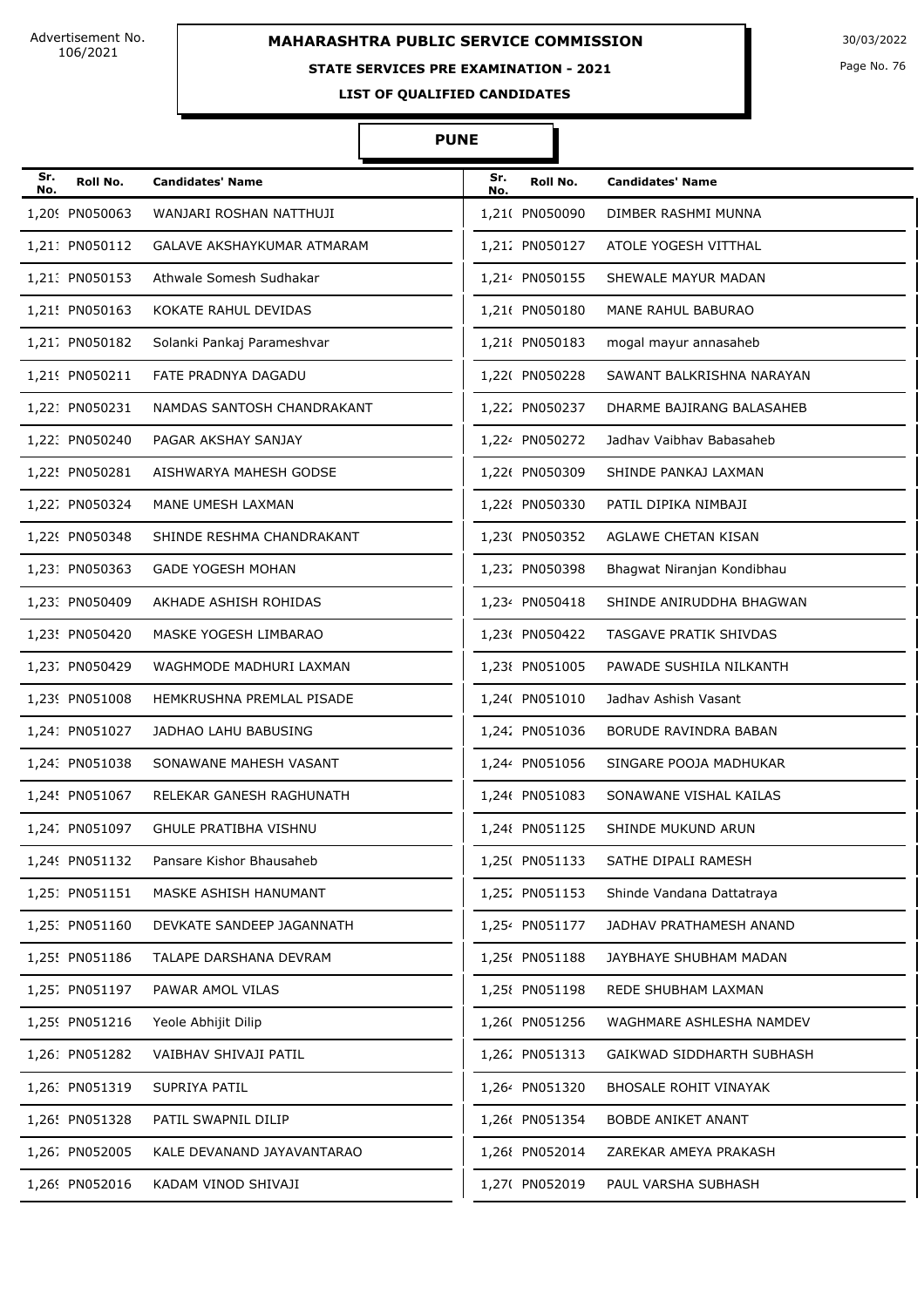Advertisement No. 106/2021

# MAHARASHTRA PUBLIC SERVICE COMMISSION

30/03/2022

## STATE SERVICES PRE EXAMINATION - 2021

### LIST OF QUALIFIED CANDIDATES

### PUNE

| Sr. No. | Roll No. | Candidates' Name | Sr. No. | Roll No. | Candidates' Name |
|---|---|---|---|---|---|
| 1,209 | PN050063 | WANJARI ROSHAN NATTHUJI | 1,210 | PN050090 | DIMBER RASHMI MUNNA |
| 1,211 | PN050112 | GALAVE AKSHAYKUMAR ATMARAM | 1,212 | PN050127 | ATOLE YOGESH VITTHAL |
| 1,213 | PN050153 | Athwale Somesh Sudhakar | 1,214 | PN050155 | SHEWALE MAYUR MADAN |
| 1,215 | PN050163 | KOKATE RAHUL DEVIDAS | 1,216 | PN050180 | MANE RAHUL BABURAO |
| 1,217 | PN050182 | Solanki Pankaj Parameshvar | 1,218 | PN050183 | mogal mayur annasaheb |
| 1,219 | PN050211 | FATE PRADNYA DAGADU | 1,220 | PN050228 | SAWANT BALKRISHNA NARAYAN |
| 1,221 | PN050231 | NAMDAS SANTOSH CHANDRAKANT | 1,222 | PN050237 | DHARME BAJIRANG BALASAHEB |
| 1,223 | PN050240 | PAGAR AKSHAY SANJAY | 1,224 | PN050272 | Jadhav Vaibhav Babasaheb |
| 1,225 | PN050281 | AISHWARYA MAHESH GODSE | 1,226 | PN050309 | SHINDE PANKAJ LAXMAN |
| 1,227 | PN050324 | MANE UMESH LAXMAN | 1,228 | PN050330 | PATIL DIPIKA NIMBAJI |
| 1,229 | PN050348 | SHINDE RESHMA CHANDRAKANT | 1,230 | PN050352 | AGLAWE CHETAN KISAN |
| 1,231 | PN050363 | GADE YOGESH MOHAN | 1,232 | PN050398 | Bhagwat Niranjan Kondibhau |
| 1,233 | PN050409 | AKHADE ASHISH ROHIDAS | 1,234 | PN050418 | SHINDE ANIRUDDHA BHAGWAN |
| 1,235 | PN050420 | MASKE YOGESH LIMBARAO | 1,236 | PN050422 | TASGAVE PRATIK SHIVDAS |
| 1,237 | PN050429 | WAGHMODE MADHURI LAXMAN | 1,238 | PN051005 | PAWADE SUSHILA NILKANTH |
| 1,239 | PN051008 | HEMKRUSHNA PREMLAL PISADE | 1,240 | PN051010 | Jadhav Ashish Vasant |
| 1,241 | PN051027 | JADHAO LAHU BABUSING | 1,242 | PN051036 | BORUDE RAVINDRA BABAN |
| 1,243 | PN051038 | SONAWANE MAHESH VASANT | 1,244 | PN051056 | SINGARE POOJA MADHUKAR |
| 1,245 | PN051067 | RELEKAR GANESH RAGHUNATH | 1,246 | PN051083 | SONAWANE VISHAL KAILAS |
| 1,247 | PN051097 | GHULE PRATIBHA VISHNU | 1,248 | PN051125 | SHINDE MUKUND ARUN |
| 1,249 | PN051132 | Pansare Kishor Bhausaheb | 1,250 | PN051133 | SATHE DIPALI RAMESH |
| 1,251 | PN051151 | MASKE ASHISH HANUMANT | 1,252 | PN051153 | Shinde Vandana Dattatraya |
| 1,253 | PN051160 | DEVKATE SANDEEP JAGANNATH | 1,254 | PN051177 | JADHAV PRATHAMESH ANAND |
| 1,255 | PN051186 | TALAPE DARSHANA DEVRAM | 1,256 | PN051188 | JAYBHAYE SHUBHAM MADAN |
| 1,257 | PN051197 | PAWAR AMOL VILAS | 1,258 | PN051198 | REDE SHUBHAM LAXMAN |
| 1,259 | PN051216 | Yeole Abhijit Dilip | 1,260 | PN051256 | WAGHMARE ASHLESHA NAMDEV |
| 1,261 | PN051282 | VAIBHAV SHIVAJI PATIL | 1,262 | PN051313 | GAIKWAD SIDDHARTH SUBHASH |
| 1,263 | PN051319 | SUPRIYA PATIL | 1,264 | PN051320 | BHOSALE ROHIT VINAYAK |
| 1,265 | PN051328 | PATIL SWAPNIL DILIP | 1,266 | PN051354 | BOBDE ANIKET ANANT |
| 1,267 | PN052005 | KALE DEVANAND JAYAVANTARAO | 1,268 | PN052014 | ZAREKAR AMEYA PRAKASH |
| 1,269 | PN052016 | KADAM VINOD SHIVAJI | 1,270 | PN052019 | PAUL VARSHA SUBHASH |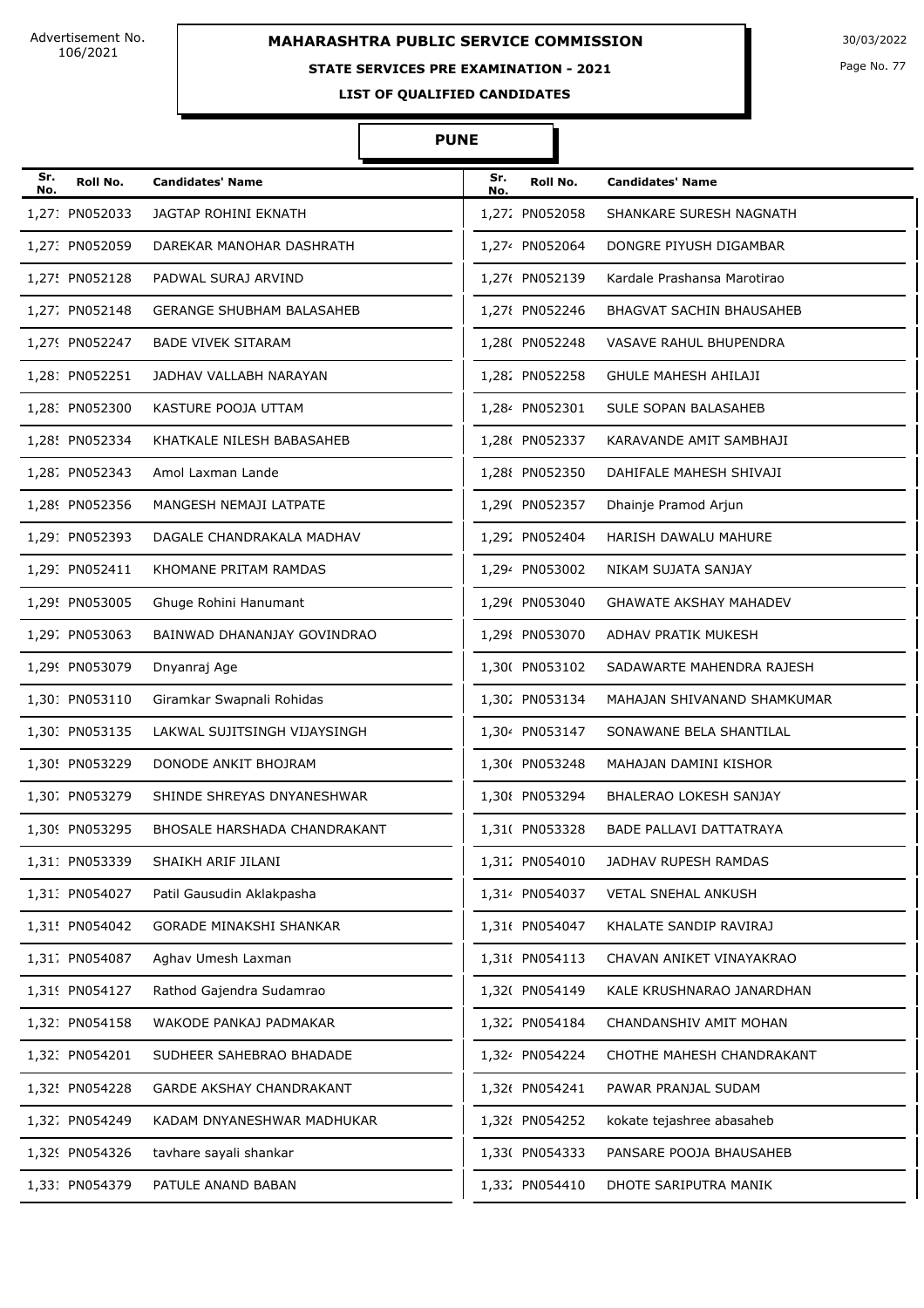Advertisement No. 106/2021

# MAHARASHTRA PUBLIC SERVICE COMMISSION

30/03/2022

## STATE SERVICES PRE EXAMINATION - 2021

### LIST OF QUALIFIED CANDIDATES

### PUNE

| Sr. No. | Roll No. | Candidates' Name | Sr. No. | Roll No. | Candidates' Name |
|---|---|---|---|---|---|
| 1,271 | PN052033 | JAGTAP ROHINI EKNATH | 1,272 | PN052058 | SHANKARE SURESH NAGNATH |
| 1,273 | PN052059 | DAREKAR MANOHAR DASHRATH | 1,274 | PN052064 | DONGRE PIYUSH DIGAMBAR |
| 1,275 | PN052128 | PADWAL SURAJ ARVIND | 1,276 | PN052139 | Kardale Prashansa Marotirao |
| 1,277 | PN052148 | GERANGE SHUBHAM BALASAHEB | 1,278 | PN052246 | BHAGVAT SACHIN BHAUSAHEB |
| 1,279 | PN052247 | BADE VIVEK SITARAM | 1,280 | PN052248 | VASAVE RAHUL BHUPENDRA |
| 1,281 | PN052251 | JADHAV VALLABH NARAYAN | 1,282 | PN052258 | GHULE MAHESH AHILAJI |
| 1,283 | PN052300 | KASTURE POOJA UTTAM | 1,284 | PN052301 | SULE SOPAN BALASAHEB |
| 1,285 | PN052334 | KHATKALE NILESH BABASAHEB | 1,286 | PN052337 | KARAVANDE AMIT SAMBHAJI |
| 1,287 | PN052343 | Amol Laxman Lande | 1,288 | PN052350 | DAHIFALE MAHESH SHIVAJI |
| 1,289 | PN052356 | MANGESH NEMAJI LATPATE | 1,290 | PN052357 | Dhainje Pramod Arjun |
| 1,291 | PN052393 | DAGALE CHANDRAKALA MADHAV | 1,292 | PN052404 | HARISH DAWALU MAHURE |
| 1,293 | PN052411 | KHOMANE PRITAM RAMDAS | 1,294 | PN053002 | NIKAM SUJATA SANJAY |
| 1,295 | PN053005 | Ghuge Rohini Hanumant | 1,296 | PN053040 | GHAWATE AKSHAY MAHADEV |
| 1,297 | PN053063 | BAINWAD DHANANJAY GOVINDRAO | 1,298 | PN053070 | ADHAV PRATIK MUKESH |
| 1,299 | PN053079 | Dnyanraj Age | 1,300 | PN053102 | SADAWARTE MAHENDRA RAJESH |
| 1,301 | PN053110 | Giramkar Swapnali Rohidas | 1,302 | PN053134 | MAHAJAN SHIVANAND SHAMKUMAR |
| 1,303 | PN053135 | LAKWAL SUJITSINGH VIJAYSINGH | 1,304 | PN053147 | SONAWANE BELA SHANTILAL |
| 1,305 | PN053229 | DONODE ANKIT BHOJRAM | 1,306 | PN053248 | MAHAJAN DAMINI KISHOR |
| 1,307 | PN053279 | SHINDE SHREYAS DNYANESHWAR | 1,308 | PN053294 | BHALERAO LOKESH SANJAY |
| 1,309 | PN053295 | BHOSALE HARSHADA CHANDRAKANT | 1,310 | PN053328 | BADE PALLAVI DATTATRAYA |
| 1,311 | PN053339 | SHAIKH ARIF JILANI | 1,312 | PN054010 | JADHAV RUPESH RAMDAS |
| 1,313 | PN054027 | Patil Gausudin Aklakpasha | 1,314 | PN054037 | VETAL SNEHAL ANKUSH |
| 1,315 | PN054042 | GORADE MINAKSHI SHANKAR | 1,316 | PN054047 | KHALATE SANDIP RAVIRAJ |
| 1,317 | PN054087 | Aghav Umesh Laxman | 1,318 | PN054113 | CHAVAN ANIKET VINAYAKRAO |
| 1,319 | PN054127 | Rathod Gajendra Sudamrao | 1,320 | PN054149 | KALE KRUSHNARAO JANARDHAN |
| 1,321 | PN054158 | WAKODE PANKAJ PADMAKAR | 1,322 | PN054184 | CHANDANSHIV AMIT MOHAN |
| 1,323 | PN054201 | SUDHEER SAHEBRAO BHADADE | 1,324 | PN054224 | CHOTHE MAHESH CHANDRAKANT |
| 1,325 | PN054228 | GARDE AKSHAY CHANDRAKANT | 1,326 | PN054241 | PAWAR PRANJAL SUDAM |
| 1,327 | PN054249 | KADAM DNYANESHWAR MADHUKAR | 1,328 | PN054252 | kokate tejashree abasaheb |
| 1,329 | PN054326 | tavhare sayali shankar | 1,330 | PN054333 | PANSARE POOJA BHAUSAHEB |
| 1,331 | PN054379 | PATULE ANAND BABAN | 1,332 | PN054410 | DHOTE SARIPUTRA MANIK |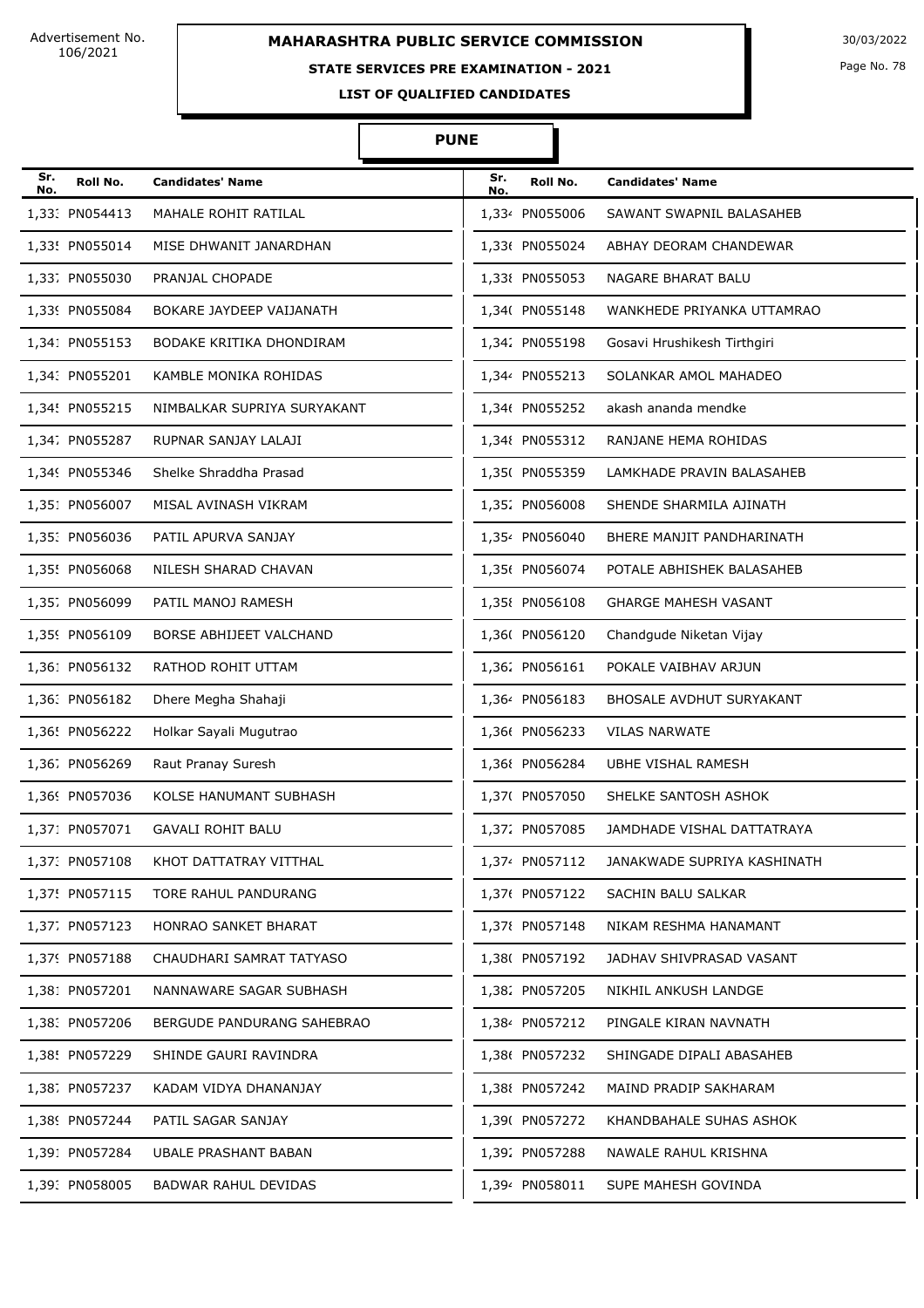Advertisement No. 106/2021

# MAHARASHTRA PUBLIC SERVICE COMMISSION

30/03/2022

**STATE SERVICES PRE EXAMINATION - 2021**

**LIST OF QUALIFIED CANDIDATES**

## PUNE

| Sr. No. | Roll No. | Candidates' Name | Sr. No. | Roll No. | Candidates' Name |
|---|---|---|---|---|---|
| 1,333 | PN054413 | MAHALE ROHIT RATILAL | 1,334 | PN055006 | SAWANT SWAPNIL BALASAHEB |
| 1,335 | PN055014 | MISE DHWANIT JANARDHAN | 1,336 | PN055024 | ABHAY DEORAM CHANDEWAR |
| 1,337 | PN055030 | PRANJAL CHOPADE | 1,338 | PN055053 | NAGARE BHARAT BALU |
| 1,339 | PN055084 | BOKARE JAYDEEP VAIJANATH | 1,340 | PN055148 | WANKHEDE PRIYANKA UTTAMRAO |
| 1,341 | PN055153 | BODAKE KRITIKA DHONDIRAM | 1,342 | PN055198 | Gosavi Hrushikesh Tirthgiri |
| 1,343 | PN055201 | KAMBLE MONIKA ROHIDAS | 1,344 | PN055213 | SOLANKAR AMOL MAHADEO |
| 1,345 | PN055215 | NIMBALKAR SUPRIYA SURYAKANT | 1,346 | PN055252 | akash ananda mendke |
| 1,347 | PN055287 | RUPNAR SANJAY LALAJI | 1,348 | PN055312 | RANJANE HEMA ROHIDAS |
| 1,349 | PN055346 | Shelke Shraddha Prasad | 1,350 | PN055359 | LAMKHADE PRAVIN BALASAHEB |
| 1,351 | PN056007 | MISAL AVINASH VIKRAM | 1,352 | PN056008 | SHENDE SHARMILA AJINATH |
| 1,353 | PN056036 | PATIL APURVA SANJAY | 1,354 | PN056040 | BHERE MANJIT PANDHARINATH |
| 1,355 | PN056068 | NILESH SHARAD CHAVAN | 1,356 | PN056074 | POTALE ABHISHEK BALASAHEB |
| 1,357 | PN056099 | PATIL MANOJ RAMESH | 1,358 | PN056108 | GHARGE MAHESH VASANT |
| 1,359 | PN056109 | BORSE ABHIJEET VALCHAND | 1,360 | PN056120 | Chandgude Niketan Vijay |
| 1,361 | PN056132 | RATHOD ROHIT UTTAM | 1,362 | PN056161 | POKALE VAIBHAV ARJUN |
| 1,363 | PN056182 | Dhere Megha Shahaji | 1,364 | PN056183 | BHOSALE AVDHUT SURYAKANT |
| 1,365 | PN056222 | Holkar Sayali Mugutrao | 1,366 | PN056233 | VILAS NARWATE |
| 1,367 | PN056269 | Raut Pranay Suresh | 1,368 | PN056284 | UBHE VISHAL RAMESH |
| 1,369 | PN057036 | KOLSE HANUMANT SUBHASH | 1,370 | PN057050 | SHELKE SANTOSH ASHOK |
| 1,371 | PN057071 | GAVALI ROHIT BALU | 1,372 | PN057085 | JAMDHADE VISHAL DATTATRAYA |
| 1,373 | PN057108 | KHOT DATTATRAY VITTHAL | 1,374 | PN057112 | JANAKWADE SUPRIYA KASHINATH |
| 1,375 | PN057115 | TORE RAHUL PANDURANG | 1,376 | PN057122 | SACHIN BALU SALKAR |
| 1,377 | PN057123 | HONRAO SANKET BHARAT | 1,378 | PN057148 | NIKAM RESHMA HANAMANT |
| 1,379 | PN057188 | CHAUDHARI SAMRAT TATYASO | 1,380 | PN057192 | JADHAV SHIVPRASAD VASANT |
| 1,381 | PN057201 | NANNAWARE SAGAR SUBHASH | 1,382 | PN057205 | NIKHIL ANKUSH LANDGE |
| 1,383 | PN057206 | BERGUDE PANDURANG SAHEBRAO | 1,384 | PN057212 | PINGALE KIRAN NAVNATH |
| 1,385 | PN057229 | SHINDE GAURI RAVINDRA | 1,386 | PN057232 | SHINGADE DIPALI ABASAHEB |
| 1,387 | PN057237 | KADAM VIDYA DHANANJAY | 1,388 | PN057242 | MAIND PRADIP SAKHARAM |
| 1,389 | PN057244 | PATIL SAGAR SANJAY | 1,390 | PN057272 | KHANDBAHALE SUHAS ASHOK |
| 1,391 | PN057284 | UBALE PRASHANT BABAN | 1,392 | PN057288 | NAWALE RAHUL KRISHNA |
| 1,393 | PN058005 | BADWAR RAHUL DEVIDAS | 1,394 | PN058011 | SUPE MAHESH GOVINDA |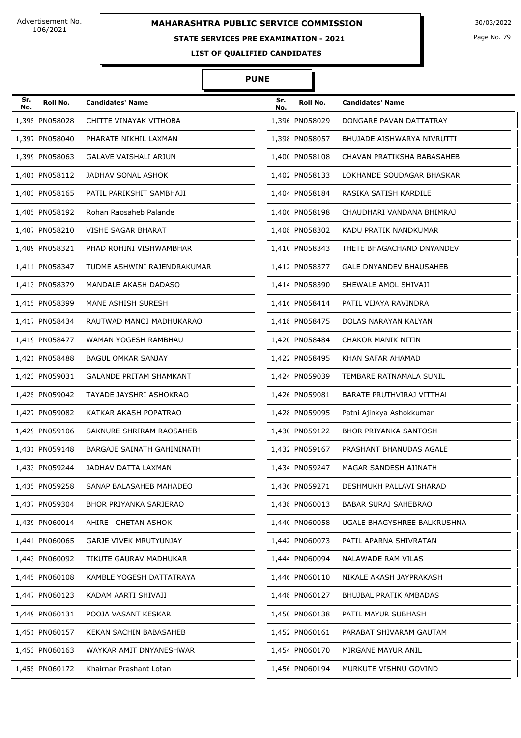Advertisement No. 106/2021

# MAHARASHTRA PUBLIC SERVICE COMMISSION

30/03/2022

## STATE SERVICES PRE EXAMINATION - 2021

### LIST OF QUALIFIED CANDIDATES

### PUNE

| Sr. No. | Roll No. | Candidates' Name | Sr. No. | Roll No. | Candidates' Name |
|---|---|---|---|---|---|
| 1,395 | PN058028 | CHITTE VINAYAK VITHOBA | 1,396 | PN058029 | DONGARE PAVAN DATTATRAY |
| 1,397 | PN058040 | PHARATE NIKHIL LAXMAN | 1,398 | PN058057 | BHUJADE AISHWARYA NIVRUTTI |
| 1,399 | PN058063 | GALAVE VAISHALI ARJUN | 1,400 | PN058108 | CHAVAN PRATIKSHA BABASAHEB |
| 1,401 | PN058112 | JADHAV SONAL ASHOK | 1,402 | PN058133 | LOKHANDE SOUDAGAR BHASKAR |
| 1,403 | PN058165 | PATIL PARIKSHIT SAMBHAJI | 1,404 | PN058184 | RASIKA SATISH KARDILE |
| 1,405 | PN058192 | Rohan Raosaheb Palande | 1,406 | PN058198 | CHAUDHARI VANDANA BHIMRAJ |
| 1,407 | PN058210 | VISHE SAGAR BHARAT | 1,408 | PN058302 | KADU PRATIK NANDKUMAR |
| 1,409 | PN058321 | PHAD ROHINI VISHWAMBHAR | 1,410 | PN058343 | THETE BHAGACHAND DNYANDEV |
| 1,411 | PN058347 | TUDME ASHWINI RAJENDRAKUMAR | 1,412 | PN058377 | GALE DNYANDEV BHAUSAHEB |
| 1,413 | PN058379 | MANDALE AKASH DADASO | 1,414 | PN058390 | SHEWALE AMOL SHIVAJI |
| 1,415 | PN058399 | MANE ASHISH SURESH | 1,416 | PN058414 | PATIL VIJAYA RAVINDRA |
| 1,417 | PN058434 | RAUTWAD MANOJ MADHUKARAO | 1,418 | PN058475 | DOLAS NARAYAN KALYAN |
| 1,419 | PN058477 | WAMAN YOGESH RAMBHAU | 1,420 | PN058484 | CHAKOR MANIK NITIN |
| 1,421 | PN058488 | BAGUL OMKAR SANJAY | 1,422 | PN058495 | KHAN SAFAR AHAMAD |
| 1,423 | PN059031 | GALANDE PRITAM SHAMKANT | 1,424 | PN059039 | TEMBARE RATNAMALA SUNIL |
| 1,425 | PN059042 | TAYADE JAYSHRI ASHOKRAO | 1,426 | PN059081 | BARATE PRUTHVIRAJ VITTHAI |
| 1,427 | PN059082 | KATKAR AKASH POPATRAO | 1,428 | PN059095 | Patni Ajinkya Ashokkumar |
| 1,429 | PN059106 | SAKNURE SHRIRAM RAOSAHEB | 1,430 | PN059122 | BHOR PRIYANKA SANTOSH |
| 1,431 | PN059148 | BARGAJE SAINATH GAHININATH | 1,432 | PN059167 | PRASHANT BHANUDAS AGALE |
| 1,433 | PN059244 | JADHAV DATTA LAXMAN | 1,434 | PN059247 | MAGAR SANDESH AJINATH |
| 1,435 | PN059258 | SANAP BALASAHEB MAHADEO | 1,436 | PN059271 | DESHMUKH PALLAVI SHARAD |
| 1,437 | PN059304 | BHOR PRIYANKA SARJERAO | 1,438 | PN060013 | BABAR SURAJ SAHEBRAO |
| 1,439 | PN060014 | AHIRE CHETAN ASHOK | 1,440 | PN060058 | UGALE BHAGYSHREE BALKRUSHNA |
| 1,441 | PN060065 | GARJE VIVEK MRUTYUNJAY | 1,442 | PN060073 | PATIL APARNA SHIVRATAN |
| 1,443 | PN060092 | TIKUTE GAURAV MADHUKAR | 1,444 | PN060094 | NALAWADE RAM VILAS |
| 1,445 | PN060108 | KAMBLE YOGESH DATTATRAYA | 1,446 | PN060110 | NIKALE AKASH JAYPRAKASH |
| 1,447 | PN060123 | KADAM AARTI SHIVAJI | 1,448 | PN060127 | BHUJBAL PRATIK AMBADAS |
| 1,449 | PN060131 | POOJA VASANT KESKAR | 1,450 | PN060138 | PATIL MAYUR SUBHASH |
| 1,451 | PN060157 | KEKAN SACHIN BABASAHEB | 1,452 | PN060161 | PARABAT SHIVARAM GAUTAM |
| 1,453 | PN060163 | WAYKAR AMIT DNYANESHWAR | 1,454 | PN060170 | MIRGANE MAYUR ANIL |
| 1,455 | PN060172 | Khairnar Prashant Lotan | 1,456 | PN060194 | MURKUTE VISHNU GOVIND |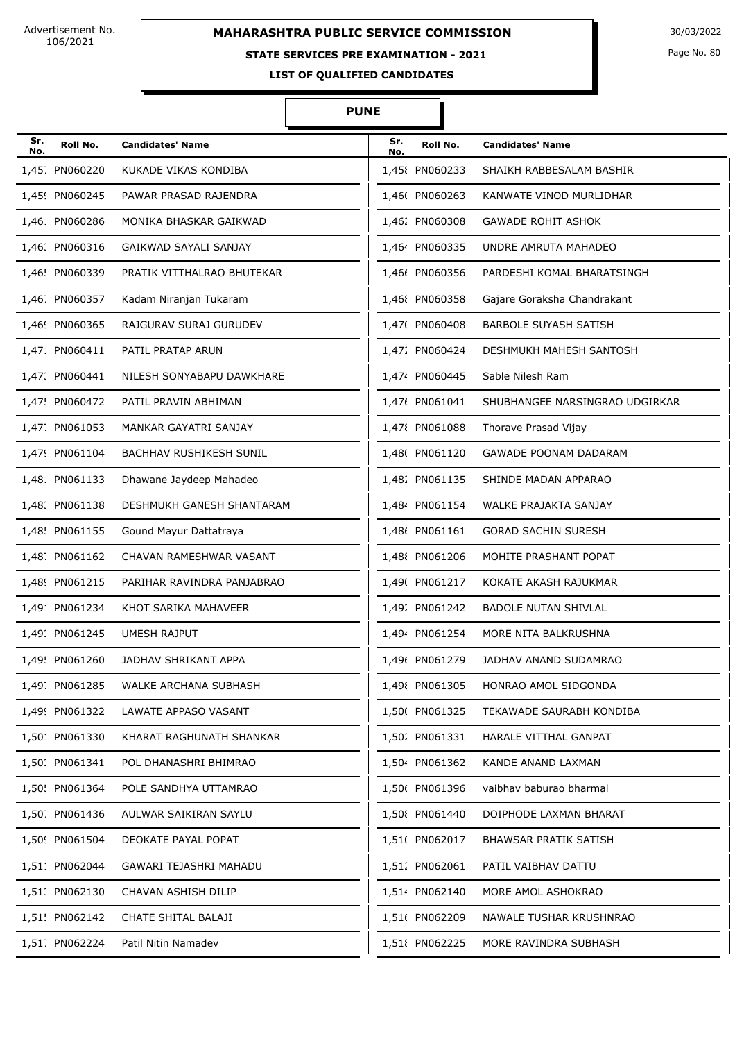Advertisement No. 106/2021

# MAHARASHTRA PUBLIC SERVICE COMMISSION

30/03/2022

## STATE SERVICES PRE EXAMINATION - 2021

### LIST OF QUALIFIED CANDIDATES

### PUNE

| Sr. No. | Roll No. | Candidates' Name | Sr. No. | Roll No. | Candidates' Name |
|---|---|---|---|---|---|
| 1,457 | PN060220 | KUKADE VIKAS KONDIBA | 1,458 | PN060233 | SHAIKH RABBESALAM BASHIR |
| 1,459 | PN060245 | PAWAR PRASAD RAJENDRA | 1,460 | PN060263 | KANWATE VINOD MURLIDHAR |
| 1,461 | PN060286 | MONIKA BHASKAR GAIKWAD | 1,462 | PN060308 | GAWADE ROHIT ASHOK |
| 1,463 | PN060316 | GAIKWAD SAYALI SANJAY | 1,464 | PN060335 | UNDRE AMRUTA MAHADEO |
| 1,465 | PN060339 | PRATIK VITTHALRAO BHUTEKAR | 1,466 | PN060356 | PARDESHI KOMAL BHARATSINGH |
| 1,467 | PN060357 | Kadam Niranjan Tukaram | 1,468 | PN060358 | Gajare Goraksha Chandrakant |
| 1,469 | PN060365 | RAJGURAV SURAJ GURUDEV | 1,470 | PN060408 | BARBOLE SUYASH SATISH |
| 1,471 | PN060411 | PATIL PRATAP ARUN | 1,472 | PN060424 | DESHMUKH MAHESH SANTOSH |
| 1,473 | PN060441 | NILESH SONYABAPU DAWKHARE | 1,474 | PN060445 | Sable Nilesh Ram |
| 1,475 | PN060472 | PATIL PRAVIN ABHIMAN | 1,476 | PN061041 | SHUBHANGEE NARSINGRAO UDGIRKAR |
| 1,477 | PN061053 | MANKAR GAYATRI SANJAY | 1,478 | PN061088 | Thorave Prasad Vijay |
| 1,479 | PN061104 | BACHHAV RUSHIKESH SUNIL | 1,480 | PN061120 | GAWADE POONAM DADARAM |
| 1,481 | PN061133 | Dhawane Jaydeep Mahadeo | 1,482 | PN061135 | SHINDE MADAN APPARAO |
| 1,483 | PN061138 | DESHMUKH GANESH SHANTARAM | 1,484 | PN061154 | WALKE PRAJAKTA SANJAY |
| 1,485 | PN061155 | Gound Mayur Dattatraya | 1,486 | PN061161 | GORAD SACHIN SURESH |
| 1,487 | PN061162 | CHAVAN RAMESHWAR VASANT | 1,488 | PN061206 | MOHITE PRASHANT POPAT |
| 1,489 | PN061215 | PARIHAR RAVINDRA PANJABRAO | 1,490 | PN061217 | KOKATE AKASH RAJUKMAR |
| 1,491 | PN061234 | KHOT SARIKA MAHAVEER | 1,492 | PN061242 | BADOLE NUTAN SHIVLAL |
| 1,493 | PN061245 | UMESH RAJPUT | 1,494 | PN061254 | MORE NITA BALKRUSHNA |
| 1,495 | PN061260 | JADHAV SHRIKANT APPA | 1,496 | PN061279 | JADHAV ANAND SUDAMRAO |
| 1,497 | PN061285 | WALKE ARCHANA SUBHASH | 1,498 | PN061305 | HONRAO AMOL SIDGONDA |
| 1,499 | PN061322 | LAWATE APPASO VASANT | 1,500 | PN061325 | TEKAWADE SAURABH KONDIBA |
| 1,501 | PN061330 | KHARAT RAGHUNATH SHANKAR | 1,502 | PN061331 | HARALE VITTHAL GANPAT |
| 1,503 | PN061341 | POL DHANASHRI BHIMRAO | 1,504 | PN061362 | KANDE ANAND LAXMAN |
| 1,505 | PN061364 | POLE SANDHYA UTTAMRAO | 1,506 | PN061396 | vaibhav baburao bharmal |
| 1,507 | PN061436 | AULWAR SAIKIRAN SAYLU | 1,508 | PN061440 | DOIPHODE LAXMAN BHARAT |
| 1,509 | PN061504 | DEOKATE PAYAL POPAT | 1,510 | PN062017 | BHAWSAR PRATIK SATISH |
| 1,511 | PN062044 | GAWARI TEJASHRI MAHADU | 1,512 | PN062061 | PATIL VAIBHAV DATTU |
| 1,513 | PN062130 | CHAVAN ASHISH DILIP | 1,514 | PN062140 | MORE AMOL ASHOKRAO |
| 1,515 | PN062142 | CHATE SHITAL BALAJI | 1,516 | PN062209 | NAWALE TUSHAR KRUSHNRAO |
| 1,517 | PN062224 | Patil Nitin Namadev | 1,518 | PN062225 | MORE RAVINDRA SUBHASH |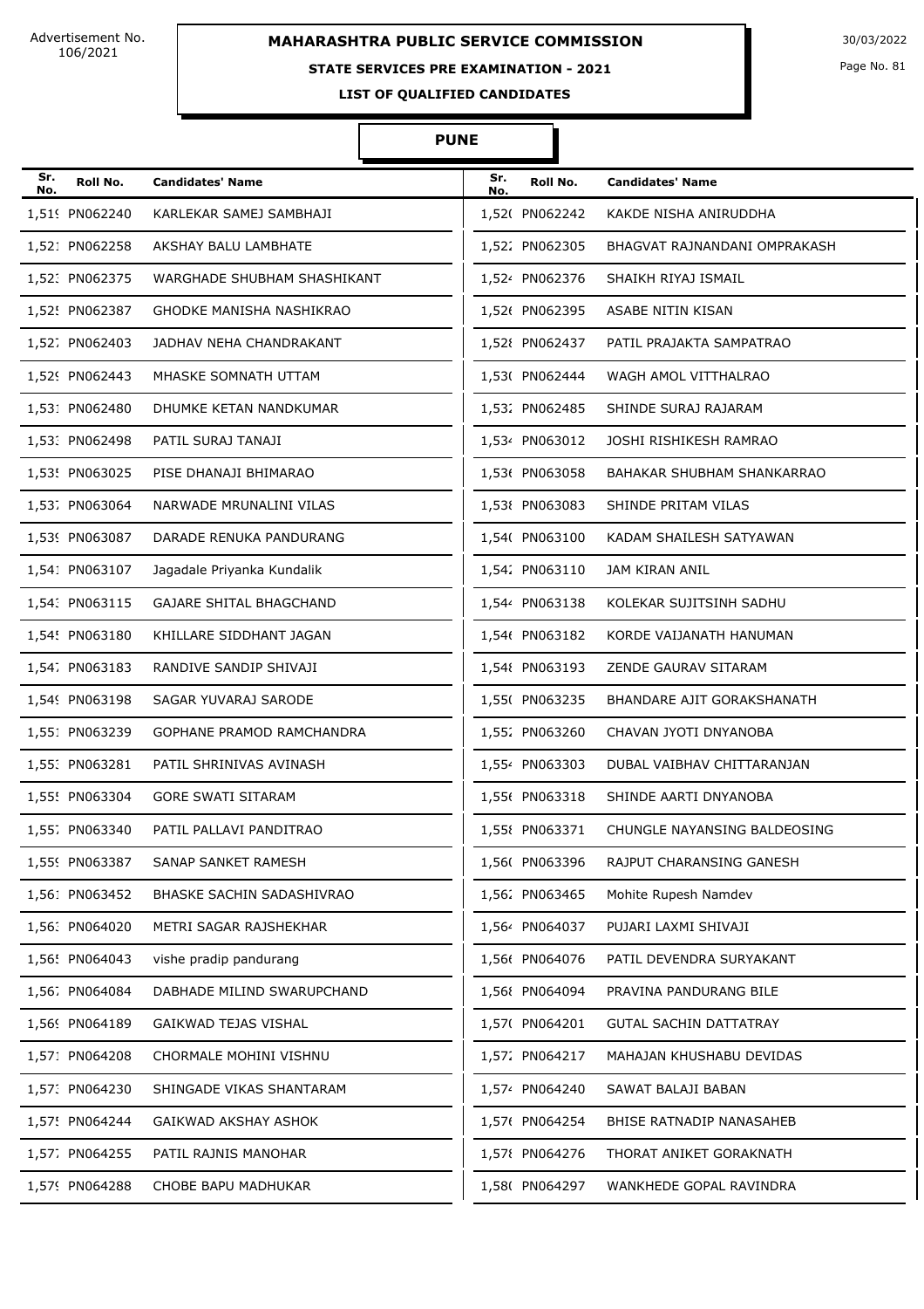Advertisement No. 106/2021

# MAHARASHTRA PUBLIC SERVICE COMMISSION

30/03/2022

## STATE SERVICES PRE EXAMINATION - 2021

### LIST OF QUALIFIED CANDIDATES

### PUNE

| Sr. No. | Roll No. | Candidates' Name | Sr. No. | Roll No. | Candidates' Name |
|---|---|---|---|---|---|
| 1,519 | PN062240 | KARLEKAR SAMEJ SAMBHAJI | 1,520 | PN062242 | KAKDE NISHA ANIRUDDHA |
| 1,521 | PN062258 | AKSHAY BALU LAMBHATE | 1,522 | PN062305 | BHAGVAT RAJNANDANI OMPRAKASH |
| 1,523 | PN062375 | WARGHADE SHUBHAM SHASHIKANT | 1,524 | PN062376 | SHAIKH RIYAJ ISMAIL |
| 1,525 | PN062387 | GHODKE MANISHA NASHIKRAO | 1,526 | PN062395 | ASABE NITIN KISAN |
| 1,527 | PN062403 | JADHAV NEHA CHANDRAKANT | 1,528 | PN062437 | PATIL PRAJAKTA SAMPATRAO |
| 1,529 | PN062443 | MHASKE SOMNATH UTTAM | 1,530 | PN062444 | WAGH AMOL VITTHALRAO |
| 1,531 | PN062480 | DHUMKE KETAN NANDKUMAR | 1,532 | PN062485 | SHINDE SURAJ RAJARAM |
| 1,533 | PN062498 | PATIL SURAJ TANAJI | 1,534 | PN063012 | JOSHI RISHIKESH RAMRAO |
| 1,535 | PN063025 | PISE DHANAJI BHIMARAO | 1,536 | PN063058 | BAHAKAR SHUBHAM SHANKARRAO |
| 1,537 | PN063064 | NARWADE MRUNALINI VILAS | 1,538 | PN063083 | SHINDE PRITAM VILAS |
| 1,539 | PN063087 | DARADE RENUKA PANDURANG | 1,540 | PN063100 | KADAM SHAILESH SATYAWAN |
| 1,541 | PN063107 | Jagadale Priyanka Kundalik | 1,542 | PN063110 | JAM KIRAN ANIL |
| 1,543 | PN063115 | GAJARE SHITAL BHAGCHAND | 1,544 | PN063138 | KOLEKAR SUJITSINH SADHU |
| 1,545 | PN063180 | KHILLARE SIDDHANT JAGAN | 1,546 | PN063182 | KORDE VAIJANATH HANUMAN |
| 1,547 | PN063183 | RANDIVE SANDIP SHIVAJI | 1,548 | PN063193 | ZENDE GAURAV SITARAM |
| 1,549 | PN063198 | SAGAR YUVARAJ SARODE | 1,550 | PN063235 | BHANDARE AJIT GORAKSHANATH |
| 1,551 | PN063239 | GOPHANE PRAMOD RAMCHANDRA | 1,552 | PN063260 | CHAVAN JYOTI DNYANOBA |
| 1,553 | PN063281 | PATIL SHRINIVAS AVINASH | 1,554 | PN063303 | DUBAL VAIBHAV CHITTARANJAN |
| 1,555 | PN063304 | GORE SWATI SITARAM | 1,556 | PN063318 | SHINDE AARTI DNYANOBA |
| 1,557 | PN063340 | PATIL PALLAVI PANDITRAO | 1,558 | PN063371 | CHUNGLE NAYANSING BALDEOSING |
| 1,559 | PN063387 | SANAP SANKET RAMESH | 1,560 | PN063396 | RAJPUT CHARANSING GANESH |
| 1,561 | PN063452 | BHASKE SACHIN SADASHIVRAO | 1,562 | PN063465 | Mohite Rupesh Namdev |
| 1,563 | PN064020 | METRI SAGAR RAJSHEKHAR | 1,564 | PN064037 | PUJARI LAXMI SHIVAJI |
| 1,565 | PN064043 | vishe pradip pandurang | 1,566 | PN064076 | PATIL DEVENDRA SURYAKANT |
| 1,567 | PN064084 | DABHADE MILIND SWARUPCHAND | 1,568 | PN064094 | PRAVINA PANDURANG BILE |
| 1,569 | PN064189 | GAIKWAD TEJAS VISHAL | 1,570 | PN064201 | GUTAL SACHIN DATTATRAY |
| 1,571 | PN064208 | CHORMALE MOHINI VISHNU | 1,572 | PN064217 | MAHAJAN KHUSHABU DEVIDAS |
| 1,573 | PN064230 | SHINGADE VIKAS SHANTARAM | 1,574 | PN064240 | SAWAT BALAJI BABAN |
| 1,575 | PN064244 | GAIKWAD AKSHAY ASHOK | 1,576 | PN064254 | BHISE RATNADIP NANASAHEB |
| 1,577 | PN064255 | PATIL RAJNIS MANOHAR | 1,578 | PN064276 | THORAT ANIKET GORAKNATH |
| 1,579 | PN064288 | CHOBE BAPU MADHUKAR | 1,580 | PN064297 | WANKHEDE GOPAL RAVINDRA |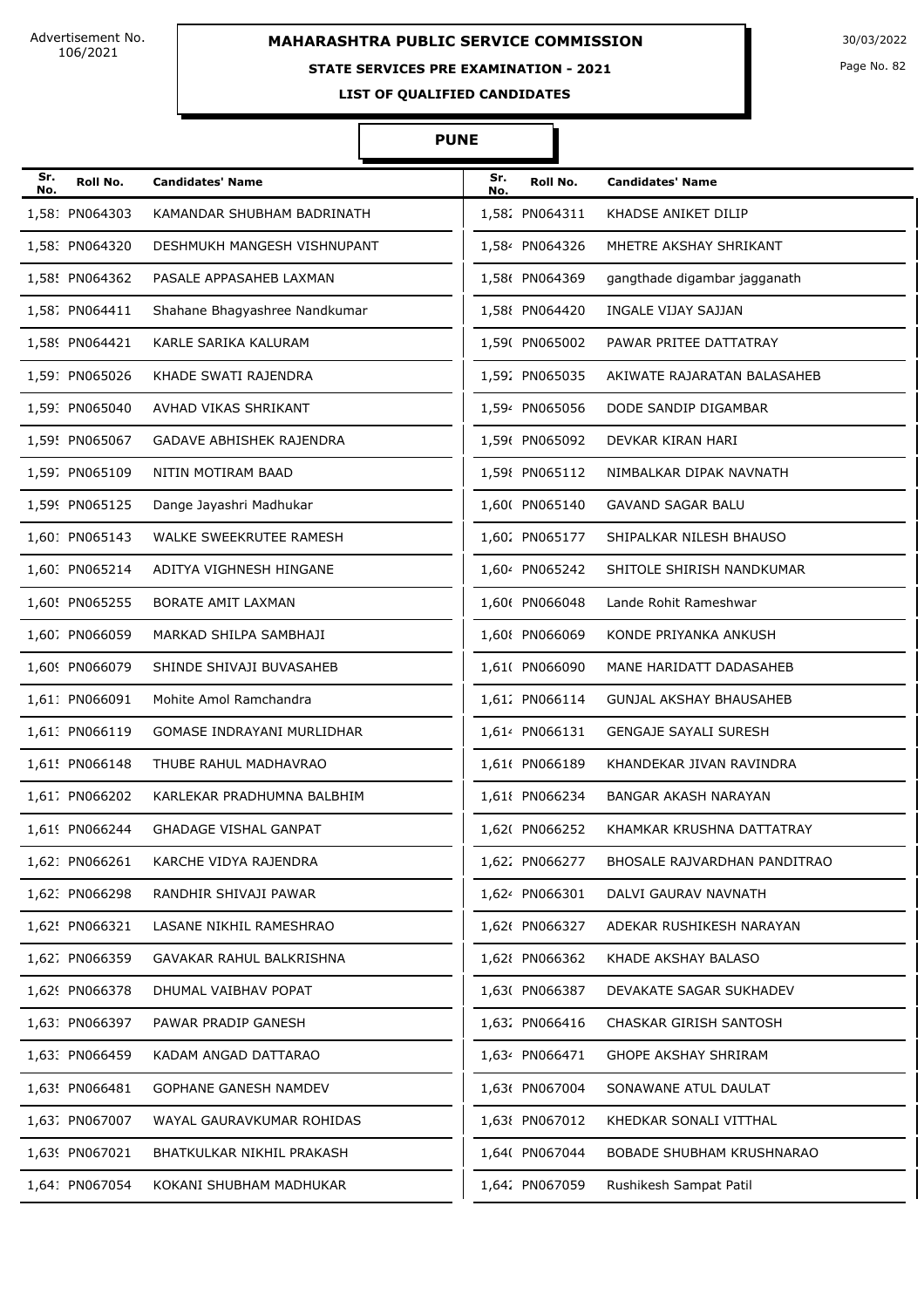Advertisement No. 106/2021

# MAHARASHTRA PUBLIC SERVICE COMMISSION

30/03/2022

## STATE SERVICES PRE EXAMINATION - 2021

### LIST OF QUALIFIED CANDIDATES

### PUNE

| Sr. No. | Roll No. | Candidates' Name | Sr. No. | Roll No. | Candidates' Name |
|---|---|---|---|---|---|
| 1,581 | PN064303 | KAMANDAR SHUBHAM BADRINATH | 1,582 | PN064311 | KHADSE ANIKET DILIP |
| 1,583 | PN064320 | DESHMUKH MANGESH VISHNUPANT | 1,584 | PN064326 | MHETRE AKSHAY SHRIKANT |
| 1,585 | PN064362 | PASALE APPASAHEB LAXMAN | 1,586 | PN064369 | gangthade digambar jagganath |
| 1,587 | PN064411 | Shahane Bhagyashree Nandkumar | 1,588 | PN064420 | INGALE VIJAY SAJJAN |
| 1,589 | PN064421 | KARLE SARIKA KALURAM | 1,590 | PN065002 | PAWAR PRITEE DATTATRAY |
| 1,591 | PN065026 | KHADE SWATI RAJENDRA | 1,592 | PN065035 | AKIWATE RAJARATAN BALASAHEB |
| 1,593 | PN065040 | AVHAD VIKAS SHRIKANT | 1,594 | PN065056 | DODE SANDIP DIGAMBAR |
| 1,595 | PN065067 | GADAVE ABHISHEK RAJENDRA | 1,596 | PN065092 | DEVKAR KIRAN HARI |
| 1,597 | PN065109 | NITIN MOTIRAM BAAD | 1,598 | PN065112 | NIMBALKAR DIPAK NAVNATH |
| 1,599 | PN065125 | Dange Jayashri Madhukar | 1,600 | PN065140 | GAVAND SAGAR BALU |
| 1,601 | PN065143 | WALKE SWEEKRUTEE RAMESH | 1,602 | PN065177 | SHIPALKAR NILESH BHAUSO |
| 1,603 | PN065214 | ADITYA VIGHNESH HINGANE | 1,604 | PN065242 | SHITOLE SHIRISH NANDKUMAR |
| 1,605 | PN065255 | BORATE AMIT LAXMAN | 1,606 | PN066048 | Lande Rohit Rameshwar |
| 1,607 | PN066059 | MARKAD SHILPA SAMBHAJI | 1,608 | PN066069 | KONDE PRIYANKA ANKUSH |
| 1,609 | PN066079 | SHINDE SHIVAJI BUVASAHEB | 1,610 | PN066090 | MANE HARIDATT DADASAHEB |
| 1,611 | PN066091 | Mohite Amol Ramchandra | 1,612 | PN066114 | GUNJAL AKSHAY BHAUSAHEB |
| 1,613 | PN066119 | GOMASE INDRAYANI MURLIDHAR | 1,614 | PN066131 | GENGAJE SAYALI SURESH |
| 1,615 | PN066148 | THUBE RAHUL MADHAVRAO | 1,616 | PN066189 | KHANDEKAR JIVAN RAVINDRA |
| 1,617 | PN066202 | KARLEKAR PRADHUMNA BALBHIM | 1,618 | PN066234 | BANGAR AKASH NARAYAN |
| 1,619 | PN066244 | GHADAGE VISHAL GANPAT | 1,620 | PN066252 | KHAMKAR KRUSHNA DATTATRAY |
| 1,621 | PN066261 | KARCHE VIDYA RAJENDRA | 1,622 | PN066277 | BHOSALE RAJVARDHAN PANDITRAO |
| 1,623 | PN066298 | RANDHIR SHIVAJI PAWAR | 1,624 | PN066301 | DALVI GAURAV NAVNATH |
| 1,625 | PN066321 | LASANE NIKHIL RAMESHRAO | 1,626 | PN066327 | ADEKAR RUSHIKESH NARAYAN |
| 1,627 | PN066359 | GAVAKAR RAHUL BALKRISHNA | 1,628 | PN066362 | KHADE AKSHAY BALASO |
| 1,629 | PN066378 | DHUMAL VAIBHAV POPAT | 1,630 | PN066387 | DEVAKATE SAGAR SUKHADEV |
| 1,631 | PN066397 | PAWAR PRADIP GANESH | 1,632 | PN066416 | CHASKAR GIRISH SANTOSH |
| 1,633 | PN066459 | KADAM ANGAD DATTARAO | 1,634 | PN066471 | GHOPE AKSHAY SHRIRAM |
| 1,635 | PN066481 | GOPHANE GANESH NAMDEV | 1,636 | PN067004 | SONAWANE ATUL DAULAT |
| 1,637 | PN067007 | WAYAL GAURAVKUMAR ROHIDAS | 1,638 | PN067012 | KHEDKAR SONALI VITTHAL |
| 1,639 | PN067021 | BHATKULKAR NIKHIL PRAKASH | 1,640 | PN067044 | BOBADE SHUBHAM KRUSHNARAO |
| 1,641 | PN067054 | KOKANI SHUBHAM MADHUKAR | 1,642 | PN067059 | Rushikesh Sampat Patil |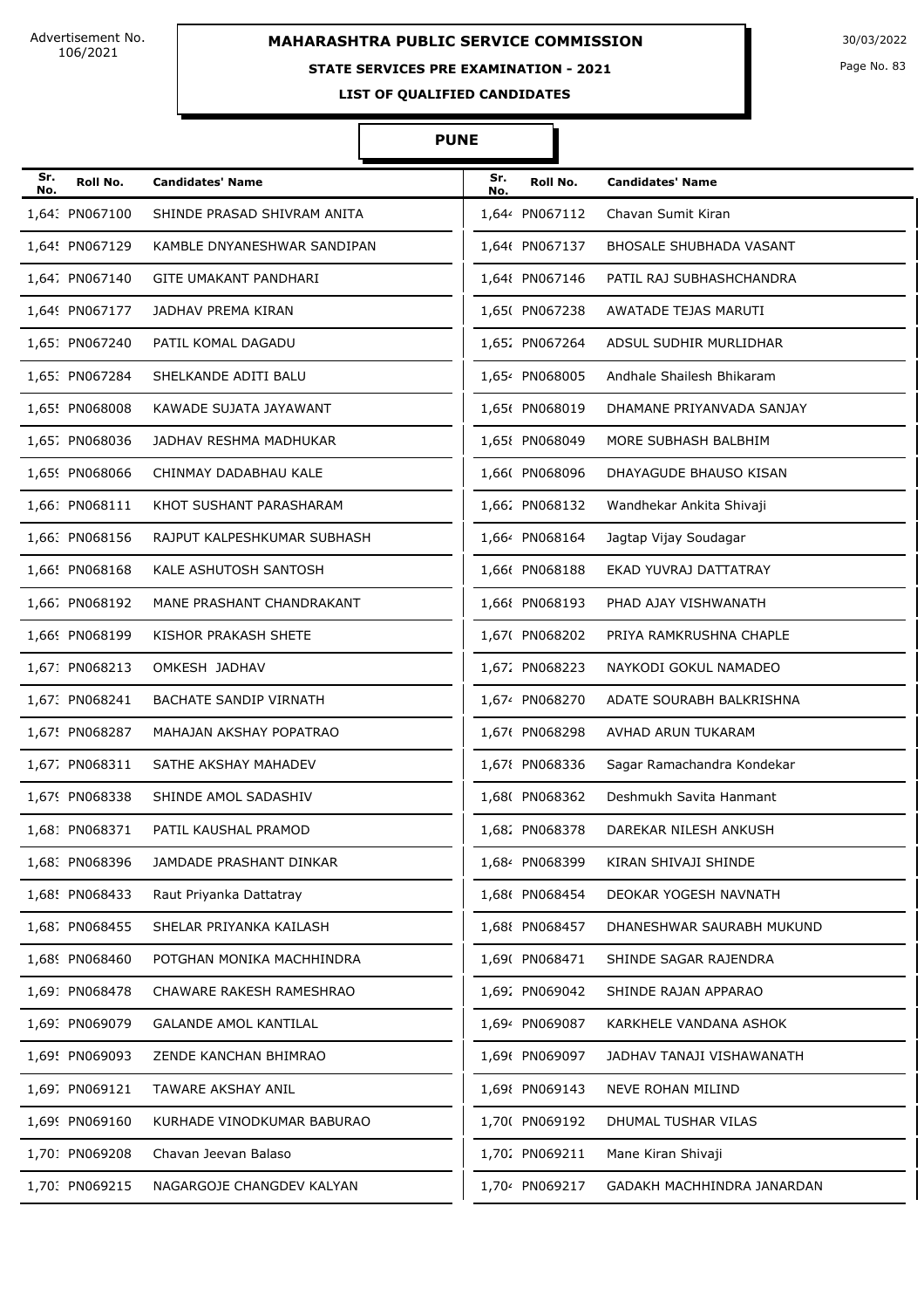Advertisement No. 106/2021

# MAHARASHTRA PUBLIC SERVICE COMMISSION

30/03/2022

## STATE SERVICES PRE EXAMINATION - 2021

### LIST OF QUALIFIED CANDIDATES

### PUNE

| Sr. No. | Roll No. | Candidates' Name | Sr. No. | Roll No. | Candidates' Name |
|---|---|---|---|---|---|
| 1,643 | PN067100 | SHINDE PRASAD SHIVRAM ANITA | 1,644 | PN067112 | Chavan Sumit Kiran |
| 1,645 | PN067129 | KAMBLE DNYANESHWAR SANDIPAN | 1,646 | PN067137 | BHOSALE SHUBHADA VASANT |
| 1,647 | PN067140 | GITE UMAKANT PANDHARI | 1,648 | PN067146 | PATIL RAJ SUBHASHCHANDRA |
| 1,649 | PN067177 | JADHAV PREMA KIRAN | 1,650 | PN067238 | AWATADE TEJAS MARUTI |
| 1,651 | PN067240 | PATIL KOMAL DAGADU | 1,652 | PN067264 | ADSUL SUDHIR MURLIDHAR |
| 1,653 | PN067284 | SHELKANDE ADITI BALU | 1,654 | PN068005 | Andhale Shailesh Bhikaram |
| 1,655 | PN068008 | KAWADE SUJATA JAYAWANT | 1,656 | PN068019 | DHAMANE PRIYANVADA SANJAY |
| 1,657 | PN068036 | JADHAV RESHMA MADHUKAR | 1,658 | PN068049 | MORE SUBHASH BALBHIM |
| 1,659 | PN068066 | CHINMAY DADABHAU KALE | 1,660 | PN068096 | DHAYAGUDE BHAUSO KISAN |
| 1,661 | PN068111 | KHOT SUSHANT PARASHARAM | 1,662 | PN068132 | Wandhekar Ankita Shivaji |
| 1,663 | PN068156 | RAJPUT KALPESHKUMAR SUBHASH | 1,664 | PN068164 | Jagtap Vijay Soudagar |
| 1,665 | PN068168 | KALE ASHUTOSH SANTOSH | 1,666 | PN068188 | EKAD YUVRAJ DATTATRAY |
| 1,667 | PN068192 | MANE PRASHANT CHANDRAKANT | 1,668 | PN068193 | PHAD AJAY VISHWANATH |
| 1,669 | PN068199 | KISHOR PRAKASH SHETE | 1,670 | PN068202 | PRIYA RAMKRUSHNA CHAPLE |
| 1,671 | PN068213 | OMKESH JADHAV | 1,672 | PN068223 | NAYKODI GOKUL NAMADEO |
| 1,673 | PN068241 | BACHATE SANDIP VIRNATH | 1,674 | PN068270 | ADATE SOURABH BALKRISHNA |
| 1,675 | PN068287 | MAHAJAN AKSHAY POPATRAO | 1,676 | PN068298 | AVHAD ARUN TUKARAM |
| 1,677 | PN068311 | SATHE AKSHAY MAHADEV | 1,678 | PN068336 | Sagar Ramachandra Kondekar |
| 1,679 | PN068338 | SHINDE AMOL SADASHIV | 1,680 | PN068362 | Deshmukh Savita Hanmant |
| 1,681 | PN068371 | PATIL KAUSHAL PRAMOD | 1,682 | PN068378 | DAREKAR NILESH ANKUSH |
| 1,683 | PN068396 | JAMDADE PRASHANT DINKAR | 1,684 | PN068399 | KIRAN SHIVAJI SHINDE |
| 1,685 | PN068433 | Raut Priyanka Dattatray | 1,686 | PN068454 | DEOKAR YOGESH NAVNATH |
| 1,687 | PN068455 | SHELAR PRIYANKA KAILASH | 1,688 | PN068457 | DHANESHWAR SAURABH MUKUND |
| 1,689 | PN068460 | POTGHAN MONIKA MACHHINDRA | 1,690 | PN068471 | SHINDE SAGAR RAJENDRA |
| 1,691 | PN068478 | CHAWARE RAKESH RAMESHRAO | 1,692 | PN069042 | SHINDE RAJAN APPARAO |
| 1,693 | PN069079 | GALANDE AMOL KANTILAL | 1,694 | PN069087 | KARKHELE VANDANA ASHOK |
| 1,695 | PN069093 | ZENDE KANCHAN BHIMRAO | 1,696 | PN069097 | JADHAV TANAJI VISHAWANATH |
| 1,697 | PN069121 | TAWARE AKSHAY ANIL | 1,698 | PN069143 | NEVE ROHAN MILIND |
| 1,699 | PN069160 | KURHADE VINODKUMAR BABURAO | 1,700 | PN069192 | DHUMAL TUSHAR VILAS |
| 1,701 | PN069208 | Chavan Jeevan Balaso | 1,702 | PN069211 | Mane Kiran Shivaji |
| 1,703 | PN069215 | NAGARGOJE CHANGDEV KALYAN | 1,704 | PN069217 | GADAKH MACHHINDRA JANARDAN |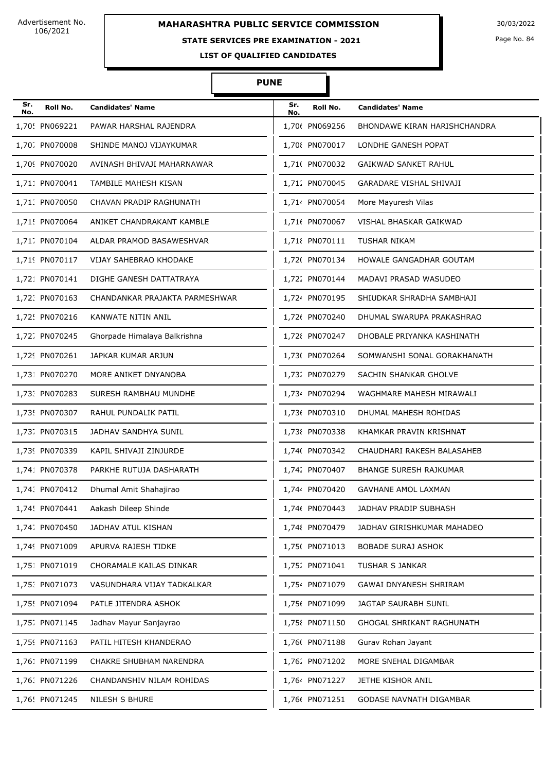Advertisement No. 106/2021

# MAHARASHTRA PUBLIC SERVICE COMMISSION

30/03/2022

## STATE SERVICES PRE EXAMINATION - 2021

### LIST OF QUALIFIED CANDIDATES

### PUNE

| Sr. No. | Roll No. | Candidates' Name | Sr. No. | Roll No. | Candidates' Name |
|---|---|---|---|---|---|
| 1,705 | PN069221 | PAWAR HARSHAL RAJENDRA | 1,706 | PN069256 | BHONDAWE KIRAN HARISHCHANDRA |
| 1,707 | PN070008 | SHINDE MANOJ VIJAYKUMAR | 1,708 | PN070017 | LONDHE GANESH POPAT |
| 1,709 | PN070020 | AVINASH BHIVAJI MAHARNAWAR | 1,710 | PN070032 | GAIKWAD SANKET RAHUL |
| 1,711 | PN070041 | TAMBILE MAHESH KISAN | 1,712 | PN070045 | GARADARE VISHAL SHIVAJI |
| 1,713 | PN070050 | CHAVAN PRADIP RAGHUNATH | 1,714 | PN070054 | More Mayuresh Vilas |
| 1,715 | PN070064 | ANIKET CHANDRAKANT KAMBLE | 1,716 | PN070067 | VISHAL BHASKAR GAIKWAD |
| 1,717 | PN070104 | ALDAR PRAMOD BASAWESHVAR | 1,718 | PN070111 | TUSHAR NIKAM |
| 1,719 | PN070117 | VIJAY SAHEBRAO KHODAKE | 1,720 | PN070134 | HOWALE GANGADHAR GOUTAM |
| 1,721 | PN070141 | DIGHE GANESH DATTATRAYA | 1,722 | PN070144 | MADAVI PRASAD WASUDEO |
| 1,723 | PN070163 | CHANDANKAR PRAJAKTA PARMESHWAR | 1,724 | PN070195 | SHIUDKAR SHRADHA SAMBHAJI |
| 1,725 | PN070216 | KANWATE NITIN ANIL | 1,726 | PN070240 | DHUMAL SWARUPA PRAKASHRAO |
| 1,727 | PN070245 | Ghorpade Himalaya Balkrishna | 1,728 | PN070247 | DHOBALE PRIYANKA KASHINATH |
| 1,729 | PN070261 | JAPKAR KUMAR ARJUN | 1,730 | PN070264 | SOMWANSHI SONAL GORAKHANATH |
| 1,731 | PN070270 | MORE ANIKET DNYANOBA | 1,732 | PN070279 | SACHIN SHANKAR GHOLVE |
| 1,733 | PN070283 | SURESH RAMBHAU MUNDHE | 1,734 | PN070294 | WAGHMARE MAHESH MIRAWALI |
| 1,735 | PN070307 | RAHUL PUNDALIK PATIL | 1,736 | PN070310 | DHUMAL MAHESH ROHIDAS |
| 1,737 | PN070315 | JADHAV SANDHYA SUNIL | 1,738 | PN070338 | KHAMKAR PRAVIN KRISHNAT |
| 1,739 | PN070339 | KAPIL SHIVAJI ZINJURDE | 1,740 | PN070342 | CHAUDHARI RAKESH BALASAHEB |
| 1,741 | PN070378 | PARKHE RUTUJA DASHARATH | 1,742 | PN070407 | BHANGE SURESH RAJKUMAR |
| 1,743 | PN070412 | Dhumal Amit Shahajirao | 1,744 | PN070420 | GAVHANE AMOL LAXMAN |
| 1,745 | PN070441 | Aakash Dileep Shinde | 1,746 | PN070443 | JADHAV PRADIP SUBHASH |
| 1,747 | PN070450 | JADHAV ATUL KISHAN | 1,748 | PN070479 | JADHAV GIRISHKUMAR MAHADEO |
| 1,749 | PN071009 | APURVA RAJESH TIDKE | 1,750 | PN071013 | BOBADE SURAJ ASHOK |
| 1,751 | PN071019 | CHORAMALE KAILAS DINKAR | 1,752 | PN071041 | TUSHAR S JANKAR |
| 1,753 | PN071073 | VASUNDHARA VIJAY TADKALKAR | 1,754 | PN071079 | GAWAI DNYANESH SHRIRAM |
| 1,755 | PN071094 | PATLE JITENDRA ASHOK | 1,756 | PN071099 | JAGTAP SAURABH SUNIL |
| 1,757 | PN071145 | Jadhav Mayur Sanjayrao | 1,758 | PN071150 | GHOGAL SHRIKANT RAGHUNATH |
| 1,759 | PN071163 | PATIL HITESH KHANDERAO | 1,760 | PN071188 | Gurav Rohan Jayant |
| 1,761 | PN071199 | CHAKRE SHUBHAM NARENDRA | 1,762 | PN071202 | MORE SNEHAL DIGAMBAR |
| 1,763 | PN071226 | CHANDANSHIV NILAM ROHIDAS | 1,764 | PN071227 | JETHE KISHOR ANIL |
| 1,765 | PN071245 | NILESH S BHURE | 1,766 | PN071251 | GODASE NAVNATH DIGAMBAR |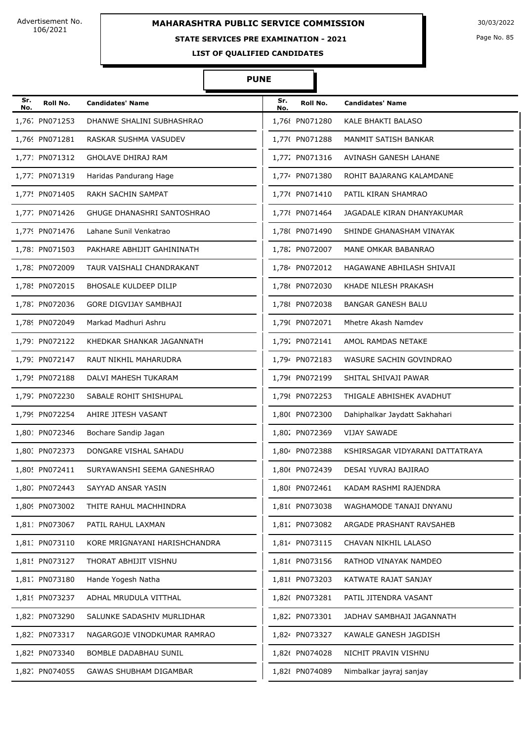Advertisement No. 106/2021

# MAHARASHTRA PUBLIC SERVICE COMMISSION

30/03/2022

## STATE SERVICES PRE EXAMINATION - 2021

### LIST OF QUALIFIED CANDIDATES

### PUNE

| Sr. No. | Roll No. | Candidates' Name | Sr. No. | Roll No. | Candidates' Name |
|---|---|---|---|---|---|
| 1,767 | PN071253 | DHANWE SHALINI SUBHASHRAO | 1,768 | PN071280 | KALE BHAKTI BALASO |
| 1,769 | PN071281 | RASKAR SUSHMA VASUDEV | 1,770 | PN071288 | MANMIT SATISH BANKAR |
| 1,771 | PN071312 | GHOLAVE DHIRAJ RAM | 1,772 | PN071316 | AVINASH GANESH LAHANE |
| 1,773 | PN071319 | Haridas Pandurang Hage | 1,774 | PN071380 | ROHIT BAJARANG KALAMDANE |
| 1,775 | PN071405 | RAKH SACHIN SAMPAT | 1,776 | PN071410 | PATIL KIRAN SHAMRAO |
| 1,777 | PN071426 | GHUGE DHANASHRI SANTOSHRAO | 1,778 | PN071464 | JAGADALE KIRAN DHANYAKUMAR |
| 1,779 | PN071476 | Lahane Sunil Venkatrao | 1,780 | PN071490 | SHINDE GHANASHAM VINAYAK |
| 1,781 | PN071503 | PAKHARE ABHIJIT GAHININATH | 1,782 | PN072007 | MANE OMKAR BABANRAO |
| 1,783 | PN072009 | TAUR VAISHALI CHANDRAKANT | 1,784 | PN072012 | HAGAWANE ABHILASH SHIVAJI |
| 1,785 | PN072015 | BHOSALE KULDEEP DILIP | 1,786 | PN072030 | KHADE NILESH PRAKASH |
| 1,787 | PN072036 | GORE DIGVIJAY SAMBHAJI | 1,788 | PN072038 | BANGAR GANESH BALU |
| 1,789 | PN072049 | Markad Madhuri Ashru | 1,790 | PN072071 | Mhetre Akash Namdev |
| 1,791 | PN072122 | KHEDKAR SHANKAR JAGANNATH | 1,792 | PN072141 | AMOL RAMDAS NETAKE |
| 1,793 | PN072147 | RAUT NIKHIL MAHARUDRA | 1,794 | PN072183 | WASURE SACHIN GOVINDRAO |
| 1,795 | PN072188 | DALVI MAHESH TUKARAM | 1,796 | PN072199 | SHITAL SHIVAJI PAWAR |
| 1,797 | PN072230 | SABALE ROHIT SHISHUPAL | 1,798 | PN072253 | THIGALE ABHISHEK AVADHUT |
| 1,799 | PN072254 | AHIRE JITESH VASANT | 1,800 | PN072300 | Dahiphalkar Jaydatt Sakhahari |
| 1,801 | PN072346 | Bochare Sandip Jagan | 1,802 | PN072369 | VIJAY SAWADE |
| 1,803 | PN072373 | DONGARE VISHAL SAHADU | 1,804 | PN072388 | KSHIRSAGAR VIDYARANI DATTATRAYA |
| 1,805 | PN072411 | SURYAWANSHI SEEMA GANESHRAO | 1,806 | PN072439 | DESAI YUVRAJ BAJIRAO |
| 1,807 | PN072443 | SAYYAD ANSAR YASIN | 1,808 | PN072461 | KADAM RASHMI RAJENDRA |
| 1,809 | PN073002 | THITE RAHUL MACHHINDRA | 1,810 | PN073038 | WAGHAMODE TANAJI DNYANU |
| 1,811 | PN073067 | PATIL RAHUL LAXMAN | 1,812 | PN073082 | ARGADE PRASHANT RAVSAHEB |
| 1,813 | PN073110 | KORE MRIGNAYANI HARISHCHANDRA | 1,814 | PN073115 | CHAVAN NIKHIL LALASO |
| 1,815 | PN073127 | THORAT ABHIJIT VISHNU | 1,816 | PN073156 | RATHOD VINAYAK NAMDEO |
| 1,817 | PN073180 | Hande Yogesh Natha | 1,818 | PN073203 | KATWATE RAJAT SANJAY |
| 1,819 | PN073237 | ADHAL MRUDULA VITTHAL | 1,820 | PN073281 | PATIL JITENDRA VASANT |
| 1,821 | PN073290 | SALUNKE SADASHIV MURLIDHAR | 1,822 | PN073301 | JADHAV SAMBHAJI JAGANNATH |
| 1,823 | PN073317 | NAGARGOJE VINODKUMAR RAMRAO | 1,824 | PN073327 | KAWALE GANESH JAGDISH |
| 1,825 | PN073340 | BOMBLE DADABHAU SUNIL | 1,826 | PN074028 | NICHIT PRAVIN VISHNU |
| 1,827 | PN074055 | GAWAS SHUBHAM DIGAMBAR | 1,828 | PN074089 | Nimbalkar jayraj sanjay |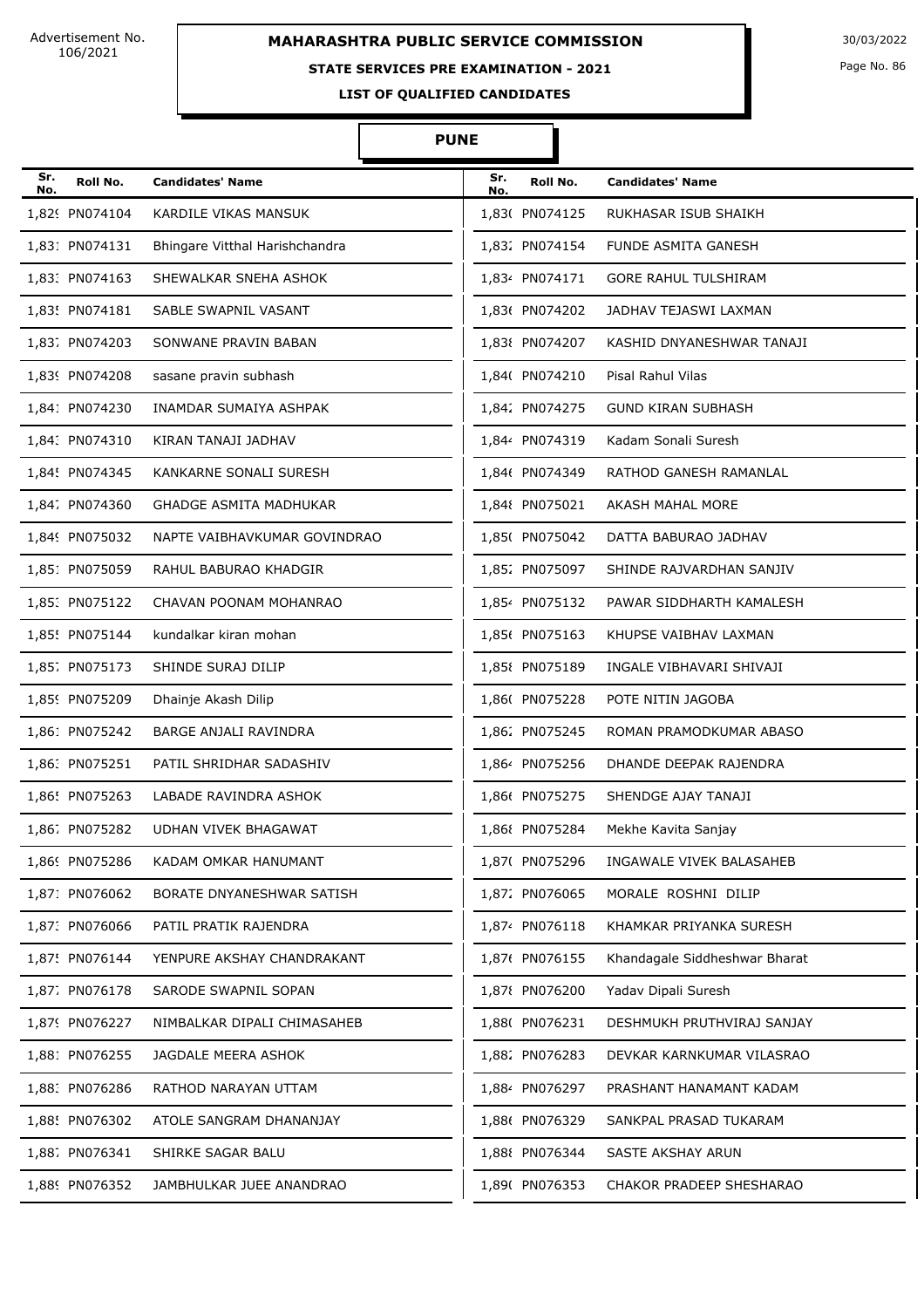Advertisement No. 106/2021

**MAHARASHTRA PUBLIC SERVICE COMMISSION**

30/03/2022

**STATE SERVICES PRE EXAMINATION - 2021**

**LIST OF QUALIFIED CANDIDATES**

**PUNE**

| Sr. No. | Roll No. | Candidates' Name | Sr. No. | Roll No. | Candidates' Name |
|---|---|---|---|---|---|
| 1,829 | PN074104 | KARDILE VIKAS MANSUK | 1,830 | PN074125 | RUKHASAR ISUB SHAIKH |
| 1,831 | PN074131 | Bhingare Vitthal Harishchandra | 1,832 | PN074154 | FUNDE ASMITA GANESH |
| 1,833 | PN074163 | SHEWALKAR SNEHA ASHOK | 1,834 | PN074171 | GORE RAHUL TULSHIRAM |
| 1,835 | PN074181 | SABLE SWAPNIL VASANT | 1,836 | PN074202 | JADHAV TEJASWI LAXMAN |
| 1,837 | PN074203 | SONWANE PRAVIN BABAN | 1,838 | PN074207 | KASHID DNYANESHWAR TANAJI |
| 1,839 | PN074208 | sasane pravin subhash | 1,840 | PN074210 | Pisal Rahul Vilas |
| 1,841 | PN074230 | INAMDAR SUMAIYA ASHPAK | 1,842 | PN074275 | GUND KIRAN SUBHASH |
| 1,843 | PN074310 | KIRAN TANAJI JADHAV | 1,844 | PN074319 | Kadam Sonali Suresh |
| 1,845 | PN074345 | KANKARNE SONALI SURESH | 1,846 | PN074349 | RATHOD GANESH RAMANLAL |
| 1,847 | PN074360 | GHADGE ASMITA MADHUKAR | 1,848 | PN075021 | AKASH MAHAL MORE |
| 1,849 | PN075032 | NAPTE VAIBHAVKUMAR GOVINDRAO | 1,850 | PN075042 | DATTA BABURAO JADHAV |
| 1,851 | PN075059 | RAHUL BABURAO KHADGIR | 1,852 | PN075097 | SHINDE RAJVARDHAN SANJIV |
| 1,853 | PN075122 | CHAVAN POONAM MOHANRAO | 1,854 | PN075132 | PAWAR SIDDHARTH KAMALESH |
| 1,855 | PN075144 | kundalkar kiran mohan | 1,856 | PN075163 | KHUPSE VAIBHAV LAXMAN |
| 1,857 | PN075173 | SHINDE SURAJ DILIP | 1,858 | PN075189 | INGALE VIBHAVARI SHIVAJI |
| 1,859 | PN075209 | Dhainje Akash Dilip | 1,860 | PN075228 | POTE NITIN JAGOBA |
| 1,861 | PN075242 | BARGE ANJALI RAVINDRA | 1,862 | PN075245 | ROMAN PRAMODKUMAR ABASO |
| 1,863 | PN075251 | PATIL SHRIDHAR SADASHIV | 1,864 | PN075256 | DHANDE DEEPAK RAJENDRA |
| 1,865 | PN075263 | LABADE RAVINDRA ASHOK | 1,866 | PN075275 | SHENDGE AJAY TANAJI |
| 1,867 | PN075282 | UDHAN VIVEK BHAGAWAT | 1,868 | PN075284 | Mekhe Kavita Sanjay |
| 1,869 | PN075286 | KADAM OMKAR HANUMANT | 1,870 | PN075296 | INGAWALE VIVEK BALASAHEB |
| 1,871 | PN076062 | BORATE DNYANESHWAR SATISH | 1,872 | PN076065 | MORALE ROSHNI DILIP |
| 1,873 | PN076066 | PATIL PRATIK RAJENDRA | 1,874 | PN076118 | KHAMKAR PRIYANKA SURESH |
| 1,875 | PN076144 | YENPURE AKSHAY CHANDRAKANT | 1,876 | PN076155 | Khandagale Siddheshwar Bharat |
| 1,877 | PN076178 | SARODE SWAPNIL SOPAN | 1,878 | PN076200 | Yadav Dipali Suresh |
| 1,879 | PN076227 | NIMBALKAR DIPALI CHIMASAHEB | 1,880 | PN076231 | DESHMUKH PRUTHVIRAJ SANJAY |
| 1,881 | PN076255 | JAGDALE MEERA ASHOK | 1,882 | PN076283 | DEVKAR KARNKUMAR VILASRAO |
| 1,883 | PN076286 | RATHOD NARAYAN UTTAM | 1,884 | PN076297 | PRASHANT HANAMANT KADAM |
| 1,885 | PN076302 | ATOLE SANGRAM DHANANJAY | 1,886 | PN076329 | SANKPAL PRASAD TUKARAM |
| 1,887 | PN076341 | SHIRKE SAGAR BALU | 1,888 | PN076344 | SASTE AKSHAY ARUN |
| 1,889 | PN076352 | JAMBHULKAR JUEE ANANDRAO | 1,890 | PN076353 | CHAKOR PRADEEP SHESHARAO |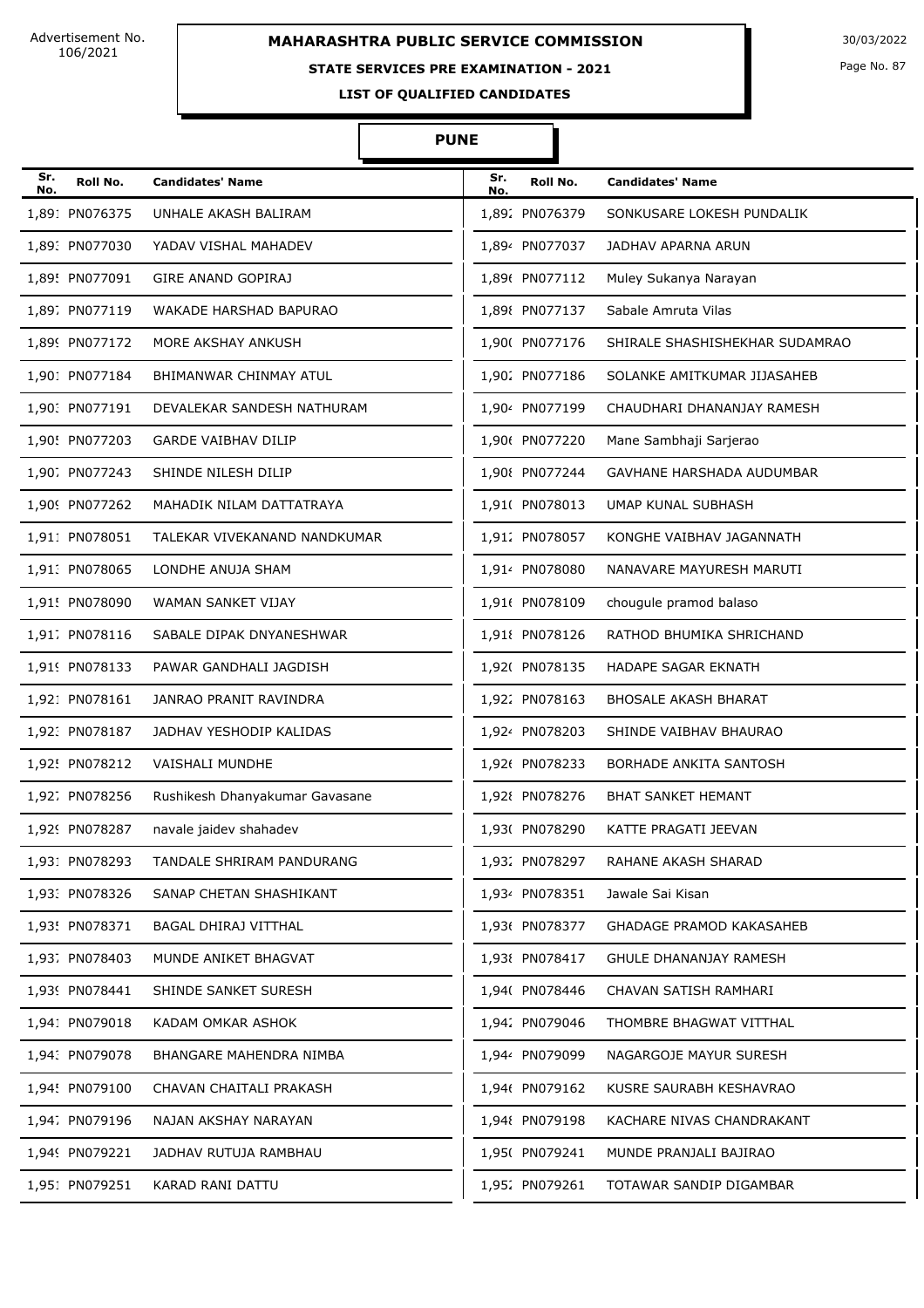Advertisement No. 106/2021

# MAHARASHTRA PUBLIC SERVICE COMMISSION

30/03/2022

## STATE SERVICES PRE EXAMINATION - 2021

### LIST OF QUALIFIED CANDIDATES

### PUNE

| Sr. No. | Roll No. | Candidates' Name | Sr. No. | Roll No. | Candidates' Name |
|---|---|---|---|---|---|
| 1,891 | PN076375 | UNHALE AKASH BALIRAM | 1,892 | PN076379 | SONKUSARE LOKESH PUNDALIK |
| 1,893 | PN077030 | YADAV VISHAL MAHADEV | 1,894 | PN077037 | JADHAV APARNA ARUN |
| 1,895 | PN077091 | GIRE ANAND GOPIRAJ | 1,896 | PN077112 | Muley Sukanya Narayan |
| 1,897 | PN077119 | WAKADE HARSHAD BAPURAO | 1,898 | PN077137 | Sabale Amruta Vilas |
| 1,899 | PN077172 | MORE AKSHAY ANKUSH | 1,900 | PN077176 | SHIRALE SHASHISHEKHAR SUDAMRAO |
| 1,901 | PN077184 | BHIMANWAR CHINMAY ATUL | 1,902 | PN077186 | SOLANKE AMITKUMAR JIJASAHEB |
| 1,903 | PN077191 | DEVALEKAR SANDESH NATHURAM | 1,904 | PN077199 | CHAUDHARI DHANANJAY RAMESH |
| 1,905 | PN077203 | GARDE VAIBHAV DILIP | 1,906 | PN077220 | Mane Sambhaji Sarjerao |
| 1,907 | PN077243 | SHINDE NILESH DILIP | 1,908 | PN077244 | GAVHANE HARSHADA AUDUMBAR |
| 1,909 | PN077262 | MAHADIK NILAM DATTATRAYA | 1,910 | PN078013 | UMAP KUNAL SUBHASH |
| 1,911 | PN078051 | TALEKAR VIVEKANAND NANDKUMAR | 1,912 | PN078057 | KONGHE VAIBHAV JAGANNATH |
| 1,913 | PN078065 | LONDHE ANUJA SHAM | 1,914 | PN078080 | NANAVARE MAYURESH MARUTI |
| 1,915 | PN078090 | WAMAN SANKET VIJAY | 1,916 | PN078109 | chougule pramod balaso |
| 1,917 | PN078116 | SABALE DIPAK DNYANESHWAR | 1,918 | PN078126 | RATHOD BHUMIKA SHRICHAND |
| 1,919 | PN078133 | PAWAR GANDHALI JAGDISH | 1,920 | PN078135 | HADAPE SAGAR EKNATH |
| 1,921 | PN078161 | JANRAO PRANIT RAVINDRA | 1,922 | PN078163 | BHOSALE AKASH BHARAT |
| 1,923 | PN078187 | JADHAV YESHODIP KALIDAS | 1,924 | PN078203 | SHINDE VAIBHAV BHAURAO |
| 1,925 | PN078212 | VAISHALI MUNDHE | 1,926 | PN078233 | BORHADE ANKITA SANTOSH |
| 1,927 | PN078256 | Rushikesh Dhanyakumar Gavasane | 1,928 | PN078276 | BHAT SANKET HEMANT |
| 1,929 | PN078287 | navale jaidev shahadev | 1,930 | PN078290 | KATTE PRAGATI JEEVAN |
| 1,931 | PN078293 | TANDALE SHRIRAM PANDURANG | 1,932 | PN078297 | RAHANE AKASH SHARAD |
| 1,933 | PN078326 | SANAP CHETAN SHASHIKANT | 1,934 | PN078351 | Jawale Sai Kisan |
| 1,935 | PN078371 | BAGAL DHIRAJ VITTHAL | 1,936 | PN078377 | GHADAGE PRAMOD KAKASAHEB |
| 1,937 | PN078403 | MUNDE ANIKET BHAGVAT | 1,938 | PN078417 | GHULE DHANANJAY RAMESH |
| 1,939 | PN078441 | SHINDE SANKET SURESH | 1,940 | PN078446 | CHAVAN SATISH RAMHARI |
| 1,941 | PN079018 | KADAM OMKAR ASHOK | 1,942 | PN079046 | THOMBRE BHAGWAT VITTHAL |
| 1,943 | PN079078 | BHANGARE MAHENDRA NIMBA | 1,944 | PN079099 | NAGARGOJE MAYUR SURESH |
| 1,945 | PN079100 | CHAVAN CHAITALI PRAKASH | 1,946 | PN079162 | KUSRE SAURABH KESHAVRAO |
| 1,947 | PN079196 | NAJAN AKSHAY NARAYAN | 1,948 | PN079198 | KACHARE NIVAS CHANDRAKANT |
| 1,949 | PN079221 | JADHAV RUTUJA RAMBHAU | 1,950 | PN079241 | MUNDE PRANJALI BAJIRAO |
| 1,951 | PN079251 | KARAD RANI DATTU | 1,952 | PN079261 | TOTAWAR SANDIP DIGAMBAR |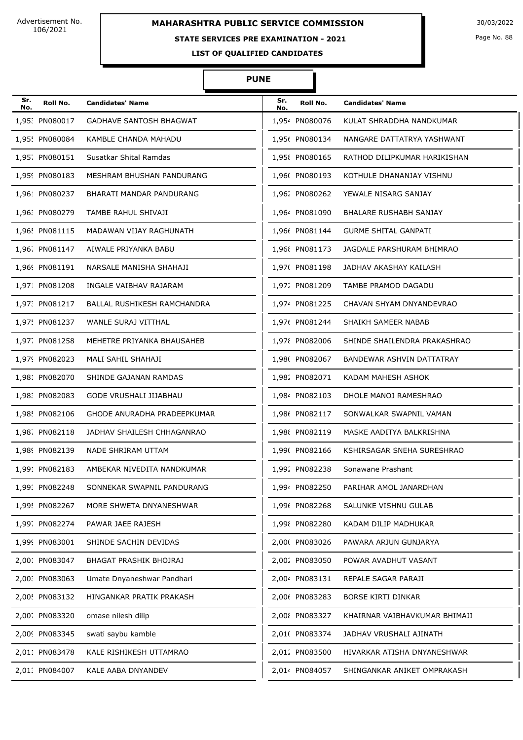Advertisement No. 106/2021

# MAHARASHTRA PUBLIC SERVICE COMMISSION

30/03/2022

## STATE SERVICES PRE EXAMINATION - 2021

### LIST OF QUALIFIED CANDIDATES

### PUNE

| Sr. No. | Roll No. | Candidates' Name | Sr. No. | Roll No. | Candidates' Name |
|---|---|---|---|---|---|
| 1,953 | PN080017 | GADHAVE SANTOSH BHAGWAT | 1,954 | PN080076 | KULAT SHRADDHA NANDKUMAR |
| 1,955 | PN080084 | KAMBLE CHANDA MAHADU | 1,956 | PN080134 | NANGARE DATTATRYA YASHWANT |
| 1,957 | PN080151 | Susatkar Shital Ramdas | 1,958 | PN080165 | RATHOD DILIPKUMAR HARIKISHAN |
| 1,959 | PN080183 | MESHRAM BHUSHAN PANDURANG | 1,960 | PN080193 | KOTHULE DHANANJAY VISHNU |
| 1,961 | PN080237 | BHARATI MANDAR PANDURANG | 1,962 | PN080262 | YEWALE NISARG SANJAY |
| 1,963 | PN080279 | TAMBE RAHUL SHIVAJI | 1,964 | PN081090 | BHALARE RUSHABH SANJAY |
| 1,965 | PN081115 | MADAWAN VIJAY RAGHUNATH | 1,966 | PN081144 | GURME SHITAL GANPATI |
| 1,967 | PN081147 | AIWALE PRIYANKA BABU | 1,968 | PN081173 | JAGDALE PARSHURAM BHIMRAO |
| 1,969 | PN081191 | NARSALE MANISHA SHAHAJI | 1,970 | PN081198 | JADHAV AKASHAY KAILASH |
| 1,971 | PN081208 | INGALE VAIBHAV RAJARAM | 1,972 | PN081209 | TAMBE PRAMOD DAGADU |
| 1,973 | PN081217 | BALLAL RUSHIKESH RAMCHANDRA | 1,974 | PN081225 | CHAVAN SHYAM DNYANDEVRAO |
| 1,975 | PN081237 | WANLE SURAJ VITTHAL | 1,976 | PN081244 | SHAIKH SAMEER NABAB |
| 1,977 | PN081258 | MEHETRE PRIYANKA BHAUSAHEB | 1,978 | PN082006 | SHINDE SHAILENDRA PRAKASHRAO |
| 1,979 | PN082023 | MALI SAHIL SHAHAJI | 1,980 | PN082067 | BANDEWAR ASHVIN DATTATRAY |
| 1,981 | PN082070 | SHINDE GAJANAN RAMDAS | 1,982 | PN082071 | KADAM MAHESH ASHOK |
| 1,983 | PN082083 | GODE VRUSHALI JIJABHAU | 1,984 | PN082103 | DHOLE MANOJ RAMESHRAO |
| 1,985 | PN082106 | GHODE ANURADHA PRADEEPKUMAR | 1,986 | PN082117 | SONWALKAR SWAPNIL VAMAN |
| 1,987 | PN082118 | JADHAV SHAILESH CHHAGANRAO | 1,988 | PN082119 | MASKE AADITYA BALKRISHNA |
| 1,989 | PN082139 | NADE SHRIRAM UTTAM | 1,990 | PN082166 | KSHIRSAGAR SNEHA SURESHRAO |
| 1,991 | PN082183 | AMBEKAR NIVEDITA NANDKUMAR | 1,992 | PN082238 | Sonawane Prashant |
| 1,993 | PN082248 | SONNEKAR SWAPNIL PANDURANG | 1,994 | PN082250 | PARIHAR AMOL JANARDHAN |
| 1,995 | PN082267 | MORE SHWETA DNYANESHWAR | 1,996 | PN082268 | SALUNKE VISHNU GULAB |
| 1,997 | PN082274 | PAWAR JAEE RAJESH | 1,998 | PN082280 | KADAM DILIP MADHUKAR |
| 1,999 | PN083001 | SHINDE SACHIN DEVIDAS | 2,000 | PN083026 | PAWARA ARJUN GUNJARYA |
| 2,001 | PN083047 | BHAGAT PRASHIK BHOJRAJ | 2,002 | PN083050 | POWAR AVADHUT VASANT |
| 2,003 | PN083063 | Umate Dnyaneshwar Pandhari | 2,004 | PN083131 | REPALE SAGAR PARAJI |
| 2,005 | PN083132 | HINGANKAR PRATIK PRAKASH | 2,006 | PN083283 | BORSE KIRTI DINKAR |
| 2,007 | PN083320 | omase nilesh dilip | 2,008 | PN083327 | KHAIRNAR VAIBHAVKUMAR BHIMAJI |
| 2,009 | PN083345 | swati saybu kamble | 2,010 | PN083374 | JADHAV VRUSHALI AJINATH |
| 2,011 | PN083478 | KALE RISHIKESH UTTAMRAO | 2,012 | PN083500 | HIVARKAR ATISHA DNYANESHWAR |
| 2,013 | PN084007 | KALE AABA DNYANDEV | 2,014 | PN084057 | SHINGANKAR ANIKET OMPRAKASH |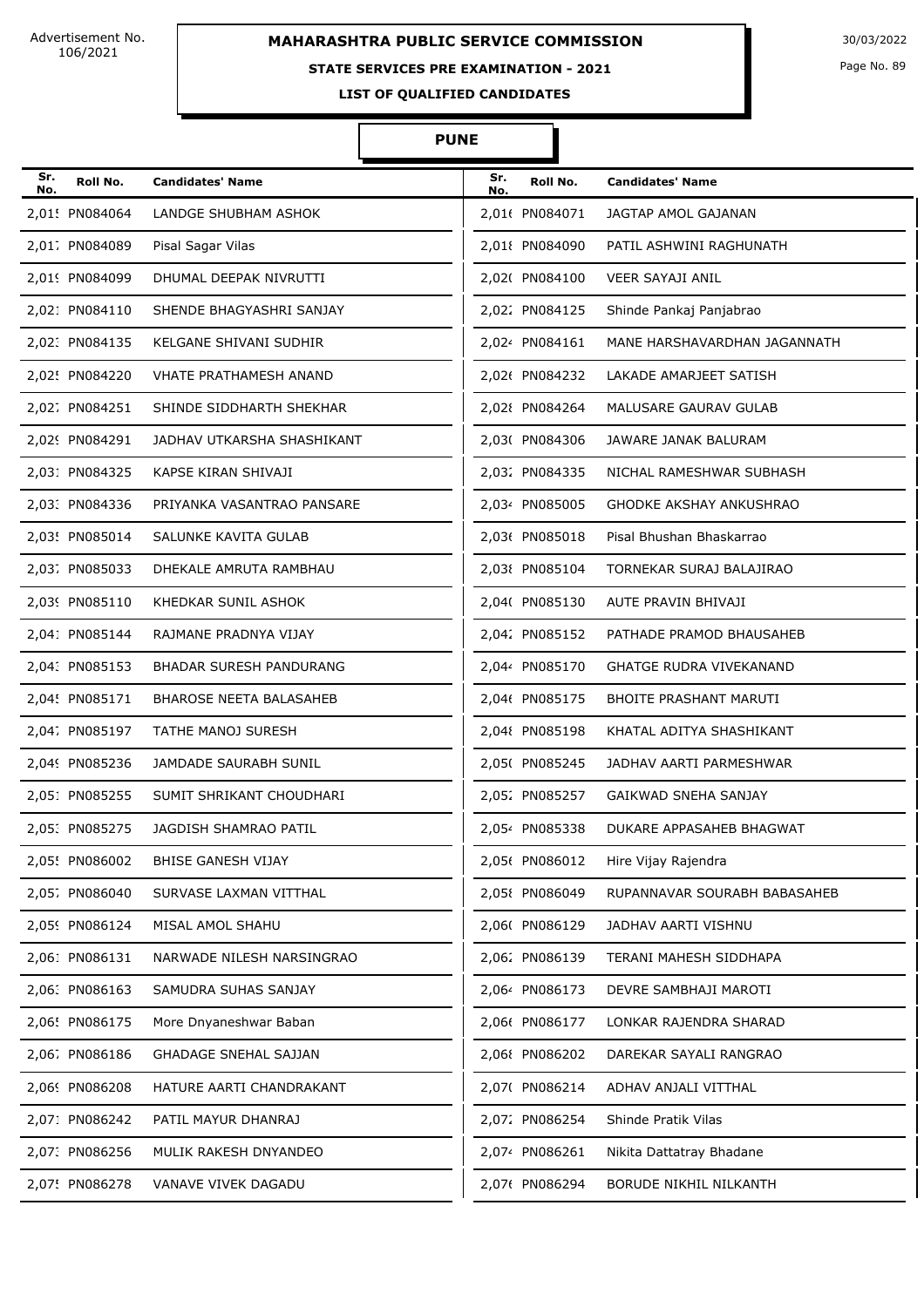Advertisement No. 106/2021

# MAHARASHTRA PUBLIC SERVICE COMMISSION

30/03/2022

## STATE SERVICES PRE EXAMINATION - 2021

### LIST OF QUALIFIED CANDIDATES

### PUNE

| Sr. No. | Roll No. | Candidates' Name | Sr. No. | Roll No. | Candidates' Name |
|---|---|---|---|---|---|
| 2,015 | PN084064 | LANDGE SHUBHAM ASHOK | 2,016 | PN084071 | JAGTAP AMOL GAJANAN |
| 2,017 | PN084089 | Pisal Sagar Vilas | 2,018 | PN084090 | PATIL ASHWINI RAGHUNATH |
| 2,019 | PN084099 | DHUMAL DEEPAK NIVRUTTI | 2,020 | PN084100 | VEER SAYAJI ANIL |
| 2,021 | PN084110 | SHENDE BHAGYASHRI SANJAY | 2,022 | PN084125 | Shinde Pankaj Panjabrao |
| 2,023 | PN084135 | KELGANE SHIVANI SUDHIR | 2,024 | PN084161 | MANE HARSHAVARDHAN JAGANNATH |
| 2,025 | PN084220 | VHATE PRATHAMESH ANAND | 2,026 | PN084232 | LAKADE AMARJEET SATISH |
| 2,027 | PN084251 | SHINDE SIDDHARTH SHEKHAR | 2,028 | PN084264 | MALUSARE GAURAV GULAB |
| 2,029 | PN084291 | JADHAV UTKARSHA SHASHIKANT | 2,030 | PN084306 | JAWARE JANAK BALURAM |
| 2,031 | PN084325 | KAPSE KIRAN SHIVAJI | 2,032 | PN084335 | NICHAL RAMESHWAR SUBHASH |
| 2,033 | PN084336 | PRIYANKA VASANTRAO PANSARE | 2,034 | PN085005 | GHODKE AKSHAY ANKUSHRAO |
| 2,035 | PN085014 | SALUNKE KAVITA GULAB | 2,036 | PN085018 | Pisal Bhushan Bhaskarrao |
| 2,037 | PN085033 | DHEKALE AMRUTA RAMBHAU | 2,038 | PN085104 | TORNEKAR SURAJ BALAJIRAO |
| 2,039 | PN085110 | KHEDKAR SUNIL ASHOK | 2,040 | PN085130 | AUTE PRAVIN BHIVAJI |
| 2,041 | PN085144 | RAJMANE PRADNYA VIJAY | 2,042 | PN085152 | PATHADE PRAMOD BHAUSAHEB |
| 2,043 | PN085153 | BHADAR SURESH PANDURANG | 2,044 | PN085170 | GHATGE RUDRA VIVEKANAND |
| 2,045 | PN085171 | BHAROSE NEETA BALASAHEB | 2,046 | PN085175 | BHOITE PRASHANT MARUTI |
| 2,047 | PN085197 | TATHE MANOJ SURESH | 2,048 | PN085198 | KHATAL ADITYA SHASHIKANT |
| 2,049 | PN085236 | JAMDADE SAURABH SUNIL | 2,050 | PN085245 | JADHAV AARTI PARMESHWAR |
| 2,051 | PN085255 | SUMIT SHRIKANT CHOUDHARI | 2,052 | PN085257 | GAIKWAD SNEHA SANJAY |
| 2,053 | PN085275 | JAGDISH SHAMRAO PATIL | 2,054 | PN085338 | DUKARE APPASAHEB BHAGWAT |
| 2,055 | PN086002 | BHISE GANESH VIJAY | 2,056 | PN086012 | Hire Vijay Rajendra |
| 2,057 | PN086040 | SURVASE LAXMAN VITTHAL | 2,058 | PN086049 | RUPANNAVAR SOURABH BABASAHEB |
| 2,059 | PN086124 | MISAL AMOL SHAHU | 2,060 | PN086129 | JADHAV AARTI VISHNU |
| 2,061 | PN086131 | NARWADE NILESH NARSINGRAO | 2,062 | PN086139 | TERANI MAHESH SIDDHAPA |
| 2,063 | PN086163 | SAMUDRA SUHAS SANJAY | 2,064 | PN086173 | DEVRE SAMBHAJI MAROTI |
| 2,065 | PN086175 | More Dnyaneshwar Baban | 2,066 | PN086177 | LONKAR RAJENDRA SHARAD |
| 2,067 | PN086186 | GHADAGE SNEHAL SAJJAN | 2,068 | PN086202 | DAREKAR SAYALI RANGRAO |
| 2,069 | PN086208 | HATURE AARTI CHANDRAKANT | 2,070 | PN086214 | ADHAV ANJALI VITTHAL |
| 2,071 | PN086242 | PATIL MAYUR DHANRAJ | 2,072 | PN086254 | Shinde Pratik Vilas |
| 2,073 | PN086256 | MULIK RAKESH DNYANDEO | 2,074 | PN086261 | Nikita Dattatray Bhadane |
| 2,075 | PN086278 | VANAVE VIVEK DAGADU | 2,076 | PN086294 | BORUDE NIKHIL NILKANTH |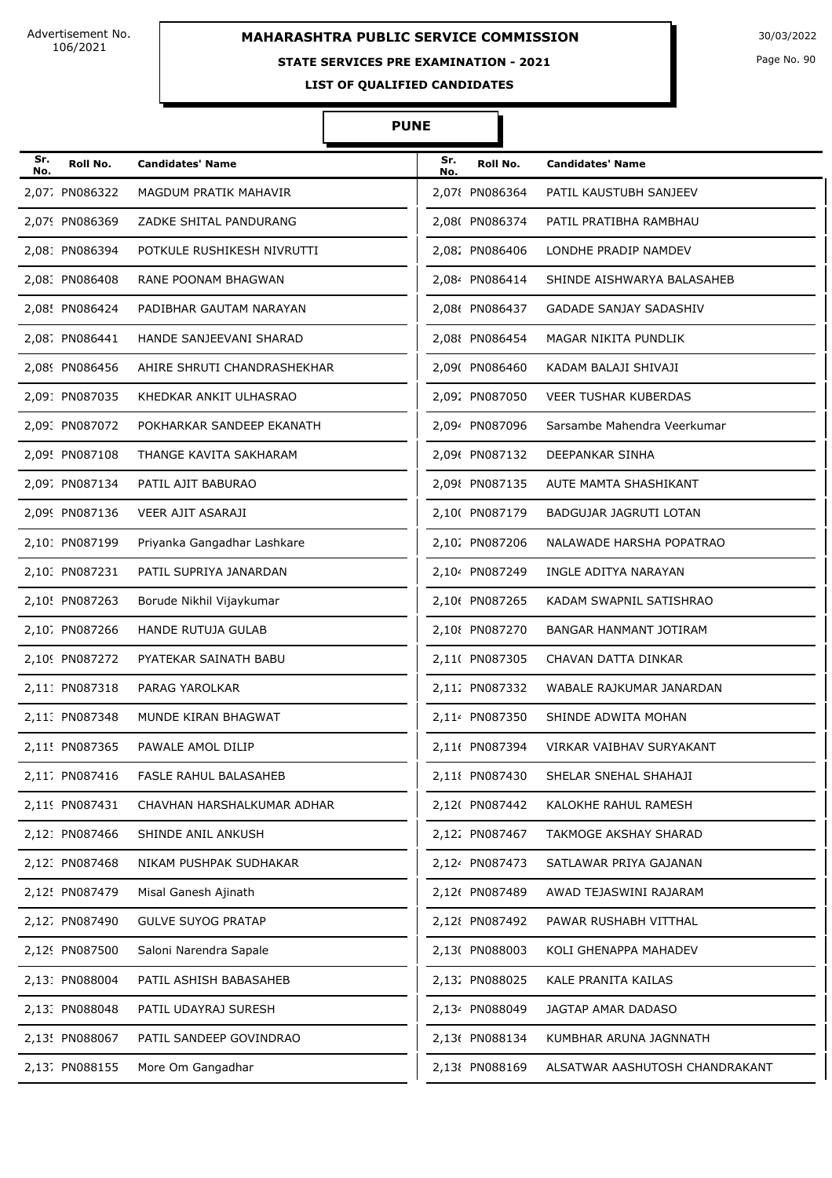Advertisement No. 106/2021

# MAHARASHTRA PUBLIC SERVICE COMMISSION

30/03/2022

## STATE SERVICES PRE EXAMINATION - 2021

### LIST OF QUALIFIED CANDIDATES

### PUNE

| Sr. No. | Roll No. | Candidates' Name | Sr. No. | Roll No. | Candidates' Name |
|---|---|---|---|---|---|
| 2,077 | PN086322 | MAGDUM PRATIK MAHAVIR | 2,078 | PN086364 | PATIL KAUSTUBH SANJEEV |
| 2,079 | PN086369 | ZADKE SHITAL PANDURANG | 2,080 | PN086374 | PATIL PRATIBHA RAMBHAU |
| 2,081 | PN086394 | POTKULE RUSHIKESH NIVRUTTI | 2,082 | PN086406 | LONDHE PRADIP NAMDEV |
| 2,083 | PN086408 | RANE POONAM BHAGWAN | 2,084 | PN086414 | SHINDE AISHWARYA BALASAHEB |
| 2,085 | PN086424 | PADIBHAR GAUTAM NARAYAN | 2,086 | PN086437 | GADADE SANJAY SADASHIV |
| 2,087 | PN086441 | HANDE SANJEEVANI SHARAD | 2,088 | PN086454 | MAGAR NIKITA PUNDLIK |
| 2,089 | PN086456 | AHIRE SHRUTI CHANDRASHEKHAR | 2,090 | PN086460 | KADAM BALAJI SHIVAJI |
| 2,091 | PN087035 | KHEDKAR ANKIT ULHASRAO | 2,092 | PN087050 | VEER TUSHAR KUBERDAS |
| 2,093 | PN087072 | POKHARKAR SANDEEP EKANATH | 2,094 | PN087096 | Sarsambe Mahendra Veerkumar |
| 2,095 | PN087108 | THANGE KAVITA SAKHARAM | 2,096 | PN087132 | DEEPANKAR SINHA |
| 2,097 | PN087134 | PATIL AJIT BABURAO | 2,098 | PN087135 | AUTE MAMTA SHASHIKANT |
| 2,099 | PN087136 | VEER AJIT ASARAJI | 2,100 | PN087179 | BADGUJAR JAGRUTI LOTAN |
| 2,101 | PN087199 | Priyanka Gangadhar Lashkare | 2,102 | PN087206 | NALAWADE HARSHA POPATRAO |
| 2,103 | PN087231 | PATIL SUPRIYA JANARDAN | 2,104 | PN087249 | INGLE ADITYA NARAYAN |
| 2,105 | PN087263 | Borude Nikhil Vijaykumar | 2,106 | PN087265 | KADAM SWAPNIL SATISHRAO |
| 2,107 | PN087266 | HANDE RUTUJA GULAB | 2,108 | PN087270 | BANGAR HANMANT JOTIRAM |
| 2,109 | PN087272 | PYATEKAR SAINATH BABU | 2,110 | PN087305 | CHAVAN DATTA DINKAR |
| 2,111 | PN087318 | PARAG YAROLKAR | 2,112 | PN087332 | WABALE RAJKUMAR JANARDAN |
| 2,113 | PN087348 | MUNDE KIRAN BHAGWAT | 2,114 | PN087350 | SHINDE ADWITA MOHAN |
| 2,115 | PN087365 | PAWALE AMOL DILIP | 2,116 | PN087394 | VIRKAR VAIBHAV SURYAKANT |
| 2,117 | PN087416 | FASLE RAHUL BALASAHEB | 2,118 | PN087430 | SHELAR SNEHAL SHAHAJI |
| 2,119 | PN087431 | CHAVHAN HARSHALKUMAR ADHAR | 2,120 | PN087442 | KALOKHE RAHUL RAMESH |
| 2,121 | PN087466 | SHINDE ANIL ANKUSH | 2,122 | PN087467 | TAKMOGE AKSHAY SHARAD |
| 2,123 | PN087468 | NIKAM PUSHPAK SUDHAKAR | 2,124 | PN087473 | SATLAWAR PRIYA GAJANAN |
| 2,125 | PN087479 | Misal Ganesh Ajinath | 2,126 | PN087489 | AWAD TEJASWINI RAJARAM |
| 2,127 | PN087490 | GULVE SUYOG PRATAP | 2,128 | PN087492 | PAWAR RUSHABH VITTHAL |
| 2,129 | PN087500 | Saloni Narendra Sapale | 2,130 | PN088003 | KOLI GHENAPPA MAHADEV |
| 2,131 | PN088004 | PATIL ASHISH BABASAHEB | 2,132 | PN088025 | KALE PRANITA KAILAS |
| 2,133 | PN088048 | PATIL UDAYRAJ SURESH | 2,134 | PN088049 | JAGTAP AMAR DADASO |
| 2,135 | PN088067 | PATIL SANDEEP GOVINDRAO | 2,136 | PN088134 | KUMBHAR ARUNA JAGNNATH |
| 2,137 | PN088155 | More Om Gangadhar | 2,138 | PN088169 | ALSATWAR AASHUTOSH CHANDRAKANT |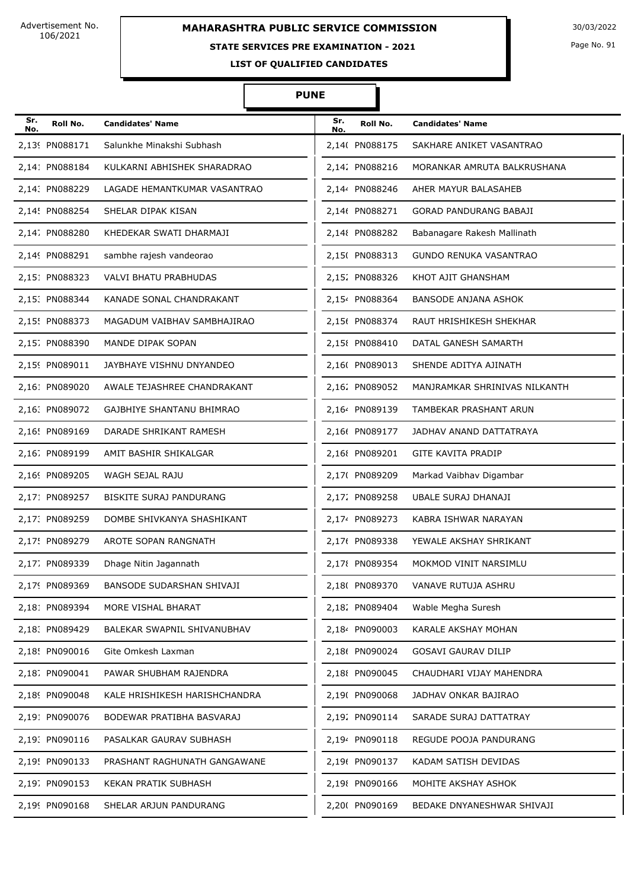Advertisement No. 106/2021

# MAHARASHTRA PUBLIC SERVICE COMMISSION

30/03/2022

## STATE SERVICES PRE EXAMINATION - 2021

### LIST OF QUALIFIED CANDIDATES

### PUNE

| Sr. No. | Roll No. | Candidates' Name | Sr. No. | Roll No. | Candidates' Name |
|---|---|---|---|---|---|
| 2,139 | PN088171 | Salunkhe Minakshi Subhash | 2,140 | PN088175 | SAKHARE ANIKET VASANTRAO |
| 2,141 | PN088184 | KULKARNI ABHISHEK SHARADRAO | 2,142 | PN088216 | MORANKAR AMRUTA BALKRUSHANA |
| 2,143 | PN088229 | LAGADE HEMANTKUMAR VASANTRAO | 2,144 | PN088246 | AHER MAYUR BALASAHEB |
| 2,145 | PN088254 | SHELAR DIPAK KISAN | 2,146 | PN088271 | GORAD PANDURANG BABAJI |
| 2,147 | PN088280 | KHEDEKAR SWATI DHARMAJI | 2,148 | PN088282 | Babanagare Rakesh Mallinath |
| 2,149 | PN088291 | sambhe rajesh vandeorao | 2,150 | PN088313 | GUNDO RENUKA VASANTRAO |
| 2,151 | PN088323 | VALVI BHATU PRABHUDAS | 2,152 | PN088326 | KHOT AJIT GHANSHAM |
| 2,153 | PN088344 | KANADE SONAL CHANDRAKANT | 2,154 | PN088364 | BANSODE ANJANA ASHOK |
| 2,155 | PN088373 | MAGADUM VAIBHAV SAMBHAJIRAO | 2,156 | PN088374 | RAUT HRISHIKESH SHEKHAR |
| 2,157 | PN088390 | MANDE DIPAK SOPAN | 2,158 | PN088410 | DATAL GANESH SAMARTH |
| 2,159 | PN089011 | JAYBHAYE VISHNU DNYANDEO | 2,160 | PN089013 | SHENDE ADITYA AJINATH |
| 2,161 | PN089020 | AWALE TEJASHREE CHANDRAKANT | 2,162 | PN089052 | MANJRAMKAR SHRINIVAS NILKANTH |
| 2,163 | PN089072 | GAJBHIYE SHANTANU BHIMRAO | 2,164 | PN089139 | TAMBEKAR PRASHANT ARUN |
| 2,165 | PN089169 | DARADE SHRIKANT RAMESH | 2,166 | PN089177 | JADHAV ANAND DATTATRAYA |
| 2,167 | PN089199 | AMIT BASHIR SHIKALGAR | 2,168 | PN089201 | GITE KAVITA PRADIP |
| 2,169 | PN089205 | WAGH SEJAL RAJU | 2,170 | PN089209 | Markad Vaibhav Digambar |
| 2,171 | PN089257 | BISKITE SURAJ PANDURANG | 2,172 | PN089258 | UBALE SURAJ DHANAJI |
| 2,173 | PN089259 | DOMBE SHIVKANYA SHASHIKANT | 2,174 | PN089273 | KABRA ISHWAR NARAYAN |
| 2,175 | PN089279 | AROTE SOPAN RANGNATH | 2,176 | PN089338 | YEWALE AKSHAY SHRIKANT |
| 2,177 | PN089339 | Dhage Nitin Jagannath | 2,178 | PN089354 | MOKMOD VINIT NARSIMLU |
| 2,179 | PN089369 | BANSODE SUDARSHAN SHIVAJI | 2,180 | PN089370 | VANAVE RUTUJA ASHRU |
| 2,181 | PN089394 | MORE VISHAL BHARAT | 2,182 | PN089404 | Wable Megha Suresh |
| 2,183 | PN089429 | BALEKAR SWAPNIL SHIVANUBHAV | 2,184 | PN090003 | KARALE AKSHAY MOHAN |
| 2,185 | PN090016 | Gite Omkesh Laxman | 2,186 | PN090024 | GOSAVI GAURAV DILIP |
| 2,187 | PN090041 | PAWAR SHUBHAM RAJENDRA | 2,188 | PN090045 | CHAUDHARI VIJAY MAHENDRA |
| 2,189 | PN090048 | KALE HRISHIKESH HARISHCHANDRA | 2,190 | PN090068 | JADHAV ONKAR BAJIRAO |
| 2,191 | PN090076 | BODEWAR PRATIBHA BASVARAJ | 2,192 | PN090114 | SARADE SURAJ DATTATRAY |
| 2,193 | PN090116 | PASALKAR GAURAV SUBHASH | 2,194 | PN090118 | REGUDE POOJA PANDURANG |
| 2,195 | PN090133 | PRASHANT RAGHUNATH GANGAWANE | 2,196 | PN090137 | KADAM SATISH DEVIDAS |
| 2,197 | PN090153 | KEKAN PRATIK SUBHASH | 2,198 | PN090166 | MOHITE AKSHAY ASHOK |
| 2,199 | PN090168 | SHELAR ARJUN PANDURANG | 2,200 | PN090169 | BEDAKE DNYANESHWAR SHIVAJI |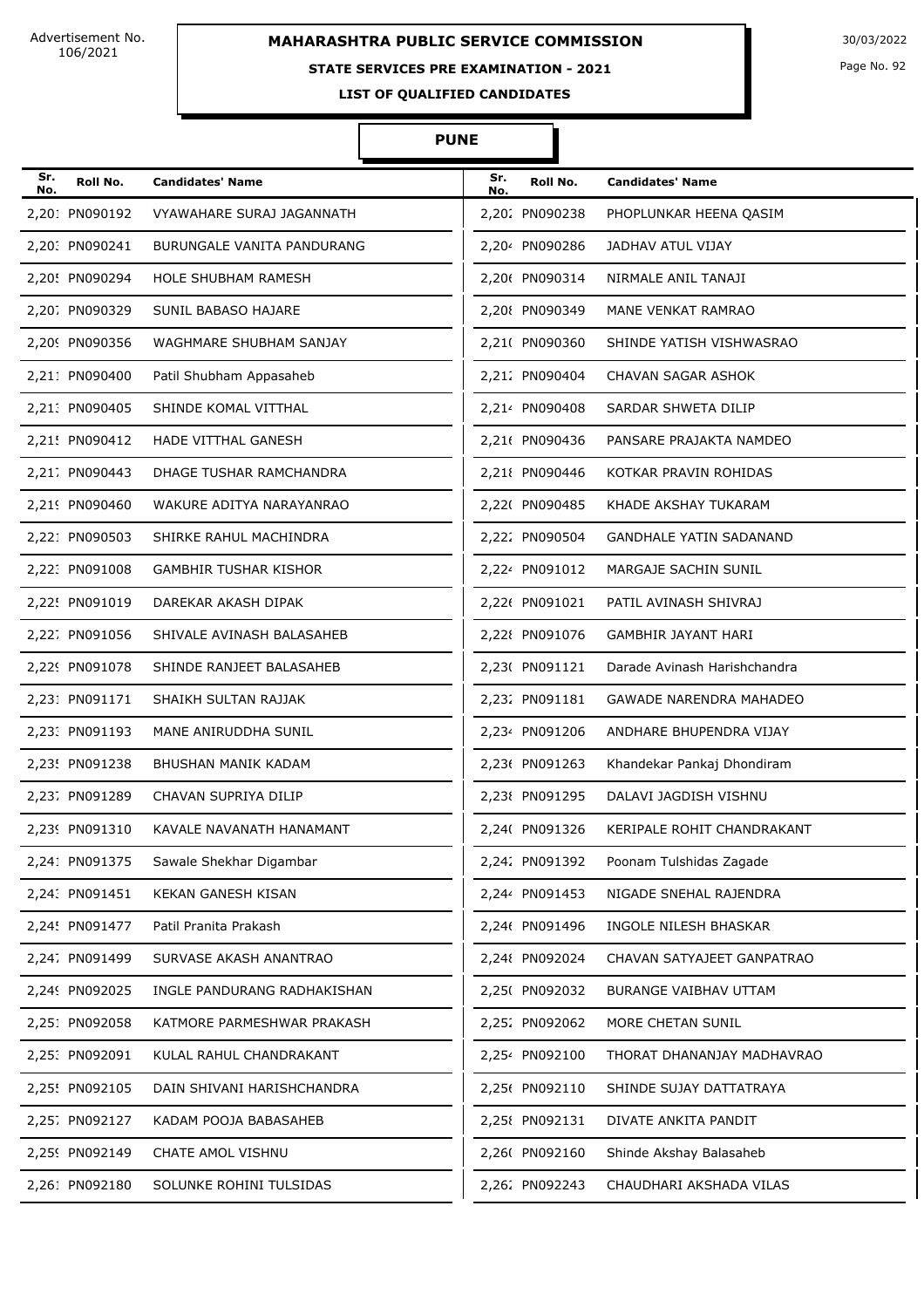Advertisement No. 106/2021

# MAHARASHTRA PUBLIC SERVICE COMMISSION

30/03/2022

**STATE SERVICES PRE EXAMINATION - 2021**

**LIST OF QUALIFIED CANDIDATES**

## PUNE

| Sr. No. | Roll No. | Candidates' Name | Sr. No. | Roll No. | Candidates' Name |
|---|---|---|---|---|---|
| 2,201 | PN090192 | VYAWAHARE SURAJ JAGANNATH | 2,202 | PN090238 | PHOPLUNKAR HEENA QASIM |
| 2,203 | PN090241 | BURUNGALE VANITA PANDURANG | 2,204 | PN090286 | JADHAV ATUL VIJAY |
| 2,205 | PN090294 | HOLE SHUBHAM RAMESH | 2,206 | PN090314 | NIRMALE ANIL TANAJI |
| 2,207 | PN090329 | SUNIL BABASO HAJARE | 2,208 | PN090349 | MANE VENKAT RAMRAO |
| 2,209 | PN090356 | WAGHMARE SHUBHAM SANJAY | 2,210 | PN090360 | SHINDE YATISH VISHWASRAO |
| 2,211 | PN090400 | Patil Shubham Appasaheb | 2,212 | PN090404 | CHAVAN SAGAR ASHOK |
| 2,213 | PN090405 | SHINDE KOMAL VITTHAL | 2,214 | PN090408 | SARDAR SHWETA DILIP |
| 2,215 | PN090412 | HADE VITTHAL GANESH | 2,216 | PN090436 | PANSARE PRAJAKTA NAMDEO |
| 2,217 | PN090443 | DHAGE TUSHAR RAMCHANDRA | 2,218 | PN090446 | KOTKAR PRAVIN ROHIDAS |
| 2,219 | PN090460 | WAKURE ADITYA NARAYANRAO | 2,220 | PN090485 | KHADE AKSHAY TUKARAM |
| 2,221 | PN090503 | SHIRKE RAHUL MACHINDRA | 2,222 | PN090504 | GANDHALE YATIN SADANAND |
| 2,223 | PN091008 | GAMBHIR TUSHAR KISHOR | 2,224 | PN091012 | MARGAJE SACHIN SUNIL |
| 2,225 | PN091019 | DAREKAR AKASH DIPAK | 2,226 | PN091021 | PATIL AVINASH SHIVRAJ |
| 2,227 | PN091056 | SHIVALE AVINASH BALASAHEB | 2,228 | PN091076 | GAMBHIR JAYANT HARI |
| 2,229 | PN091078 | SHINDE RANJEET BALASAHEB | 2,230 | PN091121 | Darade Avinash Harishchandra |
| 2,231 | PN091171 | SHAIKH SULTAN RAJJAK | 2,232 | PN091181 | GAWADE NARENDRA MAHADEO |
| 2,233 | PN091193 | MANE ANIRUDDHA SUNIL | 2,234 | PN091206 | ANDHARE BHUPENDRA VIJAY |
| 2,235 | PN091238 | BHUSHAN MANIK KADAM | 2,236 | PN091263 | Khandekar Pankaj Dhondiram |
| 2,237 | PN091289 | CHAVAN SUPRIYA DILIP | 2,238 | PN091295 | DALAVI JAGDISH VISHNU |
| 2,239 | PN091310 | KAVALE NAVANATH HANAMANT | 2,240 | PN091326 | KERIPALE ROHIT CHANDRAKANT |
| 2,241 | PN091375 | Sawale Shekhar Digambar | 2,242 | PN091392 | Poonam Tulshidas Zagade |
| 2,243 | PN091451 | KEKAN GANESH KISAN | 2,244 | PN091453 | NIGADE SNEHAL RAJENDRA |
| 2,245 | PN091477 | Patil Pranita Prakash | 2,246 | PN091496 | INGOLE NILESH BHASKAR |
| 2,247 | PN091499 | SURVASE AKASH ANANTRAO | 2,248 | PN092024 | CHAVAN SATYAJEET GANPATRAO |
| 2,249 | PN092025 | INGLE PANDURANG RADHAKISHAN | 2,250 | PN092032 | BURANGE VAIBHAV UTTAM |
| 2,251 | PN092058 | KATMORE PARMESHWAR PRAKASH | 2,252 | PN092062 | MORE CHETAN SUNIL |
| 2,253 | PN092091 | KULAL RAHUL CHANDRAKANT | 2,254 | PN092100 | THORAT DHANANJAY MADHAVRAO |
| 2,255 | PN092105 | DAIN SHIVANI HARISHCHANDRA | 2,256 | PN092110 | SHINDE SUJAY DATTATRAYA |
| 2,257 | PN092127 | KADAM POOJA BABASAHEB | 2,258 | PN092131 | DIVATE ANKITA PANDIT |
| 2,259 | PN092149 | CHATE AMOL VISHNU | 2,260 | PN092160 | Shinde Akshay Balasaheb |
| 2,261 | PN092180 | SOLUNKE ROHINI TULSIDAS | 2,262 | PN092243 | CHAUDHARI AKSHADA VILAS |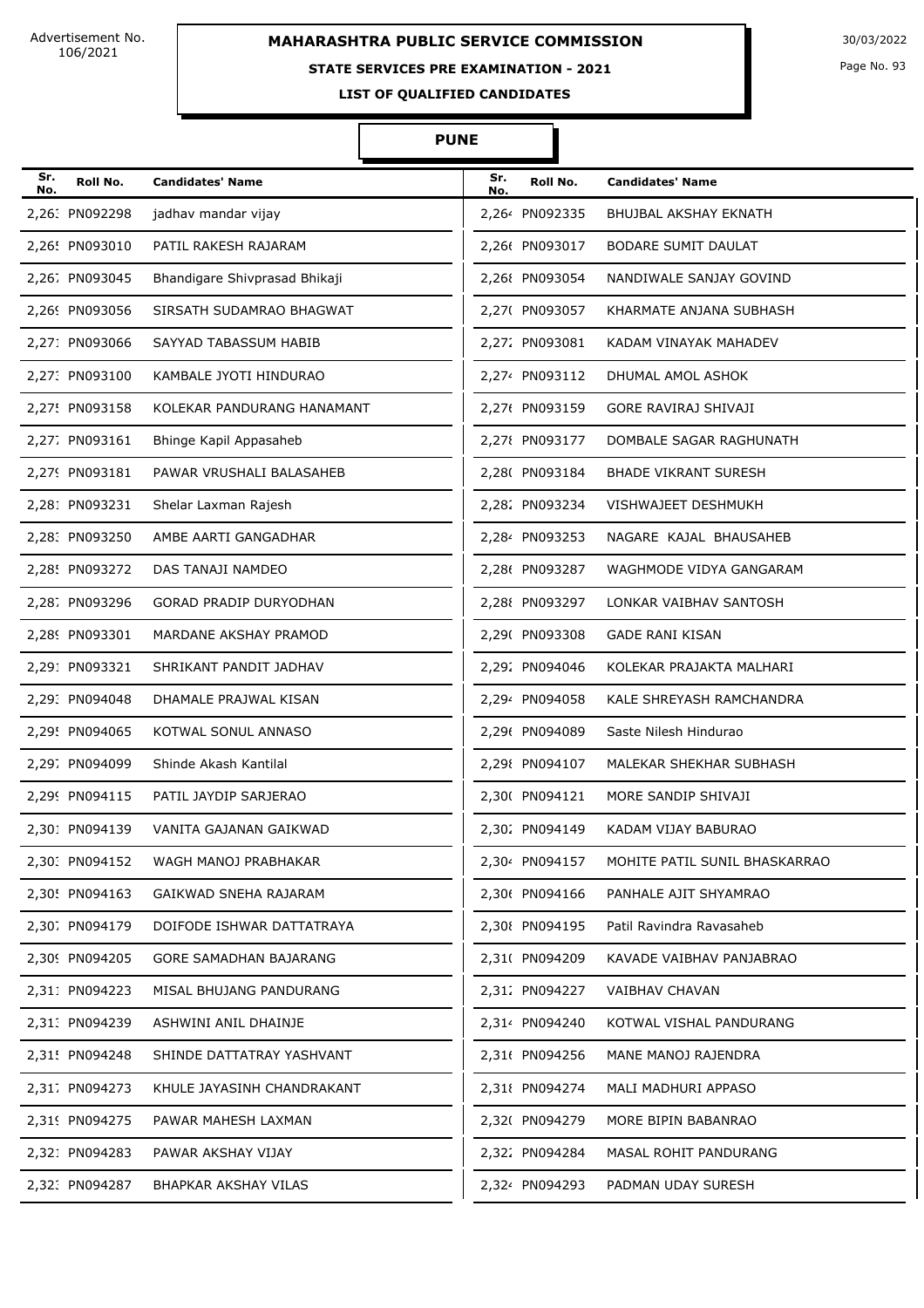Advertisement No. 106/2021

# MAHARASHTRA PUBLIC SERVICE COMMISSION

30/03/2022

## STATE SERVICES PRE EXAMINATION - 2021

### LIST OF QUALIFIED CANDIDATES

### PUNE

| Sr. No. | Roll No. | Candidates' Name | Sr. No. | Roll No. | Candidates' Name |
|---|---|---|---|---|---|
| 2,263 | PN092298 | jadhav mandar vijay | 2,264 | PN092335 | BHUJBAL AKSHAY EKNATH |
| 2,265 | PN093010 | PATIL RAKESH RAJARAM | 2,266 | PN093017 | BODARE SUMIT DAULAT |
| 2,267 | PN093045 | Bhandigare Shivprasad Bhikaji | 2,268 | PN093054 | NANDIWALE SANJAY GOVIND |
| 2,269 | PN093056 | SIRSATH SUDAMRAO BHAGWAT | 2,270 | PN093057 | KHARMATE ANJANA SUBHASH |
| 2,271 | PN093066 | SAYYAD TABASSUM HABIB | 2,272 | PN093081 | KADAM VINAYAK MAHADEV |
| 2,273 | PN093100 | KAMBALE JYOTI HINDURAO | 2,274 | PN093112 | DHUMAL AMOL ASHOK |
| 2,275 | PN093158 | KOLEKAR PANDURANG HANAMANT | 2,276 | PN093159 | GORE RAVIRAJ SHIVAJI |
| 2,277 | PN093161 | Bhinge Kapil Appasaheb | 2,278 | PN093177 | DOMBALE SAGAR RAGHUNATH |
| 2,279 | PN093181 | PAWAR VRUSHALI BALASAHEB | 2,280 | PN093184 | BHADE VIKRANT SURESH |
| 2,281 | PN093231 | Shelar Laxman Rajesh | 2,282 | PN093234 | VISHWAJEET DESHMUKH |
| 2,283 | PN093250 | AMBE AARTI GANGADHAR | 2,284 | PN093253 | NAGARE KAJAL BHAUSAHEB |
| 2,285 | PN093272 | DAS TANAJI NAMDEO | 2,286 | PN093287 | WAGHMODE VIDYA GANGARAM |
| 2,287 | PN093296 | GORAD PRADIP DURYODHAN | 2,288 | PN093297 | LONKAR VAIBHAV SANTOSH |
| 2,289 | PN093301 | MARDANE AKSHAY PRAMOD | 2,290 | PN093308 | GADE RANI KISAN |
| 2,291 | PN093321 | SHRIKANT PANDIT JADHAV | 2,292 | PN094046 | KOLEKAR PRAJAKTA MALHARI |
| 2,293 | PN094048 | DHAMALE PRAJWAL KISAN | 2,294 | PN094058 | KALE SHREYASH RAMCHANDRA |
| 2,295 | PN094065 | KOTWAL SONUL ANNASO | 2,296 | PN094089 | Saste Nilesh Hindurao |
| 2,297 | PN094099 | Shinde Akash Kantilal | 2,298 | PN094107 | MALEKAR SHEKHAR SUBHASH |
| 2,299 | PN094115 | PATIL JAYDIP SARJERAO | 2,300 | PN094121 | MORE SANDIP SHIVAJI |
| 2,301 | PN094139 | VANITA GAJANAN GAIKWAD | 2,302 | PN094149 | KADAM VIJAY BABURAO |
| 2,303 | PN094152 | WAGH MANOJ PRABHAKAR | 2,304 | PN094157 | MOHITE PATIL SUNIL BHASKARRAO |
| 2,305 | PN094163 | GAIKWAD SNEHA RAJARAM | 2,306 | PN094166 | PANHALE AJIT SHYAMRAO |
| 2,307 | PN094179 | DOIFODE ISHWAR DATTATRAYA | 2,308 | PN094195 | Patil Ravindra Ravasaheb |
| 2,309 | PN094205 | GORE SAMADHAN BAJARANG | 2,310 | PN094209 | KAVADE VAIBHAV PANJABRAO |
| 2,311 | PN094223 | MISAL BHUJANG PANDURANG | 2,312 | PN094227 | VAIBHAV CHAVAN |
| 2,313 | PN094239 | ASHWINI ANIL DHAINJE | 2,314 | PN094240 | KOTWAL VISHAL PANDURANG |
| 2,315 | PN094248 | SHINDE DATTATRAY YASHVANT | 2,316 | PN094256 | MANE MANOJ RAJENDRA |
| 2,317 | PN094273 | KHULE JAYASINH CHANDRAKANT | 2,318 | PN094274 | MALI MADHURI APPASO |
| 2,319 | PN094275 | PAWAR MAHESH LAXMAN | 2,320 | PN094279 | MORE BIPIN BABANRAO |
| 2,321 | PN094283 | PAWAR AKSHAY VIJAY | 2,322 | PN094284 | MASAL ROHIT PANDURANG |
| 2,323 | PN094287 | BHAPKAR AKSHAY VILAS | 2,324 | PN094293 | PADMAN UDAY SURESH |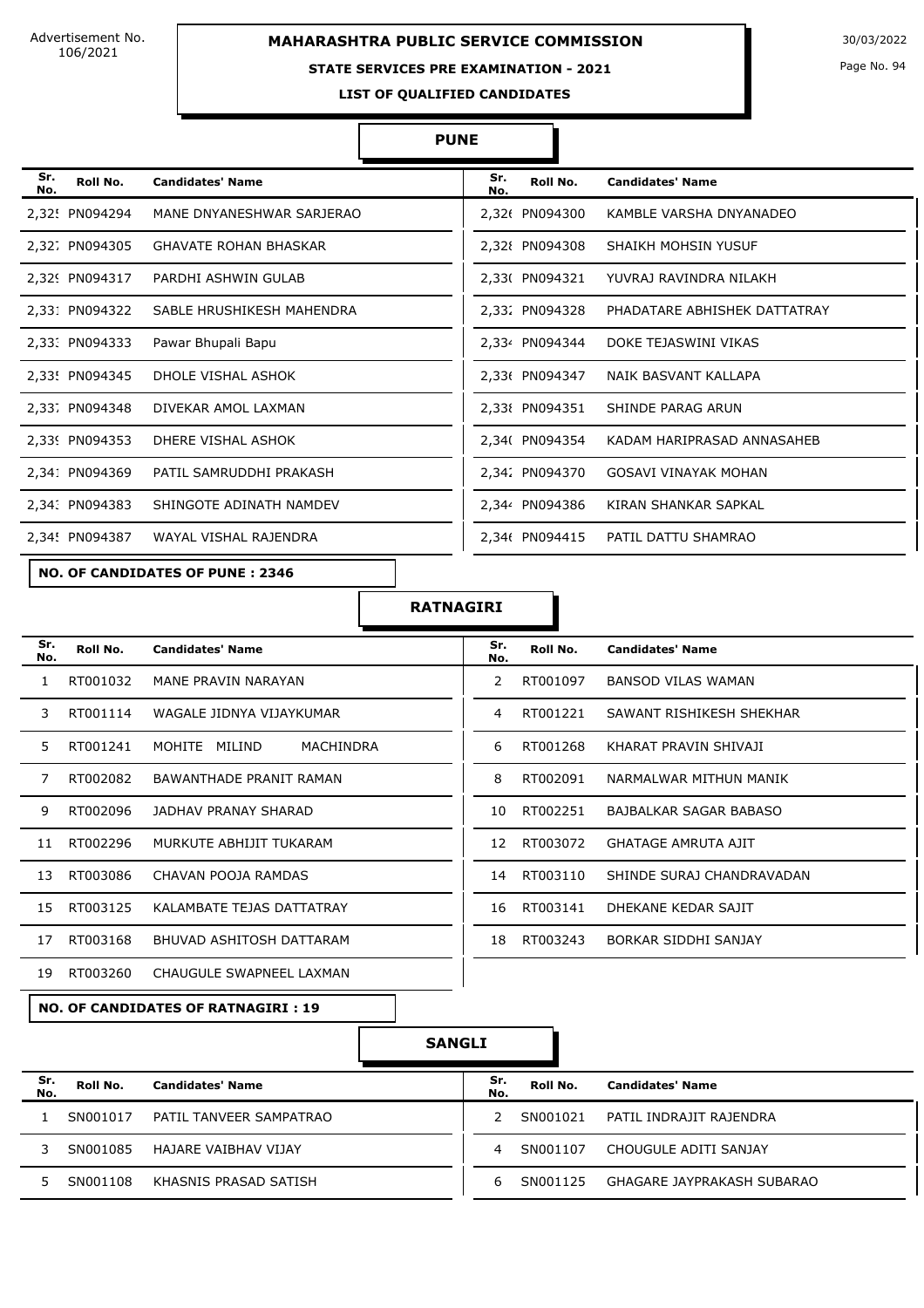# MAHARASHTRA PUBLIC SERVICE COMMISSION

Advertisement No. 106/2021

30/03/2022

## STATE SERVICES PRE EXAMINATION - 2021

### LIST OF QUALIFIED CANDIDATES

### PUNE

| Sr. No. | Roll No. | Candidates' Name | Sr. No. | Roll No. | Candidates' Name |
|---|---|---|---|---|---|
| 2,325 | PN094294 | MANE DNYANESHWAR SARJERAO | 2,326 | PN094300 | KAMBLE VARSHA DNYANADEO |
| 2,327 | PN094305 | GHAVATE ROHAN BHASKAR | 2,328 | PN094308 | SHAIKH MOHSIN YUSUF |
| 2,329 | PN094317 | PARDHI ASHWIN GULAB | 2,330 | PN094321 | YUVRAJ RAVINDRA NILAKH |
| 2,331 | PN094322 | SABLE HRUSHIKESH MAHENDRA | 2,332 | PN094328 | PHADATARE ABHISHEK DATTATRAY |
| 2,333 | PN094333 | Pawar Bhupali Bapu | 2,334 | PN094344 | DOKE TEJASWINI VIKAS |
| 2,335 | PN094345 | DHOLE VISHAL ASHOK | 2,336 | PN094347 | NAIK BASVANT KALLAPA |
| 2,337 | PN094348 | DIVEKAR AMOL LAXMAN | 2,338 | PN094351 | SHINDE PARAG ARUN |
| 2,339 | PN094353 | DHERE VISHAL ASHOK | 2,340 | PN094354 | KADAM HARIPRASAD ANNASAHEB |
| 2,341 | PN094369 | PATIL SAMRUDDHI PRAKASH | 2,342 | PN094370 | GOSAVI VINAYAK MOHAN |
| 2,343 | PN094383 | SHINGOTE ADINATH NAMDEV | 2,344 | PN094386 | KIRAN SHANKAR SAPKAL |
| 2,345 | PN094387 | WAYAL VISHAL RAJENDRA | 2,346 | PN094415 | PATIL DATTU SHAMRAO |

**NO. OF CANDIDATES OF PUNE : 2346**

### RATNAGIRI

| Sr. No. | Roll No. | Candidates' Name | Sr. No. | Roll No. | Candidates' Name |
|---|---|---|---|---|---|
| 1 | RT001032 | MANE PRAVIN NARAYAN | 2 | RT001097 | BANSOD VILAS WAMAN |
| 3 | RT001114 | WAGALE JIDNYA VIJAYKUMAR | 4 | RT001221 | SAWANT RISHIKESH SHEKHAR |
| 5 | RT001241 | MOHITE MILIND MACHINDRA | 6 | RT001268 | KHARAT PRAVIN SHIVAJI |
| 7 | RT002082 | BAWANTHADE PRANIT RAMAN | 8 | RT002091 | NARMALWAR MITHUN MANIK |
| 9 | RT002096 | JADHAV PRANAY SHARAD | 10 | RT002251 | BAJBALKAR SAGAR BABASO |
| 11 | RT002296 | MURKUTE ABHIJIT TUKARAM | 12 | RT003072 | GHATAGE AMRUTA AJIT |
| 13 | RT003086 | CHAVAN POOJA RAMDAS | 14 | RT003110 | SHINDE SURAJ CHANDRAVADAN |
| 15 | RT003125 | KALAMBATE TEJAS DATTATRAY | 16 | RT003141 | DHEKANE KEDAR SAJIT |
| 17 | RT003168 | BHUVAD ASHITOSH DATTARAM | 18 | RT003243 | BORKAR SIDDHI SANJAY |
| 19 | RT003260 | CHAUGULE SWAPNEEL LAXMAN | | | |

**NO. OF CANDIDATES OF RATNAGIRI : 19**

### SANGLI

| Sr. No. | Roll No. | Candidates' Name | Sr. No. | Roll No. | Candidates' Name |
|---|---|---|---|---|---|
| 1 | SN001017 | PATIL TANVEER SAMPATRAO | 2 | SN001021 | PATIL INDRAJIT RAJENDRA |
| 3 | SN001085 | HAJARE VAIBHAV VIJAY | 4 | SN001107 | CHOUGULE ADITI SANJAY |
| 5 | SN001108 | KHASNIS PRASAD SATISH | 6 | SN001125 | GHAGARE JAYPRAKASH SUBARAO |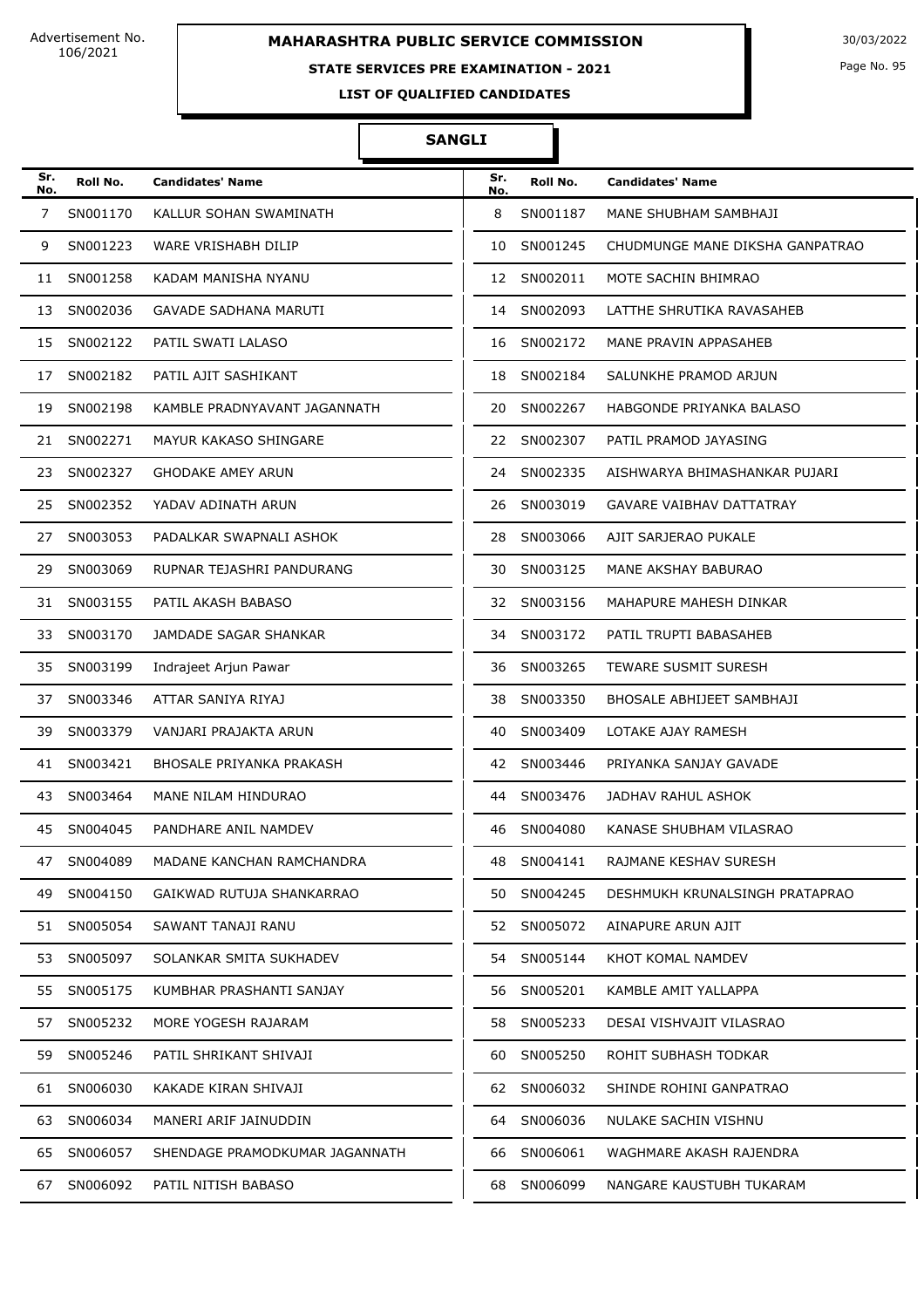Advertisement No. 106/2021

# MAHARASHTRA PUBLIC SERVICE COMMISSION

30/03/2022

## STATE SERVICES PRE EXAMINATION - 2021

### LIST OF QUALIFIED CANDIDATES

### SANGLI

| Sr. No. | Roll No. | Candidates' Name | Sr. No. | Roll No. | Candidates' Name |
|---|---|---|---|---|---|
| 7 | SN001170 | KALLUR SOHAN SWAMINATH | 8 | SN001187 | MANE SHUBHAM SAMBHAJI |
| 9 | SN001223 | WARE VRISHABH DILIP | 10 | SN001245 | CHUDMUNGE MANE DIKSHA GANPATRAO |
| 11 | SN001258 | KADAM MANISHA NYANU | 12 | SN002011 | MOTE SACHIN BHIMRAO |
| 13 | SN002036 | GAVADE SADHANA MARUTI | 14 | SN002093 | LATTHE SHRUTIKA RAVASAHEB |
| 15 | SN002122 | PATIL SWATI LALASO | 16 | SN002172 | MANE PRAVIN APPASAHEB |
| 17 | SN002182 | PATIL AJIT SASHIKANT | 18 | SN002184 | SALUNKHE PRAMOD ARJUN |
| 19 | SN002198 | KAMBLE PRADNYAVANT JAGANNATH | 20 | SN002267 | HABGONDE PRIYANKA BALASO |
| 21 | SN002271 | MAYUR KAKASO SHINGARE | 22 | SN002307 | PATIL PRAMOD JAYASING |
| 23 | SN002327 | GHODAKE AMEY ARUN | 24 | SN002335 | AISHWARYA BHIMASHANKAR PUJARI |
| 25 | SN002352 | YADAV ADINATH ARUN | 26 | SN003019 | GAVARE VAIBHAV DATTATRAY |
| 27 | SN003053 | PADALKAR SWAPNALI ASHOK | 28 | SN003066 | AJIT SARJERAO PUKALE |
| 29 | SN003069 | RUPNAR TEJASHRI PANDURANG | 30 | SN003125 | MANE AKSHAY BABURAO |
| 31 | SN003155 | PATIL AKASH BABASO | 32 | SN003156 | MAHAPURE MAHESH DINKAR |
| 33 | SN003170 | JAMDADE SAGAR SHANKAR | 34 | SN003172 | PATIL TRUPTI BABASAHEB |
| 35 | SN003199 | Indrajeet Arjun Pawar | 36 | SN003265 | TEWARE SUSMIT SURESH |
| 37 | SN003346 | ATTAR SANIYA RIYAJ | 38 | SN003350 | BHOSALE ABHIJEET SAMBHAJI |
| 39 | SN003379 | VANJARI PRAJAKTA ARUN | 40 | SN003409 | LOTAKE AJAY RAMESH |
| 41 | SN003421 | BHOSALE PRIYANKA PRAKASH | 42 | SN003446 | PRIYANKA SANJAY GAVADE |
| 43 | SN003464 | MANE NILAM HINDURAO | 44 | SN003476 | JADHAV RAHUL ASHOK |
| 45 | SN004045 | PANDHARE ANIL NAMDEV | 46 | SN004080 | KANASE SHUBHAM VILASRAO |
| 47 | SN004089 | MADANE KANCHAN RAMCHANDRA | 48 | SN004141 | RAJMANE KESHAV SURESH |
| 49 | SN004150 | GAIKWAD RUTUJA SHANKARRAO | 50 | SN004245 | DESHMUKH KRUNALSINGH PRATAPRAO |
| 51 | SN005054 | SAWANT TANAJI RANU | 52 | SN005072 | AINAPURE ARUN AJIT |
| 53 | SN005097 | SOLANKAR SMITA SUKHADEV | 54 | SN005144 | KHOT KOMAL NAMDEV |
| 55 | SN005175 | KUMBHAR PRASHANTI SANJAY | 56 | SN005201 | KAMBLE AMIT YALLAPPA |
| 57 | SN005232 | MORE YOGESH RAJARAM | 58 | SN005233 | DESAI VISHVAJIT VILASRAO |
| 59 | SN005246 | PATIL SHRIKANT SHIVAJI | 60 | SN005250 | ROHIT SUBHASH TODKAR |
| 61 | SN006030 | KAKADE KIRAN SHIVAJI | 62 | SN006032 | SHINDE ROHINI GANPATRAO |
| 63 | SN006034 | MANERI ARIF JAINUDDIN | 64 | SN006036 | NULAKE SACHIN VISHNU |
| 65 | SN006057 | SHENDAGE PRAMODKUMAR JAGANNATH | 66 | SN006061 | WAGHMARE AKASH RAJENDRA |
| 67 | SN006092 | PATIL NITISH BABASO | 68 | SN006099 | NANGARE KAUSTUBH TUKARAM |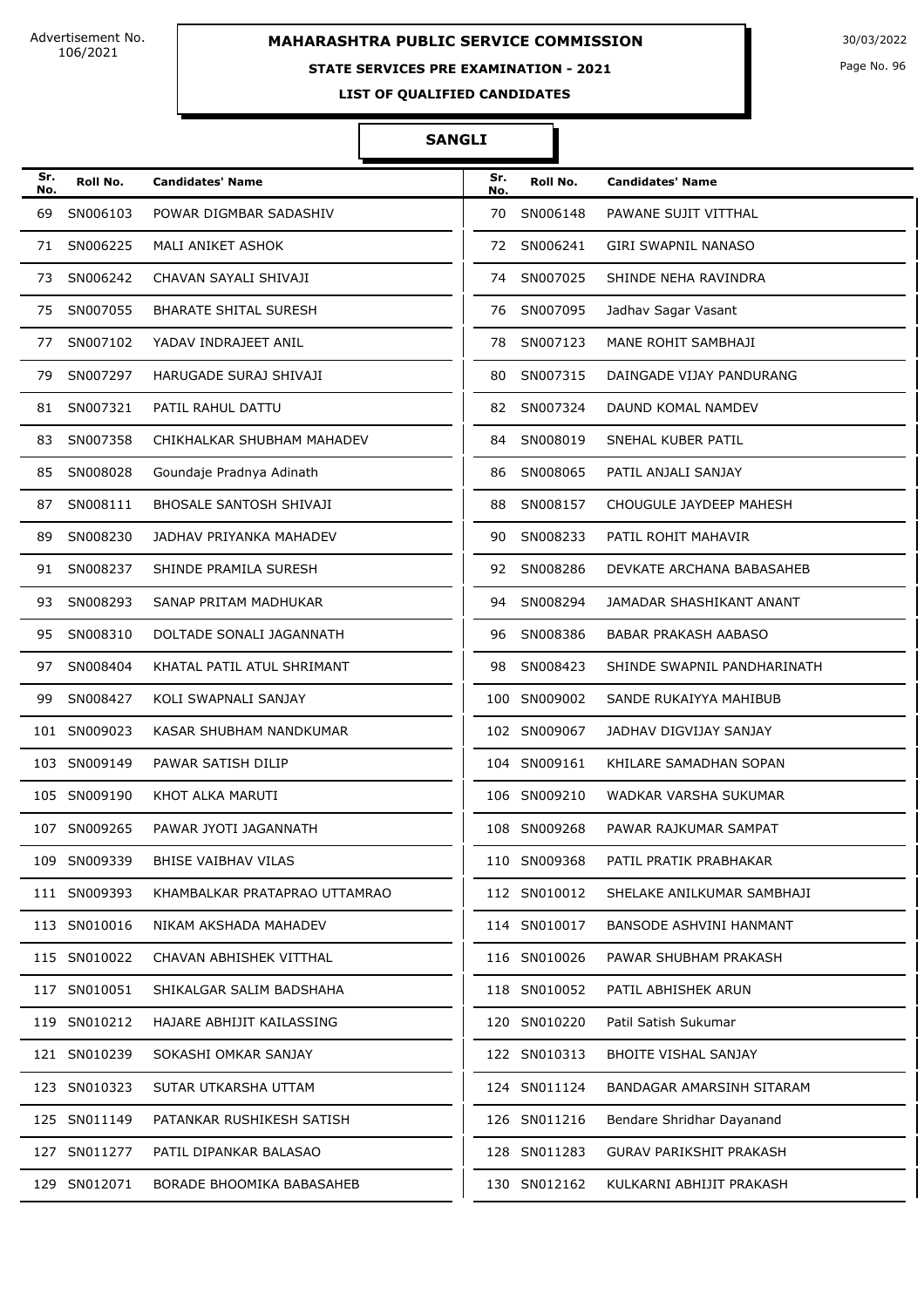Advertisement No. 106/2021

# MAHARASHTRA PUBLIC SERVICE COMMISSION

30/03/2022

## STATE SERVICES PRE EXAMINATION - 2021

### LIST OF QUALIFIED CANDIDATES

### SANGLI

| Sr. No. | Roll No. | Candidates' Name | Sr. No. | Roll No. | Candidates' Name |
|---|---|---|---|---|---|
| 69 | SN006103 | POWAR DIGMBAR SADASHIV | 70 | SN006148 | PAWANE SUJIT VITTHAL |
| 71 | SN006225 | MALI ANIKET ASHOK | 72 | SN006241 | GIRI SWAPNIL NANASO |
| 73 | SN006242 | CHAVAN SAYALI SHIVAJI | 74 | SN007025 | SHINDE NEHA RAVINDRA |
| 75 | SN007055 | BHARATE SHITAL SURESH | 76 | SN007095 | Jadhav Sagar Vasant |
| 77 | SN007102 | YADAV INDRAJEET ANIL | 78 | SN007123 | MANE ROHIT SAMBHAJI |
| 79 | SN007297 | HARUGADE SURAJ SHIVAJI | 80 | SN007315 | DAINGADE VIJAY PANDURANG |
| 81 | SN007321 | PATIL RAHUL DATTU | 82 | SN007324 | DAUND KOMAL NAMDEV |
| 83 | SN007358 | CHIKHALKAR SHUBHAM MAHADEV | 84 | SN008019 | SNEHAL KUBER PATIL |
| 85 | SN008028 | Goundaje Pradnya Adinath | 86 | SN008065 | PATIL ANJALI SANJAY |
| 87 | SN008111 | BHOSALE SANTOSH SHIVAJI | 88 | SN008157 | CHOUGULE JAYDEEP MAHESH |
| 89 | SN008230 | JADHAV PRIYANKA MAHADEV | 90 | SN008233 | PATIL ROHIT MAHAVIR |
| 91 | SN008237 | SHINDE PRAMILA SURESH | 92 | SN008286 | DEVKATE ARCHANA BABASAHEB |
| 93 | SN008293 | SANAP PRITAM MADHUKAR | 94 | SN008294 | JAMADAR SHASHIKANT ANANT |
| 95 | SN008310 | DOLTADE SONALI JAGANNATH | 96 | SN008386 | BABAR PRAKASH AABASO |
| 97 | SN008404 | KHATAL PATIL ATUL SHRIMANT | 98 | SN008423 | SHINDE SWAPNIL PANDHARINATH |
| 99 | SN008427 | KOLI SWAPNALI SANJAY | 100 | SN009002 | SANDE RUKAIYYA MAHIBUB |
| 101 | SN009023 | KASAR SHUBHAM NANDKUMAR | 102 | SN009067 | JADHAV DIGVIJAY SANJAY |
| 103 | SN009149 | PAWAR SATISH DILIP | 104 | SN009161 | KHILARE SAMADHAN SOPAN |
| 105 | SN009190 | KHOT ALKA MARUTI | 106 | SN009210 | WADKAR VARSHA SUKUMAR |
| 107 | SN009265 | PAWAR JYOTI JAGANNATH | 108 | SN009268 | PAWAR RAJKUMAR SAMPAT |
| 109 | SN009339 | BHISE VAIBHAV VILAS | 110 | SN009368 | PATIL PRATIK PRABHAKAR |
| 111 | SN009393 | KHAMBALKAR PRATAPRAO UTTAMRAO | 112 | SN010012 | SHELAKE ANILKUMAR SAMBHAJI |
| 113 | SN010016 | NIKAM AKSHADA MAHADEV | 114 | SN010017 | BANSODE ASHVINI HANMANT |
| 115 | SN010022 | CHAVAN ABHISHEK VITTHAL | 116 | SN010026 | PAWAR SHUBHAM PRAKASH |
| 117 | SN010051 | SHIKALGAR SALIM BADSHAHA | 118 | SN010052 | PATIL ABHISHEK ARUN |
| 119 | SN010212 | HAJARE ABHIJIT KAILASSING | 120 | SN010220 | Patil Satish Sukumar |
| 121 | SN010239 | SOKASHI OMKAR SANJAY | 122 | SN010313 | BHOITE VISHAL SANJAY |
| 123 | SN010323 | SUTAR UTKARSHA UTTAM | 124 | SN011124 | BANDAGAR AMARSINH SITARAM |
| 125 | SN011149 | PATANKAR RUSHIKESH SATISH | 126 | SN011216 | Bendare Shridhar Dayanand |
| 127 | SN011277 | PATIL DIPANKAR BALASAO | 128 | SN011283 | GURAV PARIKSHIT PRAKASH |
| 129 | SN012071 | BORADE BHOOMIKA BABASAHEB | 130 | SN012162 | KULKARNI ABHIJIT PRAKASH |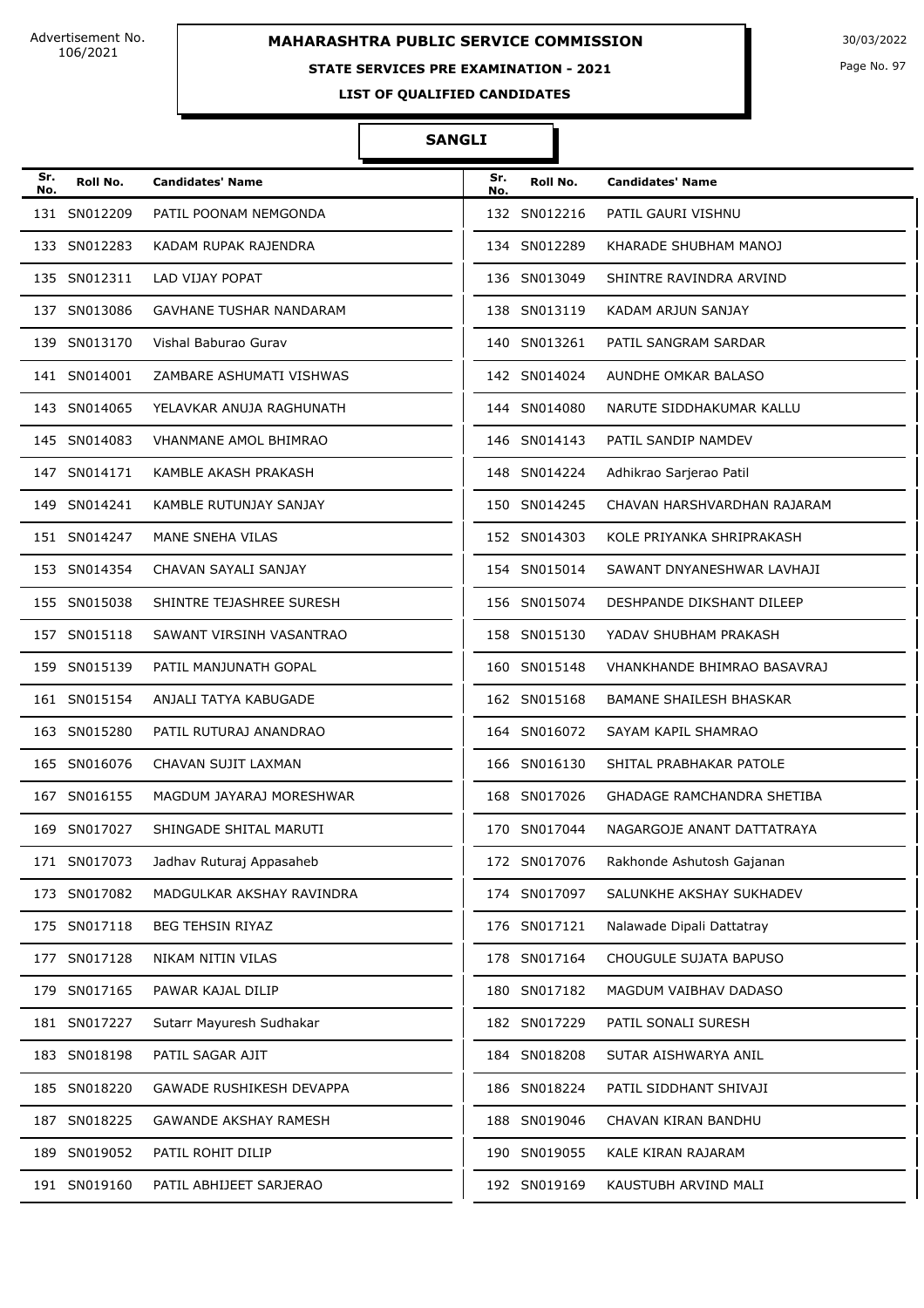Advertisement No. 106/2021

# MAHARASHTRA PUBLIC SERVICE COMMISSION

30/03/2022

## STATE SERVICES PRE EXAMINATION - 2021

### LIST OF QUALIFIED CANDIDATES

### SANGLI

| Sr. No. | Roll No. | Candidates' Name | Sr. No. | Roll No. | Candidates' Name |
|---|---|---|---|---|---|
| 131 | SN012209 | PATIL POONAM NEMGONDA | 132 | SN012216 | PATIL GAURI VISHNU |
| 133 | SN012283 | KADAM RUPAK RAJENDRA | 134 | SN012289 | KHARADE SHUBHAM MANOJ |
| 135 | SN012311 | LAD VIJAY POPAT | 136 | SN013049 | SHINTRE RAVINDRA ARVIND |
| 137 | SN013086 | GAVHANE TUSHAR NANDARAM | 138 | SN013119 | KADAM ARJUN SANJAY |
| 139 | SN013170 | Vishal Baburao Gurav | 140 | SN013261 | PATIL SANGRAM SARDAR |
| 141 | SN014001 | ZAMBARE ASHUMATI VISHWAS | 142 | SN014024 | AUNDHE OMKAR BALASO |
| 143 | SN014065 | YELAVKAR ANUJA RAGHUNATH | 144 | SN014080 | NARUTE SIDDHAKUMAR KALLU |
| 145 | SN014083 | VHANMANE AMOL BHIMRAO | 146 | SN014143 | PATIL SANDIP NAMDEV |
| 147 | SN014171 | KAMBLE AKASH PRAKASH | 148 | SN014224 | Adhikrao Sarjerao Patil |
| 149 | SN014241 | KAMBLE RUTUNJAY SANJAY | 150 | SN014245 | CHAVAN HARSHVARDHAN RAJARAM |
| 151 | SN014247 | MANE SNEHA VILAS | 152 | SN014303 | KOLE PRIYANKA SHRIPRAKASH |
| 153 | SN014354 | CHAVAN SAYALI SANJAY | 154 | SN015014 | SAWANT DNYANESHWAR LAVHAJI |
| 155 | SN015038 | SHINTRE TEJASHREE SURESH | 156 | SN015074 | DESHPANDE DIKSHANT DILEEP |
| 157 | SN015118 | SAWANT VIRSINH VASANTRAO | 158 | SN015130 | YADAV SHUBHAM PRAKASH |
| 159 | SN015139 | PATIL MANJUNATH GOPAL | 160 | SN015148 | VHANKHANDE BHIMRAO BASAVRAJ |
| 161 | SN015154 | ANJALI TATYA KABUGADE | 162 | SN015168 | BAMANE SHAILESH BHASKAR |
| 163 | SN015280 | PATIL RUTURAJ ANANDRAO | 164 | SN016072 | SAYAM KAPIL SHAMRAO |
| 165 | SN016076 | CHAVAN SUJIT LAXMAN | 166 | SN016130 | SHITAL PRABHAKAR PATOLE |
| 167 | SN016155 | MAGDUM JAYARAJ MORESHWAR | 168 | SN017026 | GHADAGE RAMCHANDRA SHETIBA |
| 169 | SN017027 | SHINGADE SHITAL MARUTI | 170 | SN017044 | NAGARGOJE ANANT DATTATRAYA |
| 171 | SN017073 | Jadhav Ruturaj Appasaheb | 172 | SN017076 | Rakhonde Ashutosh Gajanan |
| 173 | SN017082 | MADGULKAR AKSHAY RAVINDRA | 174 | SN017097 | SALUNKHE AKSHAY SUKHADEV |
| 175 | SN017118 | BEG TEHSIN RIYAZ | 176 | SN017121 | Nalawade Dipali Dattatray |
| 177 | SN017128 | NIKAM NITIN VILAS | 178 | SN017164 | CHOUGULE SUJATA BAPUSO |
| 179 | SN017165 | PAWAR KAJAL DILIP | 180 | SN017182 | MAGDUM VAIBHAV DADASO |
| 181 | SN017227 | Sutarr Mayuresh Sudhakar | 182 | SN017229 | PATIL SONALI SURESH |
| 183 | SN018198 | PATIL SAGAR AJIT | 184 | SN018208 | SUTAR AISHWARYA ANIL |
| 185 | SN018220 | GAWADE RUSHIKESH DEVAPPA | 186 | SN018224 | PATIL SIDDHANT SHIVAJI |
| 187 | SN018225 | GAWANDE AKSHAY RAMESH | 188 | SN019046 | CHAVAN KIRAN BANDHU |
| 189 | SN019052 | PATIL ROHIT DILIP | 190 | SN019055 | KALE KIRAN RAJARAM |
| 191 | SN019160 | PATIL ABHIJEET SARJERAO | 192 | SN019169 | KAUSTUBH ARVIND MALI |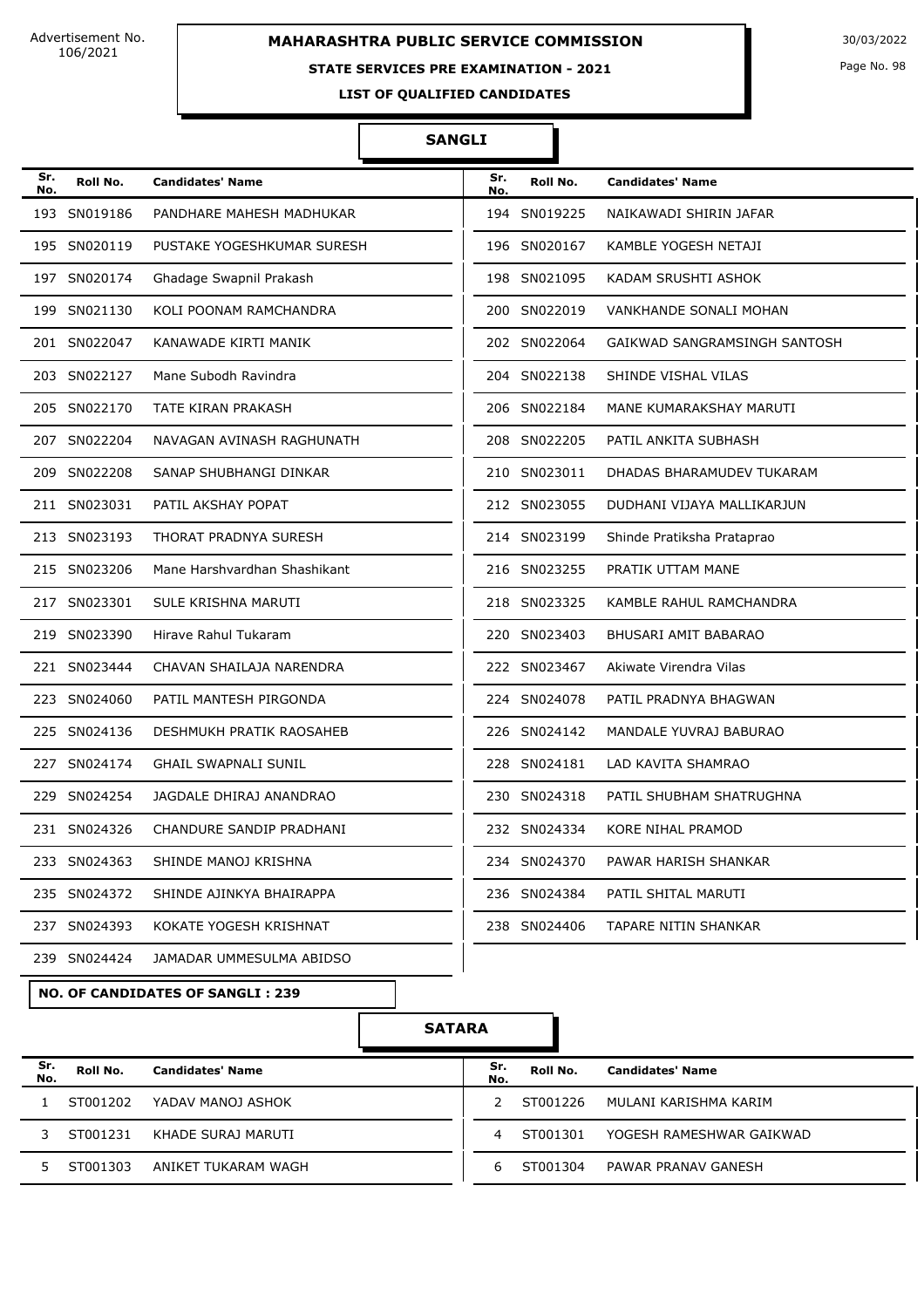Advertisement No. 106/2021

# MAHARASHTRA PUBLIC SERVICE COMMISSION

30/03/2022

## STATE SERVICES PRE EXAMINATION - 2021

### LIST OF QUALIFIED CANDIDATES

### SANGLI

| Sr. No. | Roll No. | Candidates' Name | Sr. No. | Roll No. | Candidates' Name |
|---|---|---|---|---|---|
| 193 | SN019186 | PANDHARE MAHESH MADHUKAR | 194 | SN019225 | NAIKAWADI SHIRIN JAFAR |
| 195 | SN020119 | PUSTAKE YOGESHKUMAR SURESH | 196 | SN020167 | KAMBLE YOGESH NETAJI |
| 197 | SN020174 | Ghadage Swapnil Prakash | 198 | SN021095 | KADAM SRUSHTI ASHOK |
| 199 | SN021130 | KOLI POONAM RAMCHANDRA | 200 | SN022019 | VANKHANDE SONALI MOHAN |
| 201 | SN022047 | KANAWADE KIRTI MANIK | 202 | SN022064 | GAIKWAD SANGRAMSINGH SANTOSH |
| 203 | SN022127 | Mane Subodh Ravindra | 204 | SN022138 | SHINDE VISHAL VILAS |
| 205 | SN022170 | TATE KIRAN PRAKASH | 206 | SN022184 | MANE KUMARAKSHAY MARUTI |
| 207 | SN022204 | NAVAGAN AVINASH RAGHUNATH | 208 | SN022205 | PATIL ANKITA SUBHASH |
| 209 | SN022208 | SANAP SHUBHANGI DINKAR | 210 | SN023011 | DHADAS BHARAMUDEV TUKARAM |
| 211 | SN023031 | PATIL AKSHAY POPAT | 212 | SN023055 | DUDHANI VIJAYA MALLIKARJUN |
| 213 | SN023193 | THORAT PRADNYA SURESH | 214 | SN023199 | Shinde Pratiksha Prataprao |
| 215 | SN023206 | Mane Harshvardhan Shashikant | 216 | SN023255 | PRATIK UTTAM MANE |
| 217 | SN023301 | SULE KRISHNA MARUTI | 218 | SN023325 | KAMBLE RAHUL RAMCHANDRA |
| 219 | SN023390 | Hirave Rahul Tukaram | 220 | SN023403 | BHUSARI AMIT BABARAO |
| 221 | SN023444 | CHAVAN SHAILAJA NARENDRA | 222 | SN023467 | Akiwate Virendra Vilas |
| 223 | SN024060 | PATIL MANTESH PIRGONDA | 224 | SN024078 | PATIL PRADNYA BHAGWAN |
| 225 | SN024136 | DESHMUKH PRATIK RAOSAHEB | 226 | SN024142 | MANDALE YUVRAJ BABURAO |
| 227 | SN024174 | GHAIL SWAPNALI SUNIL | 228 | SN024181 | LAD KAVITA SHAMRAO |
| 229 | SN024254 | JAGDALE DHIRAJ ANANDRAO | 230 | SN024318 | PATIL SHUBHAM SHATRUGHNA |
| 231 | SN024326 | CHANDURE SANDIP PRADHANI | 232 | SN024334 | KORE NIHAL PRAMOD |
| 233 | SN024363 | SHINDE MANOJ KRISHNA | 234 | SN024370 | PAWAR HARISH SHANKAR |
| 235 | SN024372 | SHINDE AJINKYA BHAIRAPPA | 236 | SN024384 | PATIL SHITAL MARUTI |
| 237 | SN024393 | KOKATE YOGESH KRISHNAT | 238 | SN024406 | TAPARE NITIN SHANKAR |
| 239 | SN024424 | JAMADAR UMMESULMA ABIDSO | | | |

**NO. OF CANDIDATES OF SANGLI : 239**

### SATARA

| Sr. No. | Roll No. | Candidates' Name | Sr. No. | Roll No. | Candidates' Name |
|---|---|---|---|---|---|
| 1 | ST001202 | YADAV MANOJ ASHOK | 2 | ST001226 | MULANI KARISHMA KARIM |
| 3 | ST001231 | KHADE SURAJ MARUTI | 4 | ST001301 | YOGESH RAMESHWAR GAIKWAD |
| 5 | ST001303 | ANIKET TUKARAM WAGH | 6 | ST001304 | PAWAR PRANAV GANESH |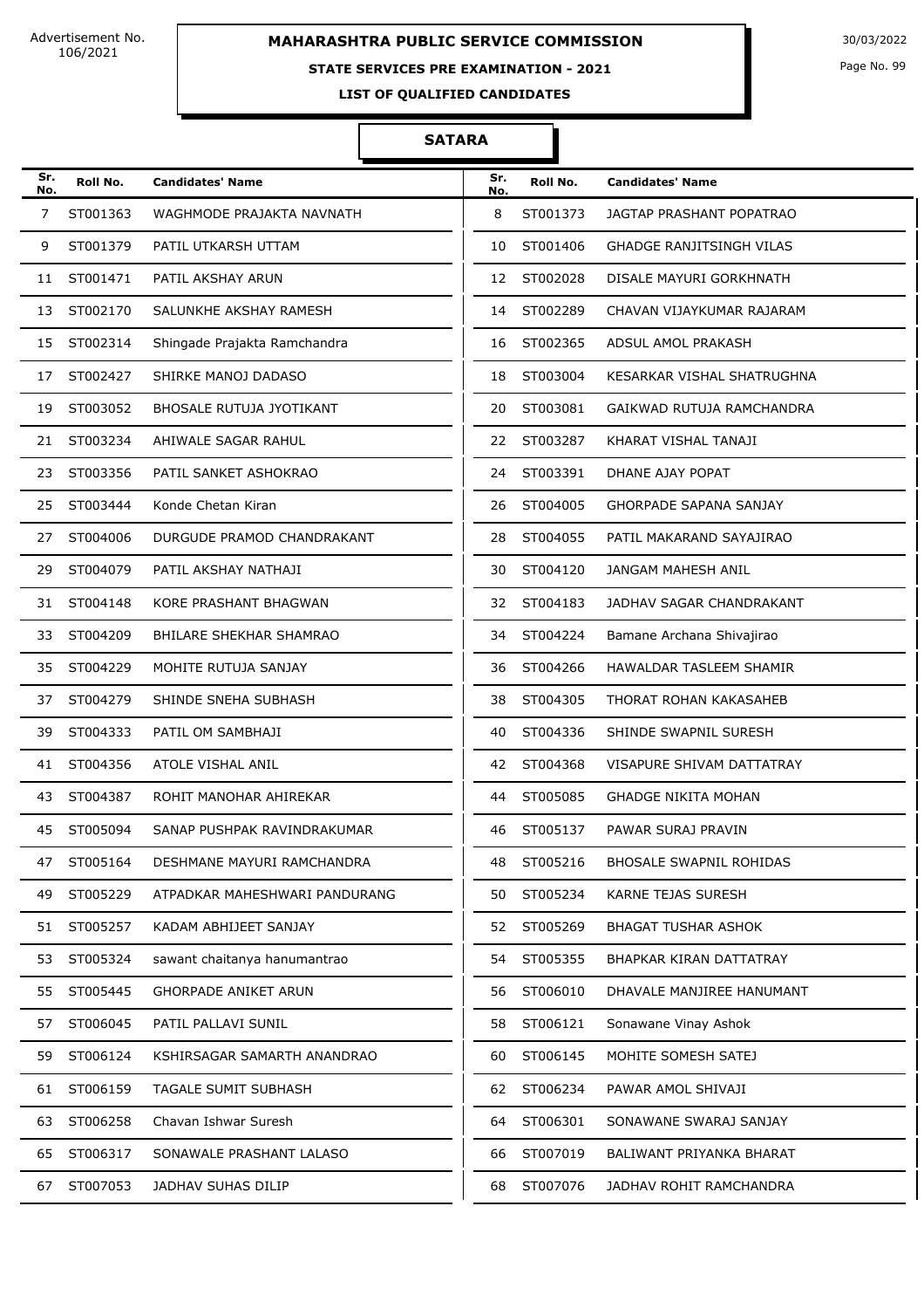Advertisement No. 106/2021

30/03/2022

# MAHARASHTRA PUBLIC SERVICE COMMISSION

## STATE SERVICES PRE EXAMINATION - 2021

### LIST OF QUALIFIED CANDIDATES

### SATARA

| Sr. No. | Roll No. | Candidates' Name | Sr. No. | Roll No. | Candidates' Name |
|---|---|---|---|---|---|
| 7 | ST001363 | WAGHMODE PRAJAKTA NAVNATH | 8 | ST001373 | JAGTAP PRASHANT POPATRAO |
| 9 | ST001379 | PATIL UTKARSH UTTAM | 10 | ST001406 | GHADGE RANJITSINGH VILAS |
| 11 | ST001471 | PATIL AKSHAY ARUN | 12 | ST002028 | DISALE MAYURI GORKHNATH |
| 13 | ST002170 | SALUNKHE AKSHAY RAMESH | 14 | ST002289 | CHAVAN VIJAYKUMAR RAJARAM |
| 15 | ST002314 | Shingade Prajakta Ramchandra | 16 | ST002365 | ADSUL AMOL PRAKASH |
| 17 | ST002427 | SHIRKE MANOJ DADASO | 18 | ST003004 | KESARKAR VISHAL SHATRUGHNA |
| 19 | ST003052 | BHOSALE RUTUJA JYOTIKANT | 20 | ST003081 | GAIKWAD RUTUJA RAMCHANDRA |
| 21 | ST003234 | AHIWALE SAGAR RAHUL | 22 | ST003287 | KHARAT VISHAL TANAJI |
| 23 | ST003356 | PATIL SANKET ASHOKRAO | 24 | ST003391 | DHANE AJAY POPAT |
| 25 | ST003444 | Konde Chetan Kiran | 26 | ST004005 | GHORPADE SAPANA SANJAY |
| 27 | ST004006 | DURGUDE PRAMOD CHANDRAKANT | 28 | ST004055 | PATIL MAKARAND SAYAJIRAO |
| 29 | ST004079 | PATIL AKSHAY NATHAJI | 30 | ST004120 | JANGAM MAHESH ANIL |
| 31 | ST004148 | KORE PRASHANT BHAGWAN | 32 | ST004183 | JADHAV SAGAR CHANDRAKANT |
| 33 | ST004209 | BHILARE SHEKHAR SHAMRAO | 34 | ST004224 | Bamane Archana Shivajirao |
| 35 | ST004229 | MOHITE RUTUJA SANJAY | 36 | ST004266 | HAWALDAR TASLEEM SHAMIR |
| 37 | ST004279 | SHINDE SNEHA SUBHASH | 38 | ST004305 | THORAT ROHAN KAKASAHEB |
| 39 | ST004333 | PATIL OM SAMBHAJI | 40 | ST004336 | SHINDE SWAPNIL SURESH |
| 41 | ST004356 | ATOLE VISHAL ANIL | 42 | ST004368 | VISAPURE SHIVAM DATTATRAY |
| 43 | ST004387 | ROHIT MANOHAR AHIREKAR | 44 | ST005085 | GHADGE NIKITA MOHAN |
| 45 | ST005094 | SANAP PUSHPAK RAVINDRAKUMAR | 46 | ST005137 | PAWAR SURAJ PRAVIN |
| 47 | ST005164 | DESHMANE MAYURI RAMCHANDRA | 48 | ST005216 | BHOSALE SWAPNIL ROHIDAS |
| 49 | ST005229 | ATPADKAR MAHESHWARI PANDURANG | 50 | ST005234 | KARNE TEJAS SURESH |
| 51 | ST005257 | KADAM ABHIJEET SANJAY | 52 | ST005269 | BHAGAT TUSHAR ASHOK |
| 53 | ST005324 | sawant chaitanya hanumantrao | 54 | ST005355 | BHAPKAR KIRAN DATTATRAY |
| 55 | ST005445 | GHORPADE ANIKET ARUN | 56 | ST006010 | DHAVALE MANJIREE HANUMANT |
| 57 | ST006045 | PATIL PALLAVI SUNIL | 58 | ST006121 | Sonawane Vinay Ashok |
| 59 | ST006124 | KSHIRSAGAR SAMARTH ANANDRAO | 60 | ST006145 | MOHITE SOMESH SATEJ |
| 61 | ST006159 | TAGALE SUMIT SUBHASH | 62 | ST006234 | PAWAR AMOL SHIVAJI |
| 63 | ST006258 | Chavan Ishwar Suresh | 64 | ST006301 | SONAWANE SWARAJ SANJAY |
| 65 | ST006317 | SONAWALE PRASHANT LALASO | 66 | ST007019 | BALIWANT PRIYANKA BHARAT |
| 67 | ST007053 | JADHAV SUHAS DILIP | 68 | ST007076 | JADHAV ROHIT RAMCHANDRA |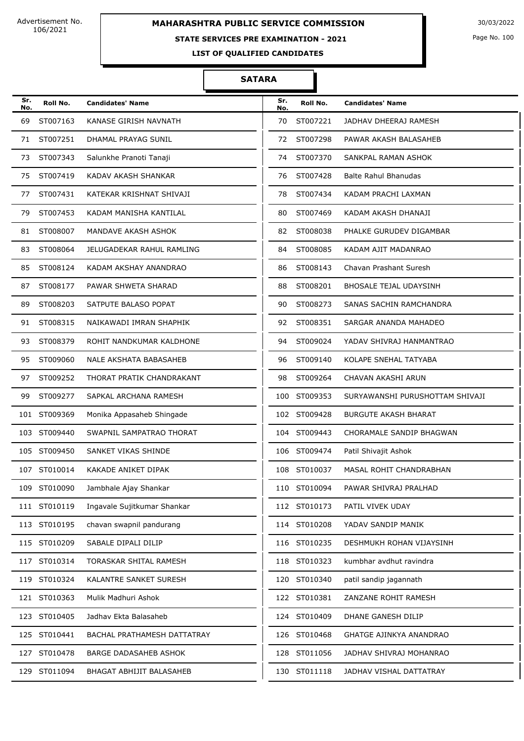Advertisement No. 106/2021

**MAHARASHTRA PUBLIC SERVICE COMMISSION**

30/03/2022

**STATE SERVICES PRE EXAMINATION - 2021**

**LIST OF QUALIFIED CANDIDATES**

## SATARA

| Sr. No. | Roll No. | Candidates' Name | Sr. No. | Roll No. | Candidates' Name |
|---|---|---|---|---|---|
| 69 | ST007163 | KANASE GIRISH NAVNATH | 70 | ST007221 | JADHAV DHEERAJ RAMESH |
| 71 | ST007251 | DHAMAL PRAYAG SUNIL | 72 | ST007298 | PAWAR AKASH BALASAHEB |
| 73 | ST007343 | Salunkhe Pranoti Tanaji | 74 | ST007370 | SANKPAL RAMAN ASHOK |
| 75 | ST007419 | KADAV AKASH SHANKAR | 76 | ST007428 | Balte Rahul Bhanudas |
| 77 | ST007431 | KATEKAR KRISHNAT SHIVAJI | 78 | ST007434 | KADAM PRACHI LAXMAN |
| 79 | ST007453 | KADAM MANISHA KANTILAL | 80 | ST007469 | KADAM AKASH DHANAJI |
| 81 | ST008007 | MANDAVE AKASH ASHOK | 82 | ST008038 | PHALKE GURUDEV DIGAMBAR |
| 83 | ST008064 | JELUGADEKAR RAHUL RAMLING | 84 | ST008085 | KADAM AJIT MADANRAO |
| 85 | ST008124 | KADAM AKSHAY ANANDRAO | 86 | ST008143 | Chavan Prashant Suresh |
| 87 | ST008177 | PAWAR SHWETA SHARAD | 88 | ST008201 | BHOSALE TEJAL UDAYSINH |
| 89 | ST008203 | SATPUTE BALASO POPAT | 90 | ST008273 | SANAS SACHIN RAMCHANDRA |
| 91 | ST008315 | NAIKAWADI IMRAN SHAPHIK | 92 | ST008351 | SARGAR ANANDA MAHADEO |
| 93 | ST008379 | ROHIT NANDKUMAR KALDHONE | 94 | ST009024 | YADAV SHIVRAJ HANMANTRAO |
| 95 | ST009060 | NALE AKSHATA BABASAHEB | 96 | ST009140 | KOLAPE SNEHAL TATYABA |
| 97 | ST009252 | THORAT PRATIK CHANDRAKANT | 98 | ST009264 | CHAVAN AKASHI ARUN |
| 99 | ST009277 | SAPKAL ARCHANA RAMESH | 100 | ST009353 | SURYAWANSHI PURUSHOTTAM SHIVAJI |
| 101 | ST009369 | Monika Appasaheb Shingade | 102 | ST009428 | BURGUTE AKASH BHARAT |
| 103 | ST009440 | SWAPNIL SAMPATRAO THORAT | 104 | ST009443 | CHORAMALE SANDIP BHAGWAN |
| 105 | ST009450 | SANKET VIKAS SHINDE | 106 | ST009474 | Patil Shivajit Ashok |
| 107 | ST010014 | KAKADE ANIKET DIPAK | 108 | ST010037 | MASAL ROHIT CHANDRABHAN |
| 109 | ST010090 | Jambhale Ajay Shankar | 110 | ST010094 | PAWAR SHIVRAJ PRALHAD |
| 111 | ST010119 | Ingavale Sujitkumar Shankar | 112 | ST010173 | PATIL VIVEK UDAY |
| 113 | ST010195 | chavan swapnil pandurang | 114 | ST010208 | YADAV SANDIP MANIK |
| 115 | ST010209 | SABALE DIPALI DILIP | 116 | ST010235 | DESHMUKH ROHAN VIJAYSINH |
| 117 | ST010314 | TORASKAR SHITAL RAMESH | 118 | ST010323 | kumbhar avdhut ravindra |
| 119 | ST010324 | KALANTRE SANKET SURESH | 120 | ST010340 | patil sandip jagannath |
| 121 | ST010363 | Mulik Madhuri Ashok | 122 | ST010381 | ZANZANE ROHIT RAMESH |
| 123 | ST010405 | Jadhav Ekta Balasaheb | 124 | ST010409 | DHANE GANESH DILIP |
| 125 | ST010441 | BACHAL PRATHAMESH DATTATRAY | 126 | ST010468 | GHATGE AJINKYA ANANDRAO |
| 127 | ST010478 | BARGE DADASAHEB ASHOK | 128 | ST011056 | JADHAV SHIVRAJ MOHANRAO |
| 129 | ST011094 | BHAGAT ABHIJIT BALASAHEB | 130 | ST011118 | JADHAV VISHAL DATTATRAY |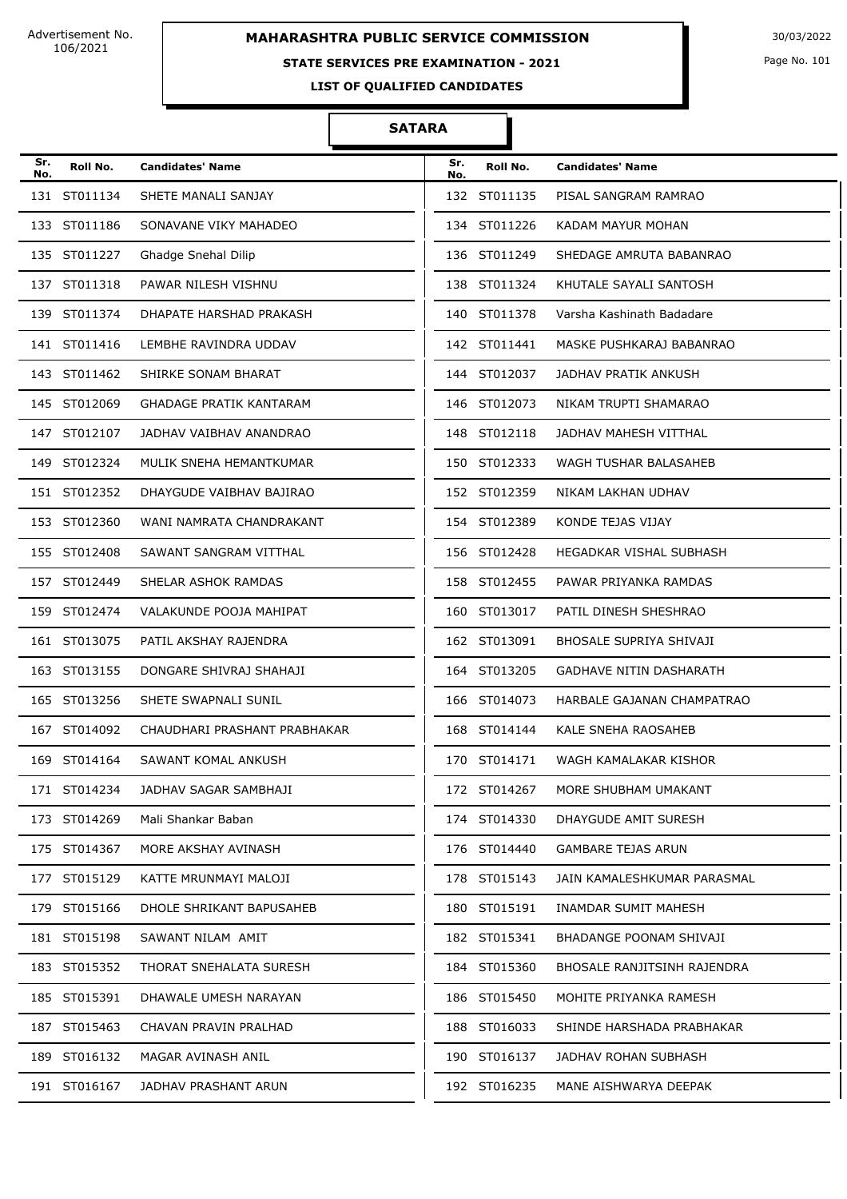Advertisement No. 106/2021

# MAHARASHTRA PUBLIC SERVICE COMMISSION

30/03/2022

**STATE SERVICES PRE EXAMINATION - 2021**

**LIST OF QUALIFIED CANDIDATES**

## SATARA

| Sr. No. | Roll No. | Candidates' Name | Sr. No. | Roll No. | Candidates' Name |
|---|---|---|---|---|---|
| 131 | ST011134 | SHETE MANALI SANJAY | 132 | ST011135 | PISAL SANGRAM RAMRAO |
| 133 | ST011186 | SONAVANE VIKY MAHADEO | 134 | ST011226 | KADAM MAYUR MOHAN |
| 135 | ST011227 | Ghadge Snehal Dilip | 136 | ST011249 | SHEDAGE AMRUTA BABANRAO |
| 137 | ST011318 | PAWAR NILESH VISHNU | 138 | ST011324 | KHUTALE SAYALI SANTOSH |
| 139 | ST011374 | DHAPATE HARSHAD PRAKASH | 140 | ST011378 | Varsha Kashinath Badadare |
| 141 | ST011416 | LEMBHE RAVINDRA UDDAV | 142 | ST011441 | MASKE PUSHKARAJ BABANRAO |
| 143 | ST011462 | SHIRKE SONAM BHARAT | 144 | ST012037 | JADHAV PRATIK ANKUSH |
| 145 | ST012069 | GHADAGE PRATIK KANTARAM | 146 | ST012073 | NIKAM TRUPTI SHAMARAO |
| 147 | ST012107 | JADHAV VAIBHAV ANANDRAO | 148 | ST012118 | JADHAV MAHESH VITTHAL |
| 149 | ST012324 | MULIK SNEHA HEMANTKUMAR | 150 | ST012333 | WAGH TUSHAR BALASAHEB |
| 151 | ST012352 | DHAYGUDE VAIBHAV BAJIRAO | 152 | ST012359 | NIKAM LAKHAN UDHAV |
| 153 | ST012360 | WANI NAMRATA CHANDRAKANT | 154 | ST012389 | KONDE TEJAS VIJAY |
| 155 | ST012408 | SAWANT SANGRAM VITTHAL | 156 | ST012428 | HEGADKAR VISHAL SUBHASH |
| 157 | ST012449 | SHELAR ASHOK RAMDAS | 158 | ST012455 | PAWAR PRIYANKA RAMDAS |
| 159 | ST012474 | VALAKUNDE POOJA MAHIPAT | 160 | ST013017 | PATIL DINESH SHESHRAO |
| 161 | ST013075 | PATIL AKSHAY RAJENDRA | 162 | ST013091 | BHOSALE SUPRIYA SHIVAJI |
| 163 | ST013155 | DONGARE SHIVRAJ SHAHAJI | 164 | ST013205 | GADHAVE NITIN DASHARATH |
| 165 | ST013256 | SHETE SWAPNALI SUNIL | 166 | ST014073 | HARBALE GAJANAN CHAMPATRAO |
| 167 | ST014092 | CHAUDHARI PRASHANT PRABHAKAR | 168 | ST014144 | KALE SNEHA RAOSAHEB |
| 169 | ST014164 | SAWANT KOMAL ANKUSH | 170 | ST014171 | WAGH KAMALAKAR KISHOR |
| 171 | ST014234 | JADHAV SAGAR SAMBHAJI | 172 | ST014267 | MORE SHUBHAM UMAKANT |
| 173 | ST014269 | Mali Shankar Baban | 174 | ST014330 | DHAYGUDE AMIT SURESH |
| 175 | ST014367 | MORE AKSHAY AVINASH | 176 | ST014440 | GAMBARE TEJAS ARUN |
| 177 | ST015129 | KATTE MRUNMAYI MALOJI | 178 | ST015143 | JAIN KAMALESHKUMAR PARASMAL |
| 179 | ST015166 | DHOLE SHRIKANT BAPUSAHEB | 180 | ST015191 | INAMDAR SUMIT MAHESH |
| 181 | ST015198 | SAWANT NILAM AMIT | 182 | ST015341 | BHADANGE POONAM SHIVAJI |
| 183 | ST015352 | THORAT SNEHALATA SURESH | 184 | ST015360 | BHOSALE RANJITSINH RAJENDRA |
| 185 | ST015391 | DHAWALE UMESH NARAYAN | 186 | ST015450 | MOHITE PRIYANKA RAMESH |
| 187 | ST015463 | CHAVAN PRAVIN PRALHAD | 188 | ST016033 | SHINDE HARSHADA PRABHAKAR |
| 189 | ST016132 | MAGAR AVINASH ANIL | 190 | ST016137 | JADHAV ROHAN SUBHASH |
| 191 | ST016167 | JADHAV PRASHANT ARUN | 192 | ST016235 | MANE AISHWARYA DEEPAK |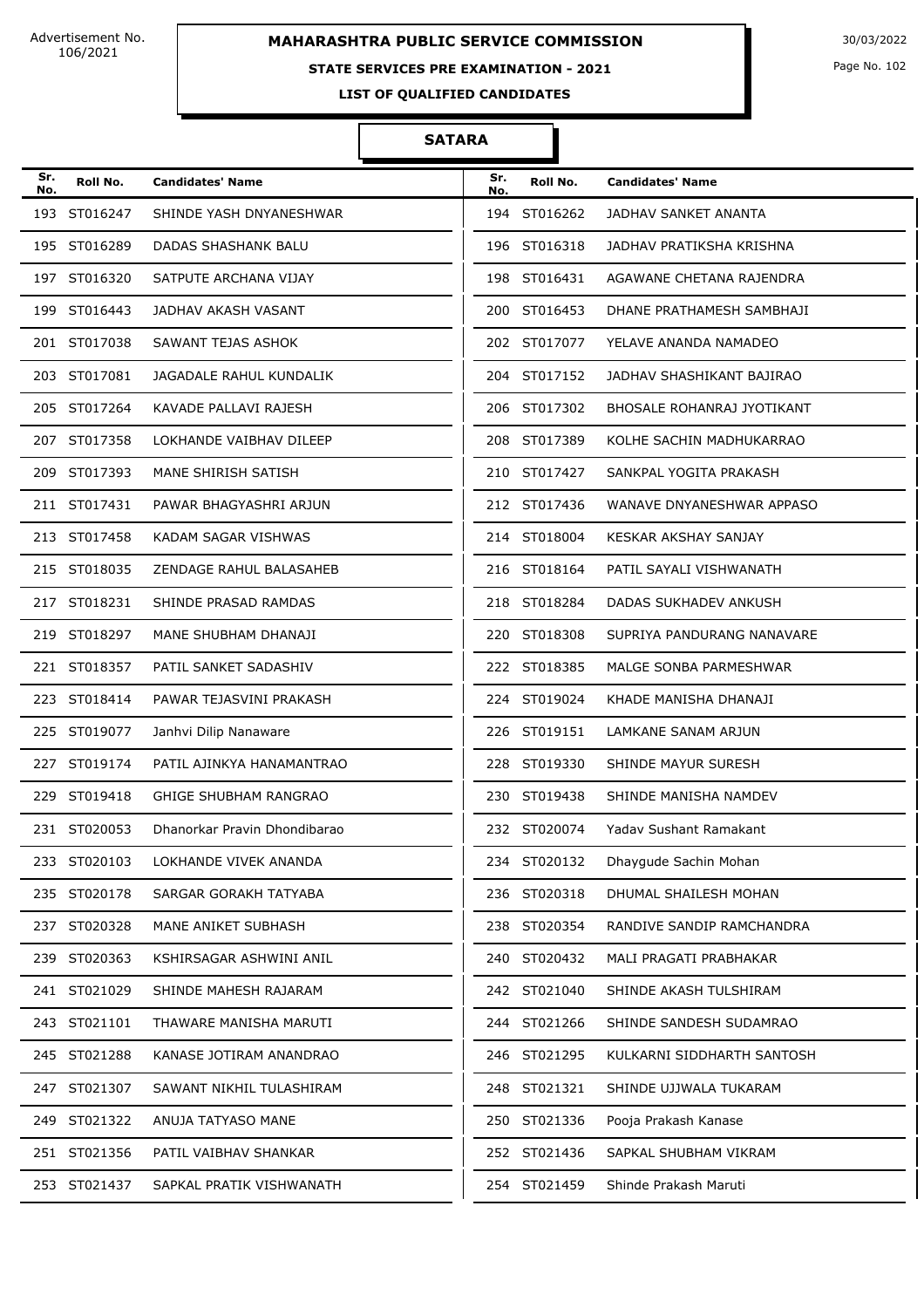Advertisement No. 106/2021

# MAHARASHTRA PUBLIC SERVICE COMMISSION

30/03/2022

## STATE SERVICES PRE EXAMINATION - 2021

### LIST OF QUALIFIED CANDIDATES

### SATARA

| Sr. No. | Roll No. | Candidates' Name | Sr. No. | Roll No. | Candidates' Name |
|---|---|---|---|---|---|
| 193 | ST016247 | SHINDE YASH DNYANESHWAR | 194 | ST016262 | JADHAV SANKET ANANTA |
| 195 | ST016289 | DADAS SHASHANK BALU | 196 | ST016318 | JADHAV PRATIKSHA KRISHNA |
| 197 | ST016320 | SATPUTE ARCHANA VIJAY | 198 | ST016431 | AGAWANE CHETANA RAJENDRA |
| 199 | ST016443 | JADHAV AKASH VASANT | 200 | ST016453 | DHANE PRATHAMESH SAMBHAJI |
| 201 | ST017038 | SAWANT TEJAS ASHOK | 202 | ST017077 | YELAVE ANANDA NAMADEO |
| 203 | ST017081 | JAGADALE RAHUL KUNDALIK | 204 | ST017152 | JADHAV SHASHIKANT BAJIRAO |
| 205 | ST017264 | KAVADE PALLAVI RAJESH | 206 | ST017302 | BHOSALE ROHANRAJ JYOTIKANT |
| 207 | ST017358 | LOKHANDE VAIBHAV DILEEP | 208 | ST017389 | KOLHE SACHIN MADHUKARRAO |
| 209 | ST017393 | MANE SHIRISH SATISH | 210 | ST017427 | SANKPAL YOGITA PRAKASH |
| 211 | ST017431 | PAWAR BHAGYASHRI ARJUN | 212 | ST017436 | WANAVE DNYANESHWAR APPASO |
| 213 | ST017458 | KADAM SAGAR VISHWAS | 214 | ST018004 | KESKAR AKSHAY SANJAY |
| 215 | ST018035 | ZENDAGE RAHUL BALASAHEB | 216 | ST018164 | PATIL SAYALI VISHWANATH |
| 217 | ST018231 | SHINDE PRASAD RAMDAS | 218 | ST018284 | DADAS SUKHADEV ANKUSH |
| 219 | ST018297 | MANE SHUBHAM DHANAJI | 220 | ST018308 | SUPRIYA PANDURANG NANAVARE |
| 221 | ST018357 | PATIL SANKET SADASHIV | 222 | ST018385 | MALGE SONBA PARMESHWAR |
| 223 | ST018414 | PAWAR TEJASVINI PRAKASH | 224 | ST019024 | KHADE MANISHA DHANAJI |
| 225 | ST019077 | Janhvi Dilip Nanaware | 226 | ST019151 | LAMKANE SANAM ARJUN |
| 227 | ST019174 | PATIL AJINKYA HANAMANTRAO | 228 | ST019330 | SHINDE MAYUR SURESH |
| 229 | ST019418 | GHIGE SHUBHAM RANGRAO | 230 | ST019438 | SHINDE MANISHA NAMDEV |
| 231 | ST020053 | Dhanorkar Pravin Dhondibarao | 232 | ST020074 | Yadav Sushant Ramakant |
| 233 | ST020103 | LOKHANDE VIVEK ANANDA | 234 | ST020132 | Dhaygude Sachin Mohan |
| 235 | ST020178 | SARGAR GORAKH TATYABA | 236 | ST020318 | DHUMAL SHAILESH MOHAN |
| 237 | ST020328 | MANE ANIKET SUBHASH | 238 | ST020354 | RANDIVE SANDIP RAMCHANDRA |
| 239 | ST020363 | KSHIRSAGAR ASHWINI ANIL | 240 | ST020432 | MALI PRAGATI PRABHAKAR |
| 241 | ST021029 | SHINDE MAHESH RAJARAM | 242 | ST021040 | SHINDE AKASH TULSHIRAM |
| 243 | ST021101 | THAWARE MANISHA MARUTI | 244 | ST021266 | SHINDE SANDESH SUDAMRAO |
| 245 | ST021288 | KANASE JOTIRAM ANANDRAO | 246 | ST021295 | KULKARNI SIDDHARTH SANTOSH |
| 247 | ST021307 | SAWANT NIKHIL TULASHIRAM | 248 | ST021321 | SHINDE UJJWALA TUKARAM |
| 249 | ST021322 | ANUJA TATYASO MANE | 250 | ST021336 | Pooja Prakash Kanase |
| 251 | ST021356 | PATIL VAIBHAV SHANKAR | 252 | ST021436 | SAPKAL SHUBHAM VIKRAM |
| 253 | ST021437 | SAPKAL PRATIK VISHWANATH | 254 | ST021459 | Shinde Prakash Maruti |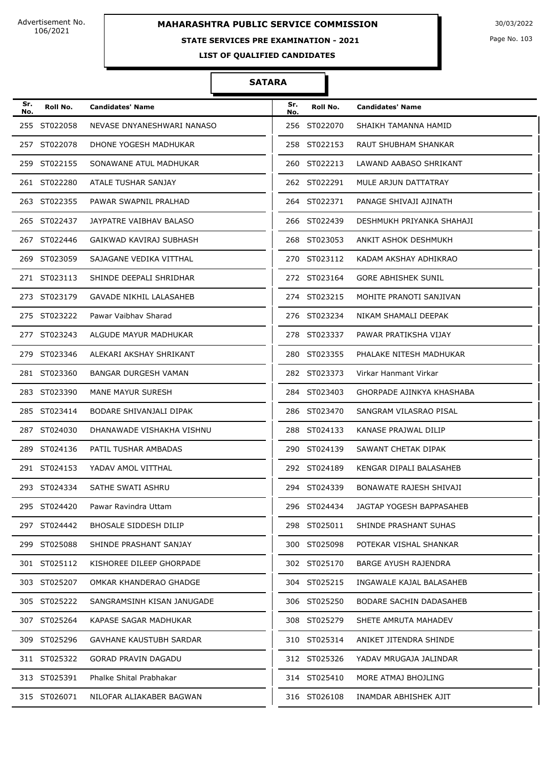Advertisement No. 106/2021

# MAHARASHTRA PUBLIC SERVICE COMMISSION

30/03/2022

**STATE SERVICES PRE EXAMINATION - 2021**

**LIST OF QUALIFIED CANDIDATES**

## SATARA

| Sr. No. | Roll No. | Candidates' Name | Sr. No. | Roll No. | Candidates' Name |
|---|---|---|---|---|---|
| 255 | ST022058 | NEVASE DNYANESHWARI NANASO | 256 | ST022070 | SHAIKH TAMANNA HAMID |
| 257 | ST022078 | DHONE YOGESH MADHUKAR | 258 | ST022153 | RAUT SHUBHAM SHANKAR |
| 259 | ST022155 | SONAWANE ATUL MADHUKAR | 260 | ST022213 | LAWAND AABASO SHRIKANT |
| 261 | ST022280 | ATALE TUSHAR SANJAY | 262 | ST022291 | MULE ARJUN DATTATRAY |
| 263 | ST022355 | PAWAR SWAPNIL PRALHAD | 264 | ST022371 | PANAGE SHIVAJI AJINATH |
| 265 | ST022437 | JAYPATRE VAIBHAV BALASO | 266 | ST022439 | DESHMUKH PRIYANKA SHAHAJI |
| 267 | ST022446 | GAIKWAD KAVIRAJ SUBHASH | 268 | ST023053 | ANKIT ASHOK DESHMUKH |
| 269 | ST023059 | SAJAGANE VEDIKA VITTHAL | 270 | ST023112 | KADAM AKSHAY ADHIKRAO |
| 271 | ST023113 | SHINDE DEEPALI SHRIDHAR | 272 | ST023164 | GORE ABHISHEK SUNIL |
| 273 | ST023179 | GAVADE NIKHIL LALASAHEB | 274 | ST023215 | MOHITE PRANOTI SANJIVAN |
| 275 | ST023222 | Pawar Vaibhav Sharad | 276 | ST023234 | NIKAM SHAMALI DEEPAK |
| 277 | ST023243 | ALGUDE MAYUR MADHUKAR | 278 | ST023337 | PAWAR PRATIKSHA VIJAY |
| 279 | ST023346 | ALEKARI AKSHAY SHRIKANT | 280 | ST023355 | PHALAKE NITESH MADHUKAR |
| 281 | ST023360 | BANGAR DURGESH VAMAN | 282 | ST023373 | Virkar Hanmant Virkar |
| 283 | ST023390 | MANE MAYUR SURESH | 284 | ST023403 | GHORPADE AJINKYA KHASHABA |
| 285 | ST023414 | BODARE SHIVANJALI DIPAK | 286 | ST023470 | SANGRAM VILASRAO PISAL |
| 287 | ST024030 | DHANAWADE VISHAKHA VISHNU | 288 | ST024133 | KANASE PRAJWAL DILIP |
| 289 | ST024136 | PATIL TUSHAR AMBADAS | 290 | ST024139 | SAWANT CHETAK DIPAK |
| 291 | ST024153 | YADAV AMOL VITTHAL | 292 | ST024189 | KENGAR DIPALI BALASAHEB |
| 293 | ST024334 | SATHE SWATI ASHRU | 294 | ST024339 | BONAWATE RAJESH SHIVAJI |
| 295 | ST024420 | Pawar Ravindra Uttam | 296 | ST024434 | JAGTAP YOGESH BAPPASAHEB |
| 297 | ST024442 | BHOSALE SIDDESH DILIP | 298 | ST025011 | SHINDE PRASHANT SUHAS |
| 299 | ST025088 | SHINDE PRASHANT SANJAY | 300 | ST025098 | POTEKAR VISHAL SHANKAR |
| 301 | ST025112 | KISHOREE DILEEP GHORPADE | 302 | ST025170 | BARGE AYUSH RAJENDRA |
| 303 | ST025207 | OMKAR KHANDERAO GHADGE | 304 | ST025215 | INGAWALE KAJAL BALASAHEB |
| 305 | ST025222 | SANGRAMSINH KISAN JANUGADE | 306 | ST025250 | BODARE SACHIN DADASAHEB |
| 307 | ST025264 | KAPASE SAGAR MADHUKAR | 308 | ST025279 | SHETE AMRUTA MAHADEV |
| 309 | ST025296 | GAVHANE KAUSTUBH SARDAR | 310 | ST025314 | ANIKET JITENDRA SHINDE |
| 311 | ST025322 | GORAD PRAVIN DAGADU | 312 | ST025326 | YADAV MRUGAJA JALINDAR |
| 313 | ST025391 | Phalke Shital Prabhakar | 314 | ST025410 | MORE ATMAJ BHOJLING |
| 315 | ST026071 | NILOFAR ALIAKABER BAGWAN | 316 | ST026108 | INAMDAR ABHISHEK AJIT |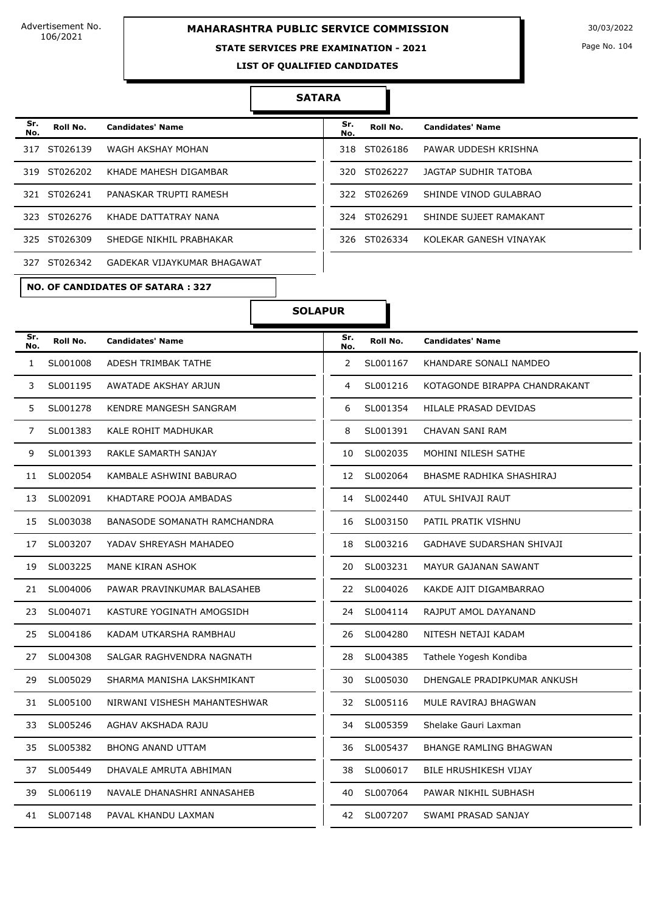Advertisement No. 106/2021

**MAHARASHTRA PUBLIC SERVICE COMMISSION**

**STATE SERVICES PRE EXAMINATION - 2021**

**LIST OF QUALIFIED CANDIDATES**

30/03/2022

## SATARA

| Sr. No. | Roll No. | Candidates' Name | Sr. No. | Roll No. | Candidates' Name |
|---|---|---|---|---|---|
| 317 | ST026139 | WAGH AKSHAY MOHAN | 318 | ST026186 | PAWAR UDDESH KRISHNA |
| 319 | ST026202 | KHADE MAHESH DIGAMBAR | 320 | ST026227 | JAGTAP SUDHIR TATOBA |
| 321 | ST026241 | PANASKAR TRUPTI RAMESH | 322 | ST026269 | SHINDE VINOD GULABRAO |
| 323 | ST026276 | KHADE DATTATRAY NANA | 324 | ST026291 | SHINDE SUJEET RAMAKANT |
| 325 | ST026309 | SHEDGE NIKHIL PRABHAKAR | 326 | ST026334 | KOLEKAR GANESH VINAYAK |
| 327 | ST026342 | GADEKAR VIJAYKUMAR BHAGAWAT | | | |

**NO. OF CANDIDATES OF SATARA : 327**

## SOLAPUR

| Sr. No. | Roll No. | Candidates' Name | Sr. No. | Roll No. | Candidates' Name |
|---|---|---|---|---|---|
| 1 | SL001008 | ADESH TRIMBAK TATHE | 2 | SL001167 | KHANDARE SONALI NAMDEO |
| 3 | SL001195 | AWATADE AKSHAY ARJUN | 4 | SL001216 | KOTAGONDE BIRAPPA CHANDRAKANT |
| 5 | SL001278 | KENDRE MANGESH SANGRAM | 6 | SL001354 | HILALE PRASAD DEVIDAS |
| 7 | SL001383 | KALE ROHIT MADHUKAR | 8 | SL001391 | CHAVAN SANI RAM |
| 9 | SL001393 | RAKLE SAMARTH SANJAY | 10 | SL002035 | MOHINI NILESH SATHE |
| 11 | SL002054 | KAMBALE ASHWINI BABURAO | 12 | SL002064 | BHASME RADHIKA SHASHIRAJ |
| 13 | SL002091 | KHADTARE POOJA AMBADAS | 14 | SL002440 | ATUL SHIVAJI RAUT |
| 15 | SL003038 | BANASODE SOMANATH RAMCHANDRA | 16 | SL003150 | PATIL PRATIK VISHNU |
| 17 | SL003207 | YADAV SHREYASH MAHADEO | 18 | SL003216 | GADHAVE SUDARSHAN SHIVAJI |
| 19 | SL003225 | MANE KIRAN ASHOK | 20 | SL003231 | MAYUR GAJANAN SAWANT |
| 21 | SL004006 | PAWAR PRAVINKUMAR BALASAHEB | 22 | SL004026 | KAKDE AJIT DIGAMBARRAO |
| 23 | SL004071 | KASTURE YOGINATH AMOGSIDH | 24 | SL004114 | RAJPUT AMOL DAYANAND |
| 25 | SL004186 | KADAM UTKARSHA RAMBHAU | 26 | SL004280 | NITESH NETAJI KADAM |
| 27 | SL004308 | SALGAR RAGHVENDRA NAGNATH | 28 | SL004385 | Tathele Yogesh Kondiba |
| 29 | SL005029 | SHARMA MANISHA LAKSHMIKANT | 30 | SL005030 | DHENGALE PRADIPKUMAR ANKUSH |
| 31 | SL005100 | NIRWANI VISHESH MAHANTESHWAR | 32 | SL005116 | MULE RAVIRAJ BHAGWAN |
| 33 | SL005246 | AGHAV AKSHADA RAJU | 34 | SL005359 | Shelake Gauri Laxman |
| 35 | SL005382 | BHONG ANAND UTTAM | 36 | SL005437 | BHANGE RAMLING BHAGWAN |
| 37 | SL005449 | DHAVALE AMRUTA ABHIMAN | 38 | SL006017 | BILE HRUSHIKESH VIJAY |
| 39 | SL006119 | NAVALE DHANASHRI ANNASAHEB | 40 | SL007064 | PAWAR NIKHIL SUBHASH |
| 41 | SL007148 | PAVAL KHANDU LAXMAN | 42 | SL007207 | SWAMI PRASAD SANJAY |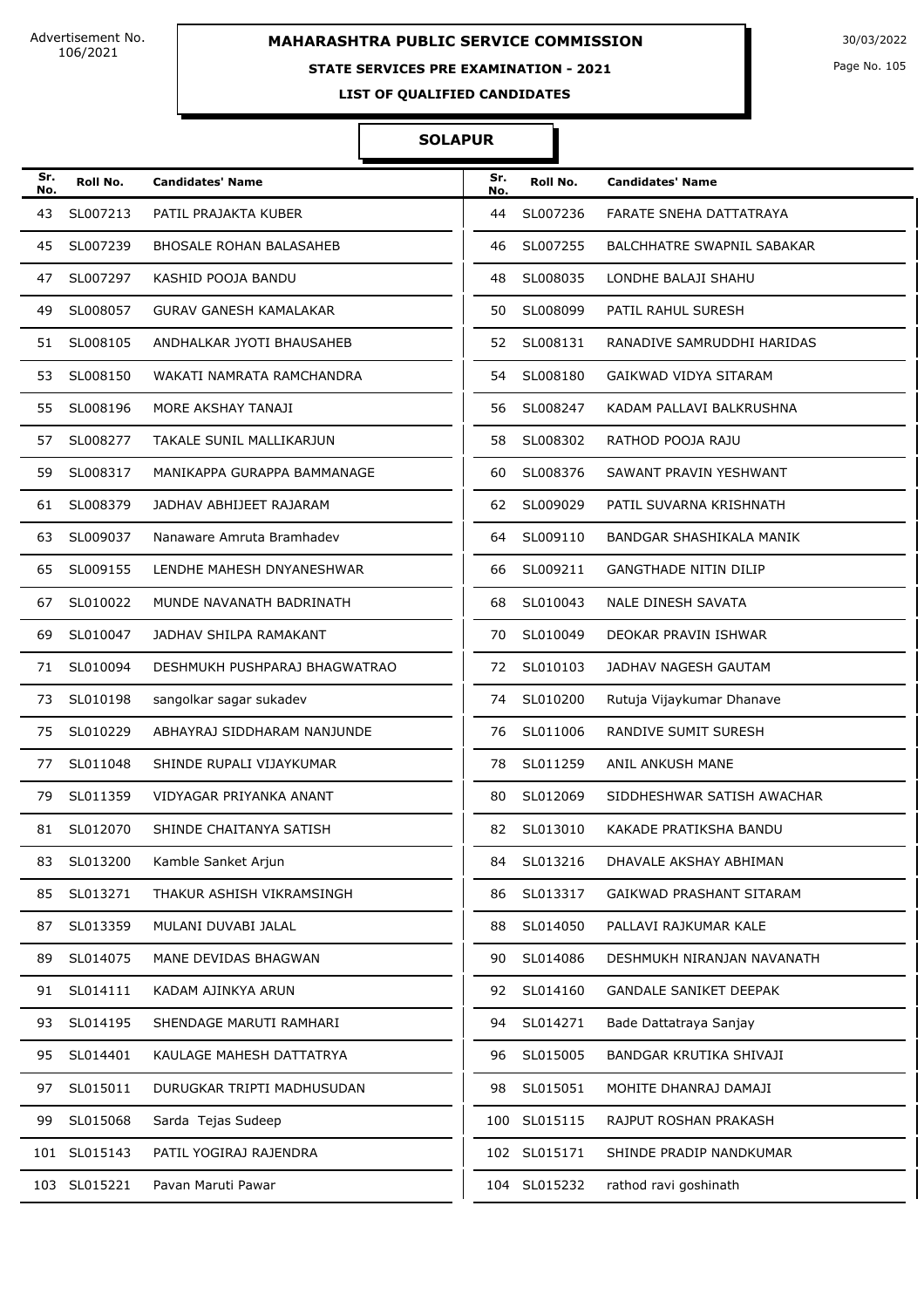Advertisement No. 106/2021

# MAHARASHTRA PUBLIC SERVICE COMMISSION

30/03/2022

## STATE SERVICES PRE EXAMINATION - 2021

### LIST OF QUALIFIED CANDIDATES

### SOLAPUR

| Sr. No. | Roll No. | Candidates' Name | Sr. No. | Roll No. | Candidates' Name |
|---|---|---|---|---|---|
| 43 | SL007213 | PATIL PRAJAKTA KUBER | 44 | SL007236 | FARATE SNEHA DATTATRAYA |
| 45 | SL007239 | BHOSALE ROHAN BALASAHEB | 46 | SL007255 | BALCHHATRE SWAPNIL SABAKAR |
| 47 | SL007297 | KASHID POOJA BANDU | 48 | SL008035 | LONDHE BALAJI SHAHU |
| 49 | SL008057 | GURAV GANESH KAMALAKAR | 50 | SL008099 | PATIL RAHUL SURESH |
| 51 | SL008105 | ANDHALKAR JYOTI BHAUSAHEB | 52 | SL008131 | RANADIVE SAMRUDDHI HARIDAS |
| 53 | SL008150 | WAKATI NAMRATA RAMCHANDRA | 54 | SL008180 | GAIKWAD VIDYA SITARAM |
| 55 | SL008196 | MORE AKSHAY TANAJI | 56 | SL008247 | KADAM PALLAVI BALKRUSHNA |
| 57 | SL008277 | TAKALE SUNIL MALLIKARJUN | 58 | SL008302 | RATHOD POOJA RAJU |
| 59 | SL008317 | MANIKAPPA GURAPPA BAMMANAGE | 60 | SL008376 | SAWANT PRAVIN YESHWANT |
| 61 | SL008379 | JADHAV ABHIJEET RAJARAM | 62 | SL009029 | PATIL SUVARNA KRISHNATH |
| 63 | SL009037 | Nanaware Amruta Bramhadev | 64 | SL009110 | BANDGAR SHASHIKALA MANIK |
| 65 | SL009155 | LENDHE MAHESH DNYANESHWAR | 66 | SL009211 | GANGTHADE NITIN DILIP |
| 67 | SL010022 | MUNDE NAVANATH BADRINATH | 68 | SL010043 | NALE DINESH SAVATA |
| 69 | SL010047 | JADHAV SHILPA RAMAKANT | 70 | SL010049 | DEOKAR PRAVIN ISHWAR |
| 71 | SL010094 | DESHMUKH PUSHPARAJ BHAGWATRAO | 72 | SL010103 | JADHAV NAGESH GAUTAM |
| 73 | SL010198 | sangolkar sagar sukadev | 74 | SL010200 | Rutuja Vijaykumar Dhanave |
| 75 | SL010229 | ABHAYRAJ SIDDHARAM NANJUNDE | 76 | SL011006 | RANDIVE SUMIT SURESH |
| 77 | SL011048 | SHINDE RUPALI VIJAYKUMAR | 78 | SL011259 | ANIL ANKUSH MANE |
| 79 | SL011359 | VIDYAGAR PRIYANKA ANANT | 80 | SL012069 | SIDDHESHWAR SATISH AWACHAR |
| 81 | SL012070 | SHINDE CHAITANYA SATISH | 82 | SL013010 | KAKADE PRATIKSHA BANDU |
| 83 | SL013200 | Kamble Sanket Arjun | 84 | SL013216 | DHAVALE AKSHAY ABHIMAN |
| 85 | SL013271 | THAKUR ASHISH VIKRAMSINGH | 86 | SL013317 | GAIKWAD PRASHANT SITARAM |
| 87 | SL013359 | MULANI DUVABI JALAL | 88 | SL014050 | PALLAVI RAJKUMAR KALE |
| 89 | SL014075 | MANE DEVIDAS BHAGWAN | 90 | SL014086 | DESHMUKH NIRANJAN NAVANATH |
| 91 | SL014111 | KADAM AJINKYA ARUN | 92 | SL014160 | GANDALE SANIKET DEEPAK |
| 93 | SL014195 | SHENDAGE MARUTI RAMHARI | 94 | SL014271 | Bade Dattatraya Sanjay |
| 95 | SL014401 | KAULAGE MAHESH DATTATRYA | 96 | SL015005 | BANDGAR KRUTIKA SHIVAJI |
| 97 | SL015011 | DURUGKAR TRIPTI MADHUSUDAN | 98 | SL015051 | MOHITE DHANRAJ DAMAJI |
| 99 | SL015068 | Sarda Tejas Sudeep | 100 | SL015115 | RAJPUT ROSHAN PRAKASH |
| 101 | SL015143 | PATIL YOGIRAJ RAJENDRA | 102 | SL015171 | SHINDE PRADIP NANDKUMAR |
| 103 | SL015221 | Pavan Maruti Pawar | 104 | SL015232 | rathod ravi goshinath |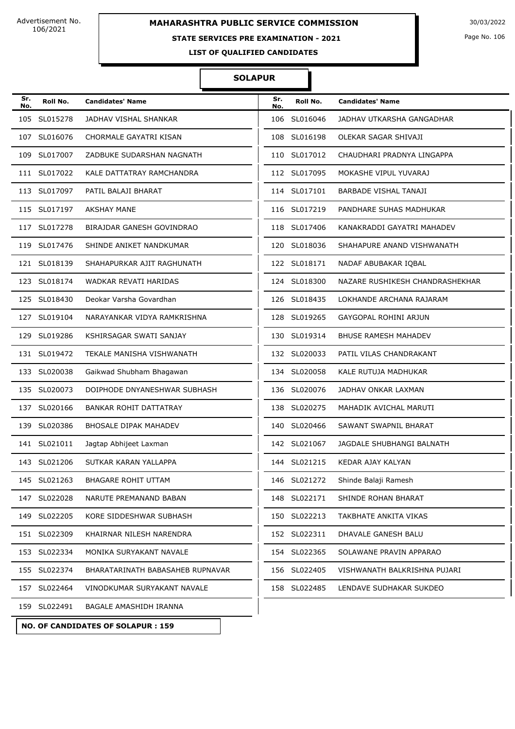Advertisement No. 106/2021

# MAHARASHTRA PUBLIC SERVICE COMMISSION

30/03/2022

## STATE SERVICES PRE EXAMINATION - 2021

### LIST OF QUALIFIED CANDIDATES

### SOLAPUR

| Sr. No. | Roll No. | Candidates' Name | Sr. No. | Roll No. | Candidates' Name |
|---|---|---|---|---|---|
| 105 | SL015278 | JADHAV VISHAL SHANKAR | 106 | SL016046 | JADHAV UTKARSHA GANGADHAR |
| 107 | SL016076 | CHORMALE GAYATRI KISAN | 108 | SL016198 | OLEKAR SAGAR SHIVAJI |
| 109 | SL017007 | ZADBUKE SUDARSHAN NAGNATH | 110 | SL017012 | CHAUDHARI PRADNYA LINGAPPA |
| 111 | SL017022 | KALE DATTATRAY RAMCHANDRA | 112 | SL017095 | MOKASHE VIPUL YUVARAJ |
| 113 | SL017097 | PATIL BALAJI BHARAT | 114 | SL017101 | BARBADE VISHAL TANAJI |
| 115 | SL017197 | AKSHAY MANE | 116 | SL017219 | PANDHARE SUHAS MADHUKAR |
| 117 | SL017278 | BIRAJDAR GANESH GOVINDRAO | 118 | SL017406 | KANAKRADDI GAYATRI MAHADEV |
| 119 | SL017476 | SHINDE ANIKET NANDKUMAR | 120 | SL018036 | SHAHAPURE ANAND VISHWANATH |
| 121 | SL018139 | SHAHAPURKAR AJIT RAGHUNATH | 122 | SL018171 | NADAF ABUBAKAR IQBAL |
| 123 | SL018174 | WADKAR REVATI HARIDAS | 124 | SL018300 | NAZARE RUSHIKESH CHANDRASHEKHAR |
| 125 | SL018430 | Deokar Varsha Govardhan | 126 | SL018435 | LOKHANDE ARCHANA RAJARAM |
| 127 | SL019104 | NARAYANKAR VIDYA RAMKRISHNA | 128 | SL019265 | GAYGOPAL ROHINI ARJUN |
| 129 | SL019286 | KSHIRSAGAR SWATI SANJAY | 130 | SL019314 | BHUSE RAMESH MAHADEV |
| 131 | SL019472 | TEKALE MANISHA VISHWANATH | 132 | SL020033 | PATIL VILAS CHANDRAKANT |
| 133 | SL020038 | Gaikwad Shubham Bhagawan | 134 | SL020058 | KALE RUTUJA MADHUKAR |
| 135 | SL020073 | DOIPHODE DNYANESHWAR SUBHASH | 136 | SL020076 | JADHAV ONKAR LAXMAN |
| 137 | SL020166 | BANKAR ROHIT DATTATRAY | 138 | SL020275 | MAHADIK AVICHAL MARUTI |
| 139 | SL020386 | BHOSALE DIPAK MAHADEV | 140 | SL020466 | SAWANT SWAPNIL BHARAT |
| 141 | SL021011 | Jagtap Abhijeet Laxman | 142 | SL021067 | JAGDALE SHUBHANGI BALNATH |
| 143 | SL021206 | SUTKAR KARAN YALLAPPA | 144 | SL021215 | KEDAR AJAY KALYAN |
| 145 | SL021263 | BHAGARE ROHIT UTTAM | 146 | SL021272 | Shinde Balaji Ramesh |
| 147 | SL022028 | NARUTE PREMANAND BABAN | 148 | SL022171 | SHINDE ROHAN BHARAT |
| 149 | SL022205 | KORE SIDDESHWAR SUBHASH | 150 | SL022213 | TAKBHATE ANKITA VIKAS |
| 151 | SL022309 | KHAIRNAR NILESH NARENDRA | 152 | SL022311 | DHAVALE GANESH BALU |
| 153 | SL022334 | MONIKA SURYAKANT NAVALE | 154 | SL022365 | SOLAWANE PRAVIN APPARAO |
| 155 | SL022374 | BHARATARINATH BABASAHEB RUPNAVAR | 156 | SL022405 | VISHWANATH BALKRISHNA PUJARI |
| 157 | SL022464 | VINODKUMAR SURYAKANT NAVALE | 158 | SL022485 | LENDAVE SUDHAKAR SUKDEO |
| 159 | SL022491 | BAGALE AMASHIDH IRANNA | | | |

**NO. OF CANDIDATES OF SOLAPUR : 159**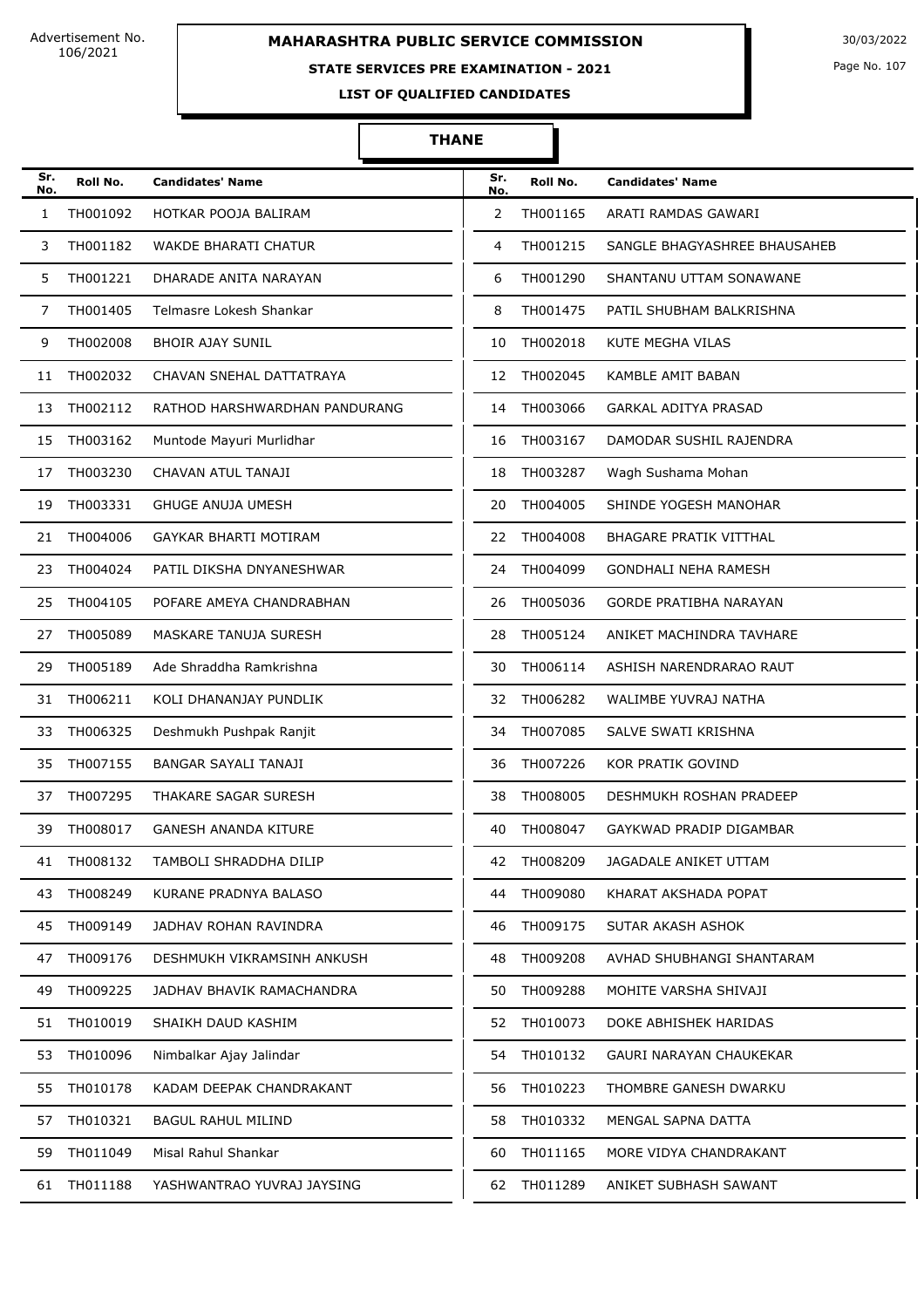Advertisement No. 106/2021

# MAHARASHTRA PUBLIC SERVICE COMMISSION

30/03/2022

## STATE SERVICES PRE EXAMINATION - 2021

### LIST OF QUALIFIED CANDIDATES

### THANE

| Sr. No. | Roll No. | Candidates' Name | Sr. No. | Roll No. | Candidates' Name |
|---|---|---|---|---|---|
| 1 | TH001092 | HOTKAR POOJA BALIRAM | 2 | TH001165 | ARATI RAMDAS GAWARI |
| 3 | TH001182 | WAKDE BHARATI CHATUR | 4 | TH001215 | SANGLE BHAGYASHREE BHAUSAHEB |
| 5 | TH001221 | DHARADE ANITA NARAYAN | 6 | TH001290 | SHANTANU UTTAM SONAWANE |
| 7 | TH001405 | Telmasre Lokesh Shankar | 8 | TH001475 | PATIL SHUBHAM BALKRISHNA |
| 9 | TH002008 | BHOIR AJAY SUNIL | 10 | TH002018 | KUTE MEGHA VILAS |
| 11 | TH002032 | CHAVAN SNEHAL DATTATRAYA | 12 | TH002045 | KAMBLE AMIT BABAN |
| 13 | TH002112 | RATHOD HARSHWARDHAN PANDURANG | 14 | TH003066 | GARKAL ADITYA PRASAD |
| 15 | TH003162 | Muntode Mayuri Murlidhar | 16 | TH003167 | DAMODAR SUSHIL RAJENDRA |
| 17 | TH003230 | CHAVAN ATUL TANAJI | 18 | TH003287 | Wagh Sushama Mohan |
| 19 | TH003331 | GHUGE ANUJA UMESH | 20 | TH004005 | SHINDE YOGESH MANOHAR |
| 21 | TH004006 | GAYKAR BHARTI MOTIRAM | 22 | TH004008 | BHAGARE PRATIK VITTHAL |
| 23 | TH004024 | PATIL DIKSHA DNYANESHWAR | 24 | TH004099 | GONDHALI NEHA RAMESH |
| 25 | TH004105 | POFARE AMEYA CHANDRABHAN | 26 | TH005036 | GORDE PRATIBHA NARAYAN |
| 27 | TH005089 | MASKARE TANUJA SURESH | 28 | TH005124 | ANIKET MACHINDRA TAVHARE |
| 29 | TH005189 | Ade Shraddha Ramkrishna | 30 | TH006114 | ASHISH NARENDRARAO RAUT |
| 31 | TH006211 | KOLI DHANANJAY PUNDLIK | 32 | TH006282 | WALIMBE YUVRAJ NATHA |
| 33 | TH006325 | Deshmukh Pushpak Ranjit | 34 | TH007085 | SALVE SWATI KRISHNA |
| 35 | TH007155 | BANGAR SAYALI TANAJI | 36 | TH007226 | KOR PRATIK GOVIND |
| 37 | TH007295 | THAKARE SAGAR SURESH | 38 | TH008005 | DESHMUKH ROSHAN PRADEEP |
| 39 | TH008017 | GANESH ANANDA KITURE | 40 | TH008047 | GAYKWAD PRADIP DIGAMBAR |
| 41 | TH008132 | TAMBOLI SHRADDHA DILIP | 42 | TH008209 | JAGADALE ANIKET UTTAM |
| 43 | TH008249 | KURANE PRADNYA BALASO | 44 | TH009080 | KHARAT AKSHADA POPAT |
| 45 | TH009149 | JADHAV ROHAN RAVINDRA | 46 | TH009175 | SUTAR AKASH ASHOK |
| 47 | TH009176 | DESHMUKH VIKRAMSINH ANKUSH | 48 | TH009208 | AVHAD SHUBHANGI SHANTARAM |
| 49 | TH009225 | JADHAV BHAVIK RAMACHANDRA | 50 | TH009288 | MOHITE VARSHA SHIVAJI |
| 51 | TH010019 | SHAIKH DAUD KASHIM | 52 | TH010073 | DOKE ABHISHEK HARIDAS |
| 53 | TH010096 | Nimbalkar Ajay Jalindar | 54 | TH010132 | GAURI NARAYAN CHAUKEKAR |
| 55 | TH010178 | KADAM DEEPAK CHANDRAKANT | 56 | TH010223 | THOMBRE GANESH DWARKU |
| 57 | TH010321 | BAGUL RAHUL MILIND | 58 | TH010332 | MENGAL SAPNA DATTA |
| 59 | TH011049 | Misal Rahul Shankar | 60 | TH011165 | MORE VIDYA CHANDRAKANT |
| 61 | TH011188 | YASHWANTRAO YUVRAJ JAYSING | 62 | TH011289 | ANIKET SUBHASH SAWANT |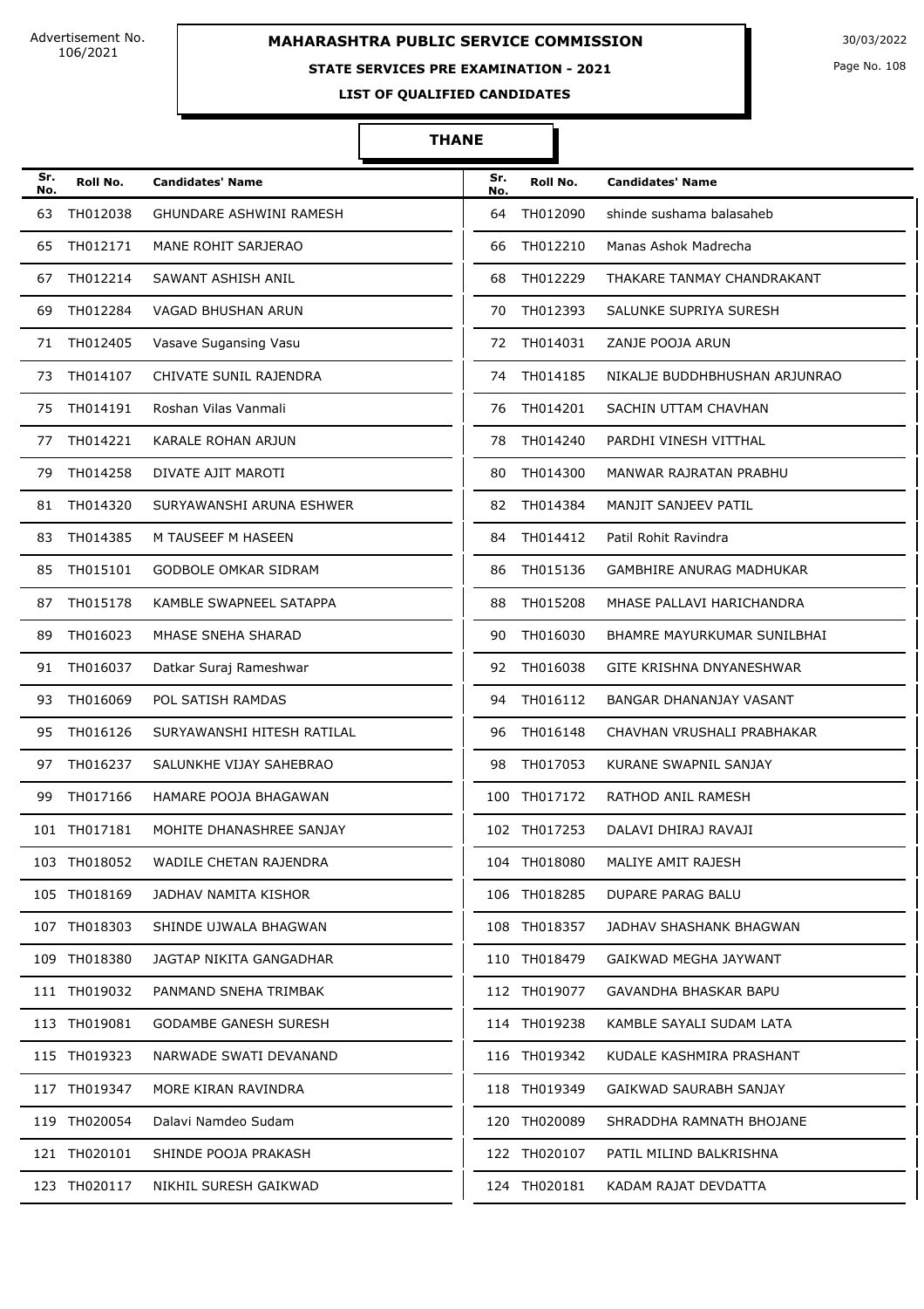# MAHARASHTRA PUBLIC SERVICE COMMISSION

Advertisement No. 106/2021

30/03/2022

**STATE SERVICES PRE EXAMINATION - 2021**

**LIST OF QUALIFIED CANDIDATES**

## THANE

| Sr. No. | Roll No. | Candidates' Name | Sr. No. | Roll No. | Candidates' Name |
|---|---|---|---|---|---|
| 63 | TH012038 | GHUNDARE ASHWINI RAMESH | 64 | TH012090 | shinde sushama balasaheb |
| 65 | TH012171 | MANE ROHIT SARJERAO | 66 | TH012210 | Manas Ashok Madrecha |
| 67 | TH012214 | SAWANT ASHISH ANIL | 68 | TH012229 | THAKARE TANMAY CHANDRAKANT |
| 69 | TH012284 | VAGAD BHUSHAN ARUN | 70 | TH012393 | SALUNKE SUPRIYA SURESH |
| 71 | TH012405 | Vasave Sugansing Vasu | 72 | TH014031 | ZANJE POOJA ARUN |
| 73 | TH014107 | CHIVATE SUNIL RAJENDRA | 74 | TH014185 | NIKALJE BUDDHBHUSHAN ARJUNRAO |
| 75 | TH014191 | Roshan Vilas Vanmali | 76 | TH014201 | SACHIN UTTAM CHAVHAN |
| 77 | TH014221 | KARALE ROHAN ARJUN | 78 | TH014240 | PARDHI VINESH VITTHAL |
| 79 | TH014258 | DIVATE AJIT MAROTI | 80 | TH014300 | MANWAR RAJRATAN PRABHU |
| 81 | TH014320 | SURYAWANSHI ARUNA ESHWER | 82 | TH014384 | MANJIT SANJEEV PATIL |
| 83 | TH014385 | M TAUSEEF M HASEEN | 84 | TH014412 | Patil Rohit Ravindra |
| 85 | TH015101 | GODBOLE OMKAR SIDRAM | 86 | TH015136 | GAMBHIRE ANURAG MADHUKAR |
| 87 | TH015178 | KAMBLE SWAPNEEL SATAPPA | 88 | TH015208 | MHASE PALLAVI HARICHANDRA |
| 89 | TH016023 | MHASE SNEHA SHARAD | 90 | TH016030 | BHAMRE MAYURKUMAR SUNILBHAI |
| 91 | TH016037 | Datkar Suraj Rameshwar | 92 | TH016038 | GITE KRISHNA DNYANESHWAR |
| 93 | TH016069 | POL SATISH RAMDAS | 94 | TH016112 | BANGAR DHANANJAY VASANT |
| 95 | TH016126 | SURYAWANSHI HITESH RATILAL | 96 | TH016148 | CHAVHAN VRUSHALI PRABHAKAR |
| 97 | TH016237 | SALUNKHE VIJAY SAHEBRAO | 98 | TH017053 | KURANE SWAPNIL SANJAY |
| 99 | TH017166 | HAMARE POOJA BHAGAWAN | 100 | TH017172 | RATHOD ANIL RAMESH |
| 101 | TH017181 | MOHITE DHANASHREE SANJAY | 102 | TH017253 | DALAVI DHIRAJ RAVAJI |
| 103 | TH018052 | WADILE CHETAN RAJENDRA | 104 | TH018080 | MALIYE AMIT RAJESH |
| 105 | TH018169 | JADHAV NAMITA KISHOR | 106 | TH018285 | DUPARE PARAG BALU |
| 107 | TH018303 | SHINDE UJWALA BHAGWAN | 108 | TH018357 | JADHAV SHASHANK BHAGWAN |
| 109 | TH018380 | JAGTAP NIKITA GANGADHAR | 110 | TH018479 | GAIKWAD MEGHA JAYWANT |
| 111 | TH019032 | PANMAND SNEHA TRIMBAK | 112 | TH019077 | GAVANDHA BHASKAR BAPU |
| 113 | TH019081 | GODAMBE GANESH SURESH | 114 | TH019238 | KAMBLE SAYALI SUDAM LATA |
| 115 | TH019323 | NARWADE SWATI DEVANAND | 116 | TH019342 | KUDALE KASHMIRA PRASHANT |
| 117 | TH019347 | MORE KIRAN RAVINDRA | 118 | TH019349 | GAIKWAD SAURABH SANJAY |
| 119 | TH020054 | Dalavi Namdeo Sudam | 120 | TH020089 | SHRADDHA RAMNATH BHOJANE |
| 121 | TH020101 | SHINDE POOJA PRAKASH | 122 | TH020107 | PATIL MILIND BALKRISHNA |
| 123 | TH020117 | NIKHIL SURESH GAIKWAD | 124 | TH020181 | KADAM RAJAT DEVDATTA |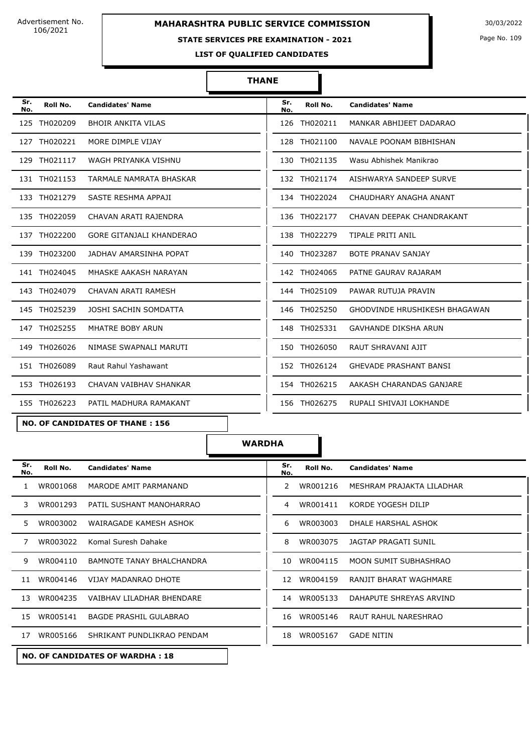Advertisement No. 106/2021

# MAHARASHTRA PUBLIC SERVICE COMMISSION

30/03/2022

## STATE SERVICES PRE EXAMINATION - 2021

### LIST OF QUALIFIED CANDIDATES

### THANE

| Sr. No. | Roll No. | Candidates' Name | Sr. No. | Roll No. | Candidates' Name |
|---|---|---|---|---|---|
| 125 | TH020209 | BHOIR ANKITA VILAS | 126 | TH020211 | MANKAR ABHIJEET DADARAO |
| 127 | TH020221 | MORE DIMPLE VIJAY | 128 | TH021100 | NAVALE POONAM BIBHISHAN |
| 129 | TH021117 | WAGH PRIYANKA VISHNU | 130 | TH021135 | Wasu Abhishek Manikrao |
| 131 | TH021153 | TARMALE NAMRATA BHASKAR | 132 | TH021174 | AISHWARYA SANDEEP SURVE |
| 133 | TH021279 | SASTE RESHMA APPAJI | 134 | TH022024 | CHAUDHARY ANAGHA ANANT |
| 135 | TH022059 | CHAVAN ARATI RAJENDRA | 136 | TH022177 | CHAVAN DEEPAK CHANDRAKANT |
| 137 | TH022200 | GORE GITANJALI KHANDERAO | 138 | TH022279 | TIPALE PRITI ANIL |
| 139 | TH023200 | JADHAV AMARSINHA POPAT | 140 | TH023287 | BOTE PRANAV SANJAY |
| 141 | TH024045 | MHASKE AAKASH NARAYAN | 142 | TH024065 | PATNE GAURAV RAJARAM |
| 143 | TH024079 | CHAVAN ARATI RAMESH | 144 | TH025109 | PAWAR RUTUJA PRAVIN |
| 145 | TH025239 | JOSHI SACHIN SOMDATTA | 146 | TH025250 | GHODVINDE HRUSHIKESH BHAGAWAN |
| 147 | TH025255 | MHATRE BOBY ARUN | 148 | TH025331 | GAVHANDE DIKSHA ARUN |
| 149 | TH026026 | NIMASE SWAPNALI MARUTI | 150 | TH026050 | RAUT SHRAVANI AJIT |
| 151 | TH026089 | Raut Rahul Yashawant | 152 | TH026124 | GHEVADE PRASHANT BANSI |
| 153 | TH026193 | CHAVAN VAIBHAV SHANKAR | 154 | TH026215 | AAKASH CHARANDAS GANJARE |
| 155 | TH026223 | PATIL MADHURA RAMAKANT | 156 | TH026275 | RUPALI SHIVAJI LOKHANDE |

**NO. OF CANDIDATES OF THANE : 156**

### WARDHA

| Sr. No. | Roll No. | Candidates' Name | Sr. No. | Roll No. | Candidates' Name |
|---|---|---|---|---|---|
| 1 | WR001068 | MARODE AMIT PARMANAND | 2 | WR001216 | MESHRAM PRAJAKTA LILADHAR |
| 3 | WR001293 | PATIL SUSHANT MANOHARRAO | 4 | WR001411 | KORDE YOGESH DILIP |
| 5 | WR003002 | WAIRAGADE KAMESH ASHOK | 6 | WR003003 | DHALE HARSHAL ASHOK |
| 7 | WR003022 | Komal Suresh Dahake | 8 | WR003075 | JAGTAP PRAGATI SUNIL |
| 9 | WR004110 | BAMNOTE TANAY BHALCHANDRA | 10 | WR004115 | MOON SUMIT SUBHASHRAO |
| 11 | WR004146 | VIJAY MADANRAO DHOTE | 12 | WR004159 | RANJIT BHARAT WAGHMARE |
| 13 | WR004235 | VAIBHAV LILADHAR BHENDARE | 14 | WR005133 | DAHAPUTE SHREYAS ARVIND |
| 15 | WR005141 | BAGDE PRASHIL GULABRAO | 16 | WR005146 | RAUT RAHUL NARESHRAO |
| 17 | WR005166 | SHRIKANT PUNDLIKRAO PENDAM | 18 | WR005167 | GADE NITIN |

**NO. OF CANDIDATES OF WARDHA : 18**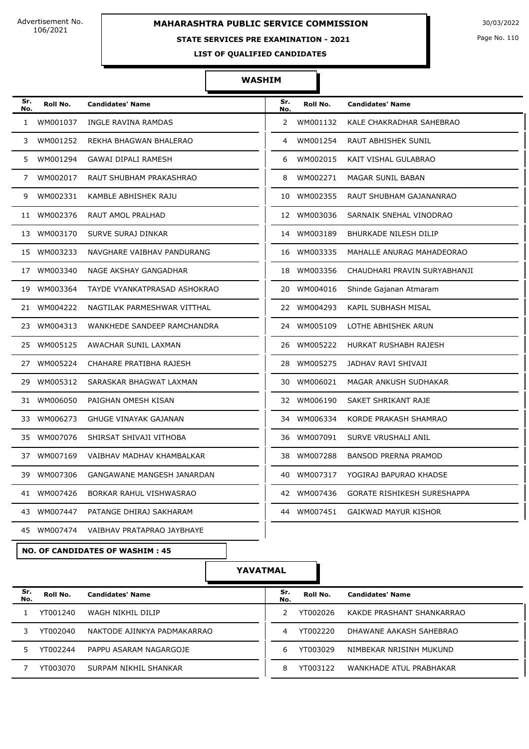# MAHARASHTRA PUBLIC SERVICE COMMISSION

Advertisement No. 106/2021

30/03/2022

## STATE SERVICES PRE EXAMINATION - 2021

### LIST OF QUALIFIED CANDIDATES

### WASHIM

| Sr. No. | Roll No. | Candidates' Name | Sr. No. | Roll No. | Candidates' Name |
|---|---|---|---|---|---|
| 1 | WM001037 | INGLE RAVINA RAMDAS | 2 | WM001132 | KALE CHAKRADHAR SAHEBRAO |
| 3 | WM001252 | REKHA BHAGWAN BHALERAO | 4 | WM001254 | RAUT ABHISHEK SUNIL |
| 5 | WM001294 | GAWAI DIPALI RAMESH | 6 | WM002015 | KAIT VISHAL GULABRAO |
| 7 | WM002017 | RAUT SHUBHAM PRAKASHRAO | 8 | WM002271 | MAGAR SUNIL BABAN |
| 9 | WM002331 | KAMBLE ABHISHEK RAJU | 10 | WM002355 | RAUT SHUBHAM GAJANANRAO |
| 11 | WM002376 | RAUT AMOL PRALHAD | 12 | WM003036 | SARNAIK SNEHAL VINODRAO |
| 13 | WM003170 | SURVE SURAJ DINKAR | 14 | WM003189 | BHURKADE NILESH DILIP |
| 15 | WM003233 | NAVGHARE VAIBHAV PANDURANG | 16 | WM003335 | MAHALLE ANURAG MAHADEORAO |
| 17 | WM003340 | NAGE AKSHAY GANGADHAR | 18 | WM003356 | CHAUDHARI PRAVIN SURYABHANJI |
| 19 | WM003364 | TAYDE VYANKATPRASAD ASHOKRAO | 20 | WM004016 | Shinde Gajanan Atmaram |
| 21 | WM004222 | NAGTILAK PARMESHWAR VITTHAL | 22 | WM004293 | KAPIL SUBHASH MISAL |
| 23 | WM004313 | WANKHEDE SANDEEP RAMCHANDRA | 24 | WM005109 | LOTHE ABHISHEK ARUN |
| 25 | WM005125 | AWACHAR SUNIL LAXMAN | 26 | WM005222 | HURKAT RUSHABH RAJESH |
| 27 | WM005224 | CHAHARE PRATIBHA RAJESH | 28 | WM005275 | JADHAV RAVI SHIVAJI |
| 29 | WM005312 | SARASKAR BHAGWAT LAXMAN | 30 | WM006021 | MAGAR ANKUSH SUDHAKAR |
| 31 | WM006050 | PAIGHAN OMESH KISAN | 32 | WM006190 | SAKET SHRIKANT RAJE |
| 33 | WM006273 | GHUGE VINAYAK GAJANAN | 34 | WM006334 | KORDE PRAKASH SHAMRAO |
| 35 | WM007076 | SHIRSAT SHIVAJI VITHOBA | 36 | WM007091 | SURVE VRUSHALI ANIL |
| 37 | WM007169 | VAIBHAV MADHAV KHAMBALKAR | 38 | WM007288 | BANSOD PRERNA PRAMOD |
| 39 | WM007306 | GANGAWANE MANGESH JANARDAN | 40 | WM007317 | YOGIRAJ BAPURAO KHADSE |
| 41 | WM007426 | BORKAR RAHUL VISHWASRAO | 42 | WM007436 | GORATE RISHIKESH SURESHAPPA |
| 43 | WM007447 | PATANGE DHIRAJ SAKHARAM | 44 | WM007451 | GAIKWAD MAYUR KISHOR |
| 45 | WM007474 | VAIBHAV PRATAPRAO JAYBHAYE | | | |

**NO. OF CANDIDATES OF WASHIM : 45**

### YAVATMAL

| Sr. No. | Roll No. | Candidates' Name | Sr. No. | Roll No. | Candidates' Name |
|---|---|---|---|---|---|
| 1 | YT001240 | WAGH NIKHIL DILIP | 2 | YT002026 | KAKDE PRASHANT SHANKARRAO |
| 3 | YT002040 | NAKTODE AJINKYA PADMAKARRAO | 4 | YT002220 | DHAWANE AAKASH SAHEBRAO |
| 5 | YT002244 | PAPPU ASARAM NAGARGOJE | 6 | YT003029 | NIMBEKAR NRISINH MUKUND |
| 7 | YT003070 | SURPAM NIKHIL SHANKAR | 8 | YT003122 | WANKHADE ATUL PRABHAKAR |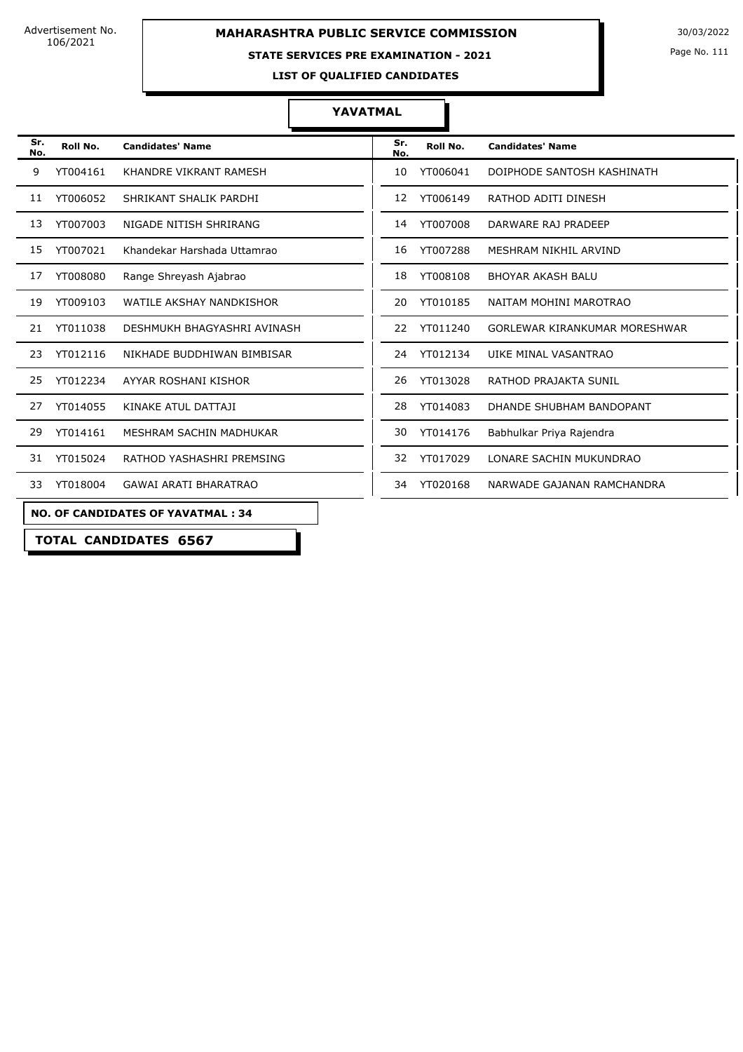Advertisement No. 106/2021

**MAHARASHTRA PUBLIC SERVICE COMMISSION**

**STATE SERVICES PRE EXAMINATION - 2021**

**LIST OF QUALIFIED CANDIDATES**

30/03/2022

## YAVATMAL

| Sr. No. | Roll No. | Candidates' Name | Sr. No. | Roll No. | Candidates' Name |
|---|---|---|---|---|---|
| 9 | YT004161 | KHANDRE VIKRANT RAMESH | 10 | YT006041 | DOIPHODE SANTOSH KASHINATH |
| 11 | YT006052 | SHRIKANT SHALIK PARDHI | 12 | YT006149 | RATHOD ADITI DINESH |
| 13 | YT007003 | NIGADE NITISH SHRIRANG | 14 | YT007008 | DARWARE RAJ PRADEEP |
| 15 | YT007021 | Khandekar Harshada Uttamrao | 16 | YT007288 | MESHRAM NIKHIL ARVIND |
| 17 | YT008080 | Range Shreyash Ajabrao | 18 | YT008108 | BHOYAR AKASH BALU |
| 19 | YT009103 | WATILE AKSHAY NANDKISHOR | 20 | YT010185 | NAITAM MOHINI MAROTRAO |
| 21 | YT011038 | DESHMUKH BHAGYASHRI AVINASH | 22 | YT011240 | GORLEWAR KIRANKUMAR MORESHWAR |
| 23 | YT012116 | NIKHADE BUDDHIWAN BIMBISAR | 24 | YT012134 | UIKE MINAL VASANTRAO |
| 25 | YT012234 | AYYAR ROSHANI KISHOR | 26 | YT013028 | RATHOD PRAJAKTA SUNIL |
| 27 | YT014055 | KINAKE ATUL DATTAJI | 28 | YT014083 | DHANDE SHUBHAM BANDOPANT |
| 29 | YT014161 | MESHRAM SACHIN MADHUKAR | 30 | YT014176 | Babhulkar Priya Rajendra |
| 31 | YT015024 | RATHOD YASHASHRI PREMSING | 32 | YT017029 | LONARE SACHIN MUKUNDRAO |
| 33 | YT018004 | GAWAI ARATI BHARATRAO | 34 | YT020168 | NARWADE GAJANAN RAMCHANDRA |

**NO. OF CANDIDATES OF YAVATMAL : 34**

**TOTAL CANDIDATES 6567**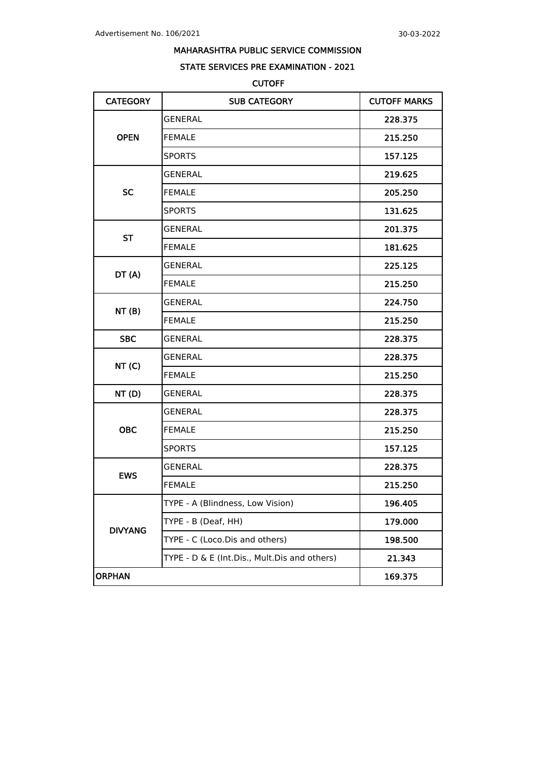Advertisement No. 106/2021 30-03-2022

# MAHARASHTRA PUBLIC SERVICE COMMISSION

## STATE SERVICES PRE EXAMINATION - 2021

### CUTOFF

| CATEGORY | SUB CATEGORY | CUTOFF MARKS |
|---|---|---|
| OPEN | GENERAL | 228.375 |
| | FEMALE | 215.250 |
| | SPORTS | 157.125 |
| SC | GENERAL | 219.625 |
| | FEMALE | 205.250 |
| | SPORTS | 131.625 |
| ST | GENERAL | 201.375 |
| | FEMALE | 181.625 |
| DT (A) | GENERAL | 225.125 |
| | FEMALE | 215.250 |
| NT (B) | GENERAL | 224.750 |
| | FEMALE | 215.250 |
| SBC | GENERAL | 228.375 |
| NT (C) | GENERAL | 228.375 |
| | FEMALE | 215.250 |
| NT (D) | GENERAL | 228.375 |
| OBC | GENERAL | 228.375 |
| | FEMALE | 215.250 |
| | SPORTS | 157.125 |
| EWS | GENERAL | 228.375 |
| | FEMALE | 215.250 |
| DIVYANG | TYPE - A (Blindness, Low Vision) | 196.405 |
| | TYPE - B (Deaf, HH) | 179.000 |
| | TYPE - C (Loco.Dis and others) | 198.500 |
| | TYPE - D & E (Int.Dis., Mult.Dis and others) | 21.343 |
| ORPHAN | | 169.375 |